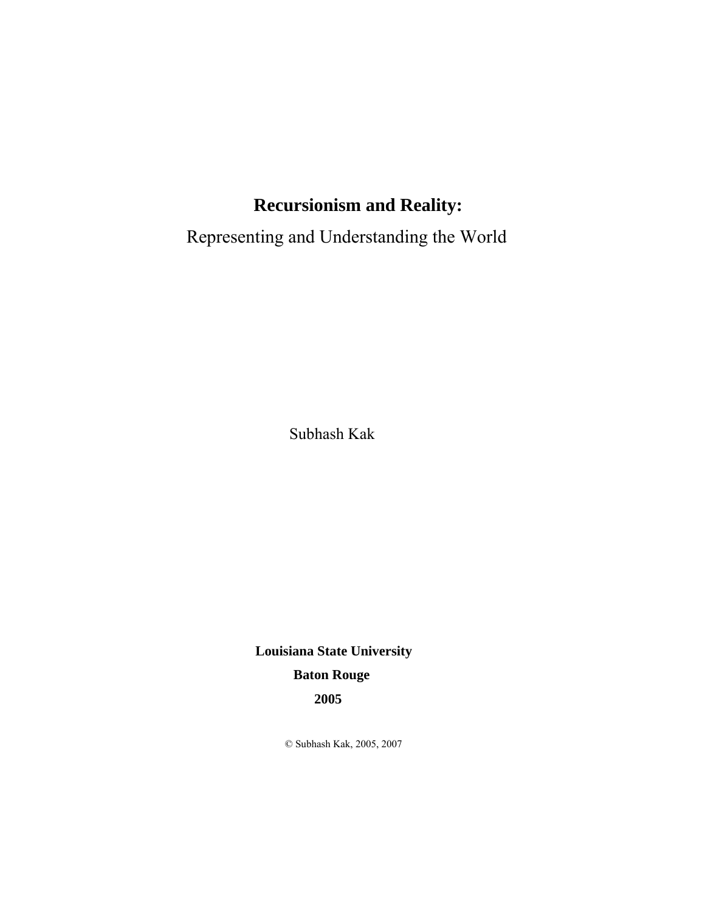# Recursionism and Reality:

Representing and Understanding the World

Subhash Kak

**Louisiana State University**

**Baton Rouge**

**2005**

© Subhash Kak, 2005, 2007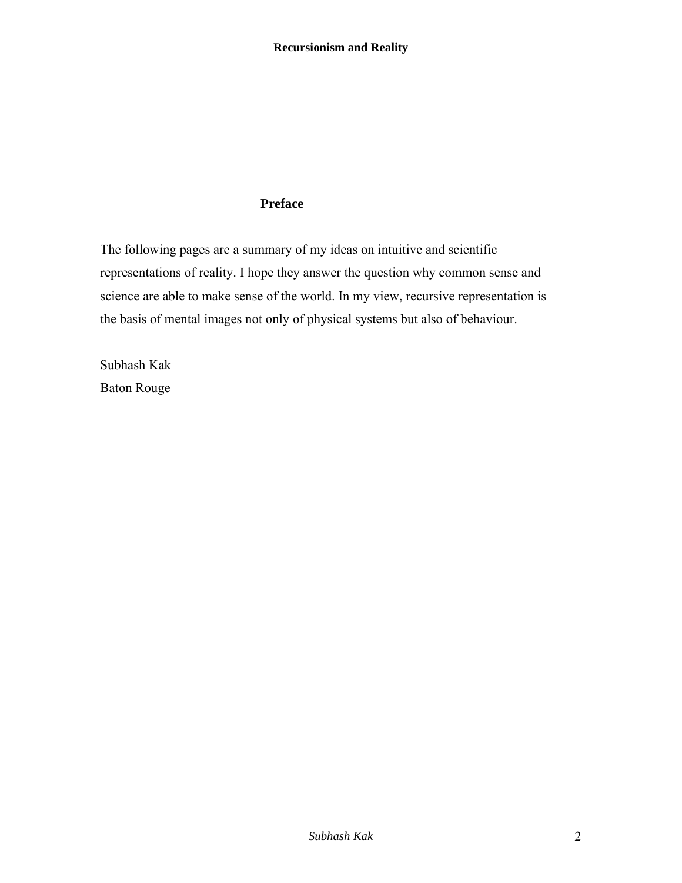## Preface

The following pages are a summary of my ideas on intuitive and scientific representations of reality. I hope they answer the question why common sense and science are able to make sense of the world. In my view, recursive representation is the basis of mental images not only of physical systems but also of behaviour.

Subhash Kak
Baton Rouge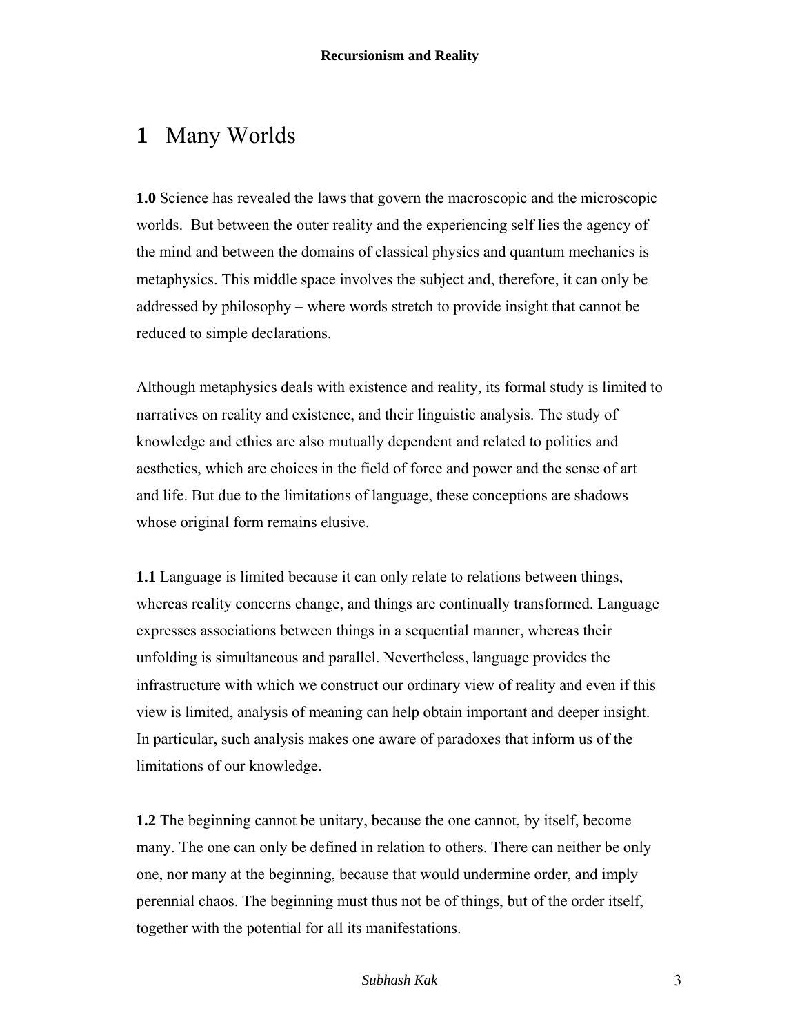# 1 Many Worlds

**1.0** Science has revealed the laws that govern the macroscopic and the microscopic worlds. But between the outer reality and the experiencing self lies the agency of the mind and between the domains of classical physics and quantum mechanics is metaphysics. This middle space involves the subject and, therefore, it can only be addressed by philosophy – where words stretch to provide insight that cannot be reduced to simple declarations.

Although metaphysics deals with existence and reality, its formal study is limited to narratives on reality and existence, and their linguistic analysis. The study of knowledge and ethics are also mutually dependent and related to politics and aesthetics, which are choices in the field of force and power and the sense of art and life. But due to the limitations of language, these conceptions are shadows whose original form remains elusive.

**1.1** Language is limited because it can only relate to relations between things, whereas reality concerns change, and things are continually transformed. Language expresses associations between things in a sequential manner, whereas their unfolding is simultaneous and parallel. Nevertheless, language provides the infrastructure with which we construct our ordinary view of reality and even if this view is limited, analysis of meaning can help obtain important and deeper insight. In particular, such analysis makes one aware of paradoxes that inform us of the limitations of our knowledge.

**1.2** The beginning cannot be unitary, because the one cannot, by itself, become many. The one can only be defined in relation to others. There can neither be only one, nor many at the beginning, because that would undermine order, and imply perennial chaos. The beginning must thus not be of things, but of the order itself, together with the potential for all its manifestations.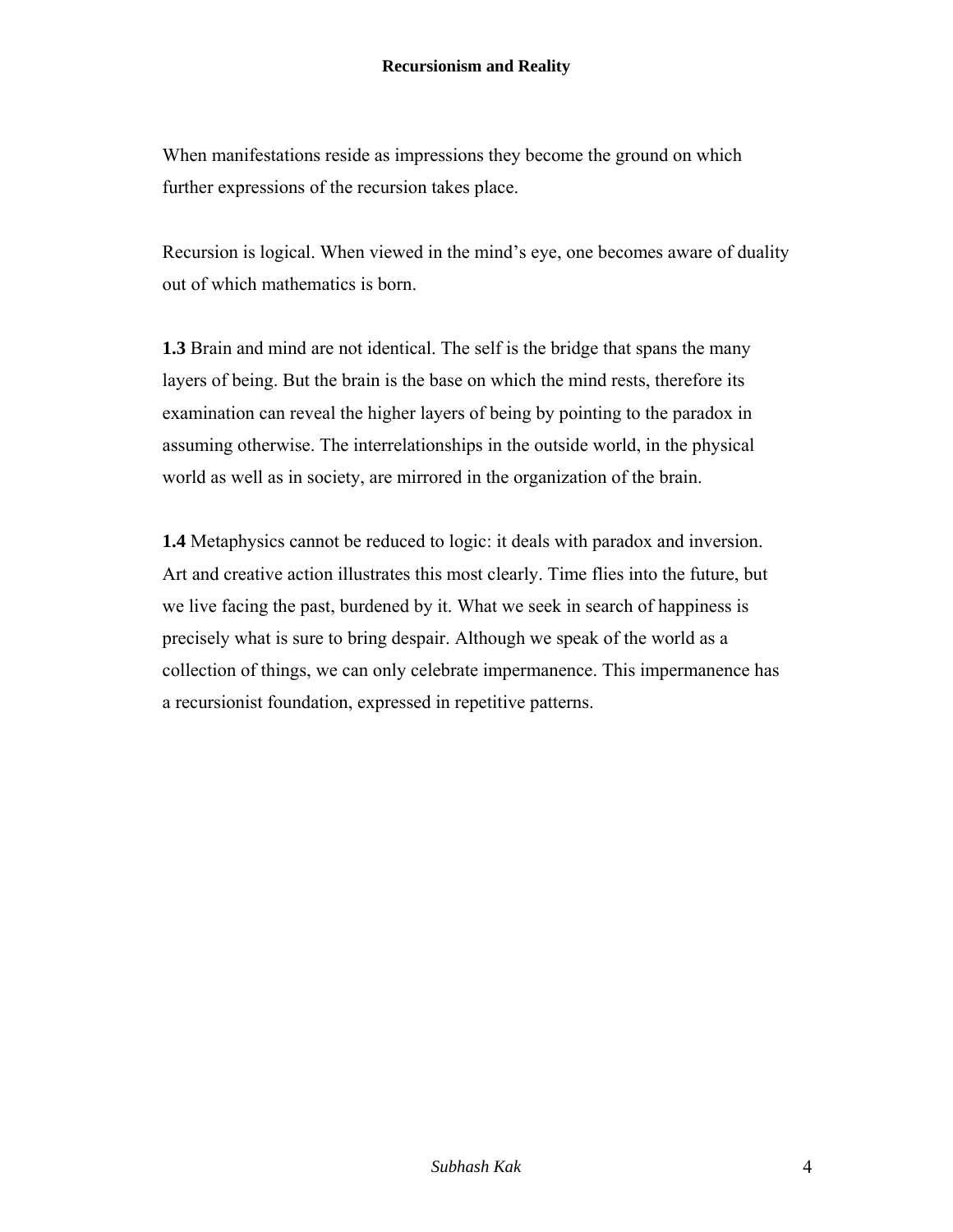When manifestations reside as impressions they become the ground on which further expressions of the recursion takes place.

Recursion is logical. When viewed in the mind's eye, one becomes aware of duality out of which mathematics is born.

**1.3** Brain and mind are not identical. The self is the bridge that spans the many layers of being. But the brain is the base on which the mind rests, therefore its examination can reveal the higher layers of being by pointing to the paradox in assuming otherwise. The interrelationships in the outside world, in the physical world as well as in society, are mirrored in the organization of the brain.

**1.4** Metaphysics cannot be reduced to logic: it deals with paradox and inversion. Art and creative action illustrates this most clearly. Time flies into the future, but we live facing the past, burdened by it. What we seek in search of happiness is precisely what is sure to bring despair. Although we speak of the world as a collection of things, we can only celebrate impermanence. This impermanence has a recursionist foundation, expressed in repetitive patterns.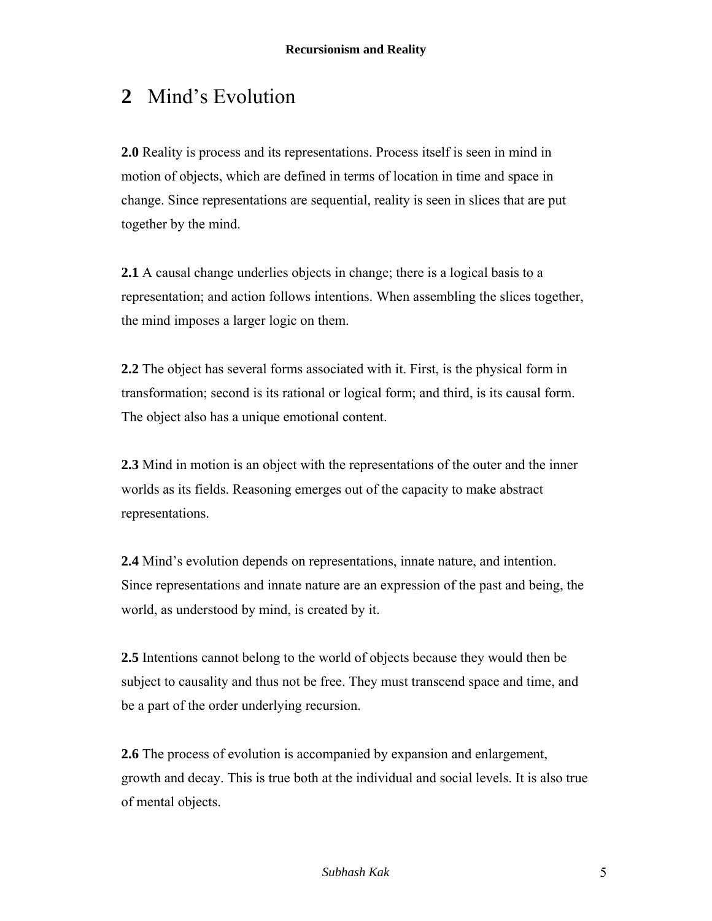# 2 Mind's Evolution

**2.0** Reality is process and its representations. Process itself is seen in mind in motion of objects, which are defined in terms of location in time and space in change. Since representations are sequential, reality is seen in slices that are put together by the mind.

**2.1** A causal change underlies objects in change; there is a logical basis to a representation; and action follows intentions. When assembling the slices together, the mind imposes a larger logic on them.

**2.2** The object has several forms associated with it. First, is the physical form in transformation; second is its rational or logical form; and third, is its causal form. The object also has a unique emotional content.

**2.3** Mind in motion is an object with the representations of the outer and the inner worlds as its fields. Reasoning emerges out of the capacity to make abstract representations.

**2.4** Mind's evolution depends on representations, innate nature, and intention. Since representations and innate nature are an expression of the past and being, the world, as understood by mind, is created by it.

**2.5** Intentions cannot belong to the world of objects because they would then be subject to causality and thus not be free. They must transcend space and time, and be a part of the order underlying recursion.

**2.6** The process of evolution is accompanied by expansion and enlargement, growth and decay. This is true both at the individual and social levels. It is also true of mental objects.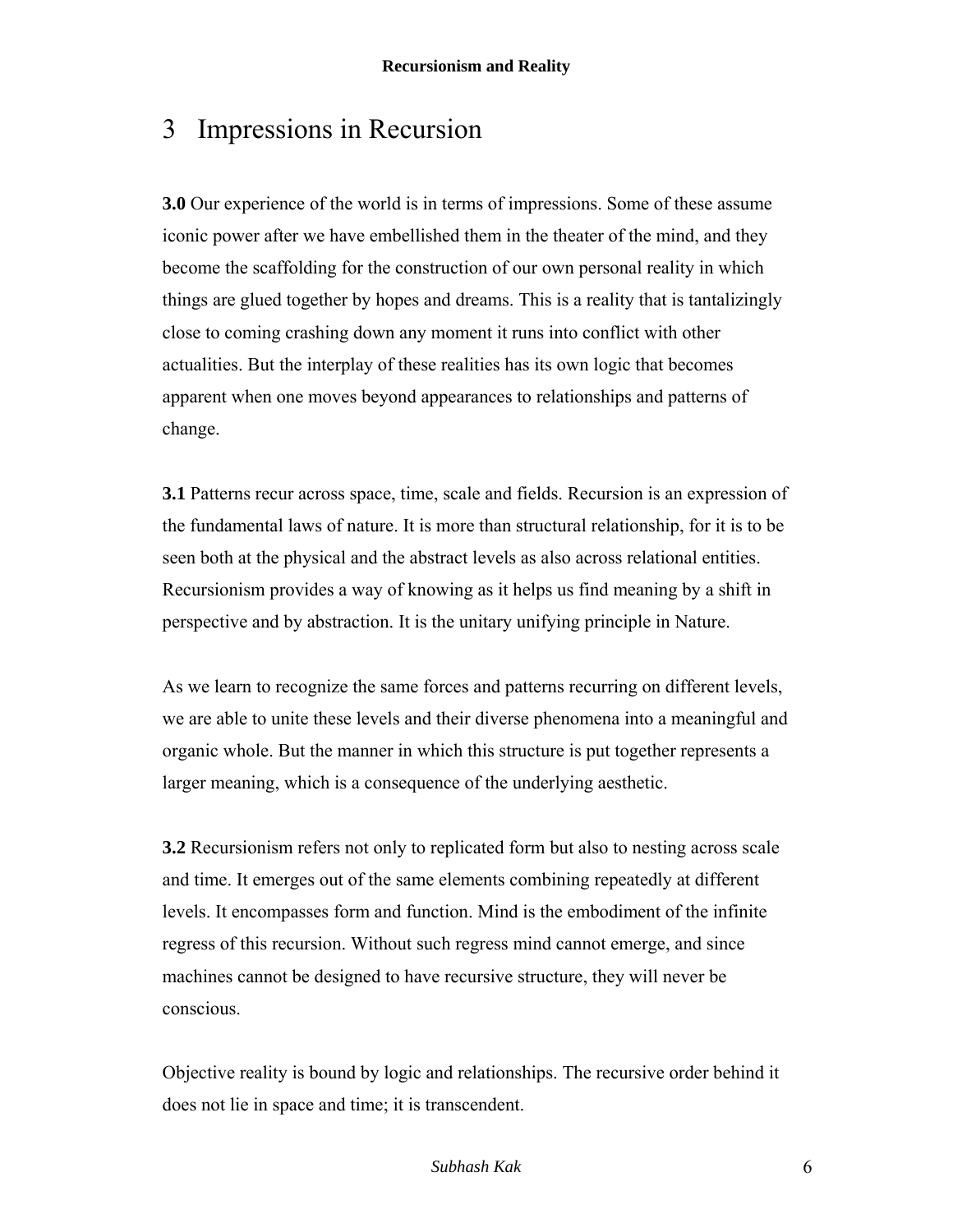# 3 Impressions in Recursion

**3.0** Our experience of the world is in terms of impressions. Some of these assume iconic power after we have embellished them in the theater of the mind, and they become the scaffolding for the construction of our own personal reality in which things are glued together by hopes and dreams. This is a reality that is tantalizingly close to coming crashing down any moment it runs into conflict with other actualities. But the interplay of these realities has its own logic that becomes apparent when one moves beyond appearances to relationships and patterns of change.

**3.1** Patterns recur across space, time, scale and fields. Recursion is an expression of the fundamental laws of nature. It is more than structural relationship, for it is to be seen both at the physical and the abstract levels as also across relational entities. Recursionism provides a way of knowing as it helps us find meaning by a shift in perspective and by abstraction. It is the unitary unifying principle in Nature.

As we learn to recognize the same forces and patterns recurring on different levels, we are able to unite these levels and their diverse phenomena into a meaningful and organic whole. But the manner in which this structure is put together represents a larger meaning, which is a consequence of the underlying aesthetic.

**3.2** Recursionism refers not only to replicated form but also to nesting across scale and time. It emerges out of the same elements combining repeatedly at different levels. It encompasses form and function. Mind is the embodiment of the infinite regress of this recursion. Without such regress mind cannot emerge, and since machines cannot be designed to have recursive structure, they will never be conscious.

Objective reality is bound by logic and relationships. The recursive order behind it does not lie in space and time; it is transcendent.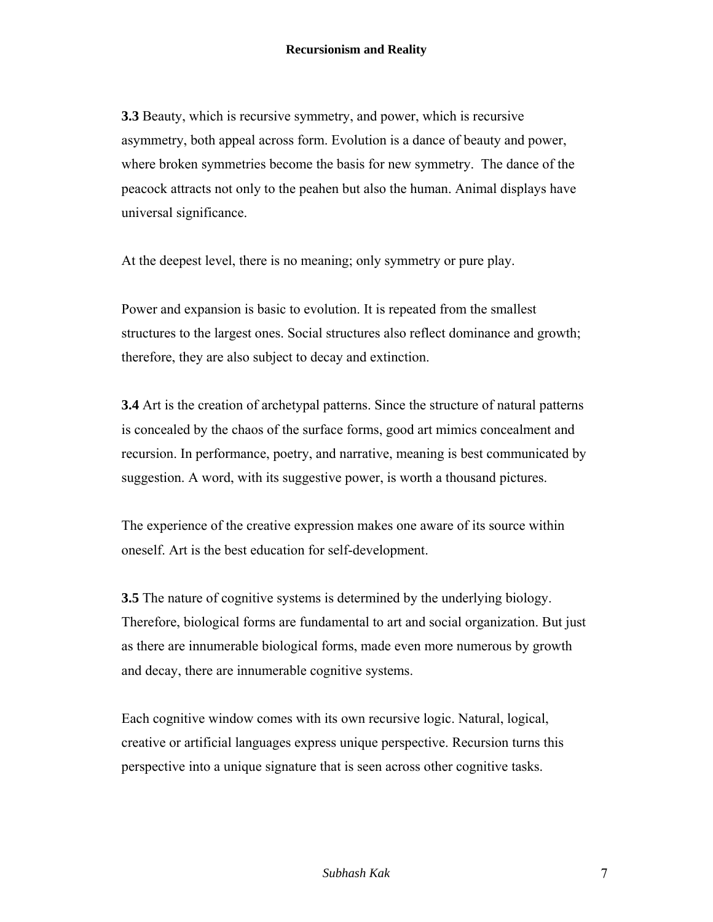**3.3** Beauty, which is recursive symmetry, and power, which is recursive asymmetry, both appeal across form. Evolution is a dance of beauty and power, where broken symmetries become the basis for new symmetry. The dance of the peacock attracts not only to the peahen but also the human. Animal displays have universal significance.

At the deepest level, there is no meaning; only symmetry or pure play.

Power and expansion is basic to evolution. It is repeated from the smallest structures to the largest ones. Social structures also reflect dominance and growth; therefore, they are also subject to decay and extinction.

**3.4** Art is the creation of archetypal patterns. Since the structure of natural patterns is concealed by the chaos of the surface forms, good art mimics concealment and recursion. In performance, poetry, and narrative, meaning is best communicated by suggestion. A word, with its suggestive power, is worth a thousand pictures.

The experience of the creative expression makes one aware of its source within oneself. Art is the best education for self-development.

**3.5** The nature of cognitive systems is determined by the underlying biology. Therefore, biological forms are fundamental to art and social organization. But just as there are innumerable biological forms, made even more numerous by growth and decay, there are innumerable cognitive systems.

Each cognitive window comes with its own recursive logic. Natural, logical, creative or artificial languages express unique perspective. Recursion turns this perspective into a unique signature that is seen across other cognitive tasks.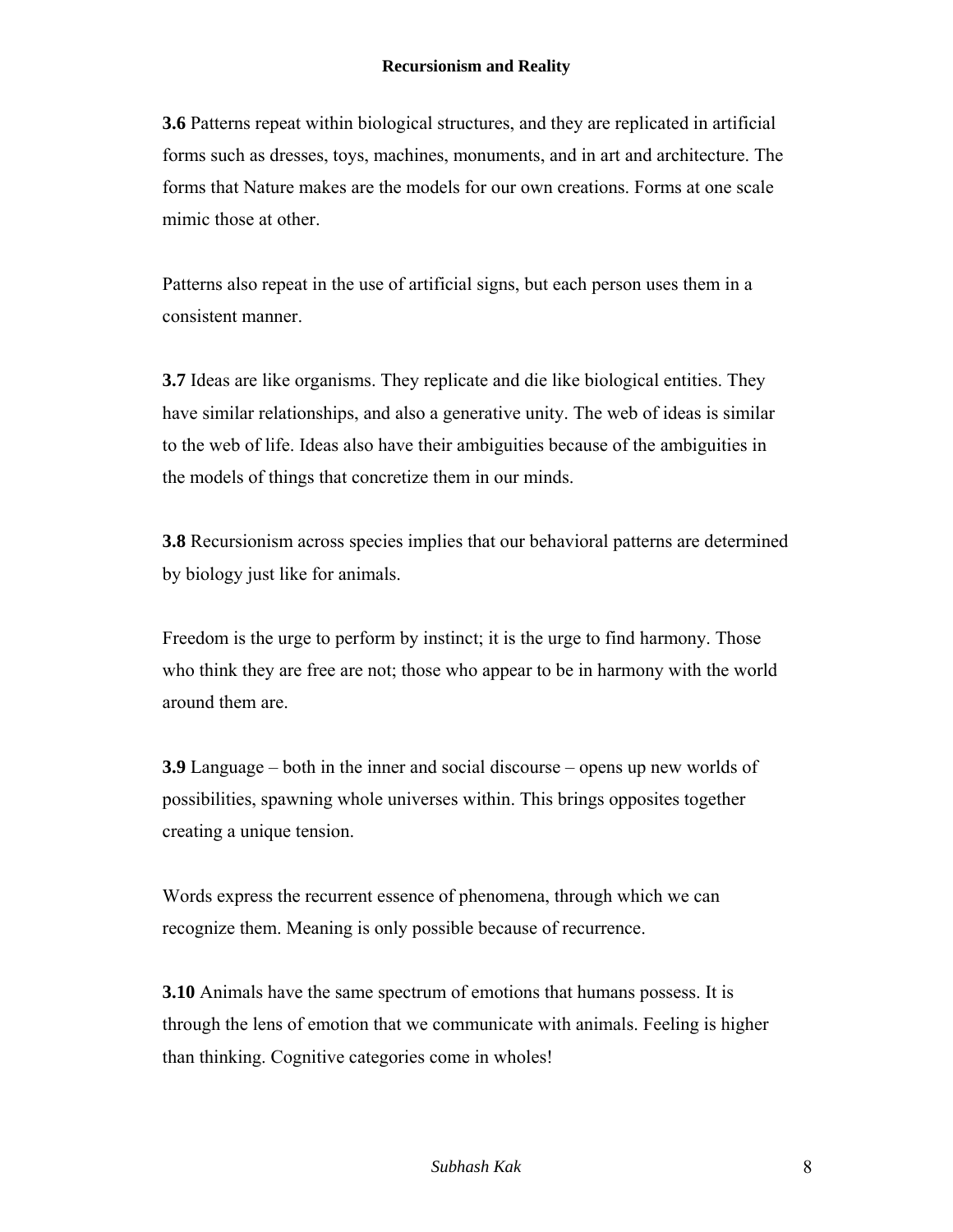**3.6** Patterns repeat within biological structures, and they are replicated in artificial forms such as dresses, toys, machines, monuments, and in art and architecture. The forms that Nature makes are the models for our own creations. Forms at one scale mimic those at other.

Patterns also repeat in the use of artificial signs, but each person uses them in a consistent manner.

**3.7** Ideas are like organisms. They replicate and die like biological entities. They have similar relationships, and also a generative unity. The web of ideas is similar to the web of life. Ideas also have their ambiguities because of the ambiguities in the models of things that concretize them in our minds.

**3.8** Recursionism across species implies that our behavioral patterns are determined by biology just like for animals.

Freedom is the urge to perform by instinct; it is the urge to find harmony. Those who think they are free are not; those who appear to be in harmony with the world around them are.

**3.9** Language – both in the inner and social discourse – opens up new worlds of possibilities, spawning whole universes within. This brings opposites together creating a unique tension.

Words express the recurrent essence of phenomena, through which we can recognize them. Meaning is only possible because of recurrence.

**3.10** Animals have the same spectrum of emotions that humans possess. It is through the lens of emotion that we communicate with animals. Feeling is higher than thinking. Cognitive categories come in wholes!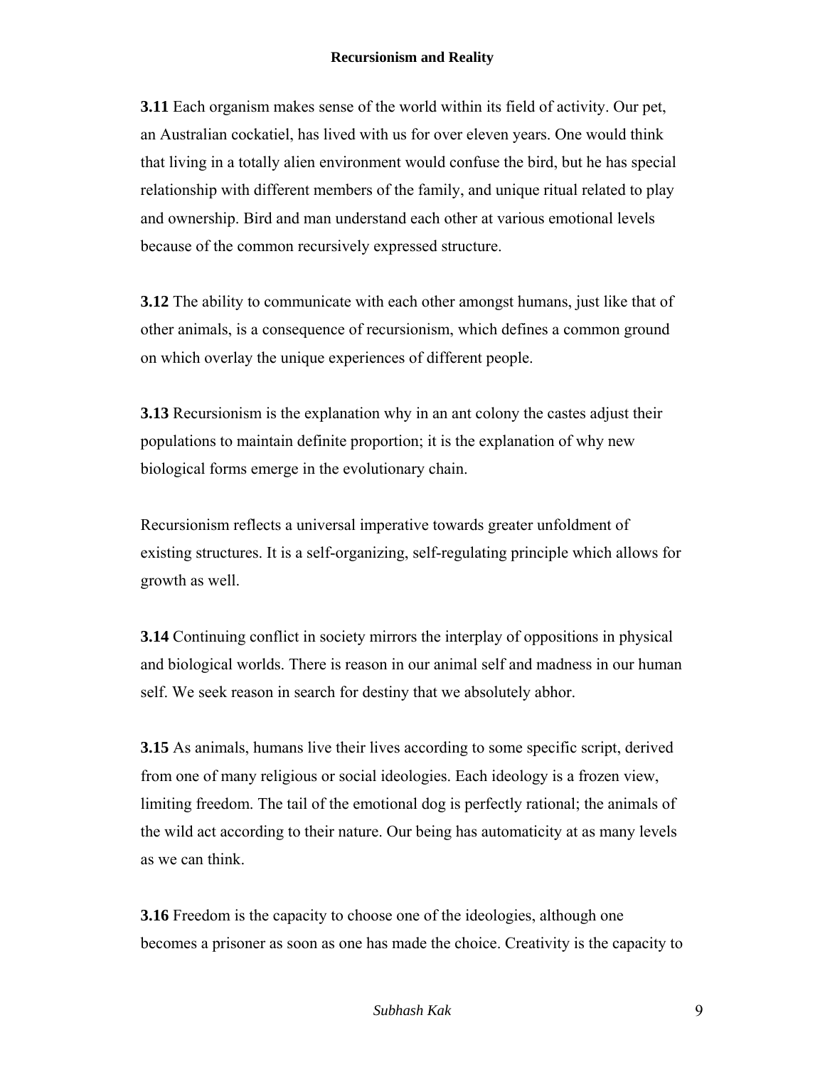**3.11** Each organism makes sense of the world within its field of activity. Our pet, an Australian cockatiel, has lived with us for over eleven years. One would think that living in a totally alien environment would confuse the bird, but he has special relationship with different members of the family, and unique ritual related to play and ownership. Bird and man understand each other at various emotional levels because of the common recursively expressed structure.

**3.12** The ability to communicate with each other amongst humans, just like that of other animals, is a consequence of recursionism, which defines a common ground on which overlay the unique experiences of different people.

**3.13** Recursionism is the explanation why in an ant colony the castes adjust their populations to maintain definite proportion; it is the explanation of why new biological forms emerge in the evolutionary chain.

Recursionism reflects a universal imperative towards greater unfoldment of existing structures. It is a self-organizing, self-regulating principle which allows for growth as well.

**3.14** Continuing conflict in society mirrors the interplay of oppositions in physical and biological worlds. There is reason in our animal self and madness in our human self. We seek reason in search for destiny that we absolutely abhor.

**3.15** As animals, humans live their lives according to some specific script, derived from one of many religious or social ideologies. Each ideology is a frozen view, limiting freedom. The tail of the emotional dog is perfectly rational; the animals of the wild act according to their nature. Our being has automaticity at as many levels as we can think.

**3.16** Freedom is the capacity to choose one of the ideologies, although one becomes a prisoner as soon as one has made the choice. Creativity is the capacity to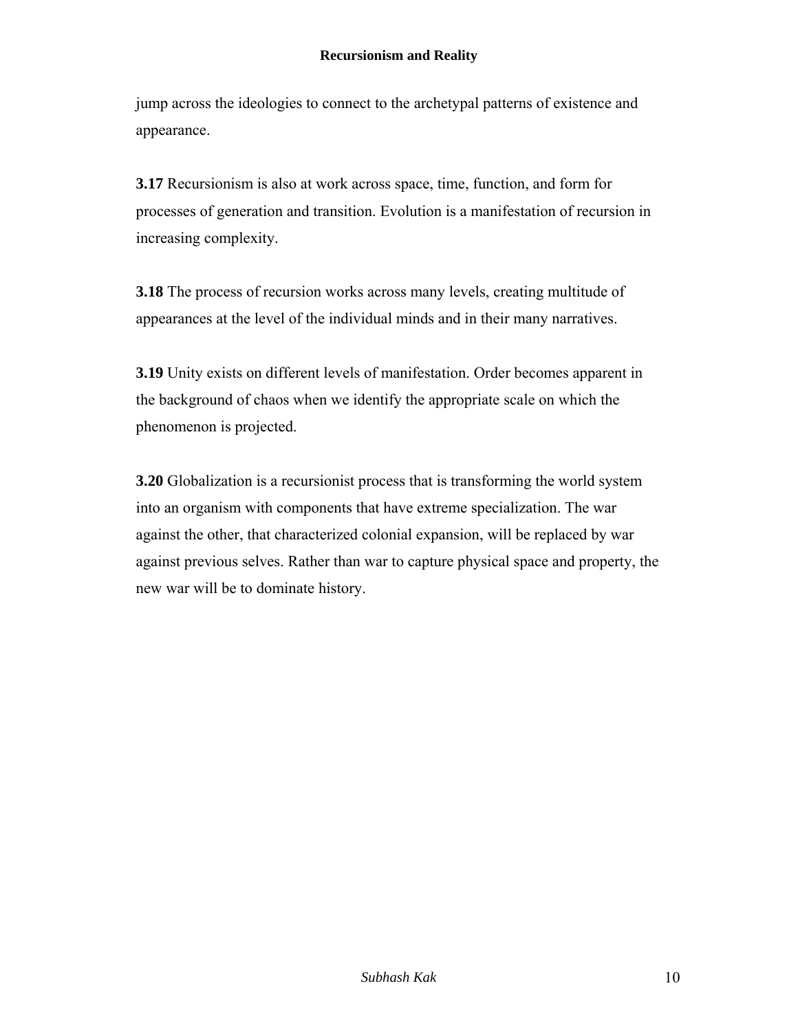jump across the ideologies to connect to the archetypal patterns of existence and appearance.

**3.17** Recursionism is also at work across space, time, function, and form for processes of generation and transition. Evolution is a manifestation of recursion in increasing complexity.

**3.18** The process of recursion works across many levels, creating multitude of appearances at the level of the individual minds and in their many narratives.

**3.19** Unity exists on different levels of manifestation. Order becomes apparent in the background of chaos when we identify the appropriate scale on which the phenomenon is projected.

**3.20** Globalization is a recursionist process that is transforming the world system into an organism with components that have extreme specialization. The war against the other, that characterized colonial expansion, will be replaced by war against previous selves. Rather than war to capture physical space and property, the new war will be to dominate history.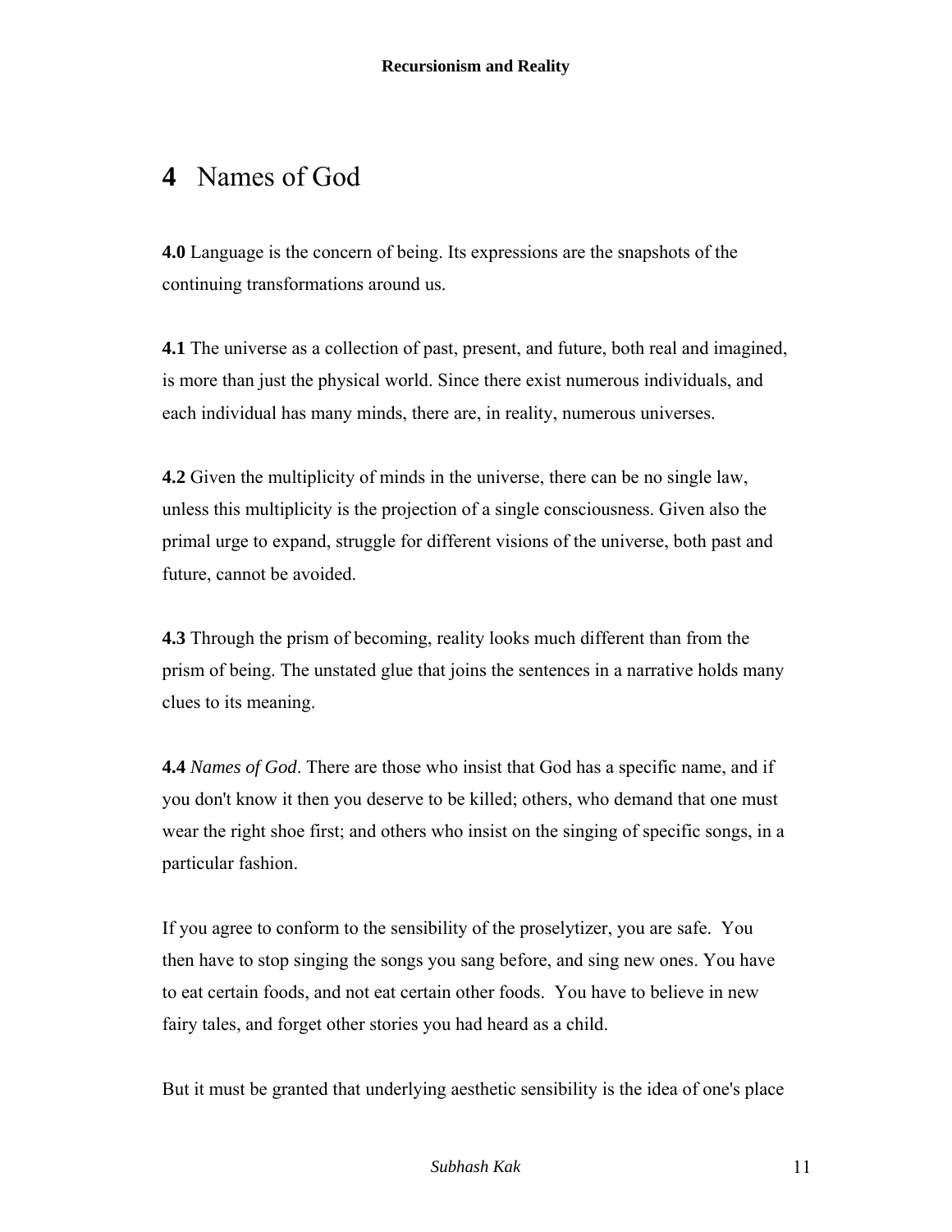# 4 Names of God

**4.0** Language is the concern of being. Its expressions are the snapshots of the continuing transformations around us.

**4.1** The universe as a collection of past, present, and future, both real and imagined, is more than just the physical world. Since there exist numerous individuals, and each individual has many minds, there are, in reality, numerous universes.

**4.2** Given the multiplicity of minds in the universe, there can be no single law, unless this multiplicity is the projection of a single consciousness. Given also the primal urge to expand, struggle for different visions of the universe, both past and future, cannot be avoided.

**4.3** Through the prism of becoming, reality looks much different than from the prism of being. The unstated glue that joins the sentences in a narrative holds many clues to its meaning.

**4.4** *Names of God*. There are those who insist that God has a specific name, and if you don't know it then you deserve to be killed; others, who demand that one must wear the right shoe first; and others who insist on the singing of specific songs, in a particular fashion.

If you agree to conform to the sensibility of the proselytizer, you are safe. You then have to stop singing the songs you sang before, and sing new ones. You have to eat certain foods, and not eat certain other foods. You have to believe in new fairy tales, and forget other stories you had heard as a child.

But it must be granted that underlying aesthetic sensibility is the idea of one's place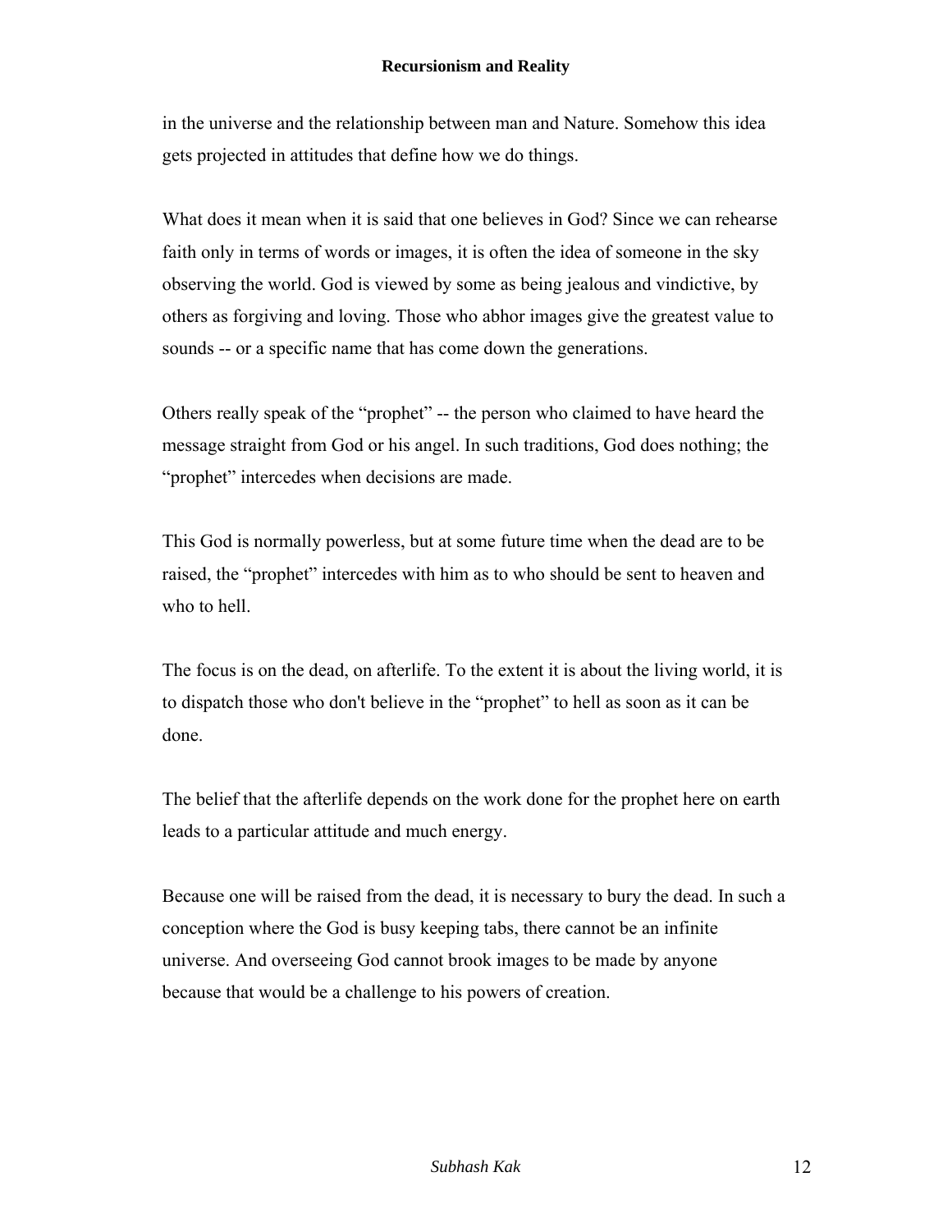in the universe and the relationship between man and Nature. Somehow this idea gets projected in attitudes that define how we do things.

What does it mean when it is said that one believes in God? Since we can rehearse faith only in terms of words or images, it is often the idea of someone in the sky observing the world. God is viewed by some as being jealous and vindictive, by others as forgiving and loving. Those who abhor images give the greatest value to sounds -- or a specific name that has come down the generations.

Others really speak of the "prophet" -- the person who claimed to have heard the message straight from God or his angel. In such traditions, God does nothing; the "prophet" intercedes when decisions are made.

This God is normally powerless, but at some future time when the dead are to be raised, the "prophet" intercedes with him as to who should be sent to heaven and who to hell.

The focus is on the dead, on afterlife. To the extent it is about the living world, it is to dispatch those who don't believe in the "prophet" to hell as soon as it can be done.

The belief that the afterlife depends on the work done for the prophet here on earth leads to a particular attitude and much energy.

Because one will be raised from the dead, it is necessary to bury the dead. In such a conception where the God is busy keeping tabs, there cannot be an infinite universe. And overseeing God cannot brook images to be made by anyone because that would be a challenge to his powers of creation.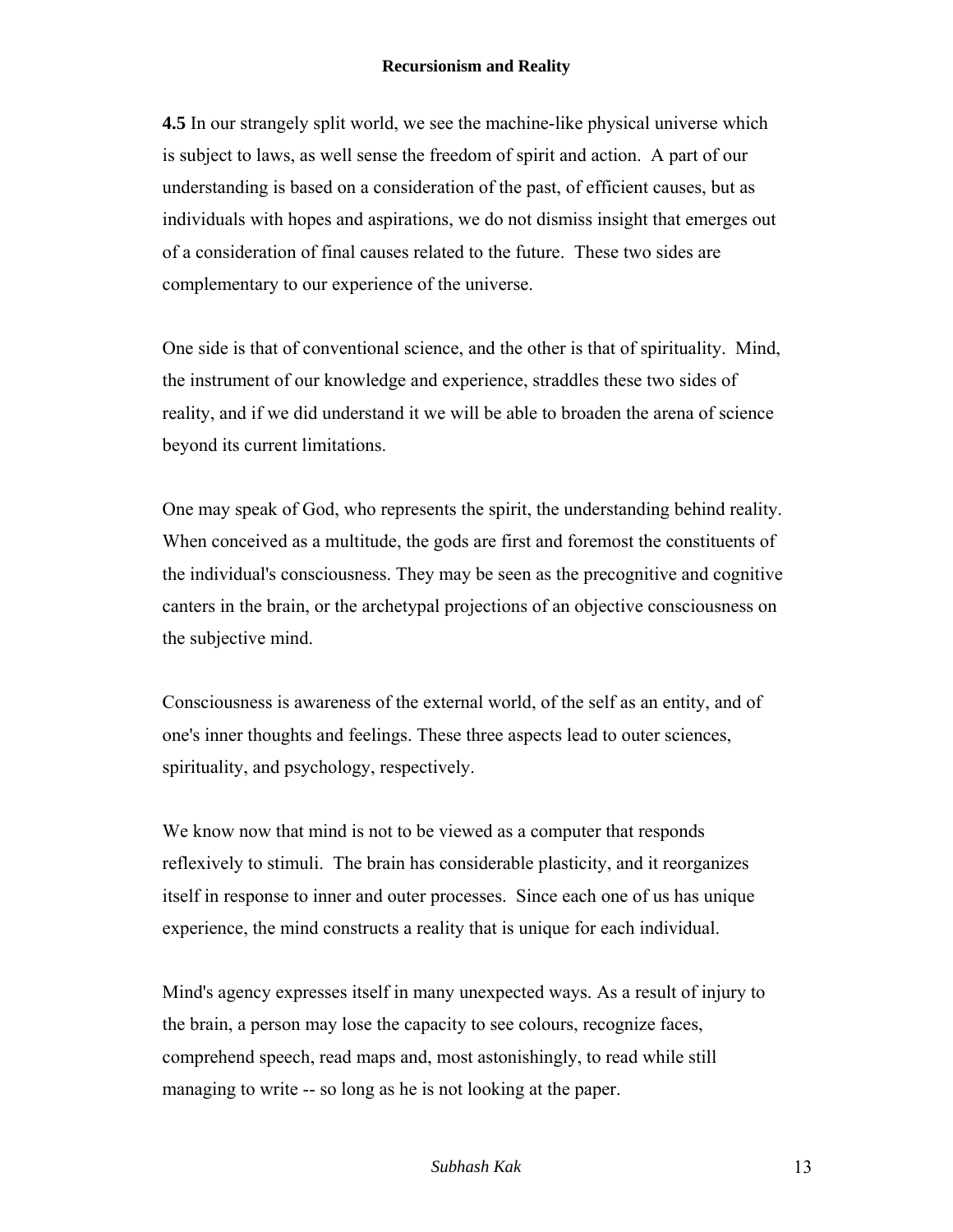**4.5** In our strangely split world, we see the machine-like physical universe which is subject to laws, as well sense the freedom of spirit and action. A part of our understanding is based on a consideration of the past, of efficient causes, but as individuals with hopes and aspirations, we do not dismiss insight that emerges out of a consideration of final causes related to the future. These two sides are complementary to our experience of the universe.

One side is that of conventional science, and the other is that of spirituality. Mind, the instrument of our knowledge and experience, straddles these two sides of reality, and if we did understand it we will be able to broaden the arena of science beyond its current limitations.

One may speak of God, who represents the spirit, the understanding behind reality. When conceived as a multitude, the gods are first and foremost the constituents of the individual's consciousness. They may be seen as the precognitive and cognitive canters in the brain, or the archetypal projections of an objective consciousness on the subjective mind.

Consciousness is awareness of the external world, of the self as an entity, and of one's inner thoughts and feelings. These three aspects lead to outer sciences, spirituality, and psychology, respectively.

We know now that mind is not to be viewed as a computer that responds reflexively to stimuli. The brain has considerable plasticity, and it reorganizes itself in response to inner and outer processes. Since each one of us has unique experience, the mind constructs a reality that is unique for each individual.

Mind's agency expresses itself in many unexpected ways. As a result of injury to the brain, a person may lose the capacity to see colours, recognize faces, comprehend speech, read maps and, most astonishingly, to read while still managing to write -- so long as he is not looking at the paper.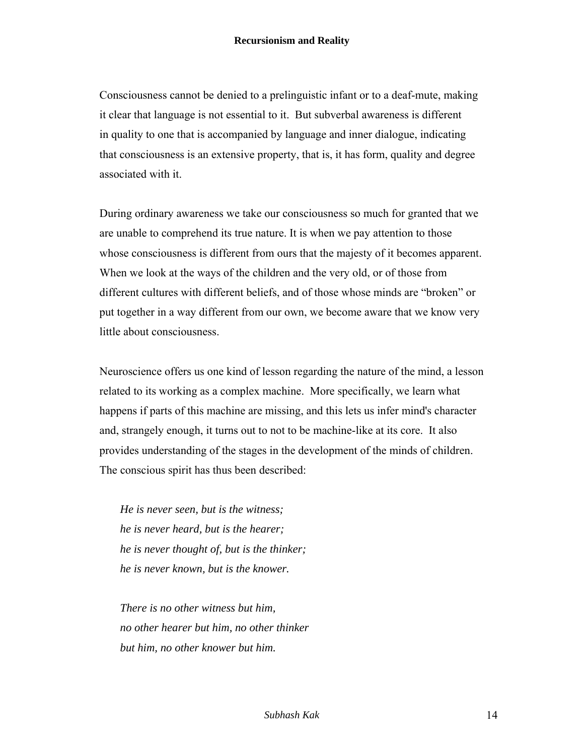Consciousness cannot be denied to a prelinguistic infant or to a deaf-mute, making it clear that language is not essential to it. But subverbal awareness is different in quality to one that is accompanied by language and inner dialogue, indicating that consciousness is an extensive property, that is, it has form, quality and degree associated with it.

During ordinary awareness we take our consciousness so much for granted that we are unable to comprehend its true nature. It is when we pay attention to those whose consciousness is different from ours that the majesty of it becomes apparent. When we look at the ways of the children and the very old, or of those from different cultures with different beliefs, and of those whose minds are "broken" or put together in a way different from our own, we become aware that we know very little about consciousness.

Neuroscience offers us one kind of lesson regarding the nature of the mind, a lesson related to its working as a complex machine. More specifically, we learn what happens if parts of this machine are missing, and this lets us infer mind's character and, strangely enough, it turns out to not to be machine-like at its core. It also provides understanding of the stages in the development of the minds of children. The conscious spirit has thus been described:

> *He is never seen, but is the witness;*
> *he is never heard, but is the hearer;*
> *he is never thought of, but is the thinker;*
> *he is never known, but is the knower.*
>
> *There is no other witness but him,*
> *no other hearer but him, no other thinker*
> *but him, no other knower but him.*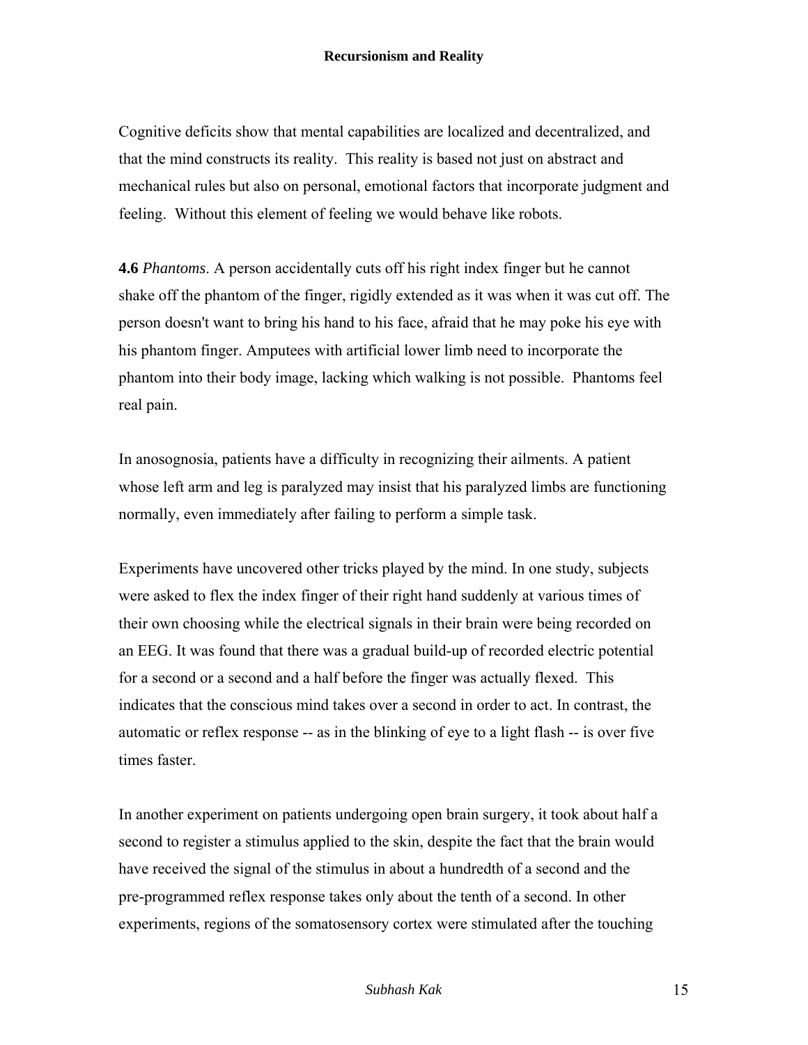Cognitive deficits show that mental capabilities are localized and decentralized, and that the mind constructs its reality. This reality is based not just on abstract and mechanical rules but also on personal, emotional factors that incorporate judgment and feeling. Without this element of feeling we would behave like robots.

**4.6** *Phantoms*. A person accidentally cuts off his right index finger but he cannot shake off the phantom of the finger, rigidly extended as it was when it was cut off. The person doesn't want to bring his hand to his face, afraid that he may poke his eye with his phantom finger. Amputees with artificial lower limb need to incorporate the phantom into their body image, lacking which walking is not possible. Phantoms feel real pain.

In anosognosia, patients have a difficulty in recognizing their ailments. A patient whose left arm and leg is paralyzed may insist that his paralyzed limbs are functioning normally, even immediately after failing to perform a simple task.

Experiments have uncovered other tricks played by the mind. In one study, subjects were asked to flex the index finger of their right hand suddenly at various times of their own choosing while the electrical signals in their brain were being recorded on an EEG. It was found that there was a gradual build-up of recorded electric potential for a second or a second and a half before the finger was actually flexed. This indicates that the conscious mind takes over a second in order to act. In contrast, the automatic or reflex response -- as in the blinking of eye to a light flash -- is over five times faster.

In another experiment on patients undergoing open brain surgery, it took about half a second to register a stimulus applied to the skin, despite the fact that the brain would have received the signal of the stimulus in about a hundredth of a second and the pre-programmed reflex response takes only about the tenth of a second. In other experiments, regions of the somatosensory cortex were stimulated after the touching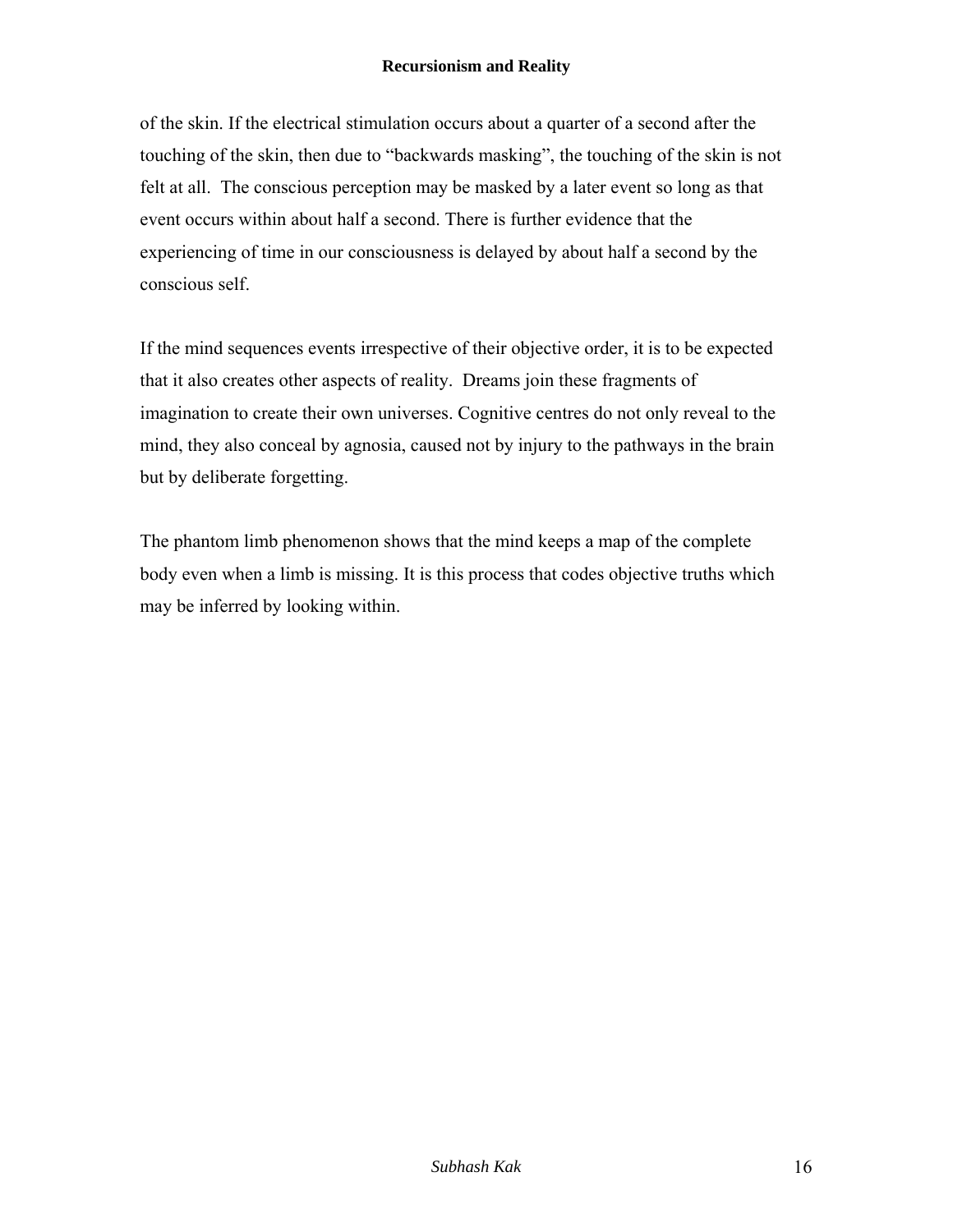of the skin. If the electrical stimulation occurs about a quarter of a second after the touching of the skin, then due to "backwards masking", the touching of the skin is not felt at all. The conscious perception may be masked by a later event so long as that event occurs within about half a second. There is further evidence that the experiencing of time in our consciousness is delayed by about half a second by the conscious self.

If the mind sequences events irrespective of their objective order, it is to be expected that it also creates other aspects of reality. Dreams join these fragments of imagination to create their own universes. Cognitive centres do not only reveal to the mind, they also conceal by agnosia, caused not by injury to the pathways in the brain but by deliberate forgetting.

The phantom limb phenomenon shows that the mind keeps a map of the complete body even when a limb is missing. It is this process that codes objective truths which may be inferred by looking within.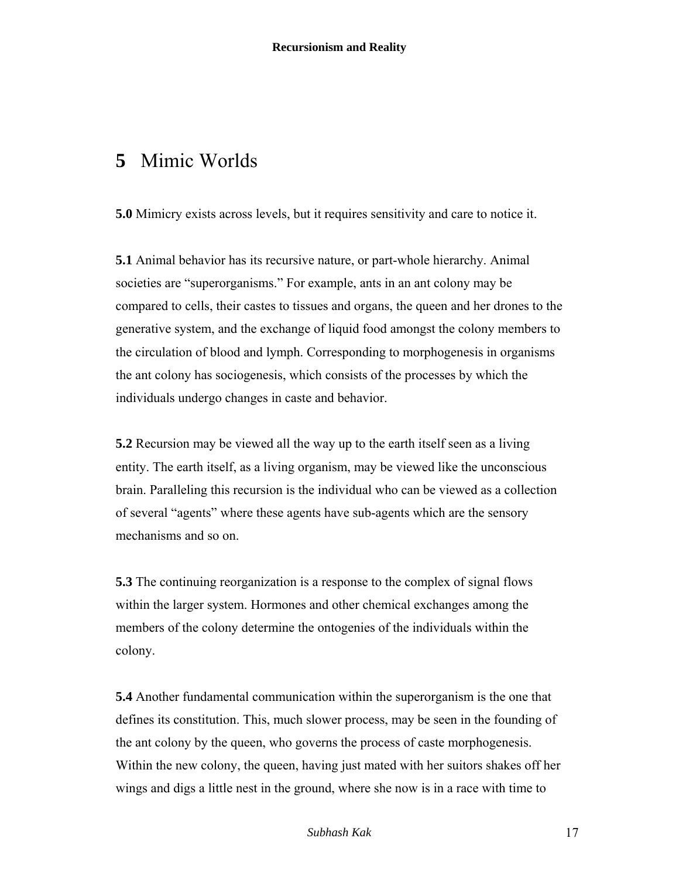# **5** Mimic Worlds

**5.0** Mimicry exists across levels, but it requires sensitivity and care to notice it.

**5.1** Animal behavior has its recursive nature, or part-whole hierarchy. Animal societies are "superorganisms." For example, ants in an ant colony may be compared to cells, their castes to tissues and organs, the queen and her drones to the generative system, and the exchange of liquid food amongst the colony members to the circulation of blood and lymph. Corresponding to morphogenesis in organisms the ant colony has sociogenesis, which consists of the processes by which the individuals undergo changes in caste and behavior.

**5.2** Recursion may be viewed all the way up to the earth itself seen as a living entity. The earth itself, as a living organism, may be viewed like the unconscious brain. Paralleling this recursion is the individual who can be viewed as a collection of several "agents" where these agents have sub-agents which are the sensory mechanisms and so on.

**5.3** The continuing reorganization is a response to the complex of signal flows within the larger system. Hormones and other chemical exchanges among the members of the colony determine the ontogenies of the individuals within the colony.

**5.4** Another fundamental communication within the superorganism is the one that defines its constitution. This, much slower process, may be seen in the founding of the ant colony by the queen, who governs the process of caste morphogenesis. Within the new colony, the queen, having just mated with her suitors shakes off her wings and digs a little nest in the ground, where she now is in a race with time to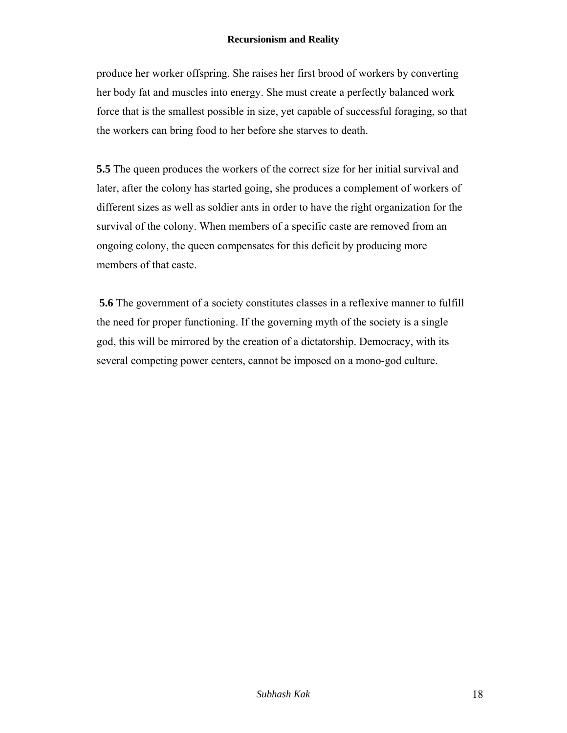produce her worker offspring. She raises her first brood of workers by converting her body fat and muscles into energy. She must create a perfectly balanced work force that is the smallest possible in size, yet capable of successful foraging, so that the workers can bring food to her before she starves to death.

**5.5** The queen produces the workers of the correct size for her initial survival and later, after the colony has started going, she produces a complement of workers of different sizes as well as soldier ants in order to have the right organization for the survival of the colony. When members of a specific caste are removed from an ongoing colony, the queen compensates for this deficit by producing more members of that caste.

**5.6** The government of a society constitutes classes in a reflexive manner to fulfill the need for proper functioning. If the governing myth of the society is a single god, this will be mirrored by the creation of a dictatorship. Democracy, with its several competing power centers, cannot be imposed on a mono-god culture.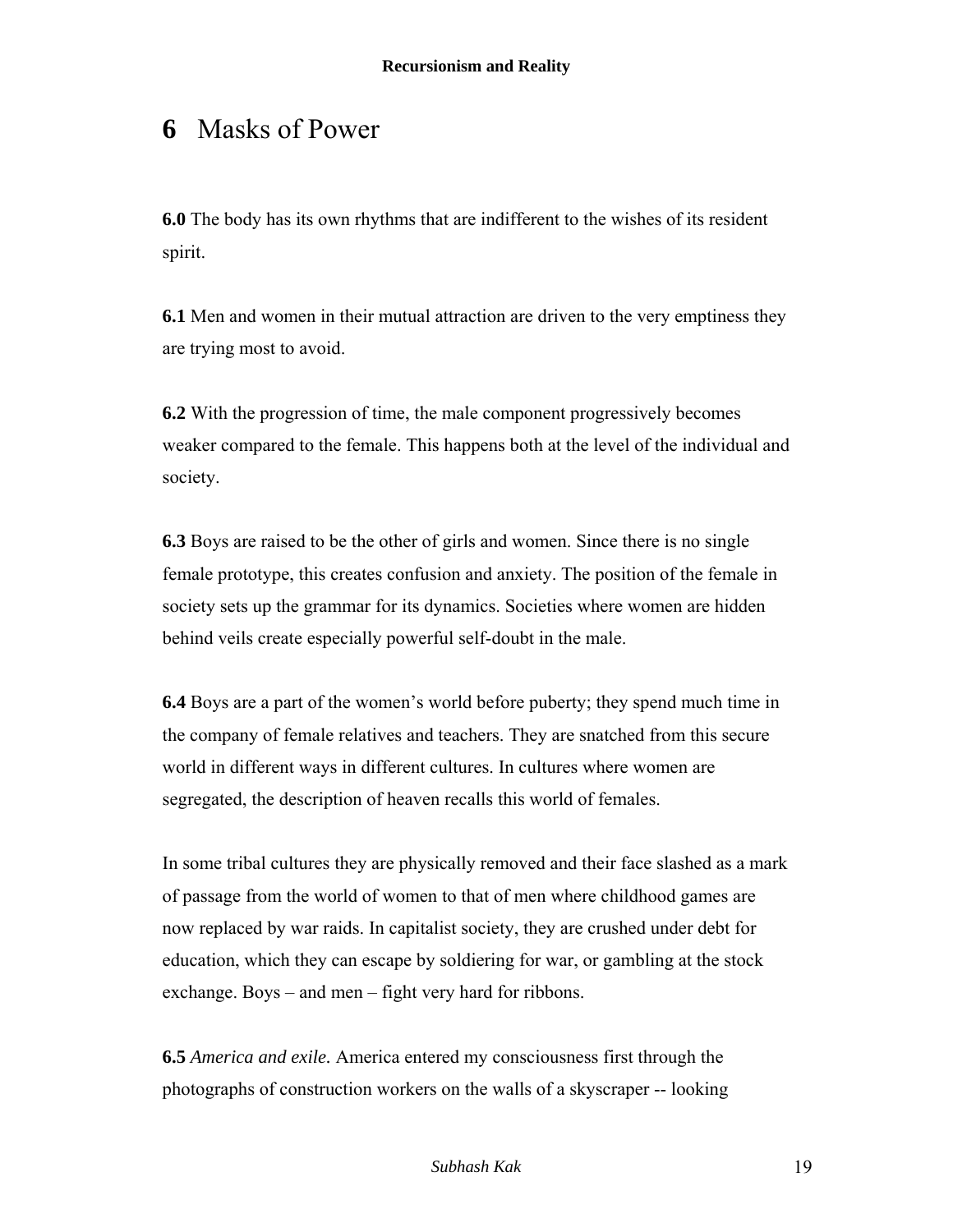# 6 Masks of Power

**6.0** The body has its own rhythms that are indifferent to the wishes of its resident spirit.

**6.1** Men and women in their mutual attraction are driven to the very emptiness they are trying most to avoid.

**6.2** With the progression of time, the male component progressively becomes weaker compared to the female. This happens both at the level of the individual and society.

**6.3** Boys are raised to be the other of girls and women. Since there is no single female prototype, this creates confusion and anxiety. The position of the female in society sets up the grammar for its dynamics. Societies where women are hidden behind veils create especially powerful self-doubt in the male.

**6.4** Boys are a part of the women's world before puberty; they spend much time in the company of female relatives and teachers. They are snatched from this secure world in different ways in different cultures. In cultures where women are segregated, the description of heaven recalls this world of females.

In some tribal cultures they are physically removed and their face slashed as a mark of passage from the world of women to that of men where childhood games are now replaced by war raids. In capitalist society, they are crushed under debt for education, which they can escape by soldiering for war, or gambling at the stock exchange. Boys – and men – fight very hard for ribbons.

**6.5** *America and exile.* America entered my consciousness first through the photographs of construction workers on the walls of a skyscraper -- looking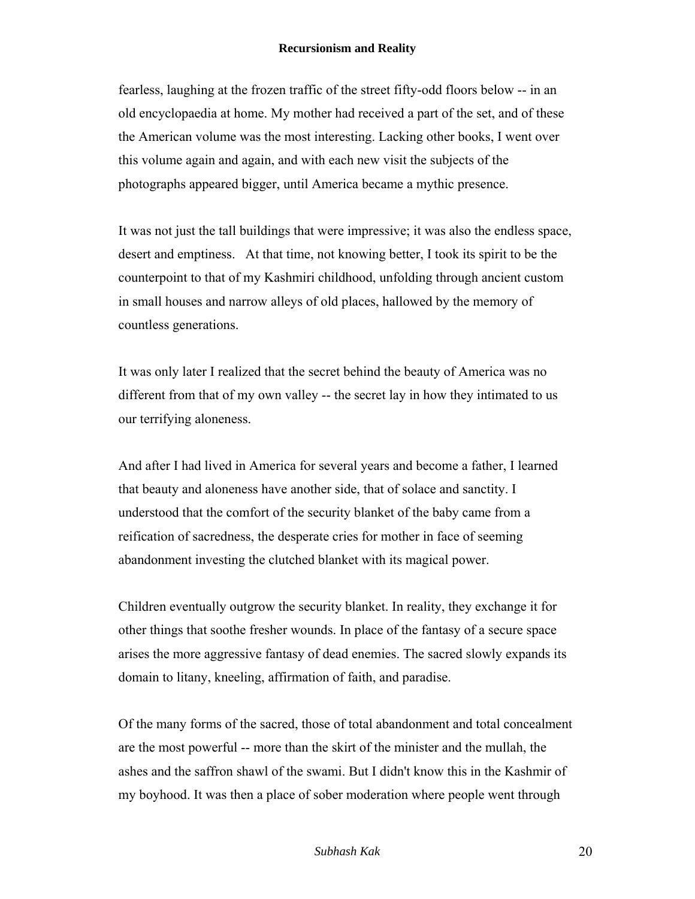fearless, laughing at the frozen traffic of the street fifty-odd floors below -- in an old encyclopaedia at home. My mother had received a part of the set, and of these the American volume was the most interesting. Lacking other books, I went over this volume again and again, and with each new visit the subjects of the photographs appeared bigger, until America became a mythic presence.

It was not just the tall buildings that were impressive; it was also the endless space, desert and emptiness. At that time, not knowing better, I took its spirit to be the counterpoint to that of my Kashmiri childhood, unfolding through ancient custom in small houses and narrow alleys of old places, hallowed by the memory of countless generations.

It was only later I realized that the secret behind the beauty of America was no different from that of my own valley -- the secret lay in how they intimated to us our terrifying aloneness.

And after I had lived in America for several years and become a father, I learned that beauty and aloneness have another side, that of solace and sanctity. I understood that the comfort of the security blanket of the baby came from a reification of sacredness, the desperate cries for mother in face of seeming abandonment investing the clutched blanket with its magical power.

Children eventually outgrow the security blanket. In reality, they exchange it for other things that soothe fresher wounds. In place of the fantasy of a secure space arises the more aggressive fantasy of dead enemies. The sacred slowly expands its domain to litany, kneeling, affirmation of faith, and paradise.

Of the many forms of the sacred, those of total abandonment and total concealment are the most powerful -- more than the skirt of the minister and the mullah, the ashes and the saffron shawl of the swami. But I didn't know this in the Kashmir of my boyhood. It was then a place of sober moderation where people went through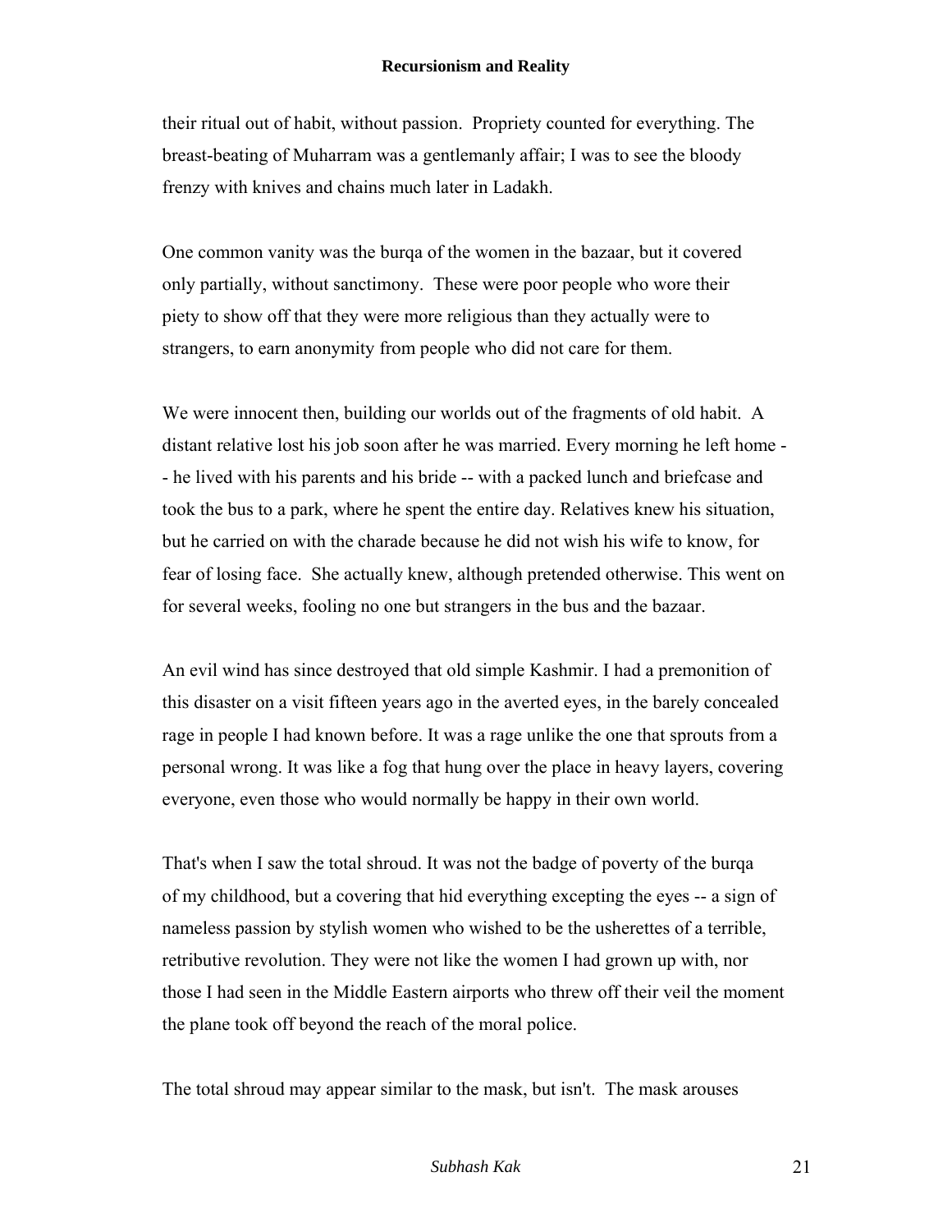their ritual out of habit, without passion. Propriety counted for everything. The breast-beating of Muharram was a gentlemanly affair; I was to see the bloody frenzy with knives and chains much later in Ladakh.

One common vanity was the burqa of the women in the bazaar, but it covered only partially, without sanctimony. These were poor people who wore their piety to show off that they were more religious than they actually were to strangers, to earn anonymity from people who did not care for them.

We were innocent then, building our worlds out of the fragments of old habit. A distant relative lost his job soon after he was married. Every morning he left home -- he lived with his parents and his bride -- with a packed lunch and briefcase and took the bus to a park, where he spent the entire day. Relatives knew his situation, but he carried on with the charade because he did not wish his wife to know, for fear of losing face. She actually knew, although pretended otherwise. This went on for several weeks, fooling no one but strangers in the bus and the bazaar.

An evil wind has since destroyed that old simple Kashmir. I had a premonition of this disaster on a visit fifteen years ago in the averted eyes, in the barely concealed rage in people I had known before. It was a rage unlike the one that sprouts from a personal wrong. It was like a fog that hung over the place in heavy layers, covering everyone, even those who would normally be happy in their own world.

That's when I saw the total shroud. It was not the badge of poverty of the burqa of my childhood, but a covering that hid everything excepting the eyes -- a sign of nameless passion by stylish women who wished to be the usherettes of a terrible, retributive revolution. They were not like the women I had grown up with, nor those I had seen in the Middle Eastern airports who threw off their veil the moment the plane took off beyond the reach of the moral police.

The total shroud may appear similar to the mask, but isn't. The mask arouses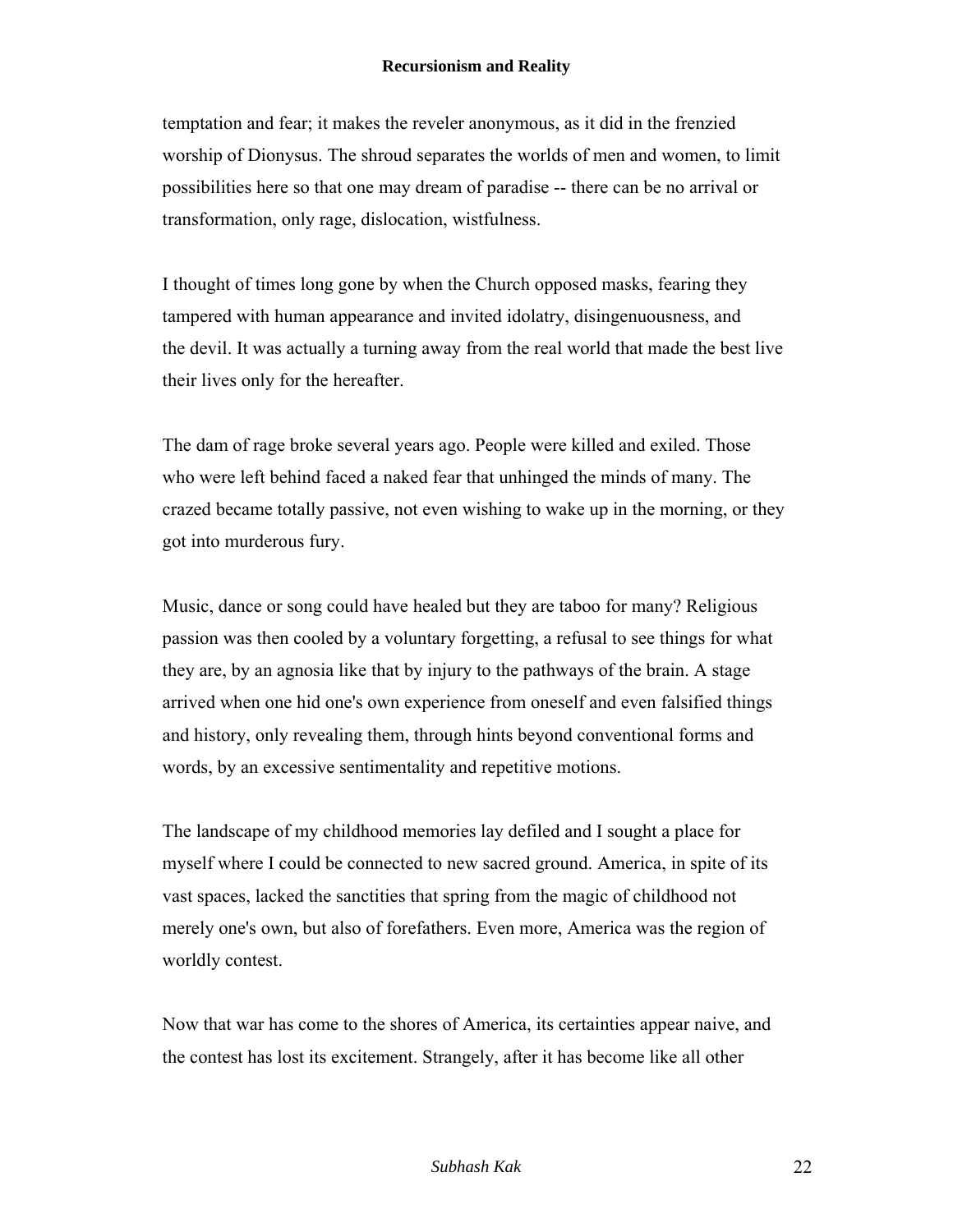temptation and fear; it makes the reveler anonymous, as it did in the frenzied worship of Dionysus. The shroud separates the worlds of men and women, to limit possibilities here so that one may dream of paradise -- there can be no arrival or transformation, only rage, dislocation, wistfulness.

I thought of times long gone by when the Church opposed masks, fearing they tampered with human appearance and invited idolatry, disingenuousness, and the devil. It was actually a turning away from the real world that made the best live their lives only for the hereafter.

The dam of rage broke several years ago. People were killed and exiled. Those who were left behind faced a naked fear that unhinged the minds of many. The crazed became totally passive, not even wishing to wake up in the morning, or they got into murderous fury.

Music, dance or song could have healed but they are taboo for many? Religious passion was then cooled by a voluntary forgetting, a refusal to see things for what they are, by an agnosia like that by injury to the pathways of the brain. A stage arrived when one hid one's own experience from oneself and even falsified things and history, only revealing them, through hints beyond conventional forms and words, by an excessive sentimentality and repetitive motions.

The landscape of my childhood memories lay defiled and I sought a place for myself where I could be connected to new sacred ground. America, in spite of its vast spaces, lacked the sanctities that spring from the magic of childhood not merely one's own, but also of forefathers. Even more, America was the region of worldly contest.

Now that war has come to the shores of America, its certainties appear naive, and the contest has lost its excitement. Strangely, after it has become like all other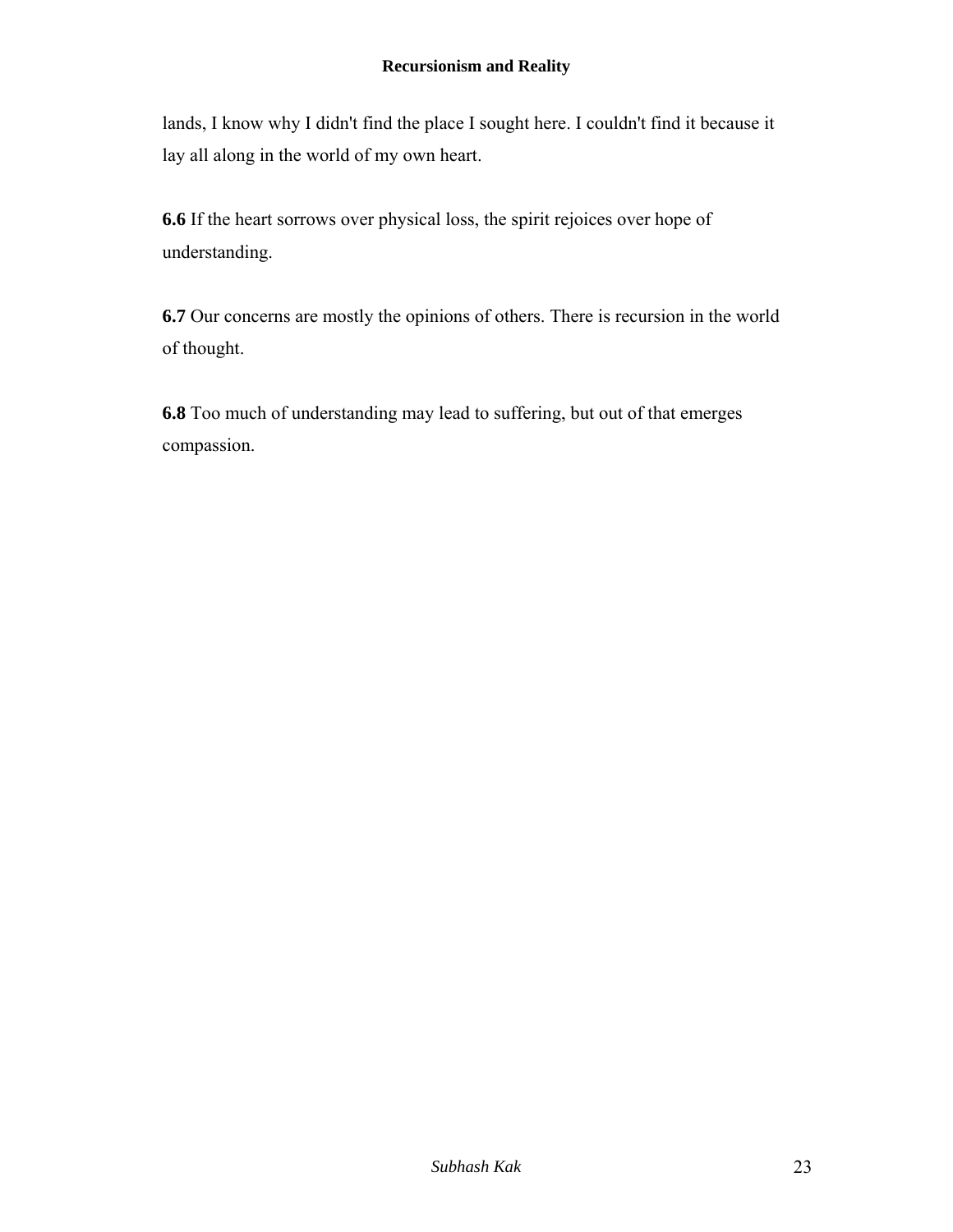lands, I know why I didn't find the place I sought here. I couldn't find it because it lay all along in the world of my own heart.

**6.6** If the heart sorrows over physical loss, the spirit rejoices over hope of understanding.

**6.7** Our concerns are mostly the opinions of others. There is recursion in the world of thought.

**6.8** Too much of understanding may lead to suffering, but out of that emerges compassion.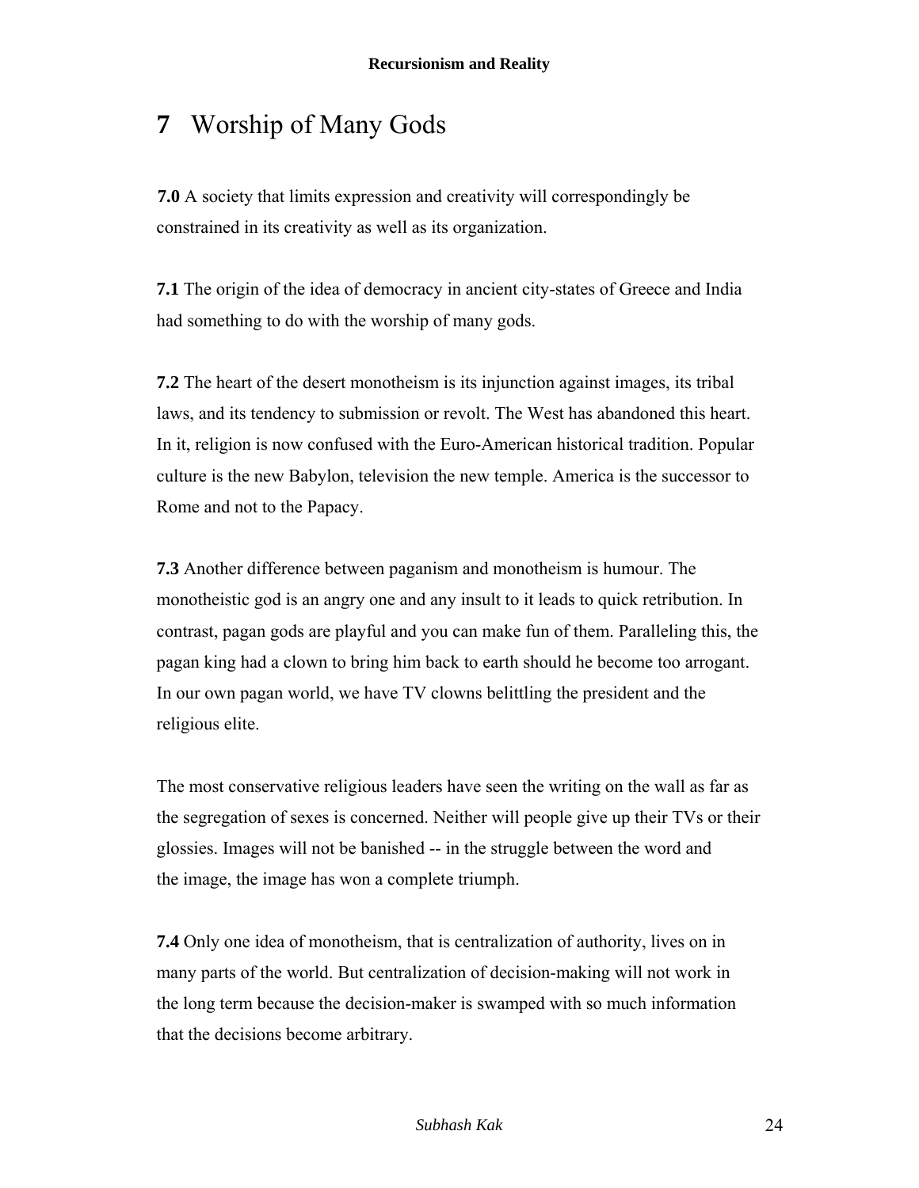# 7 Worship of Many Gods

**7.0** A society that limits expression and creativity will correspondingly be constrained in its creativity as well as its organization.

**7.1** The origin of the idea of democracy in ancient city-states of Greece and India had something to do with the worship of many gods.

**7.2** The heart of the desert monotheism is its injunction against images, its tribal laws, and its tendency to submission or revolt. The West has abandoned this heart. In it, religion is now confused with the Euro-American historical tradition. Popular culture is the new Babylon, television the new temple. America is the successor to Rome and not to the Papacy.

**7.3** Another difference between paganism and monotheism is humour. The monotheistic god is an angry one and any insult to it leads to quick retribution. In contrast, pagan gods are playful and you can make fun of them. Paralleling this, the pagan king had a clown to bring him back to earth should he become too arrogant. In our own pagan world, we have TV clowns belittling the president and the religious elite.

The most conservative religious leaders have seen the writing on the wall as far as the segregation of sexes is concerned. Neither will people give up their TVs or their glossies. Images will not be banished -- in the struggle between the word and the image, the image has won a complete triumph.

**7.4** Only one idea of monotheism, that is centralization of authority, lives on in many parts of the world. But centralization of decision-making will not work in the long term because the decision-maker is swamped with so much information that the decisions become arbitrary.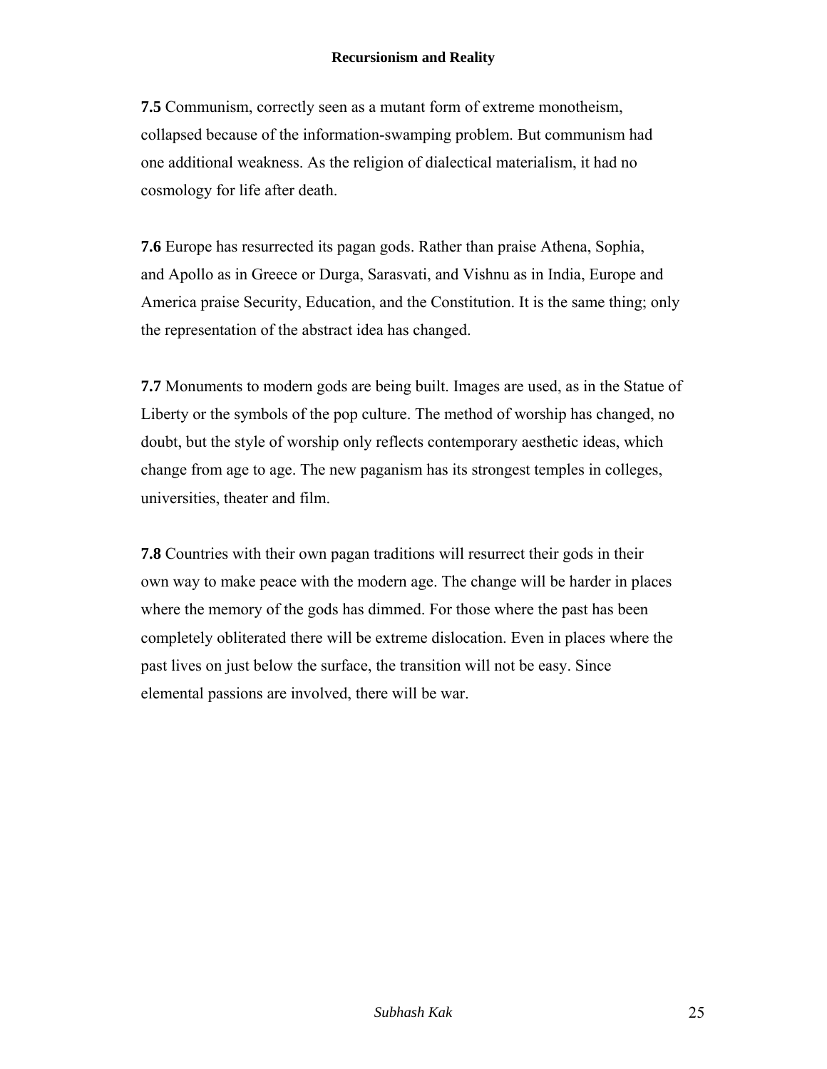**7.5** Communism, correctly seen as a mutant form of extreme monotheism, collapsed because of the information-swamping problem. But communism had one additional weakness. As the religion of dialectical materialism, it had no cosmology for life after death.

**7.6** Europe has resurrected its pagan gods. Rather than praise Athena, Sophia, and Apollo as in Greece or Durga, Sarasvati, and Vishnu as in India, Europe and America praise Security, Education, and the Constitution. It is the same thing; only the representation of the abstract idea has changed.

**7.7** Monuments to modern gods are being built. Images are used, as in the Statue of Liberty or the symbols of the pop culture. The method of worship has changed, no doubt, but the style of worship only reflects contemporary aesthetic ideas, which change from age to age. The new paganism has its strongest temples in colleges, universities, theater and film.

**7.8** Countries with their own pagan traditions will resurrect their gods in their own way to make peace with the modern age. The change will be harder in places where the memory of the gods has dimmed. For those where the past has been completely obliterated there will be extreme dislocation. Even in places where the past lives on just below the surface, the transition will not be easy. Since elemental passions are involved, there will be war.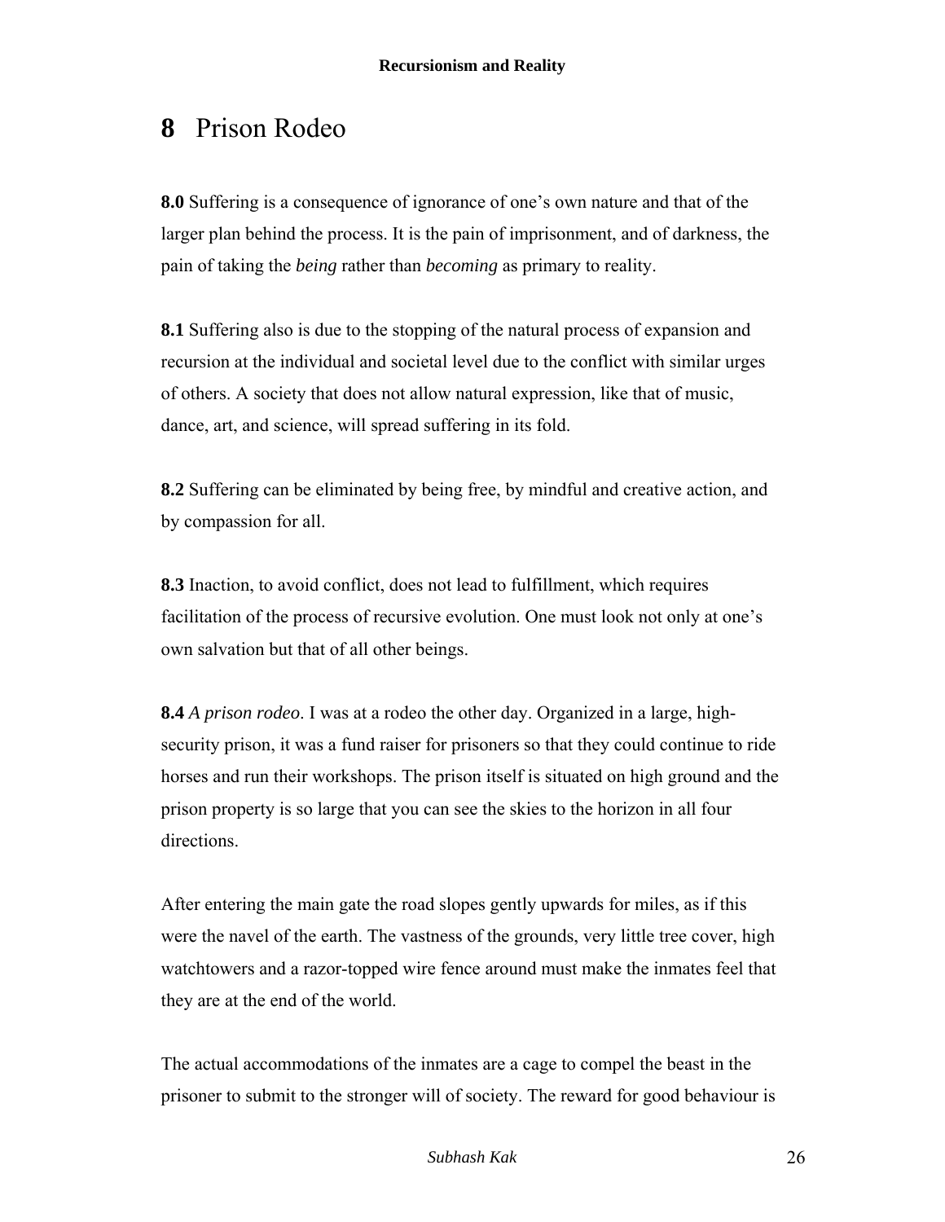# **8** Prison Rodeo

**8.0** Suffering is a consequence of ignorance of one's own nature and that of the larger plan behind the process. It is the pain of imprisonment, and of darkness, the pain of taking the *being* rather than *becoming* as primary to reality.

**8.1** Suffering also is due to the stopping of the natural process of expansion and recursion at the individual and societal level due to the conflict with similar urges of others. A society that does not allow natural expression, like that of music, dance, art, and science, will spread suffering in its fold.

**8.2** Suffering can be eliminated by being free, by mindful and creative action, and by compassion for all.

**8.3** Inaction, to avoid conflict, does not lead to fulfillment, which requires facilitation of the process of recursive evolution. One must look not only at one's own salvation but that of all other beings.

**8.4** *A prison rodeo*. I was at a rodeo the other day. Organized in a large, high-security prison, it was a fund raiser for prisoners so that they could continue to ride horses and run their workshops. The prison itself is situated on high ground and the prison property is so large that you can see the skies to the horizon in all four directions.

After entering the main gate the road slopes gently upwards for miles, as if this were the navel of the earth. The vastness of the grounds, very little tree cover, high watchtowers and a razor-topped wire fence around must make the inmates feel that they are at the end of the world.

The actual accommodations of the inmates are a cage to compel the beast in the prisoner to submit to the stronger will of society. The reward for good behaviour is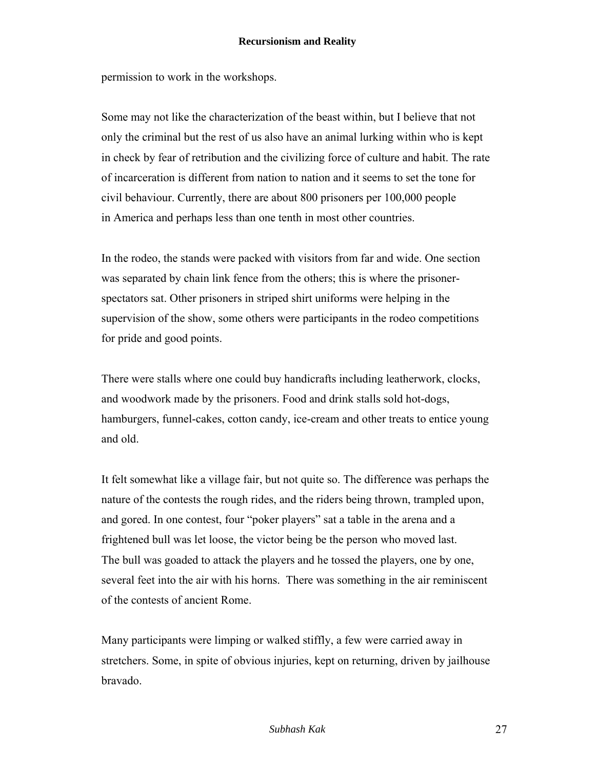permission to work in the workshops.

Some may not like the characterization of the beast within, but I believe that not only the criminal but the rest of us also have an animal lurking within who is kept in check by fear of retribution and the civilizing force of culture and habit. The rate of incarceration is different from nation to nation and it seems to set the tone for civil behaviour. Currently, there are about 800 prisoners per 100,000 people in America and perhaps less than one tenth in most other countries.

In the rodeo, the stands were packed with visitors from far and wide. One section was separated by chain link fence from the others; this is where the prisoner-spectators sat. Other prisoners in striped shirt uniforms were helping in the supervision of the show, some others were participants in the rodeo competitions for pride and good points.

There were stalls where one could buy handicrafts including leatherwork, clocks, and woodwork made by the prisoners. Food and drink stalls sold hot-dogs, hamburgers, funnel-cakes, cotton candy, ice-cream and other treats to entice young and old.

It felt somewhat like a village fair, but not quite so. The difference was perhaps the nature of the contests the rough rides, and the riders being thrown, trampled upon, and gored. In one contest, four "poker players" sat a table in the arena and a frightened bull was let loose, the victor being be the person who moved last. The bull was goaded to attack the players and he tossed the players, one by one, several feet into the air with his horns. There was something in the air reminiscent of the contests of ancient Rome.

Many participants were limping or walked stiffly, a few were carried away in stretchers. Some, in spite of obvious injuries, kept on returning, driven by jailhouse bravado.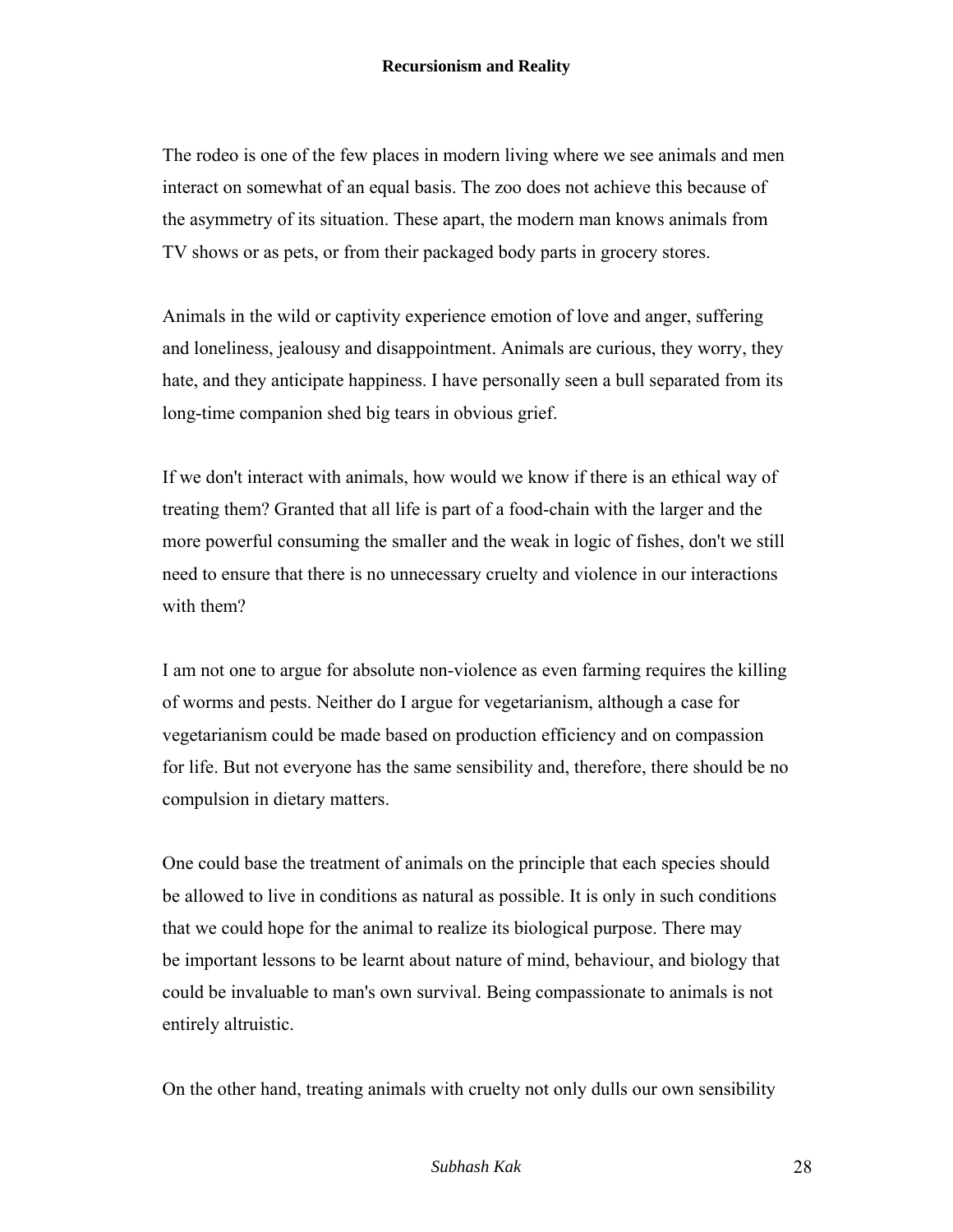The rodeo is one of the few places in modern living where we see animals and men interact on somewhat of an equal basis. The zoo does not achieve this because of the asymmetry of its situation. These apart, the modern man knows animals from TV shows or as pets, or from their packaged body parts in grocery stores.

Animals in the wild or captivity experience emotion of love and anger, suffering and loneliness, jealousy and disappointment. Animals are curious, they worry, they hate, and they anticipate happiness. I have personally seen a bull separated from its long-time companion shed big tears in obvious grief.

If we don't interact with animals, how would we know if there is an ethical way of treating them? Granted that all life is part of a food-chain with the larger and the more powerful consuming the smaller and the weak in logic of fishes, don't we still need to ensure that there is no unnecessary cruelty and violence in our interactions with them?

I am not one to argue for absolute non-violence as even farming requires the killing of worms and pests. Neither do I argue for vegetarianism, although a case for vegetarianism could be made based on production efficiency and on compassion for life. But not everyone has the same sensibility and, therefore, there should be no compulsion in dietary matters.

One could base the treatment of animals on the principle that each species should be allowed to live in conditions as natural as possible. It is only in such conditions that we could hope for the animal to realize its biological purpose. There may be important lessons to be learnt about nature of mind, behaviour, and biology that could be invaluable to man's own survival. Being compassionate to animals is not entirely altruistic.

On the other hand, treating animals with cruelty not only dulls our own sensibility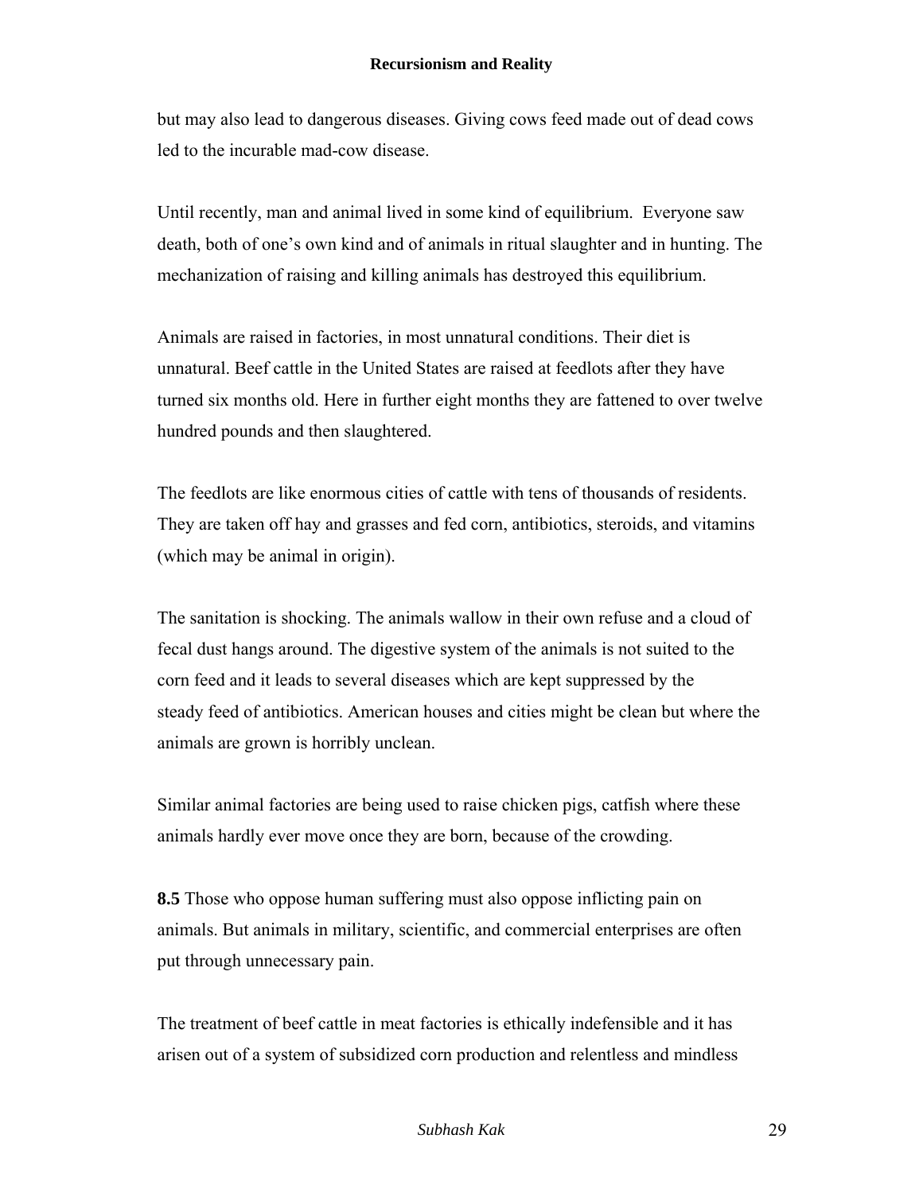but may also lead to dangerous diseases. Giving cows feed made out of dead cows led to the incurable mad-cow disease.

Until recently, man and animal lived in some kind of equilibrium. Everyone saw death, both of one's own kind and of animals in ritual slaughter and in hunting. The mechanization of raising and killing animals has destroyed this equilibrium.

Animals are raised in factories, in most unnatural conditions. Their diet is unnatural. Beef cattle in the United States are raised at feedlots after they have turned six months old. Here in further eight months they are fattened to over twelve hundred pounds and then slaughtered.

The feedlots are like enormous cities of cattle with tens of thousands of residents. They are taken off hay and grasses and fed corn, antibiotics, steroids, and vitamins (which may be animal in origin).

The sanitation is shocking. The animals wallow in their own refuse and a cloud of fecal dust hangs around. The digestive system of the animals is not suited to the corn feed and it leads to several diseases which are kept suppressed by the steady feed of antibiotics. American houses and cities might be clean but where the animals are grown is horribly unclean.

Similar animal factories are being used to raise chicken pigs, catfish where these animals hardly ever move once they are born, because of the crowding.

**8.5** Those who oppose human suffering must also oppose inflicting pain on animals. But animals in military, scientific, and commercial enterprises are often put through unnecessary pain.

The treatment of beef cattle in meat factories is ethically indefensible and it has arisen out of a system of subsidized corn production and relentless and mindless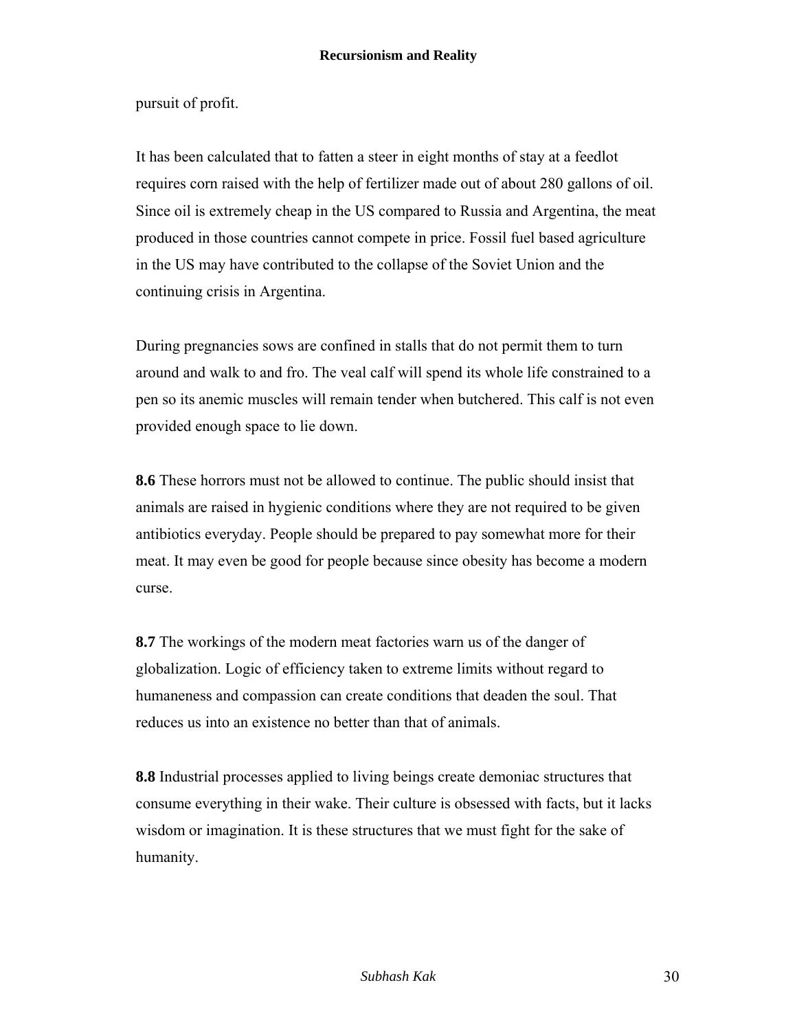pursuit of profit.

It has been calculated that to fatten a steer in eight months of stay at a feedlot requires corn raised with the help of fertilizer made out of about 280 gallons of oil. Since oil is extremely cheap in the US compared to Russia and Argentina, the meat produced in those countries cannot compete in price. Fossil fuel based agriculture in the US may have contributed to the collapse of the Soviet Union and the continuing crisis in Argentina.

During pregnancies sows are confined in stalls that do not permit them to turn around and walk to and fro. The veal calf will spend its whole life constrained to a pen so its anemic muscles will remain tender when butchered. This calf is not even provided enough space to lie down.

**8.6** These horrors must not be allowed to continue. The public should insist that animals are raised in hygienic conditions where they are not required to be given antibiotics everyday. People should be prepared to pay somewhat more for their meat. It may even be good for people because since obesity has become a modern curse.

**8.7** The workings of the modern meat factories warn us of the danger of globalization. Logic of efficiency taken to extreme limits without regard to humaneness and compassion can create conditions that deaden the soul. That reduces us into an existence no better than that of animals.

**8.8** Industrial processes applied to living beings create demoniac structures that consume everything in their wake. Their culture is obsessed with facts, but it lacks wisdom or imagination. It is these structures that we must fight for the sake of humanity.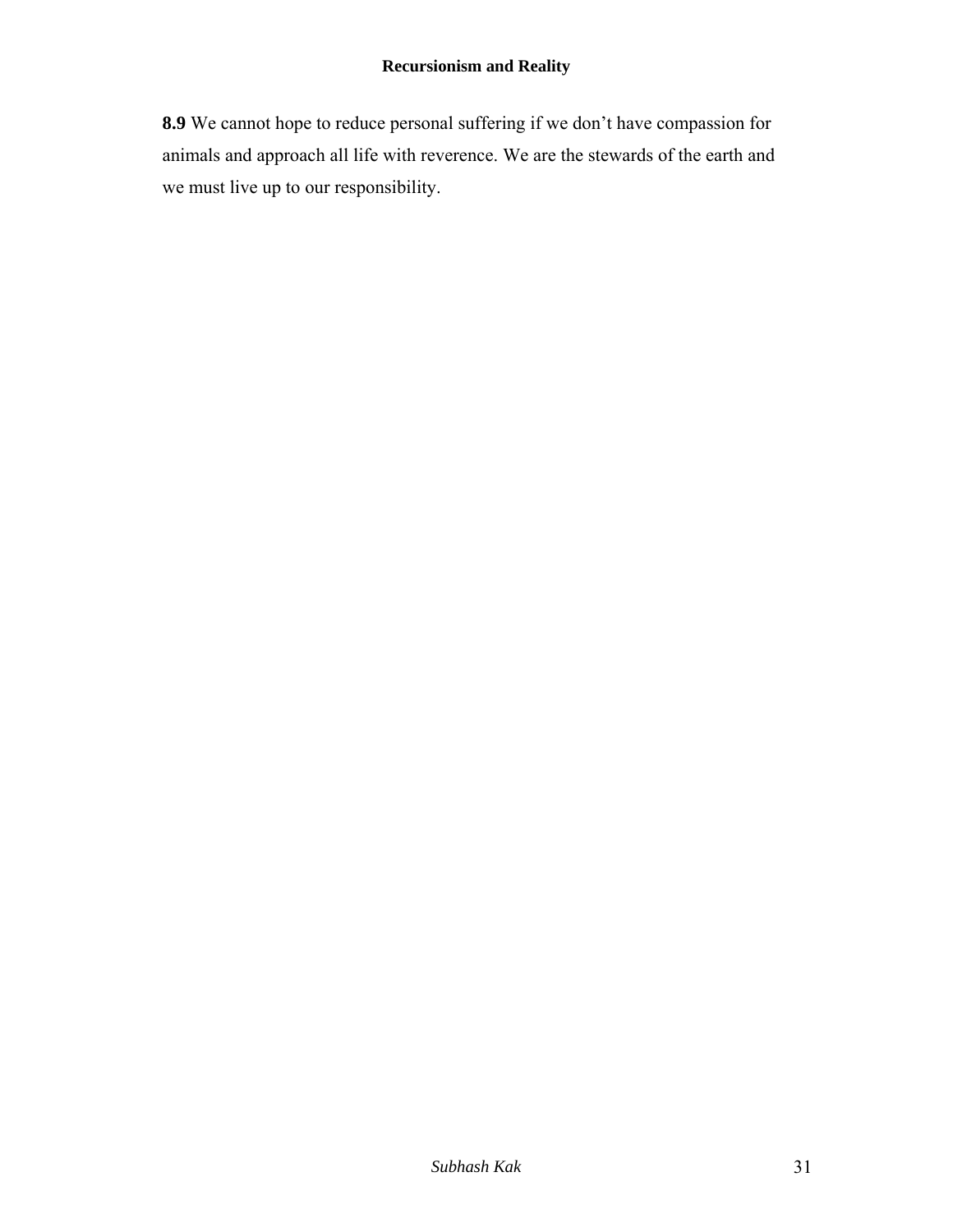**8.9** We cannot hope to reduce personal suffering if we don't have compassion for animals and approach all life with reverence. We are the stewards of the earth and we must live up to our responsibility.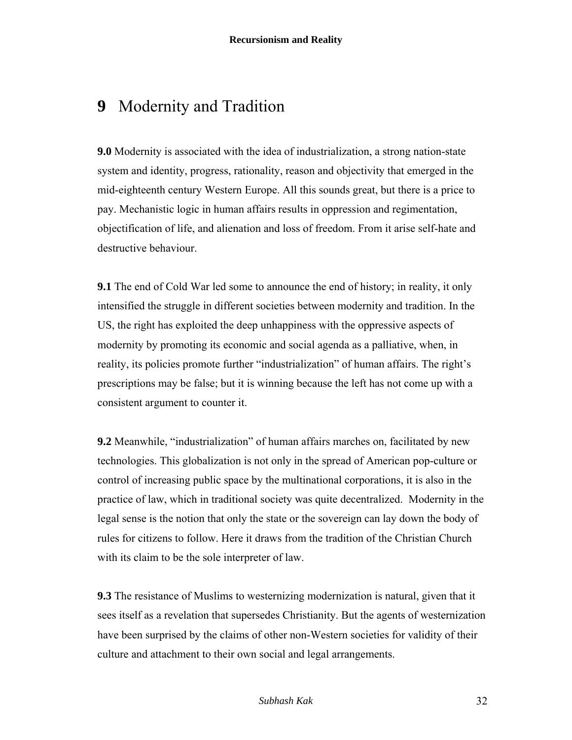# **9** Modernity and Tradition

**9.0** Modernity is associated with the idea of industrialization, a strong nation-state system and identity, progress, rationality, reason and objectivity that emerged in the mid-eighteenth century Western Europe. All this sounds great, but there is a price to pay. Mechanistic logic in human affairs results in oppression and regimentation, objectification of life, and alienation and loss of freedom. From it arise self-hate and destructive behaviour.

**9.1** The end of Cold War led some to announce the end of history; in reality, it only intensified the struggle in different societies between modernity and tradition. In the US, the right has exploited the deep unhappiness with the oppressive aspects of modernity by promoting its economic and social agenda as a palliative, when, in reality, its policies promote further "industrialization" of human affairs. The right's prescriptions may be false; but it is winning because the left has not come up with a consistent argument to counter it.

**9.2** Meanwhile, "industrialization" of human affairs marches on, facilitated by new technologies. This globalization is not only in the spread of American pop-culture or control of increasing public space by the multinational corporations, it is also in the practice of law, which in traditional society was quite decentralized. Modernity in the legal sense is the notion that only the state or the sovereign can lay down the body of rules for citizens to follow. Here it draws from the tradition of the Christian Church with its claim to be the sole interpreter of law.

**9.3** The resistance of Muslims to westernizing modernization is natural, given that it sees itself as a revelation that supersedes Christianity. But the agents of westernization have been surprised by the claims of other non-Western societies for validity of their culture and attachment to their own social and legal arrangements.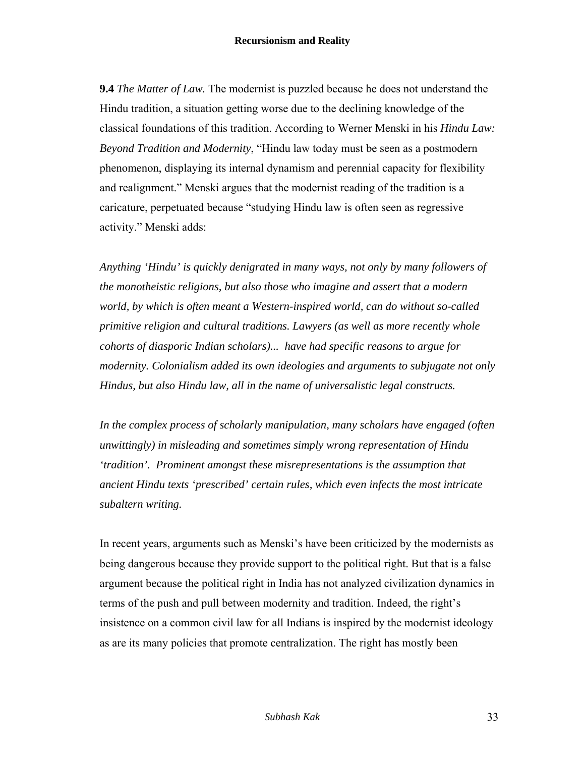**9.4** *The Matter of Law.* The modernist is puzzled because he does not understand the Hindu tradition, a situation getting worse due to the declining knowledge of the classical foundations of this tradition. According to Werner Menski in his *Hindu Law: Beyond Tradition and Modernity*, "Hindu law today must be seen as a postmodern phenomenon, displaying its internal dynamism and perennial capacity for flexibility and realignment." Menski argues that the modernist reading of the tradition is a caricature, perpetuated because "studying Hindu law is often seen as regressive activity." Menski adds:

*Anything 'Hindu' is quickly denigrated in many ways, not only by many followers of the monotheistic religions, but also those who imagine and assert that a modern world, by which is often meant a Western-inspired world, can do without so-called primitive religion and cultural traditions. Lawyers (as well as more recently whole cohorts of diasporic Indian scholars)... have had specific reasons to argue for modernity. Colonialism added its own ideologies and arguments to subjugate not only Hindus, but also Hindu law, all in the name of universalistic legal constructs.*

*In the complex process of scholarly manipulation, many scholars have engaged (often unwittingly) in misleading and sometimes simply wrong representation of Hindu 'tradition'. Prominent amongst these misrepresentations is the assumption that ancient Hindu texts 'prescribed' certain rules, which even infects the most intricate subaltern writing.*

In recent years, arguments such as Menski's have been criticized by the modernists as being dangerous because they provide support to the political right. But that is a false argument because the political right in India has not analyzed civilization dynamics in terms of the push and pull between modernity and tradition. Indeed, the right's insistence on a common civil law for all Indians is inspired by the modernist ideology as are its many policies that promote centralization. The right has mostly been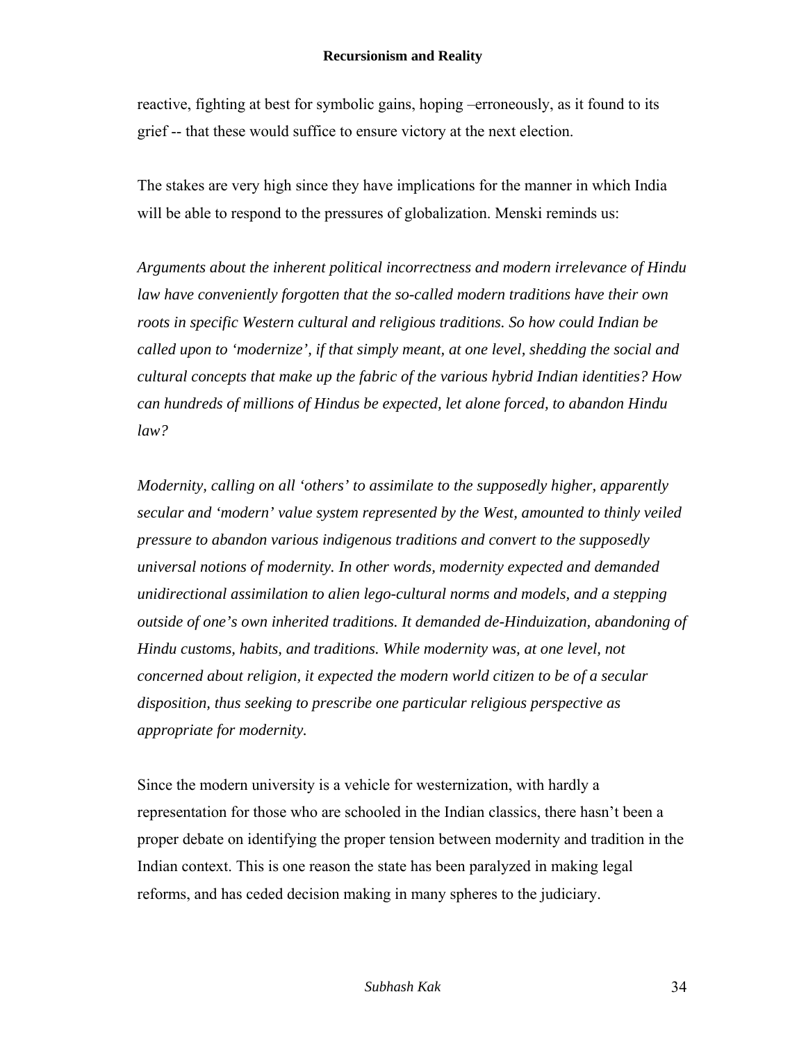reactive, fighting at best for symbolic gains, hoping –erroneously, as it found to its grief -- that these would suffice to ensure victory at the next election.

The stakes are very high since they have implications for the manner in which India will be able to respond to the pressures of globalization. Menski reminds us:

*Arguments about the inherent political incorrectness and modern irrelevance of Hindu law have conveniently forgotten that the so-called modern traditions have their own roots in specific Western cultural and religious traditions. So how could Indian be called upon to 'modernize', if that simply meant, at one level, shedding the social and cultural concepts that make up the fabric of the various hybrid Indian identities? How can hundreds of millions of Hindus be expected, let alone forced, to abandon Hindu law?*

*Modernity, calling on all 'others' to assimilate to the supposedly higher, apparently secular and 'modern' value system represented by the West, amounted to thinly veiled pressure to abandon various indigenous traditions and convert to the supposedly universal notions of modernity. In other words, modernity expected and demanded unidirectional assimilation to alien lego-cultural norms and models, and a stepping outside of one's own inherited traditions. It demanded de-Hinduization, abandoning of Hindu customs, habits, and traditions. While modernity was, at one level, not concerned about religion, it expected the modern world citizen to be of a secular disposition, thus seeking to prescribe one particular religious perspective as appropriate for modernity.*

Since the modern university is a vehicle for westernization, with hardly a representation for those who are schooled in the Indian classics, there hasn't been a proper debate on identifying the proper tension between modernity and tradition in the Indian context. This is one reason the state has been paralyzed in making legal reforms, and has ceded decision making in many spheres to the judiciary.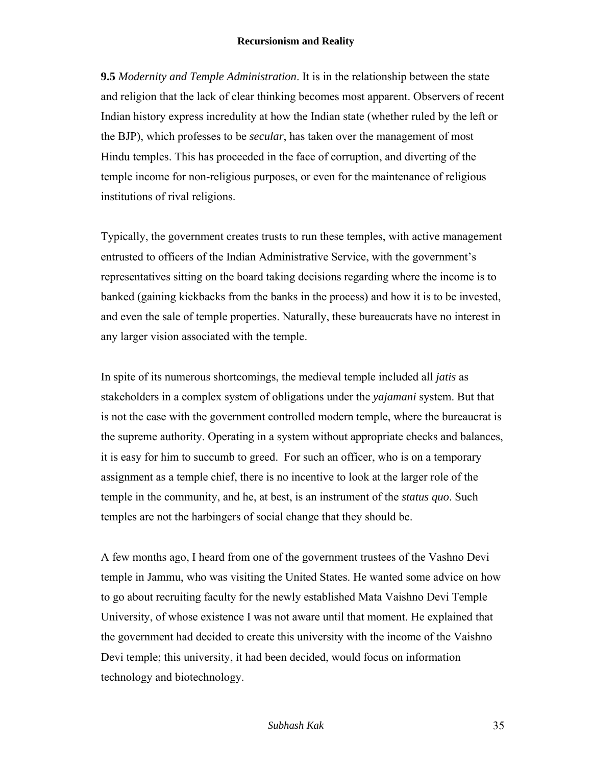**9.5** *Modernity and Temple Administration*. It is in the relationship between the state and religion that the lack of clear thinking becomes most apparent. Observers of recent Indian history express incredulity at how the Indian state (whether ruled by the left or the BJP), which professes to be *secular*, has taken over the management of most Hindu temples. This has proceeded in the face of corruption, and diverting of the temple income for non-religious purposes, or even for the maintenance of religious institutions of rival religions.

Typically, the government creates trusts to run these temples, with active management entrusted to officers of the Indian Administrative Service, with the government's representatives sitting on the board taking decisions regarding where the income is to banked (gaining kickbacks from the banks in the process) and how it is to be invested, and even the sale of temple properties. Naturally, these bureaucrats have no interest in any larger vision associated with the temple.

In spite of its numerous shortcomings, the medieval temple included all *jatis* as stakeholders in a complex system of obligations under the *yajamani* system. But that is not the case with the government controlled modern temple, where the bureaucrat is the supreme authority. Operating in a system without appropriate checks and balances, it is easy for him to succumb to greed. For such an officer, who is on a temporary assignment as a temple chief, there is no incentive to look at the larger role of the temple in the community, and he, at best, is an instrument of the *status quo*. Such temples are not the harbingers of social change that they should be.

A few months ago, I heard from one of the government trustees of the Vashno Devi temple in Jammu, who was visiting the United States. He wanted some advice on how to go about recruiting faculty for the newly established Mata Vaishno Devi Temple University, of whose existence I was not aware until that moment. He explained that the government had decided to create this university with the income of the Vaishno Devi temple; this university, it had been decided, would focus on information technology and biotechnology.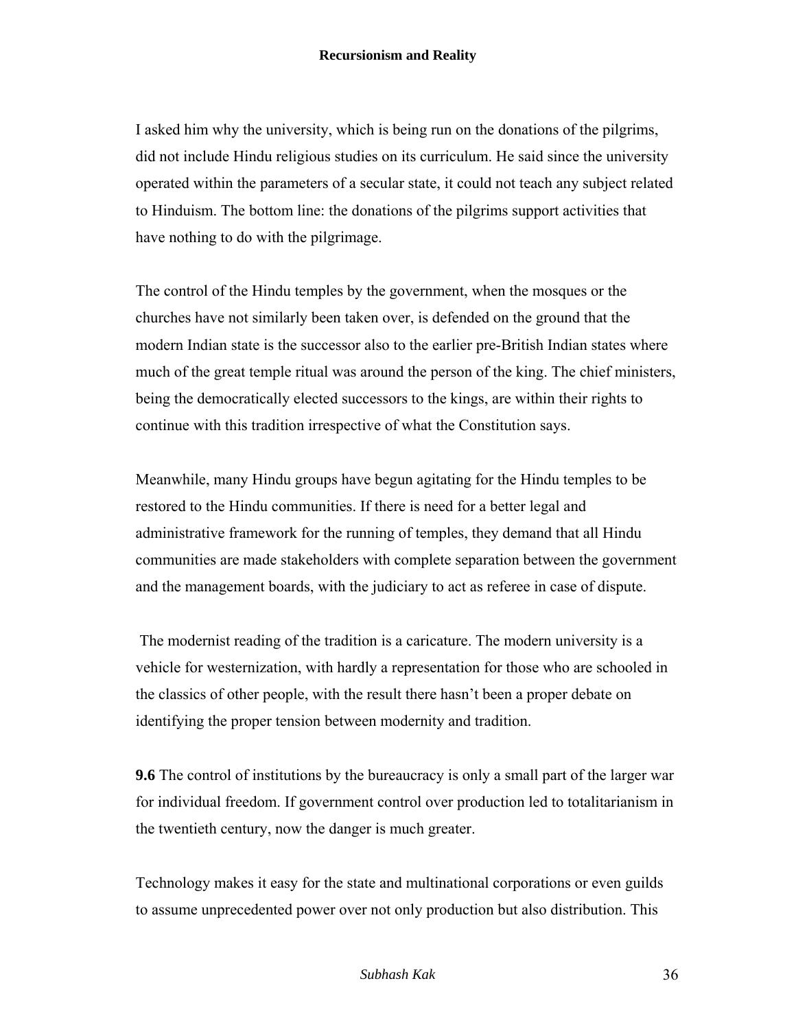I asked him why the university, which is being run on the donations of the pilgrims, did not include Hindu religious studies on its curriculum. He said since the university operated within the parameters of a secular state, it could not teach any subject related to Hinduism. The bottom line: the donations of the pilgrims support activities that have nothing to do with the pilgrimage.

The control of the Hindu temples by the government, when the mosques or the churches have not similarly been taken over, is defended on the ground that the modern Indian state is the successor also to the earlier pre-British Indian states where much of the great temple ritual was around the person of the king. The chief ministers, being the democratically elected successors to the kings, are within their rights to continue with this tradition irrespective of what the Constitution says.

Meanwhile, many Hindu groups have begun agitating for the Hindu temples to be restored to the Hindu communities. If there is need for a better legal and administrative framework for the running of temples, they demand that all Hindu communities are made stakeholders with complete separation between the government and the management boards, with the judiciary to act as referee in case of dispute.

The modernist reading of the tradition is a caricature. The modern university is a vehicle for westernization, with hardly a representation for those who are schooled in the classics of other people, with the result there hasn't been a proper debate on identifying the proper tension between modernity and tradition.

**9.6** The control of institutions by the bureaucracy is only a small part of the larger war for individual freedom. If government control over production led to totalitarianism in the twentieth century, now the danger is much greater.

Technology makes it easy for the state and multinational corporations or even guilds to assume unprecedented power over not only production but also distribution. This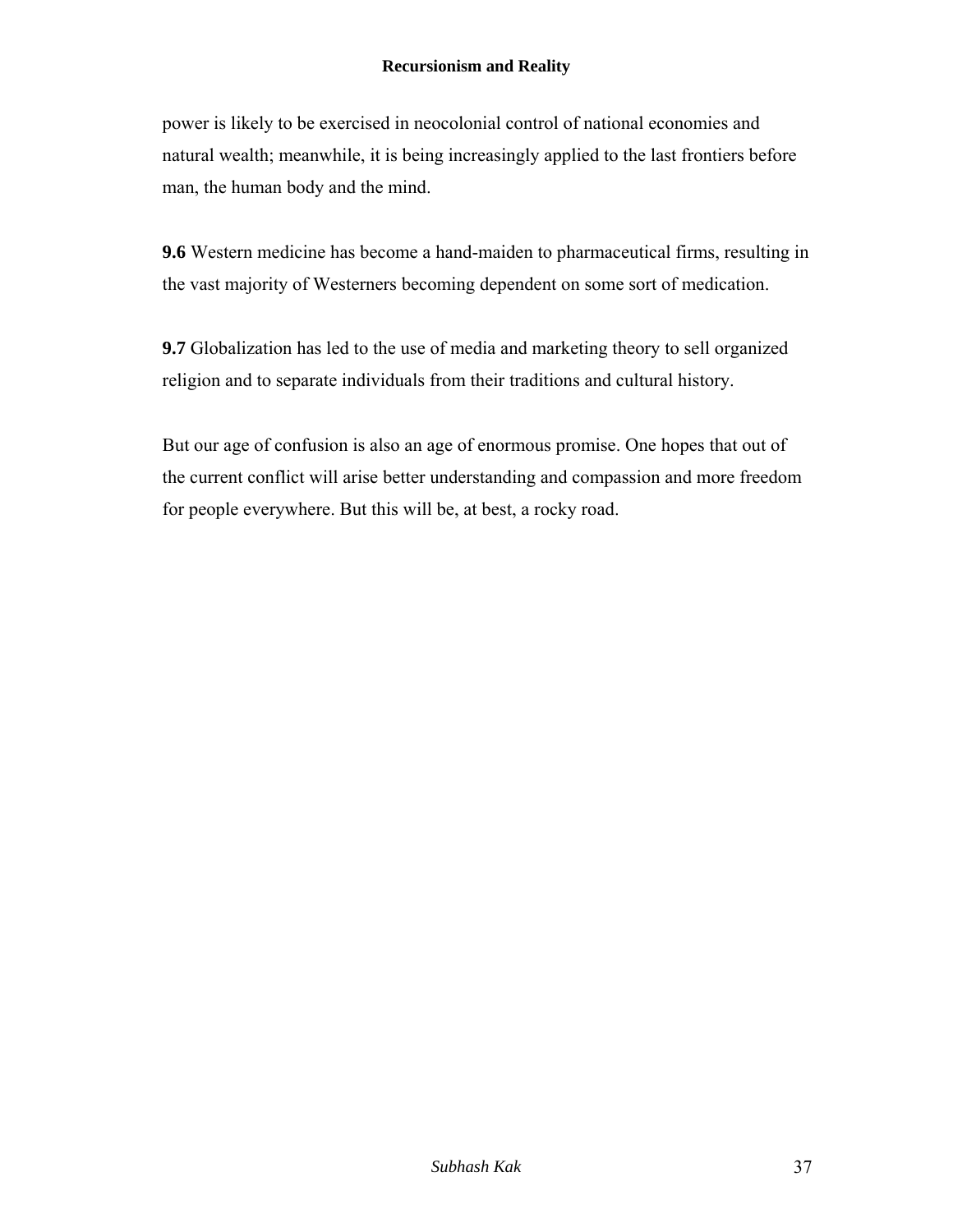power is likely to be exercised in neocolonial control of national economies and natural wealth; meanwhile, it is being increasingly applied to the last frontiers before man, the human body and the mind.

**9.6** Western medicine has become a hand-maiden to pharmaceutical firms, resulting in the vast majority of Westerners becoming dependent on some sort of medication.

**9.7** Globalization has led to the use of media and marketing theory to sell organized religion and to separate individuals from their traditions and cultural history.

But our age of confusion is also an age of enormous promise. One hopes that out of the current conflict will arise better understanding and compassion and more freedom for people everywhere. But this will be, at best, a rocky road.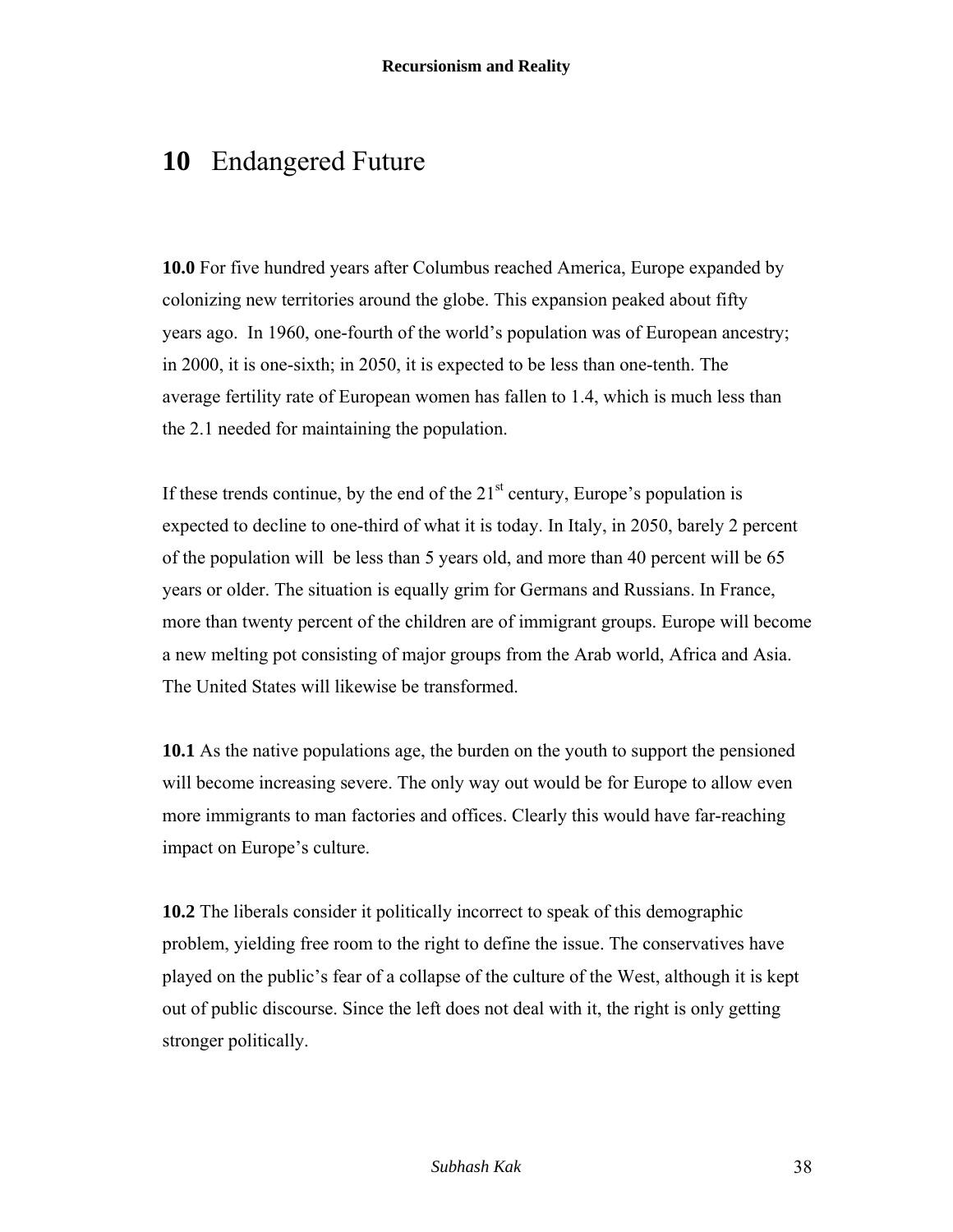# 10 Endangered Future

**10.0** For five hundred years after Columbus reached America, Europe expanded by colonizing new territories around the globe. This expansion peaked about fifty years ago. In 1960, one-fourth of the world's population was of European ancestry; in 2000, it is one-sixth; in 2050, it is expected to be less than one-tenth. The average fertility rate of European women has fallen to 1.4, which is much less than the 2.1 needed for maintaining the population.

If these trends continue, by the end of the 21st century, Europe's population is expected to decline to one-third of what it is today. In Italy, in 2050, barely 2 percent of the population will be less than 5 years old, and more than 40 percent will be 65 years or older. The situation is equally grim for Germans and Russians. In France, more than twenty percent of the children are of immigrant groups. Europe will become a new melting pot consisting of major groups from the Arab world, Africa and Asia. The United States will likewise be transformed.

**10.1** As the native populations age, the burden on the youth to support the pensioned will become increasing severe. The only way out would be for Europe to allow even more immigrants to man factories and offices. Clearly this would have far-reaching impact on Europe's culture.

**10.2** The liberals consider it politically incorrect to speak of this demographic problem, yielding free room to the right to define the issue. The conservatives have played on the public's fear of a collapse of the culture of the West, although it is kept out of public discourse. Since the left does not deal with it, the right is only getting stronger politically.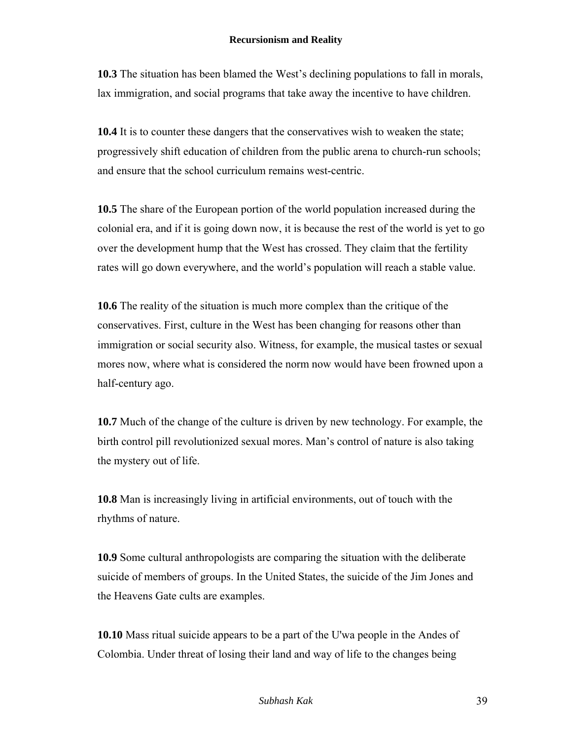**10.3** The situation has been blamed the West's declining populations to fall in morals, lax immigration, and social programs that take away the incentive to have children.

**10.4** It is to counter these dangers that the conservatives wish to weaken the state; progressively shift education of children from the public arena to church-run schools; and ensure that the school curriculum remains west-centric.

**10.5** The share of the European portion of the world population increased during the colonial era, and if it is going down now, it is because the rest of the world is yet to go over the development hump that the West has crossed. They claim that the fertility rates will go down everywhere, and the world's population will reach a stable value.

**10.6** The reality of the situation is much more complex than the critique of the conservatives. First, culture in the West has been changing for reasons other than immigration or social security also. Witness, for example, the musical tastes or sexual mores now, where what is considered the norm now would have been frowned upon a half-century ago.

**10.7** Much of the change of the culture is driven by new technology. For example, the birth control pill revolutionized sexual mores. Man's control of nature is also taking the mystery out of life.

**10.8** Man is increasingly living in artificial environments, out of touch with the rhythms of nature.

**10.9** Some cultural anthropologists are comparing the situation with the deliberate suicide of members of groups. In the United States, the suicide of the Jim Jones and the Heavens Gate cults are examples.

**10.10** Mass ritual suicide appears to be a part of the U'wa people in the Andes of Colombia. Under threat of losing their land and way of life to the changes being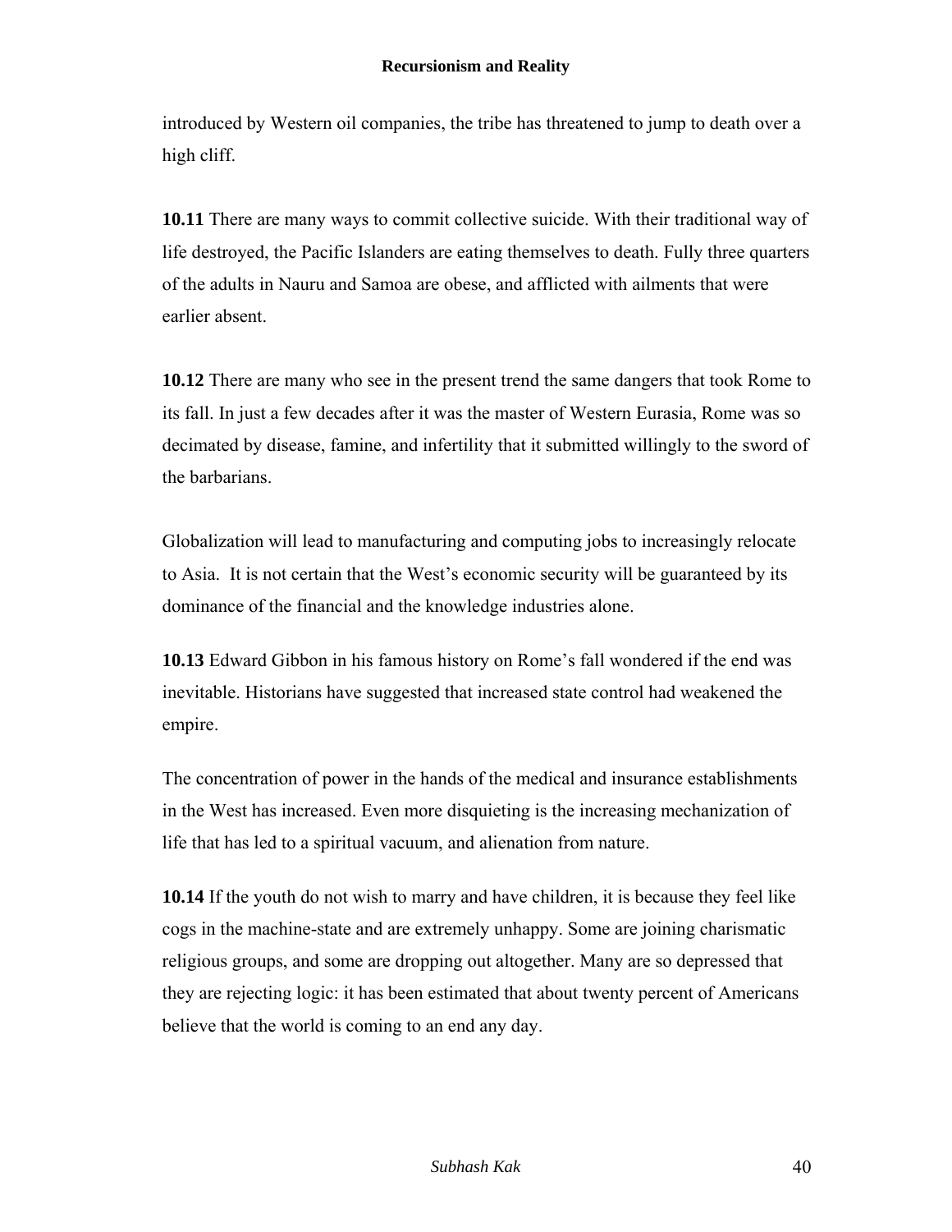introduced by Western oil companies, the tribe has threatened to jump to death over a high cliff.

**10.11** There are many ways to commit collective suicide. With their traditional way of life destroyed, the Pacific Islanders are eating themselves to death. Fully three quarters of the adults in Nauru and Samoa are obese, and afflicted with ailments that were earlier absent.

**10.12** There are many who see in the present trend the same dangers that took Rome to its fall. In just a few decades after it was the master of Western Eurasia, Rome was so decimated by disease, famine, and infertility that it submitted willingly to the sword of the barbarians.

Globalization will lead to manufacturing and computing jobs to increasingly relocate to Asia. It is not certain that the West's economic security will be guaranteed by its dominance of the financial and the knowledge industries alone.

**10.13** Edward Gibbon in his famous history on Rome's fall wondered if the end was inevitable. Historians have suggested that increased state control had weakened the empire.

The concentration of power in the hands of the medical and insurance establishments in the West has increased. Even more disquieting is the increasing mechanization of life that has led to a spiritual vacuum, and alienation from nature.

**10.14** If the youth do not wish to marry and have children, it is because they feel like cogs in the machine-state and are extremely unhappy. Some are joining charismatic religious groups, and some are dropping out altogether. Many are so depressed that they are rejecting logic: it has been estimated that about twenty percent of Americans believe that the world is coming to an end any day.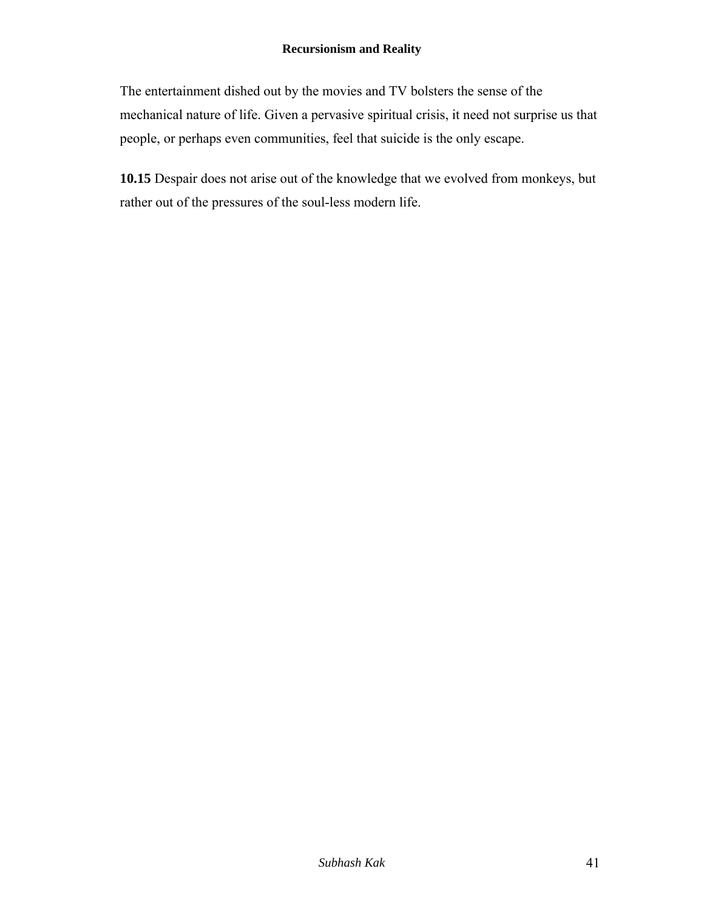The entertainment dished out by the movies and TV bolsters the sense of the mechanical nature of life. Given a pervasive spiritual crisis, it need not surprise us that people, or perhaps even communities, feel that suicide is the only escape.

**10.15** Despair does not arise out of the knowledge that we evolved from monkeys, but rather out of the pressures of the soul-less modern life.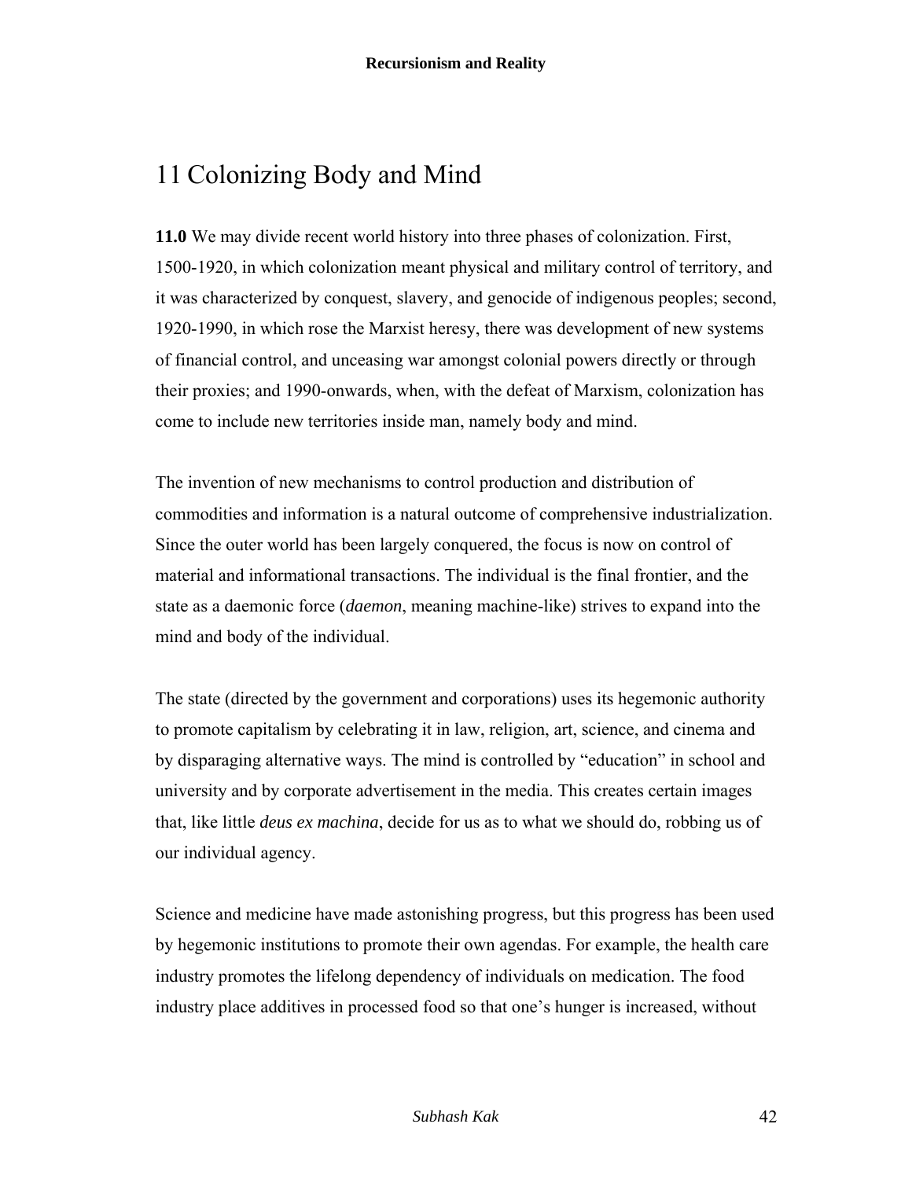# 11 Colonizing Body and Mind

**11.0** We may divide recent world history into three phases of colonization. First, 1500-1920, in which colonization meant physical and military control of territory, and it was characterized by conquest, slavery, and genocide of indigenous peoples; second, 1920-1990, in which rose the Marxist heresy, there was development of new systems of financial control, and unceasing war amongst colonial powers directly or through their proxies; and 1990-onwards, when, with the defeat of Marxism, colonization has come to include new territories inside man, namely body and mind.

The invention of new mechanisms to control production and distribution of commodities and information is a natural outcome of comprehensive industrialization. Since the outer world has been largely conquered, the focus is now on control of material and informational transactions. The individual is the final frontier, and the state as a daemonic force (*daemon*, meaning machine-like) strives to expand into the mind and body of the individual.

The state (directed by the government and corporations) uses its hegemonic authority to promote capitalism by celebrating it in law, religion, art, science, and cinema and by disparaging alternative ways. The mind is controlled by "education" in school and university and by corporate advertisement in the media. This creates certain images that, like little *deus ex machina*, decide for us as to what we should do, robbing us of our individual agency.

Science and medicine have made astonishing progress, but this progress has been used by hegemonic institutions to promote their own agendas. For example, the health care industry promotes the lifelong dependency of individuals on medication. The food industry place additives in processed food so that one's hunger is increased, without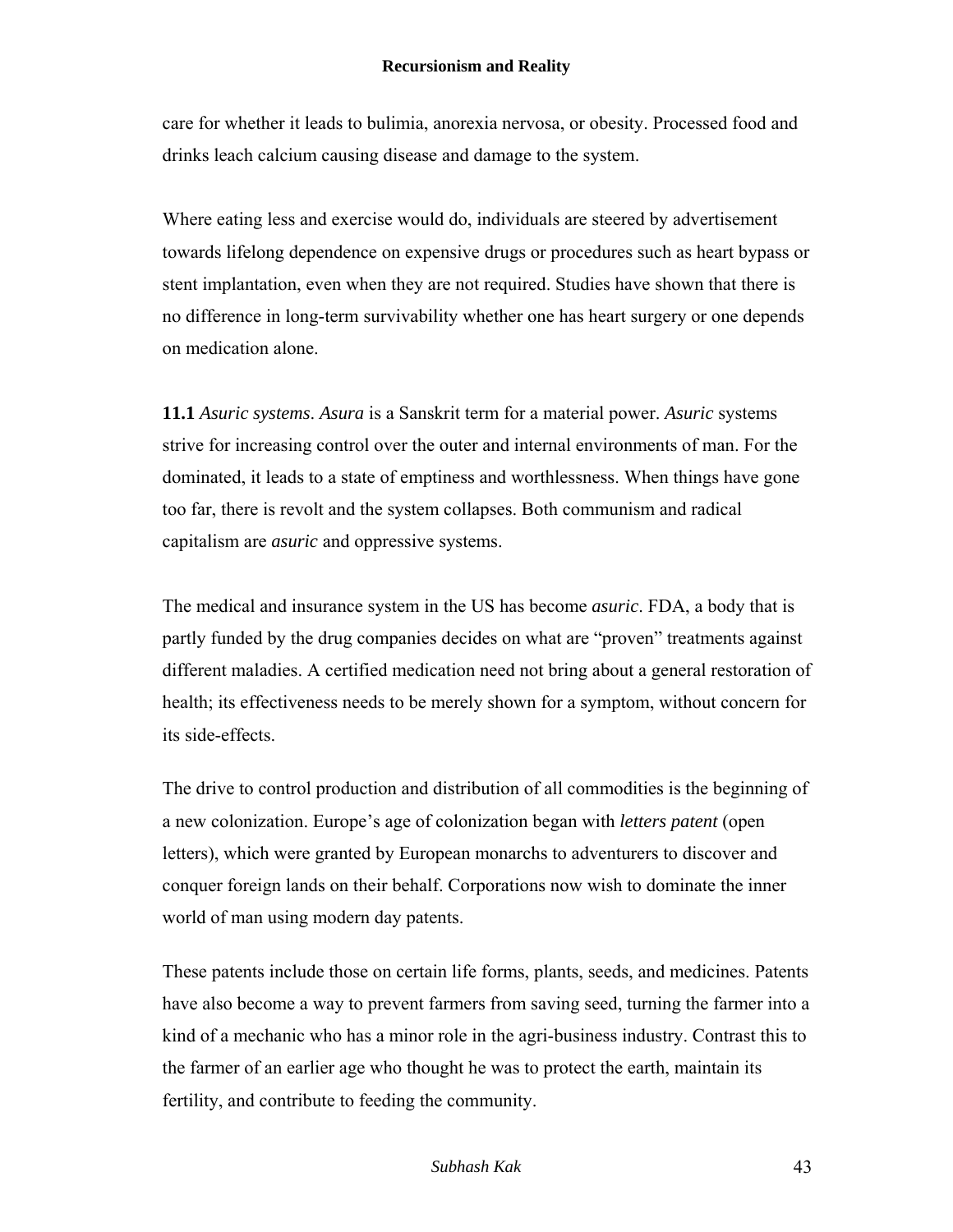care for whether it leads to bulimia, anorexia nervosa, or obesity. Processed food and drinks leach calcium causing disease and damage to the system.

Where eating less and exercise would do, individuals are steered by advertisement towards lifelong dependence on expensive drugs or procedures such as heart bypass or stent implantation, even when they are not required. Studies have shown that there is no difference in long-term survivability whether one has heart surgery or one depends on medication alone.

**11.1** *Asuric systems*. *Asura* is a Sanskrit term for a material power. *Asuric* systems strive for increasing control over the outer and internal environments of man. For the dominated, it leads to a state of emptiness and worthlessness. When things have gone too far, there is revolt and the system collapses. Both communism and radical capitalism are *asuric* and oppressive systems.

The medical and insurance system in the US has become *asuric*. FDA, a body that is partly funded by the drug companies decides on what are "proven" treatments against different maladies. A certified medication need not bring about a general restoration of health; its effectiveness needs to be merely shown for a symptom, without concern for its side-effects.

The drive to control production and distribution of all commodities is the beginning of a new colonization. Europe's age of colonization began with *letters patent* (open letters), which were granted by European monarchs to adventurers to discover and conquer foreign lands on their behalf. Corporations now wish to dominate the inner world of man using modern day patents.

These patents include those on certain life forms, plants, seeds, and medicines. Patents have also become a way to prevent farmers from saving seed, turning the farmer into a kind of a mechanic who has a minor role in the agri-business industry. Contrast this to the farmer of an earlier age who thought he was to protect the earth, maintain its fertility, and contribute to feeding the community.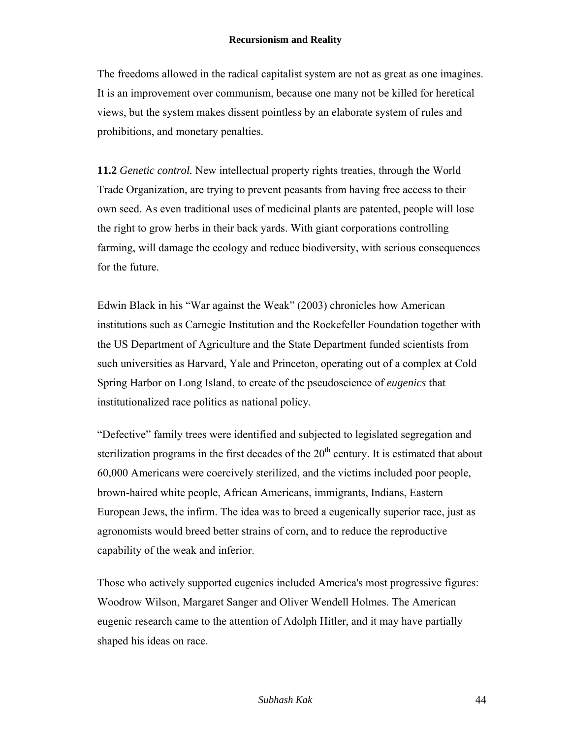The freedoms allowed in the radical capitalist system are not as great as one imagines. It is an improvement over communism, because one many not be killed for heretical views, but the system makes dissent pointless by an elaborate system of rules and prohibitions, and monetary penalties.

**11.2** *Genetic control.* New intellectual property rights treaties, through the World Trade Organization, are trying to prevent peasants from having free access to their own seed. As even traditional uses of medicinal plants are patented, people will lose the right to grow herbs in their back yards. With giant corporations controlling farming, will damage the ecology and reduce biodiversity, with serious consequences for the future.

Edwin Black in his "War against the Weak" (2003) chronicles how American institutions such as Carnegie Institution and the Rockefeller Foundation together with the US Department of Agriculture and the State Department funded scientists from such universities as Harvard, Yale and Princeton, operating out of a complex at Cold Spring Harbor on Long Island, to create of the pseudoscience of *eugenics* that institutionalized race politics as national policy.

"Defective" family trees were identified and subjected to legislated segregation and sterilization programs in the first decades of the 20th century. It is estimated that about 60,000 Americans were coercively sterilized, and the victims included poor people, brown-haired white people, African Americans, immigrants, Indians, Eastern European Jews, the infirm. The idea was to breed a eugenically superior race, just as agronomists would breed better strains of corn, and to reduce the reproductive capability of the weak and inferior.

Those who actively supported eugenics included America's most progressive figures: Woodrow Wilson, Margaret Sanger and Oliver Wendell Holmes. The American eugenic research came to the attention of Adolph Hitler, and it may have partially shaped his ideas on race.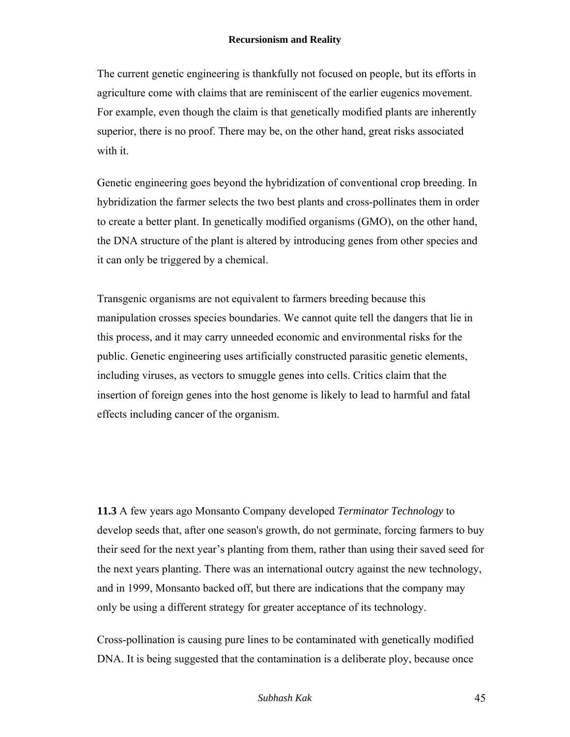The current genetic engineering is thankfully not focused on people, but its efforts in agriculture come with claims that are reminiscent of the earlier eugenics movement. For example, even though the claim is that genetically modified plants are inherently superior, there is no proof. There may be, on the other hand, great risks associated with it.

Genetic engineering goes beyond the hybridization of conventional crop breeding. In hybridization the farmer selects the two best plants and cross-pollinates them in order to create a better plant. In genetically modified organisms (GMO), on the other hand, the DNA structure of the plant is altered by introducing genes from other species and it can only be triggered by a chemical.

Transgenic organisms are not equivalent to farmers breeding because this manipulation crosses species boundaries. We cannot quite tell the dangers that lie in this process, and it may carry unneeded economic and environmental risks for the public. Genetic engineering uses artificially constructed parasitic genetic elements, including viruses, as vectors to smuggle genes into cells. Critics claim that the insertion of foreign genes into the host genome is likely to lead to harmful and fatal effects including cancer of the organism.

**11.3** A few years ago Monsanto Company developed *Terminator Technology* to develop seeds that, after one season's growth, do not germinate, forcing farmers to buy their seed for the next year's planting from them, rather than using their saved seed for the next years planting. There was an international outcry against the new technology, and in 1999, Monsanto backed off, but there are indications that the company may only be using a different strategy for greater acceptance of its technology.

Cross-pollination is causing pure lines to be contaminated with genetically modified DNA. It is being suggested that the contamination is a deliberate ploy, because once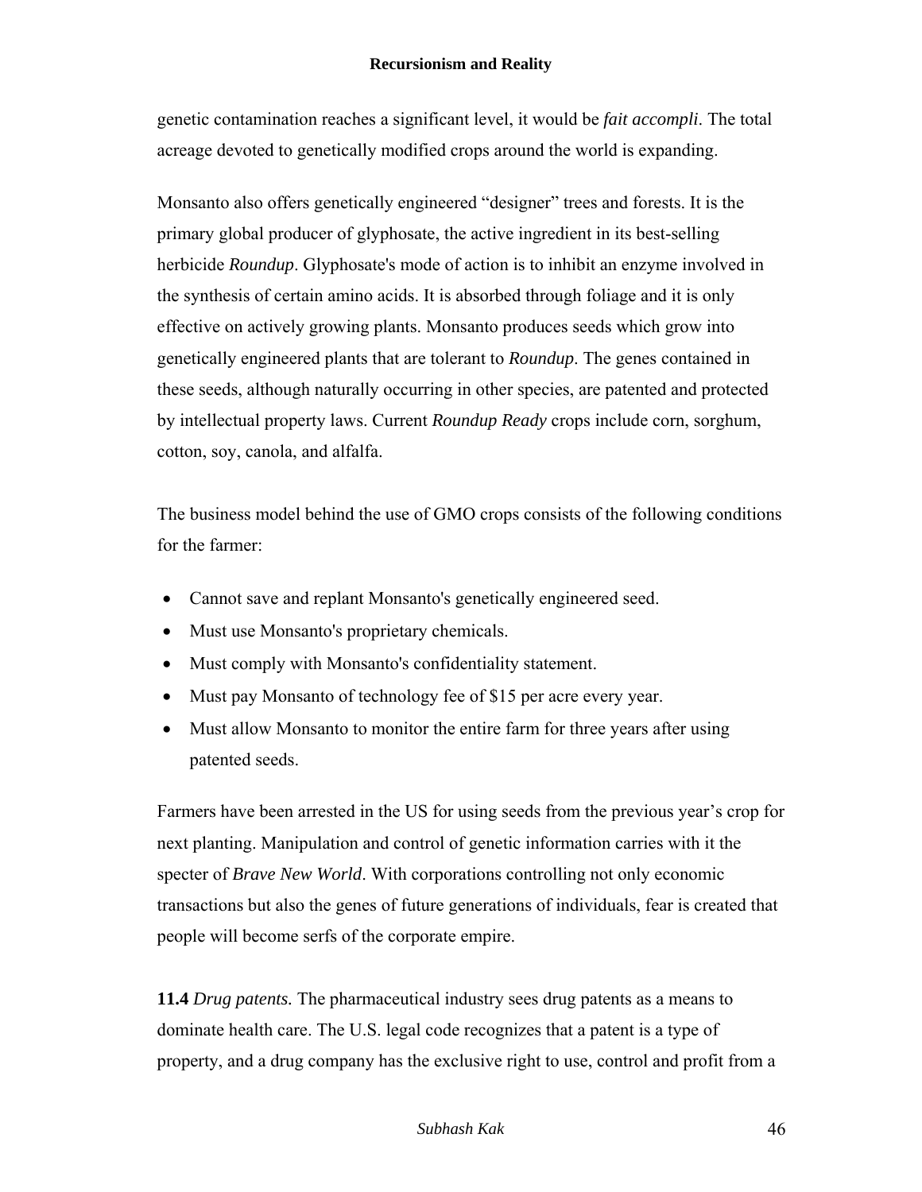genetic contamination reaches a significant level, it would be *fait accompli*. The total acreage devoted to genetically modified crops around the world is expanding.

Monsanto also offers genetically engineered “designer” trees and forests. It is the primary global producer of glyphosate, the active ingredient in its best-selling herbicide *Roundup*. Glyphosate's mode of action is to inhibit an enzyme involved in the synthesis of certain amino acids. It is absorbed through foliage and it is only effective on actively growing plants. Monsanto produces seeds which grow into genetically engineered plants that are tolerant to *Roundup*. The genes contained in these seeds, although naturally occurring in other species, are patented and protected by intellectual property laws. Current *Roundup Ready* crops include corn, sorghum, cotton, soy, canola, and alfalfa.

The business model behind the use of GMO crops consists of the following conditions for the farmer:

- Cannot save and replant Monsanto's genetically engineered seed.
- Must use Monsanto's proprietary chemicals.
- Must comply with Monsanto's confidentiality statement.
- Must pay Monsanto of technology fee of $15 per acre every year.
- Must allow Monsanto to monitor the entire farm for three years after using patented seeds.

Farmers have been arrested in the US for using seeds from the previous year’s crop for next planting. Manipulation and control of genetic information carries with it the specter of *Brave New World*. With corporations controlling not only economic transactions but also the genes of future generations of individuals, fear is created that people will become serfs of the corporate empire.

**11.4** *Drug patents.* The pharmaceutical industry sees drug patents as a means to dominate health care. The U.S. legal code recognizes that a patent is a type of property, and a drug company has the exclusive right to use, control and profit from a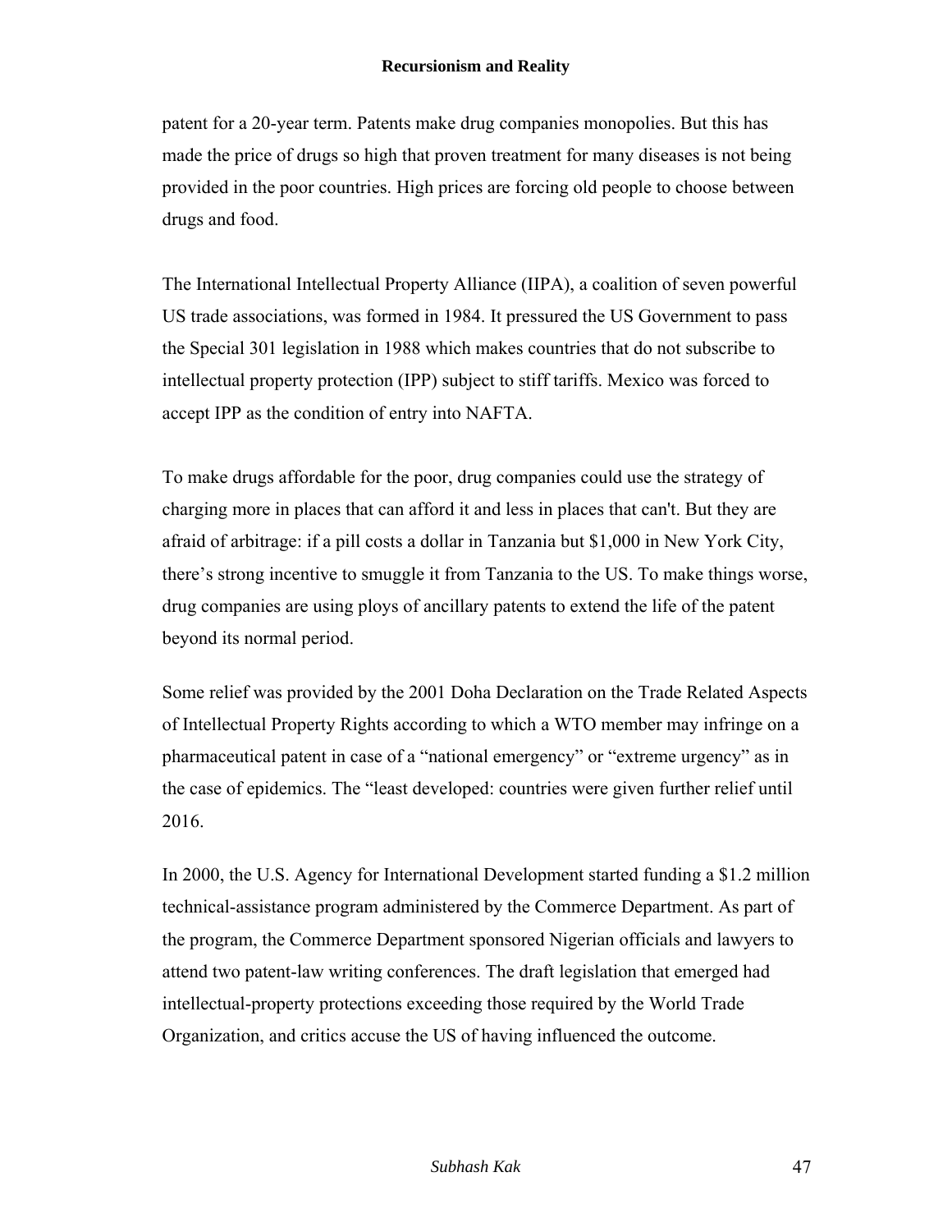patent for a 20-year term. Patents make drug companies monopolies. But this has made the price of drugs so high that proven treatment for many diseases is not being provided in the poor countries. High prices are forcing old people to choose between drugs and food.

The International Intellectual Property Alliance (IIPA), a coalition of seven powerful US trade associations, was formed in 1984. It pressured the US Government to pass the Special 301 legislation in 1988 which makes countries that do not subscribe to intellectual property protection (IPP) subject to stiff tariffs. Mexico was forced to accept IPP as the condition of entry into NAFTA.

To make drugs affordable for the poor, drug companies could use the strategy of charging more in places that can afford it and less in places that can't. But they are afraid of arbitrage: if a pill costs a dollar in Tanzania but $1,000 in New York City, there's strong incentive to smuggle it from Tanzania to the US. To make things worse, drug companies are using ploys of ancillary patents to extend the life of the patent beyond its normal period.

Some relief was provided by the 2001 Doha Declaration on the Trade Related Aspects of Intellectual Property Rights according to which a WTO member may infringe on a pharmaceutical patent in case of a "national emergency" or "extreme urgency" as in the case of epidemics. The "least developed: countries were given further relief until 2016.

In 2000, the U.S. Agency for International Development started funding a $1.2 million technical-assistance program administered by the Commerce Department. As part of the program, the Commerce Department sponsored Nigerian officials and lawyers to attend two patent-law writing conferences. The draft legislation that emerged had intellectual-property protections exceeding those required by the World Trade Organization, and critics accuse the US of having influenced the outcome.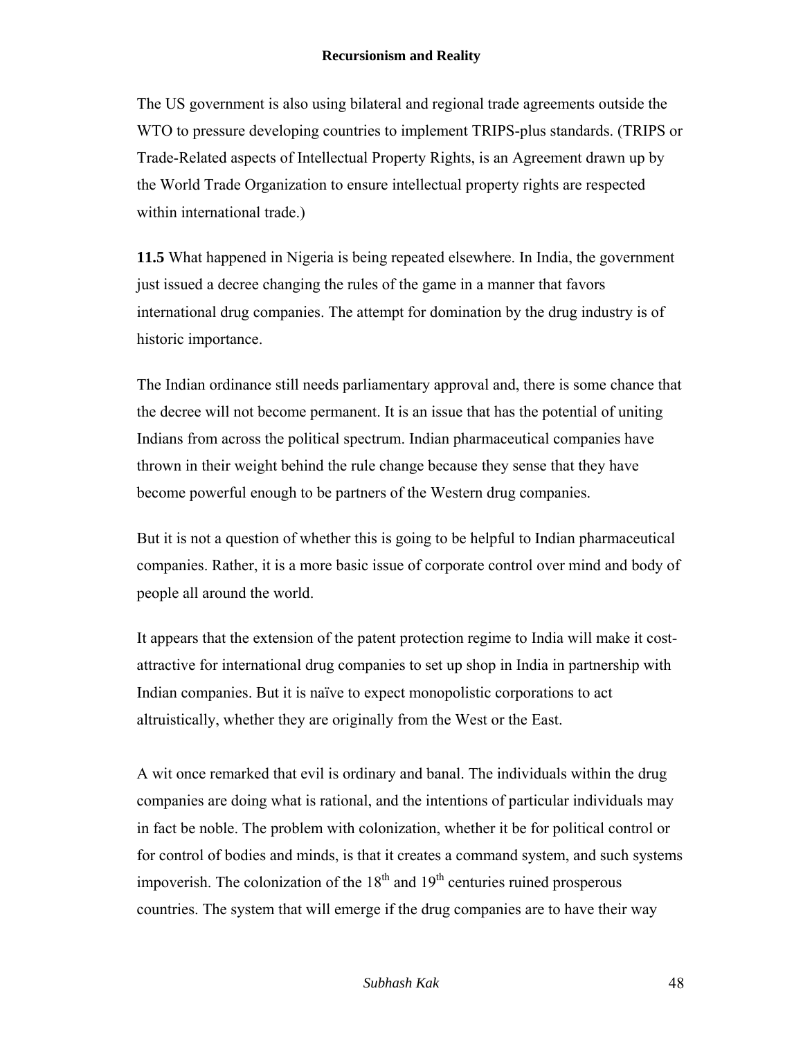The US government is also using bilateral and regional trade agreements outside the WTO to pressure developing countries to implement TRIPS-plus standards. (TRIPS or Trade-Related aspects of Intellectual Property Rights, is an Agreement drawn up by the World Trade Organization to ensure intellectual property rights are respected within international trade.)

**11.5** What happened in Nigeria is being repeated elsewhere. In India, the government just issued a decree changing the rules of the game in a manner that favors international drug companies. The attempt for domination by the drug industry is of historic importance.

The Indian ordinance still needs parliamentary approval and, there is some chance that the decree will not become permanent. It is an issue that has the potential of uniting Indians from across the political spectrum. Indian pharmaceutical companies have thrown in their weight behind the rule change because they sense that they have become powerful enough to be partners of the Western drug companies.

But it is not a question of whether this is going to be helpful to Indian pharmaceutical companies. Rather, it is a more basic issue of corporate control over mind and body of people all around the world.

It appears that the extension of the patent protection regime to India will make it cost-attractive for international drug companies to set up shop in India in partnership with Indian companies. But it is naïve to expect monopolistic corporations to act altruistically, whether they are originally from the West or the East.

A wit once remarked that evil is ordinary and banal. The individuals within the drug companies are doing what is rational, and the intentions of particular individuals may in fact be noble. The problem with colonization, whether it be for political control or for control of bodies and minds, is that it creates a command system, and such systems impoverish. The colonization of the 18th and 19th centuries ruined prosperous countries. The system that will emerge if the drug companies are to have their way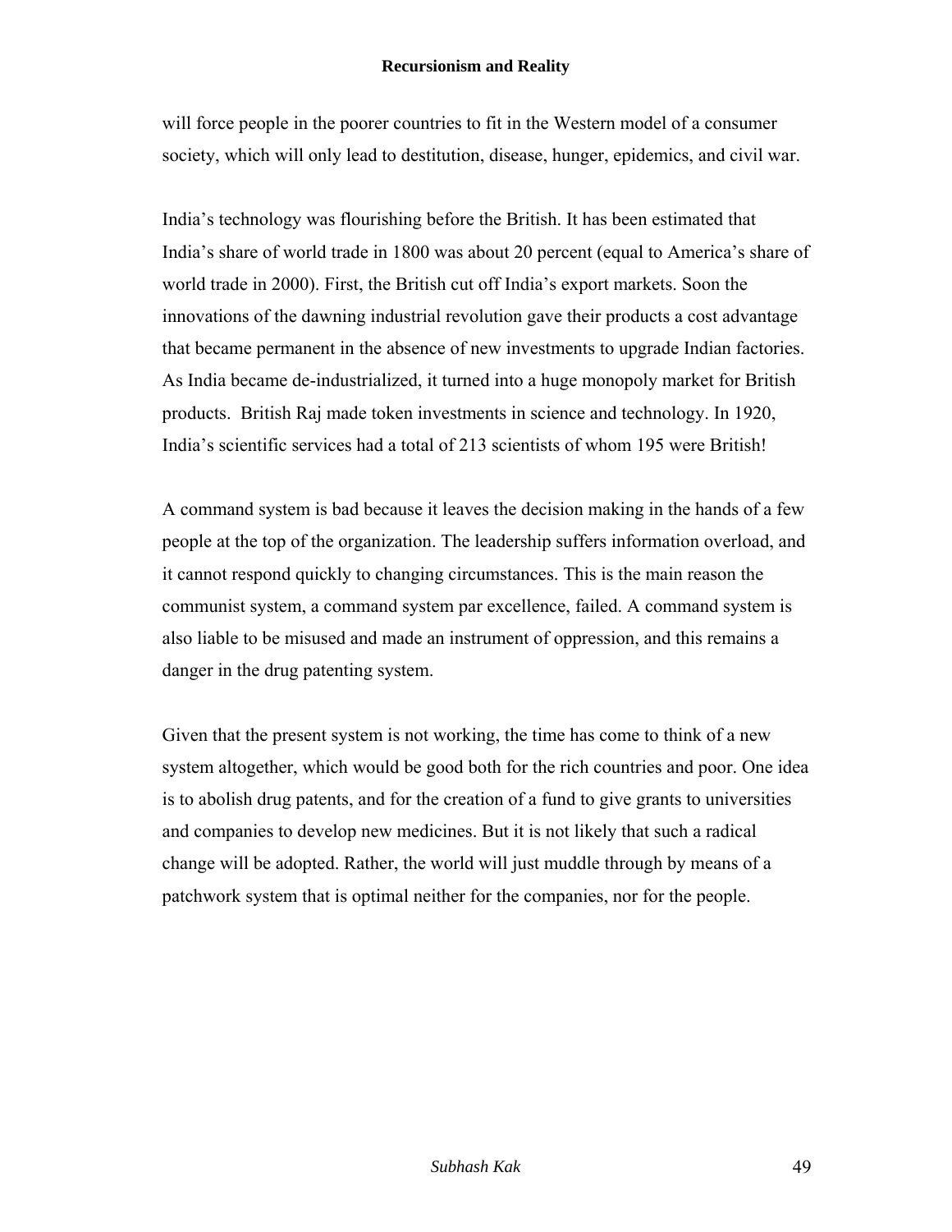will force people in the poorer countries to fit in the Western model of a consumer society, which will only lead to destitution, disease, hunger, epidemics, and civil war.

India's technology was flourishing before the British. It has been estimated that India's share of world trade in 1800 was about 20 percent (equal to America's share of world trade in 2000). First, the British cut off India's export markets. Soon the innovations of the dawning industrial revolution gave their products a cost advantage that became permanent in the absence of new investments to upgrade Indian factories. As India became de-industrialized, it turned into a huge monopoly market for British products.  British Raj made token investments in science and technology. In 1920, India's scientific services had a total of 213 scientists of whom 195 were British!

A command system is bad because it leaves the decision making in the hands of a few people at the top of the organization. The leadership suffers information overload, and it cannot respond quickly to changing circumstances. This is the main reason the communist system, a command system par excellence, failed. A command system is also liable to be misused and made an instrument of oppression, and this remains a danger in the drug patenting system.

Given that the present system is not working, the time has come to think of a new system altogether, which would be good both for the rich countries and poor. One idea is to abolish drug patents, and for the creation of a fund to give grants to universities and companies to develop new medicines. But it is not likely that such a radical change will be adopted. Rather, the world will just muddle through by means of a patchwork system that is optimal neither for the companies, nor for the people.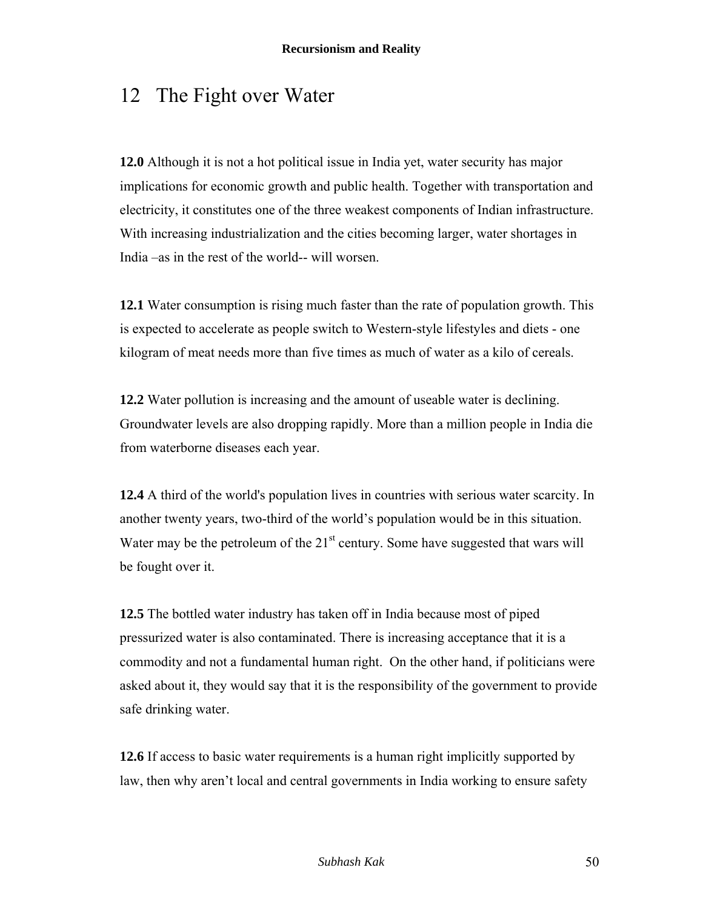# 12 The Fight over Water

**12.0** Although it is not a hot political issue in India yet, water security has major implications for economic growth and public health. Together with transportation and electricity, it constitutes one of the three weakest components of Indian infrastructure. With increasing industrialization and the cities becoming larger, water shortages in India –as in the rest of the world-- will worsen.

**12.1** Water consumption is rising much faster than the rate of population growth. This is expected to accelerate as people switch to Western-style lifestyles and diets - one kilogram of meat needs more than five times as much of water as a kilo of cereals.

**12.2** Water pollution is increasing and the amount of useable water is declining. Groundwater levels are also dropping rapidly. More than a million people in India die from waterborne diseases each year.

**12.4** A third of the world's population lives in countries with serious water scarcity. In another twenty years, two-third of the world's population would be in this situation. Water may be the petroleum of the 21st century. Some have suggested that wars will be fought over it.

**12.5** The bottled water industry has taken off in India because most of piped pressurized water is also contaminated. There is increasing acceptance that it is a commodity and not a fundamental human right. On the other hand, if politicians were asked about it, they would say that it is the responsibility of the government to provide safe drinking water.

**12.6** If access to basic water requirements is a human right implicitly supported by law, then why aren't local and central governments in India working to ensure safety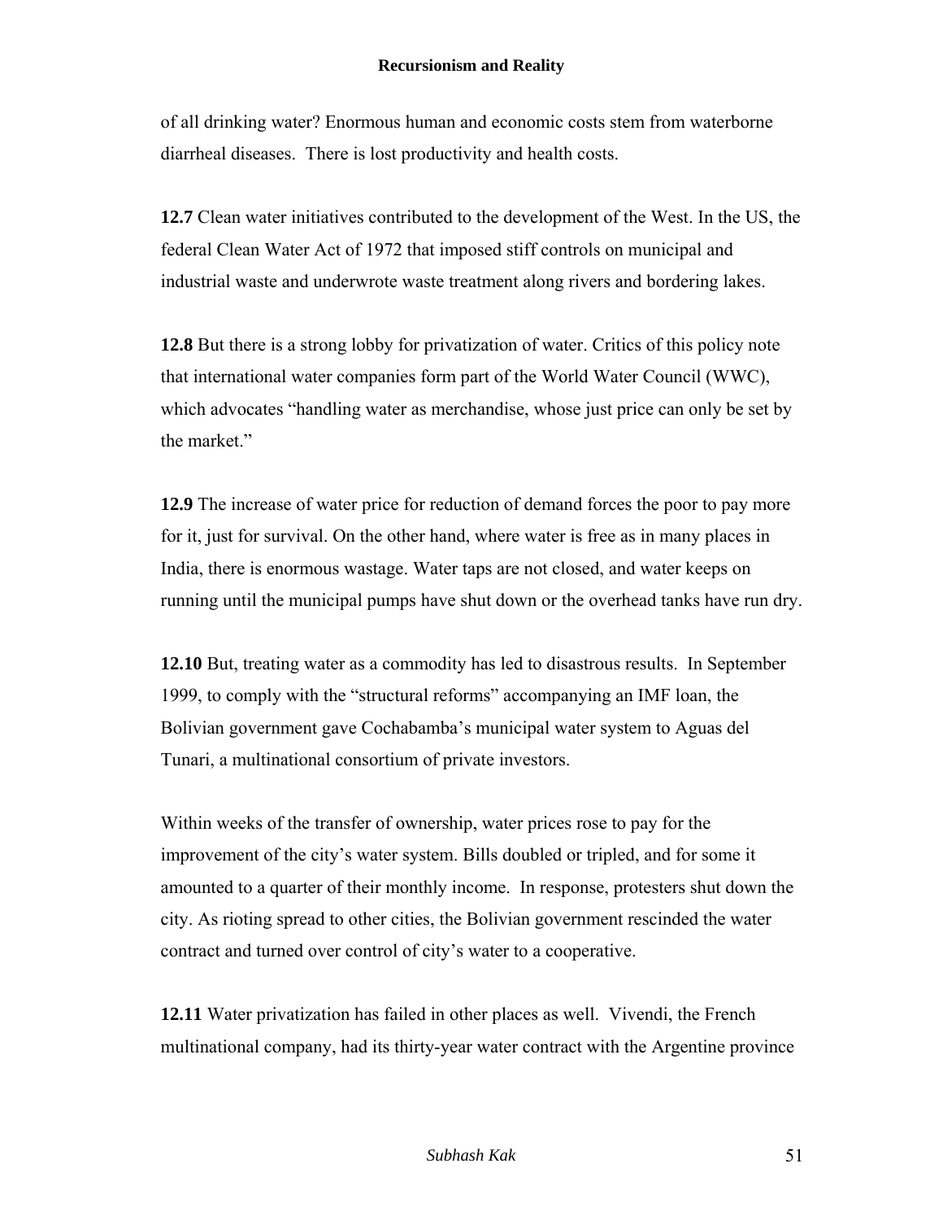of all drinking water? Enormous human and economic costs stem from waterborne diarrheal diseases. There is lost productivity and health costs.

**12.7** Clean water initiatives contributed to the development of the West. In the US, the federal Clean Water Act of 1972 that imposed stiff controls on municipal and industrial waste and underwrote waste treatment along rivers and bordering lakes.

**12.8** But there is a strong lobby for privatization of water. Critics of this policy note that international water companies form part of the World Water Council (WWC), which advocates "handling water as merchandise, whose just price can only be set by the market."

**12.9** The increase of water price for reduction of demand forces the poor to pay more for it, just for survival. On the other hand, where water is free as in many places in India, there is enormous wastage. Water taps are not closed, and water keeps on running until the municipal pumps have shut down or the overhead tanks have run dry.

**12.10** But, treating water as a commodity has led to disastrous results. In September 1999, to comply with the "structural reforms" accompanying an IMF loan, the Bolivian government gave Cochabamba's municipal water system to Aguas del Tunari, a multinational consortium of private investors.

Within weeks of the transfer of ownership, water prices rose to pay for the improvement of the city's water system. Bills doubled or tripled, and for some it amounted to a quarter of their monthly income. In response, protesters shut down the city. As rioting spread to other cities, the Bolivian government rescinded the water contract and turned over control of city's water to a cooperative.

**12.11** Water privatization has failed in other places as well. Vivendi, the French multinational company, had its thirty-year water contract with the Argentine province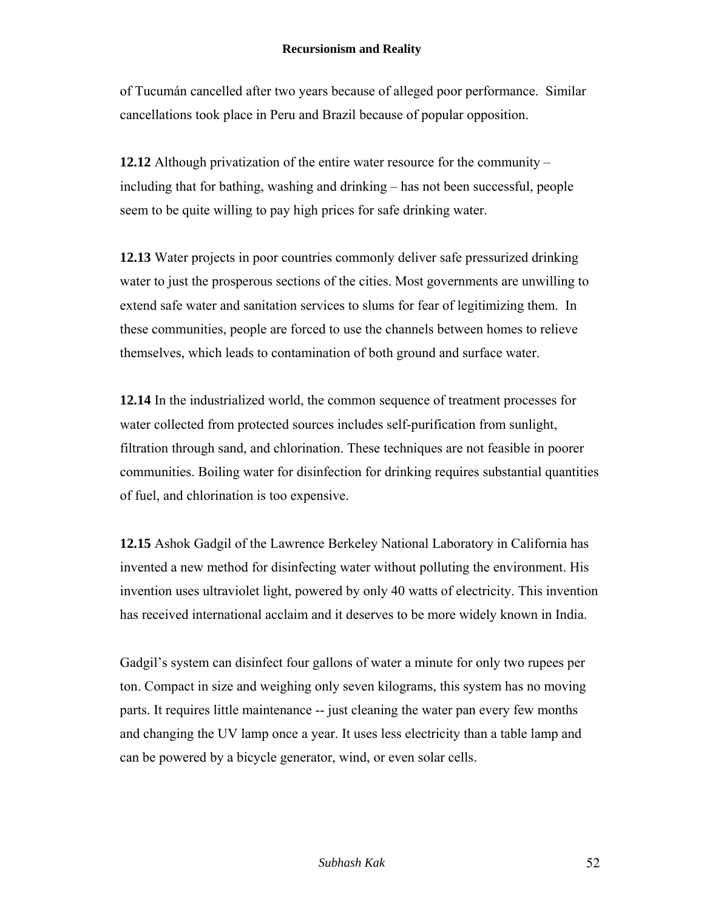of Tucumán cancelled after two years because of alleged poor performance. Similar cancellations took place in Peru and Brazil because of popular opposition.

**12.12** Although privatization of the entire water resource for the community – including that for bathing, washing and drinking – has not been successful, people seem to be quite willing to pay high prices for safe drinking water.

**12.13** Water projects in poor countries commonly deliver safe pressurized drinking water to just the prosperous sections of the cities. Most governments are unwilling to extend safe water and sanitation services to slums for fear of legitimizing them. In these communities, people are forced to use the channels between homes to relieve themselves, which leads to contamination of both ground and surface water.

**12.14** In the industrialized world, the common sequence of treatment processes for water collected from protected sources includes self-purification from sunlight, filtration through sand, and chlorination. These techniques are not feasible in poorer communities. Boiling water for disinfection for drinking requires substantial quantities of fuel, and chlorination is too expensive.

**12.15** Ashok Gadgil of the Lawrence Berkeley National Laboratory in California has invented a new method for disinfecting water without polluting the environment. His invention uses ultraviolet light, powered by only 40 watts of electricity. This invention has received international acclaim and it deserves to be more widely known in India.

Gadgil's system can disinfect four gallons of water a minute for only two rupees per ton. Compact in size and weighing only seven kilograms, this system has no moving parts. It requires little maintenance -- just cleaning the water pan every few months and changing the UV lamp once a year. It uses less electricity than a table lamp and can be powered by a bicycle generator, wind, or even solar cells.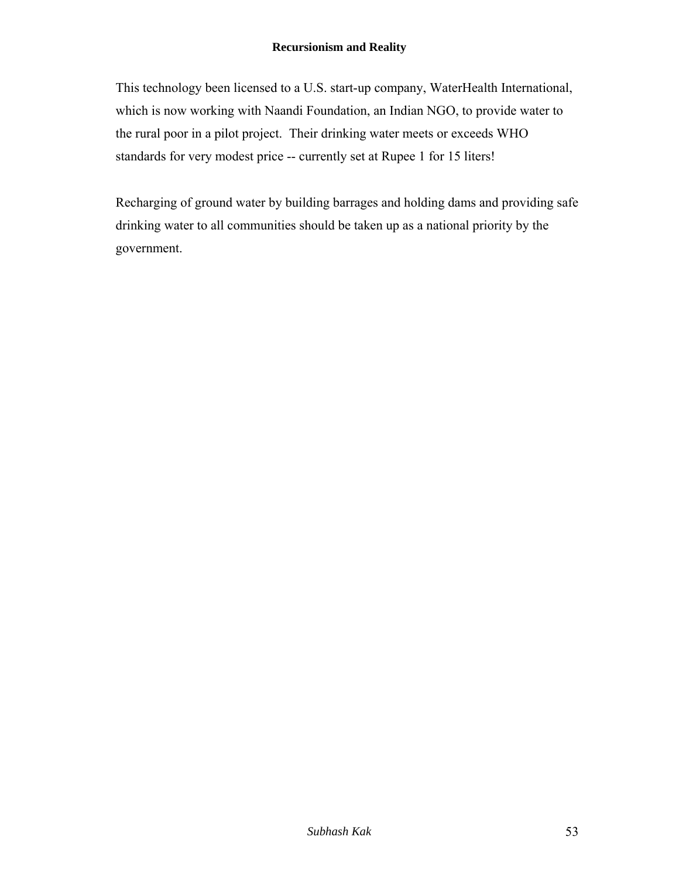This technology been licensed to a U.S. start-up company, WaterHealth International, which is now working with Naandi Foundation, an Indian NGO, to provide water to the rural poor in a pilot project. Their drinking water meets or exceeds WHO standards for very modest price -- currently set at Rupee 1 for 15 liters!

Recharging of ground water by building barrages and holding dams and providing safe drinking water to all communities should be taken up as a national priority by the government.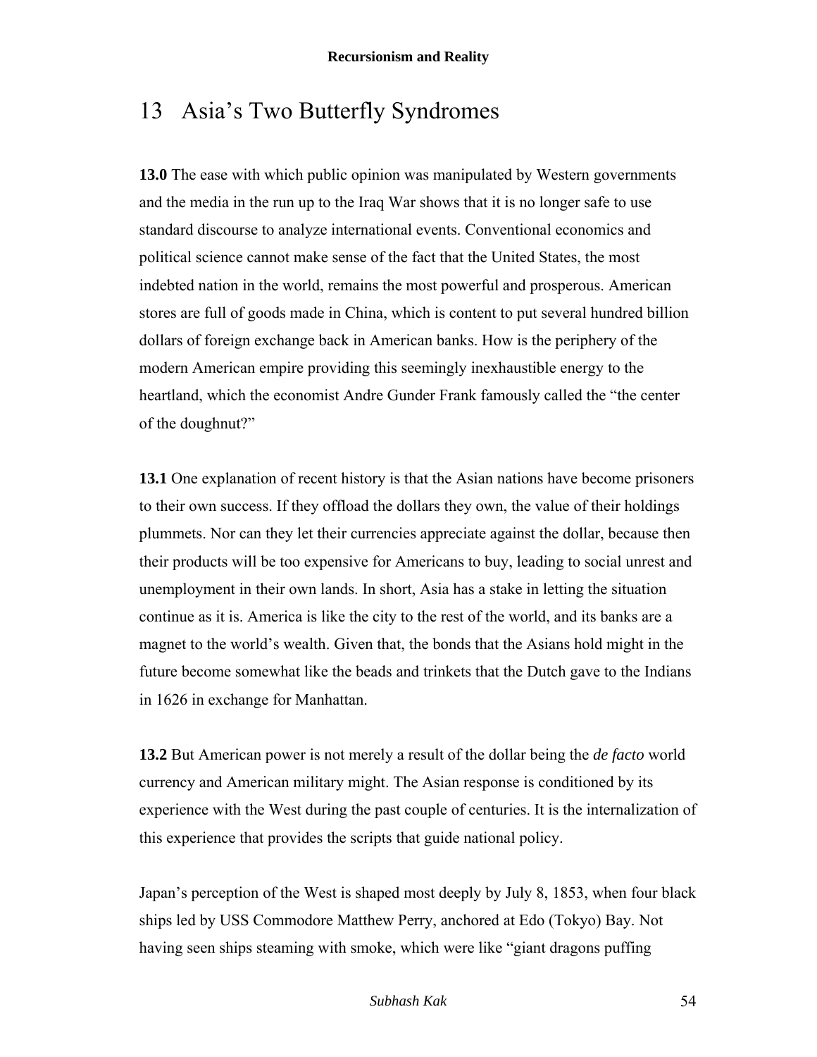# 13 Asia's Two Butterfly Syndromes

**13.0** The ease with which public opinion was manipulated by Western governments and the media in the run up to the Iraq War shows that it is no longer safe to use standard discourse to analyze international events. Conventional economics and political science cannot make sense of the fact that the United States, the most indebted nation in the world, remains the most powerful and prosperous. American stores are full of goods made in China, which is content to put several hundred billion dollars of foreign exchange back in American banks. How is the periphery of the modern American empire providing this seemingly inexhaustible energy to the heartland, which the economist Andre Gunder Frank famously called the "the center of the doughnut?"

**13.1** One explanation of recent history is that the Asian nations have become prisoners to their own success. If they offload the dollars they own, the value of their holdings plummets. Nor can they let their currencies appreciate against the dollar, because then their products will be too expensive for Americans to buy, leading to social unrest and unemployment in their own lands. In short, Asia has a stake in letting the situation continue as it is. America is like the city to the rest of the world, and its banks are a magnet to the world's wealth. Given that, the bonds that the Asians hold might in the future become somewhat like the beads and trinkets that the Dutch gave to the Indians in 1626 in exchange for Manhattan.

**13.2** But American power is not merely a result of the dollar being the *de facto* world currency and American military might. The Asian response is conditioned by its experience with the West during the past couple of centuries. It is the internalization of this experience that provides the scripts that guide national policy.

Japan's perception of the West is shaped most deeply by July 8, 1853, when four black ships led by USS Commodore Matthew Perry, anchored at Edo (Tokyo) Bay. Not having seen ships steaming with smoke, which were like "giant dragons puffing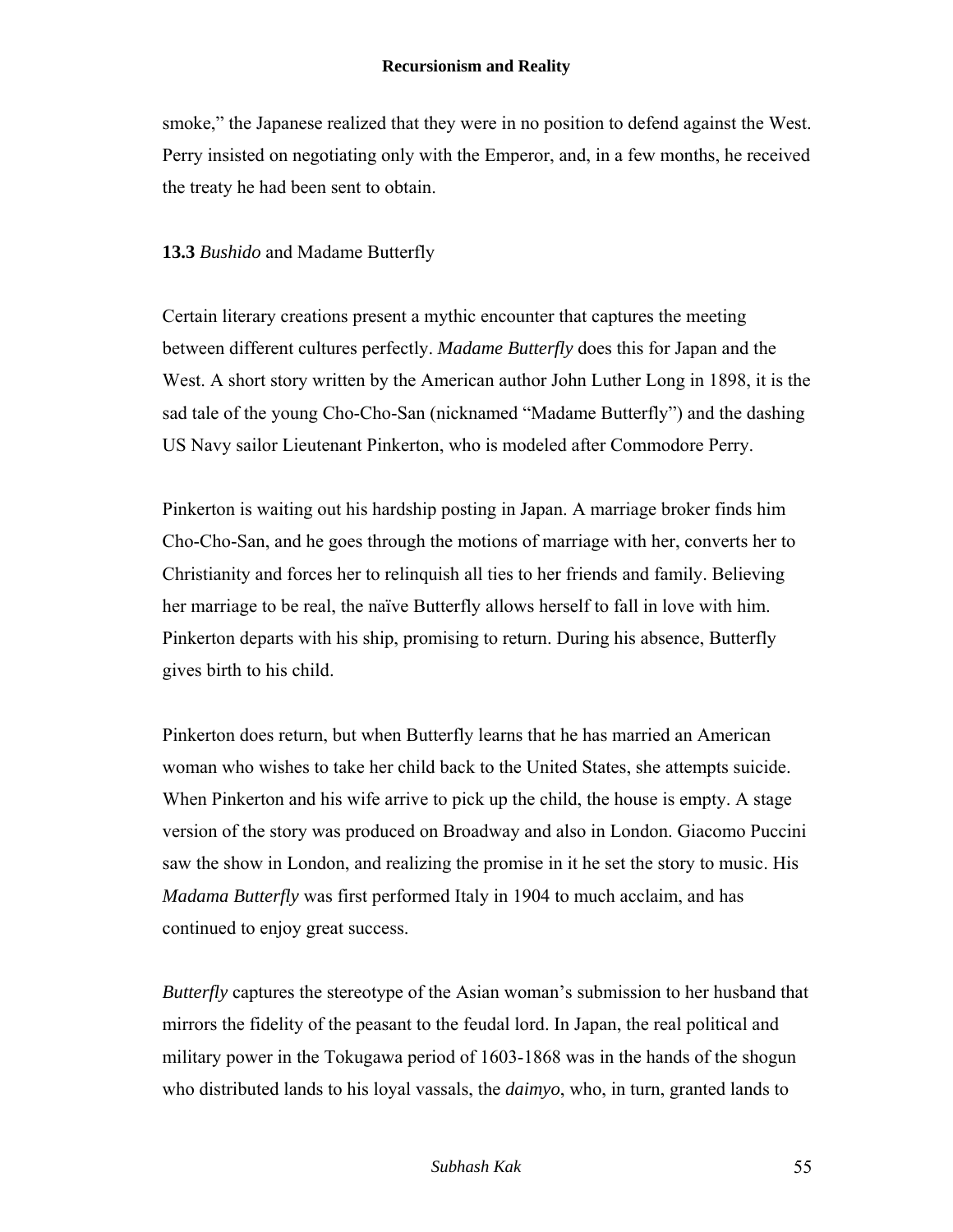smoke," the Japanese realized that they were in no position to defend against the West. Perry insisted on negotiating only with the Emperor, and, in a few months, he received the treaty he had been sent to obtain.

### **13.3** *Bushido* and Madame Butterfly

Certain literary creations present a mythic encounter that captures the meeting between different cultures perfectly. *Madame Butterfly* does this for Japan and the West. A short story written by the American author John Luther Long in 1898, it is the sad tale of the young Cho-Cho-San (nicknamed "Madame Butterfly") and the dashing US Navy sailor Lieutenant Pinkerton, who is modeled after Commodore Perry.

Pinkerton is waiting out his hardship posting in Japan. A marriage broker finds him Cho-Cho-San, and he goes through the motions of marriage with her, converts her to Christianity and forces her to relinquish all ties to her friends and family. Believing her marriage to be real, the naïve Butterfly allows herself to fall in love with him. Pinkerton departs with his ship, promising to return. During his absence, Butterfly gives birth to his child.

Pinkerton does return, but when Butterfly learns that he has married an American woman who wishes to take her child back to the United States, she attempts suicide. When Pinkerton and his wife arrive to pick up the child, the house is empty. A stage version of the story was produced on Broadway and also in London. Giacomo Puccini saw the show in London, and realizing the promise in it he set the story to music. His *Madama Butterfly* was first performed Italy in 1904 to much acclaim, and has continued to enjoy great success.

*Butterfly* captures the stereotype of the Asian woman's submission to her husband that mirrors the fidelity of the peasant to the feudal lord. In Japan, the real political and military power in the Tokugawa period of 1603-1868 was in the hands of the shogun who distributed lands to his loyal vassals, the *daimyo*, who, in turn, granted lands to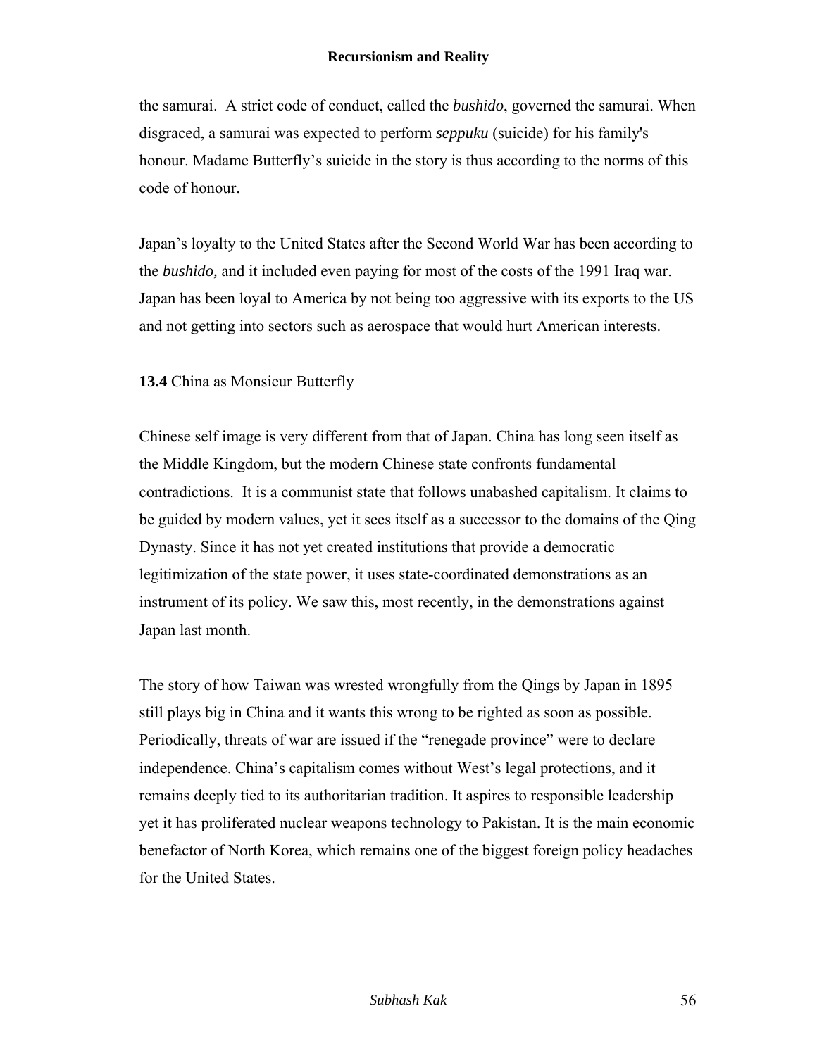the samurai. A strict code of conduct, called the *bushido*, governed the samurai. When disgraced, a samurai was expected to perform *seppuku* (suicide) for his family's honour. Madame Butterfly's suicide in the story is thus according to the norms of this code of honour.

Japan's loyalty to the United States after the Second World War has been according to the *bushido,* and it included even paying for most of the costs of the 1991 Iraq war. Japan has been loyal to America by not being too aggressive with its exports to the US and not getting into sectors such as aerospace that would hurt American interests.

### **13.4** China as Monsieur Butterfly

Chinese self image is very different from that of Japan. China has long seen itself as the Middle Kingdom, but the modern Chinese state confronts fundamental contradictions. It is a communist state that follows unabashed capitalism. It claims to be guided by modern values, yet it sees itself as a successor to the domains of the Qing Dynasty. Since it has not yet created institutions that provide a democratic legitimization of the state power, it uses state-coordinated demonstrations as an instrument of its policy. We saw this, most recently, in the demonstrations against Japan last month.

The story of how Taiwan was wrested wrongfully from the Qings by Japan in 1895 still plays big in China and it wants this wrong to be righted as soon as possible. Periodically, threats of war are issued if the "renegade province" were to declare independence. China's capitalism comes without West's legal protections, and it remains deeply tied to its authoritarian tradition. It aspires to responsible leadership yet it has proliferated nuclear weapons technology to Pakistan. It is the main economic benefactor of North Korea, which remains one of the biggest foreign policy headaches for the United States.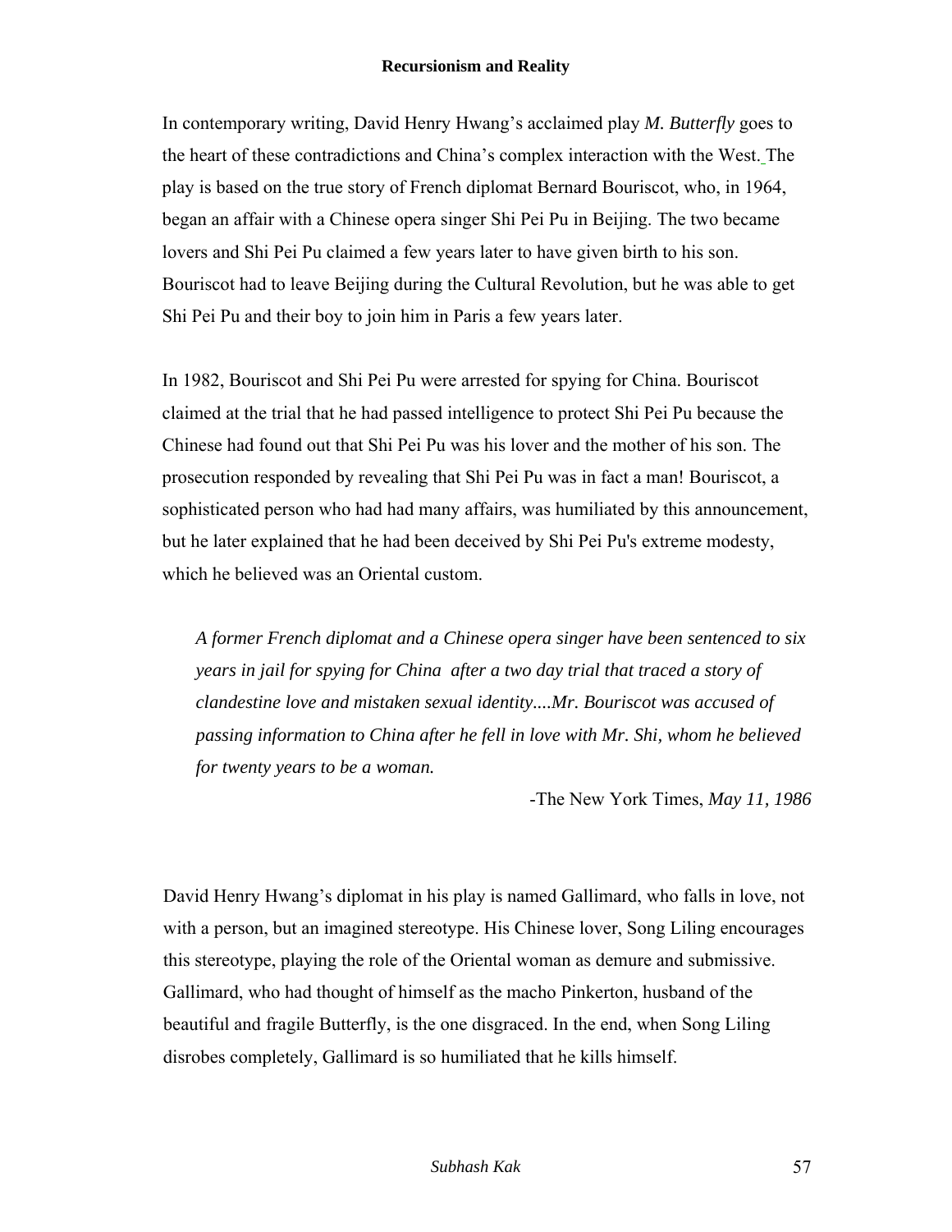In contemporary writing, David Henry Hwang's acclaimed play *M. Butterfly* goes to the heart of these contradictions and China's complex interaction with the West. The play is based on the true story of French diplomat Bernard Bouriscot, who, in 1964, began an affair with a Chinese opera singer Shi Pei Pu in Beijing. The two became lovers and Shi Pei Pu claimed a few years later to have given birth to his son. Bouriscot had to leave Beijing during the Cultural Revolution, but he was able to get Shi Pei Pu and their boy to join him in Paris a few years later.

In 1982, Bouriscot and Shi Pei Pu were arrested for spying for China. Bouriscot claimed at the trial that he had passed intelligence to protect Shi Pei Pu because the Chinese had found out that Shi Pei Pu was his lover and the mother of his son. The prosecution responded by revealing that Shi Pei Pu was in fact a man! Bouriscot, a sophisticated person who had had many affairs, was humiliated by this announcement, but he later explained that he had been deceived by Shi Pei Pu's extreme modesty, which he believed was an Oriental custom.

> *A former French diplomat and a Chinese opera singer have been sentenced to six years in jail for spying for China after a two day trial that traced a story of clandestine love and mistaken sexual identity....Mr. Bouriscot was accused of passing information to China after he fell in love with Mr. Shi, whom he believed for twenty years to be a woman.*
>
> -The New York Times, *May 11, 1986*

David Henry Hwang's diplomat in his play is named Gallimard, who falls in love, not with a person, but an imagined stereotype. His Chinese lover, Song Liling encourages this stereotype, playing the role of the Oriental woman as demure and submissive. Gallimard, who had thought of himself as the macho Pinkerton, husband of the beautiful and fragile Butterfly, is the one disgraced. In the end, when Song Liling disrobes completely, Gallimard is so humiliated that he kills himself.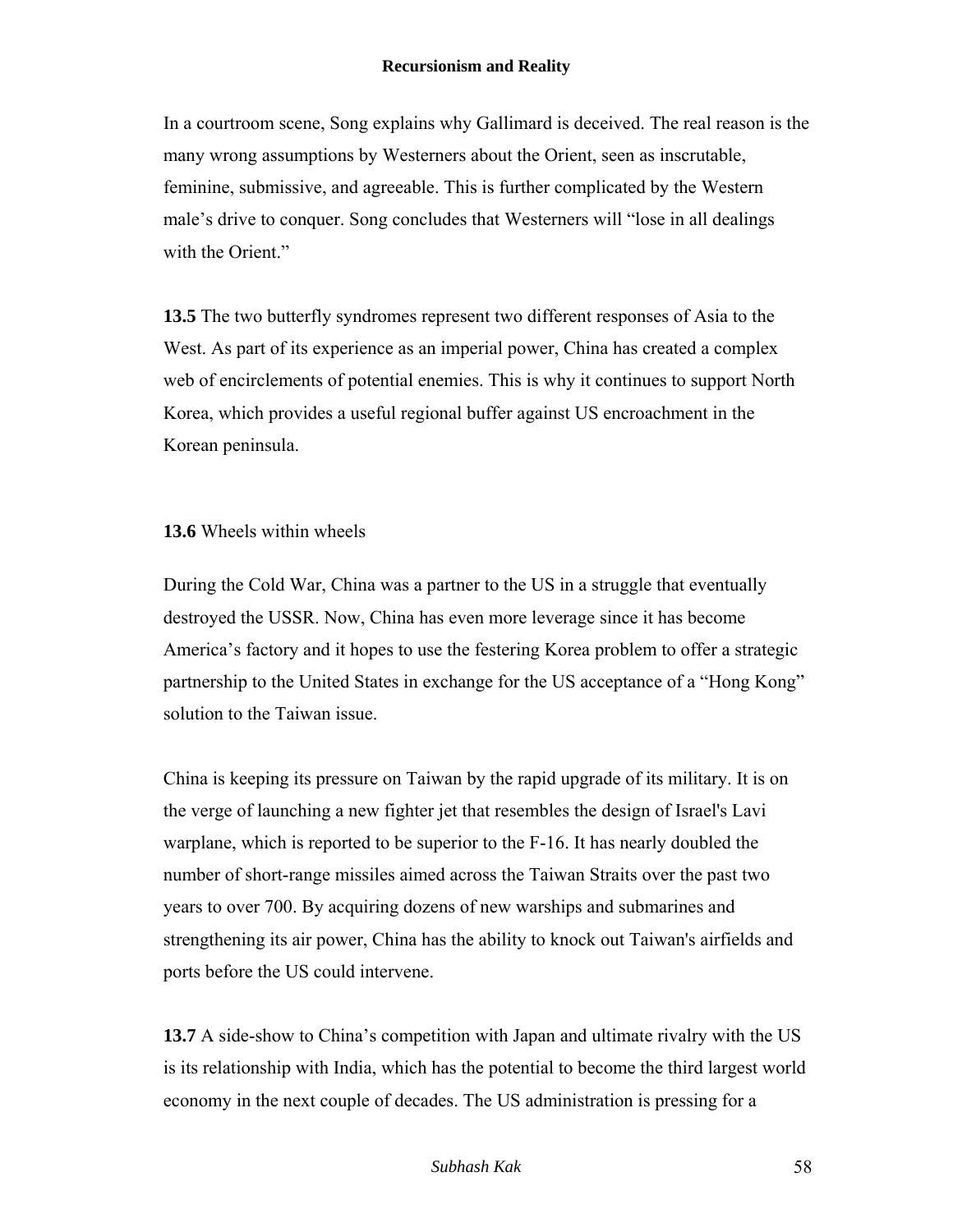In a courtroom scene, Song explains why Gallimard is deceived. The real reason is the many wrong assumptions by Westerners about the Orient, seen as inscrutable, feminine, submissive, and agreeable. This is further complicated by the Western male's drive to conquer. Song concludes that Westerners will "lose in all dealings with the Orient."

**13.5** The two butterfly syndromes represent two different responses of Asia to the West. As part of its experience as an imperial power, China has created a complex web of encirclements of potential enemies. This is why it continues to support North Korea, which provides a useful regional buffer against US encroachment in the Korean peninsula.

**13.6** Wheels within wheels

During the Cold War, China was a partner to the US in a struggle that eventually destroyed the USSR. Now, China has even more leverage since it has become America's factory and it hopes to use the festering Korea problem to offer a strategic partnership to the United States in exchange for the US acceptance of a "Hong Kong" solution to the Taiwan issue.

China is keeping its pressure on Taiwan by the rapid upgrade of its military. It is on the verge of launching a new fighter jet that resembles the design of Israel's Lavi warplane, which is reported to be superior to the F-16. It has nearly doubled the number of short-range missiles aimed across the Taiwan Straits over the past two years to over 700. By acquiring dozens of new warships and submarines and strengthening its air power, China has the ability to knock out Taiwan's airfields and ports before the US could intervene.

**13.7** A side-show to China's competition with Japan and ultimate rivalry with the US is its relationship with India, which has the potential to become the third largest world economy in the next couple of decades. The US administration is pressing for a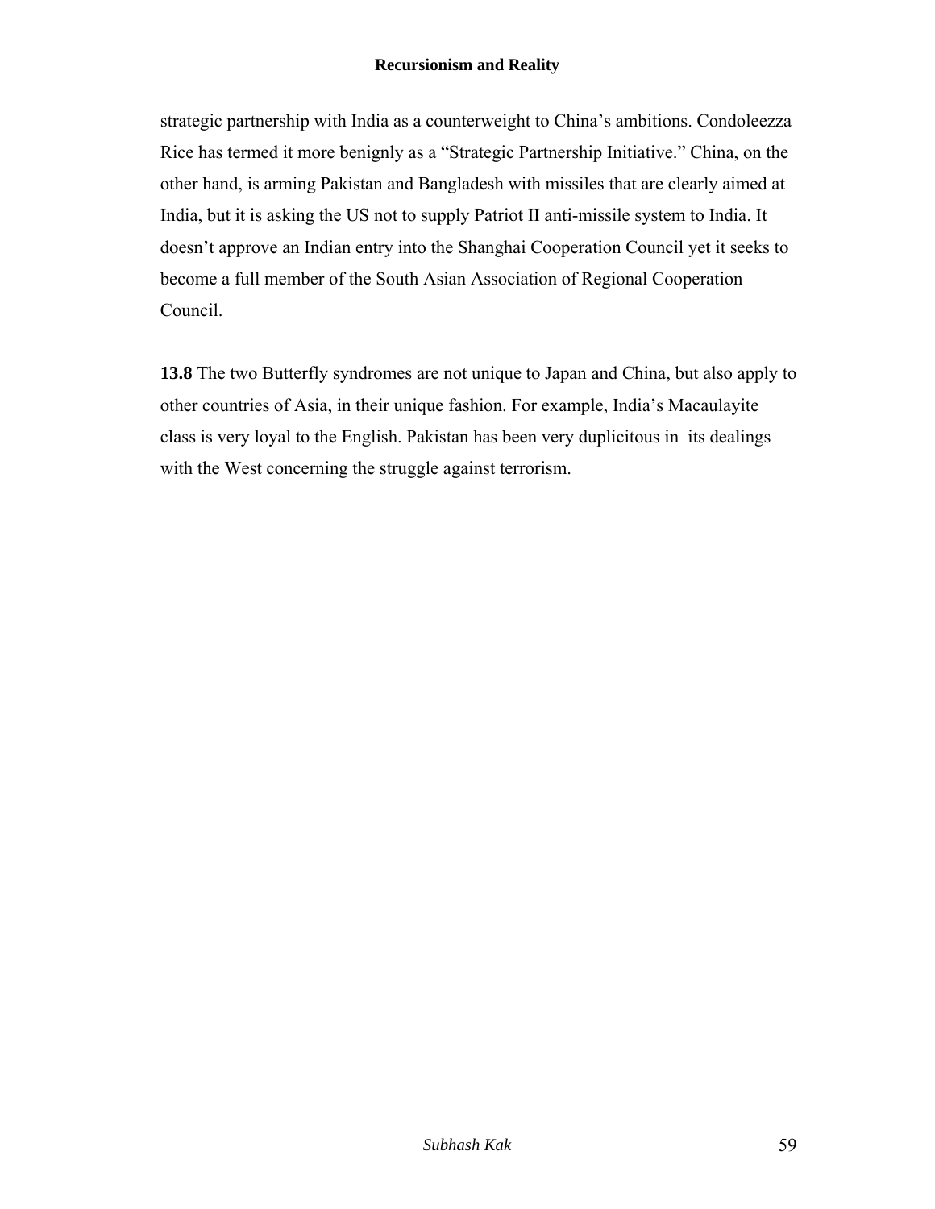strategic partnership with India as a counterweight to China's ambitions. Condoleezza Rice has termed it more benignly as a "Strategic Partnership Initiative." China, on the other hand, is arming Pakistan and Bangladesh with missiles that are clearly aimed at India, but it is asking the US not to supply Patriot II anti-missile system to India. It doesn't approve an Indian entry into the Shanghai Cooperation Council yet it seeks to become a full member of the South Asian Association of Regional Cooperation Council.

**13.8** The two Butterfly syndromes are not unique to Japan and China, but also apply to other countries of Asia, in their unique fashion. For example, India's Macaulayite class is very loyal to the English. Pakistan has been very duplicitous in its dealings with the West concerning the struggle against terrorism.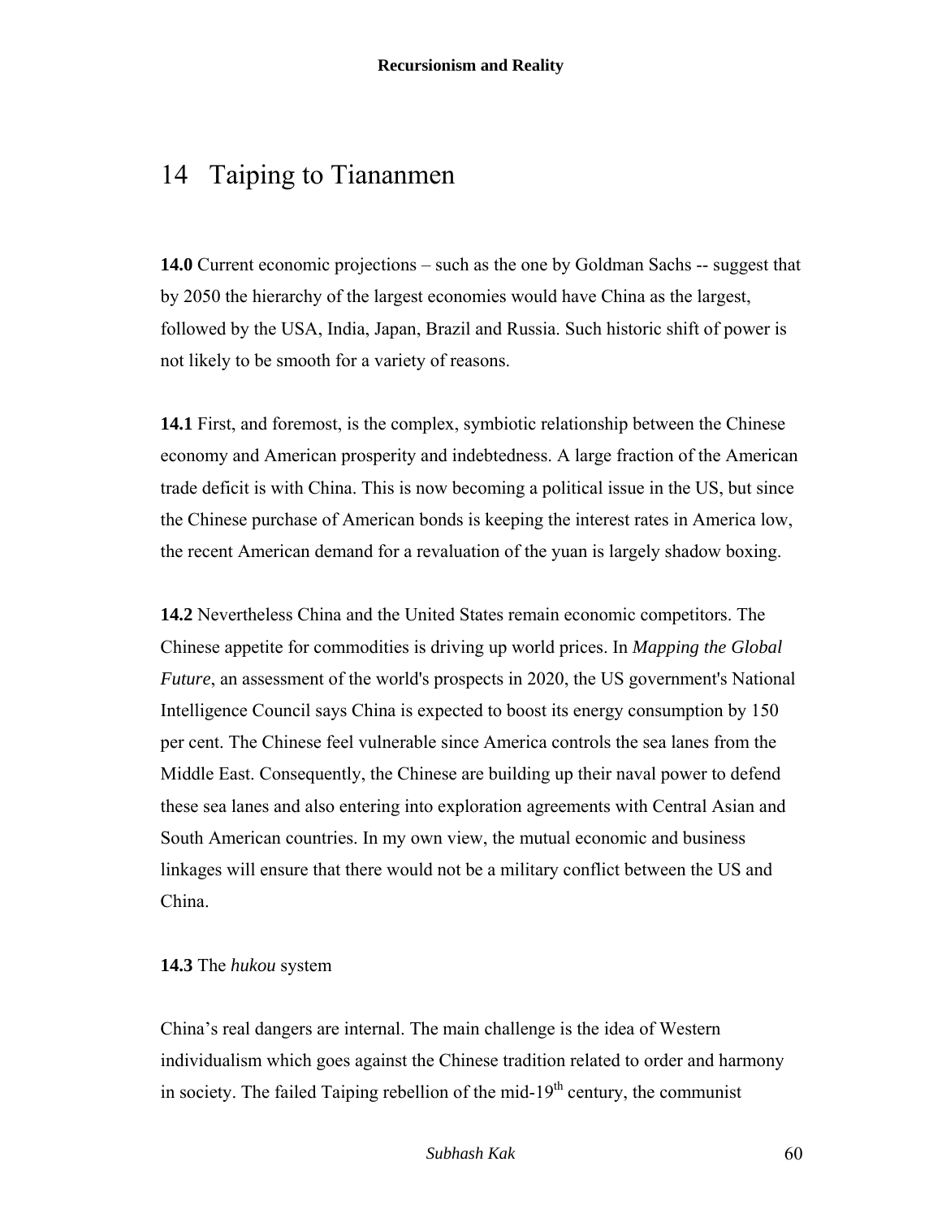# 14 Taiping to Tiananmen

**14.0** Current economic projections – such as the one by Goldman Sachs -- suggest that by 2050 the hierarchy of the largest economies would have China as the largest, followed by the USA, India, Japan, Brazil and Russia. Such historic shift of power is not likely to be smooth for a variety of reasons.

**14.1** First, and foremost, is the complex, symbiotic relationship between the Chinese economy and American prosperity and indebtedness. A large fraction of the American trade deficit is with China. This is now becoming a political issue in the US, but since the Chinese purchase of American bonds is keeping the interest rates in America low, the recent American demand for a revaluation of the yuan is largely shadow boxing.

**14.2** Nevertheless China and the United States remain economic competitors. The Chinese appetite for commodities is driving up world prices. In *Mapping the Global Future*, an assessment of the world's prospects in 2020, the US government's National Intelligence Council says China is expected to boost its energy consumption by 150 per cent. The Chinese feel vulnerable since America controls the sea lanes from the Middle East. Consequently, the Chinese are building up their naval power to defend these sea lanes and also entering into exploration agreements with Central Asian and South American countries. In my own view, the mutual economic and business linkages will ensure that there would not be a military conflict between the US and China.

**14.3** The *hukou* system

China's real dangers are internal. The main challenge is the idea of Western individualism which goes against the Chinese tradition related to order and harmony in society. The failed Taiping rebellion of the mid-19th century, the communist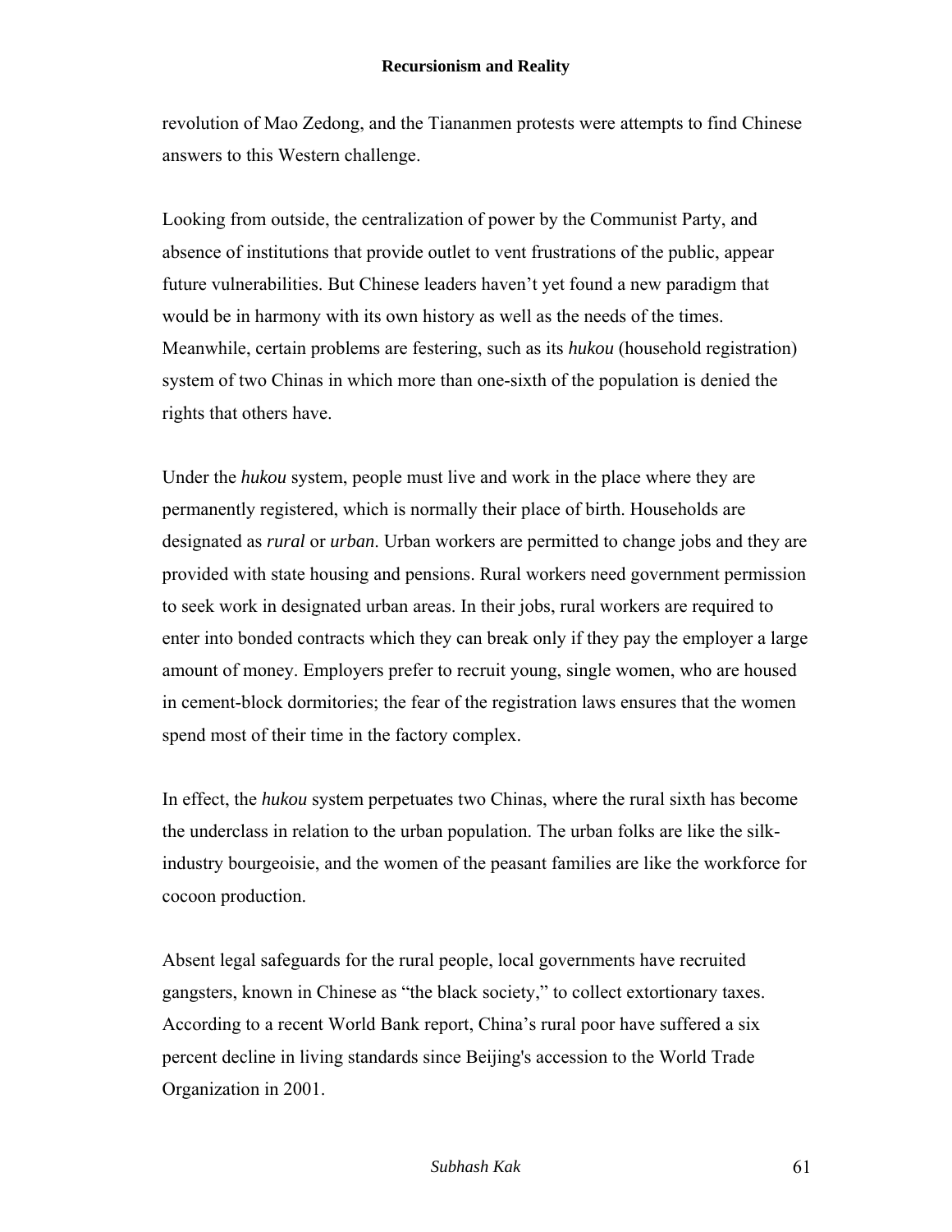revolution of Mao Zedong, and the Tiananmen protests were attempts to find Chinese answers to this Western challenge.

Looking from outside, the centralization of power by the Communist Party, and absence of institutions that provide outlet to vent frustrations of the public, appear future vulnerabilities. But Chinese leaders haven't yet found a new paradigm that would be in harmony with its own history as well as the needs of the times. Meanwhile, certain problems are festering, such as its *hukou* (household registration) system of two Chinas in which more than one-sixth of the population is denied the rights that others have.

Under the *hukou* system, people must live and work in the place where they are permanently registered, which is normally their place of birth. Households are designated as *rural* or *urban*. Urban workers are permitted to change jobs and they are provided with state housing and pensions. Rural workers need government permission to seek work in designated urban areas. In their jobs, rural workers are required to enter into bonded contracts which they can break only if they pay the employer a large amount of money. Employers prefer to recruit young, single women, who are housed in cement-block dormitories; the fear of the registration laws ensures that the women spend most of their time in the factory complex.

In effect, the *hukou* system perpetuates two Chinas, where the rural sixth has become the underclass in relation to the urban population. The urban folks are like the silk-industry bourgeoisie, and the women of the peasant families are like the workforce for cocoon production.

Absent legal safeguards for the rural people, local governments have recruited gangsters, known in Chinese as "the black society," to collect extortionary taxes. According to a recent World Bank report, China's rural poor have suffered a six percent decline in living standards since Beijing's accession to the World Trade Organization in 2001.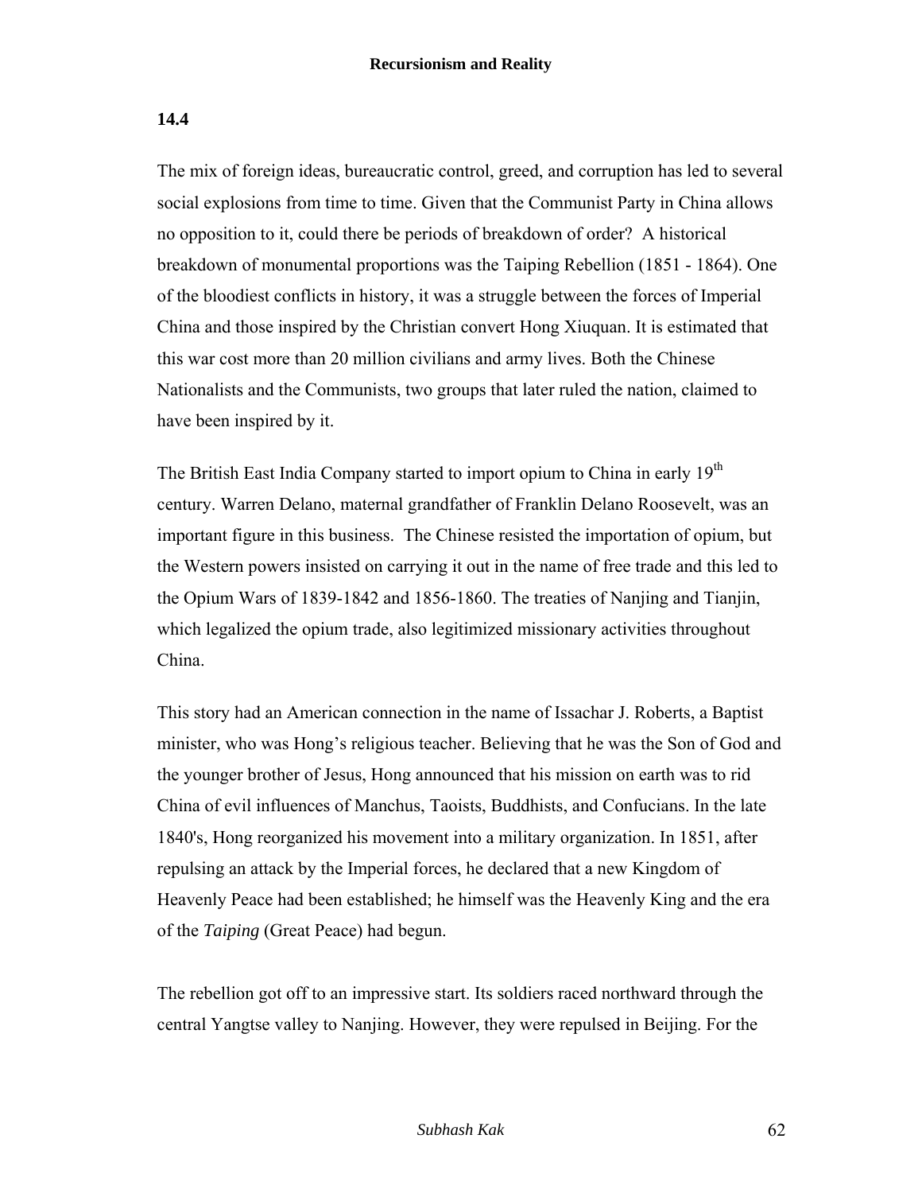## 14.4

The mix of foreign ideas, bureaucratic control, greed, and corruption has led to several social explosions from time to time. Given that the Communist Party in China allows no opposition to it, could there be periods of breakdown of order? A historical breakdown of monumental proportions was the Taiping Rebellion (1851 - 1864). One of the bloodiest conflicts in history, it was a struggle between the forces of Imperial China and those inspired by the Christian convert Hong Xiuquan. It is estimated that this war cost more than 20 million civilians and army lives. Both the Chinese Nationalists and the Communists, two groups that later ruled the nation, claimed to have been inspired by it.

The British East India Company started to import opium to China in early 19th century. Warren Delano, maternal grandfather of Franklin Delano Roosevelt, was an important figure in this business. The Chinese resisted the importation of opium, but the Western powers insisted on carrying it out in the name of free trade and this led to the Opium Wars of 1839-1842 and 1856-1860. The treaties of Nanjing and Tianjin, which legalized the opium trade, also legitimized missionary activities throughout China.

This story had an American connection in the name of Issachar J. Roberts, a Baptist minister, who was Hong's religious teacher. Believing that he was the Son of God and the younger brother of Jesus, Hong announced that his mission on earth was to rid China of evil influences of Manchus, Taoists, Buddhists, and Confucians. In the late 1840's, Hong reorganized his movement into a military organization. In 1851, after repulsing an attack by the Imperial forces, he declared that a new Kingdom of Heavenly Peace had been established; he himself was the Heavenly King and the era of the *Taiping* (Great Peace) had begun.

The rebellion got off to an impressive start. Its soldiers raced northward through the central Yangtse valley to Nanjing. However, they were repulsed in Beijing. For the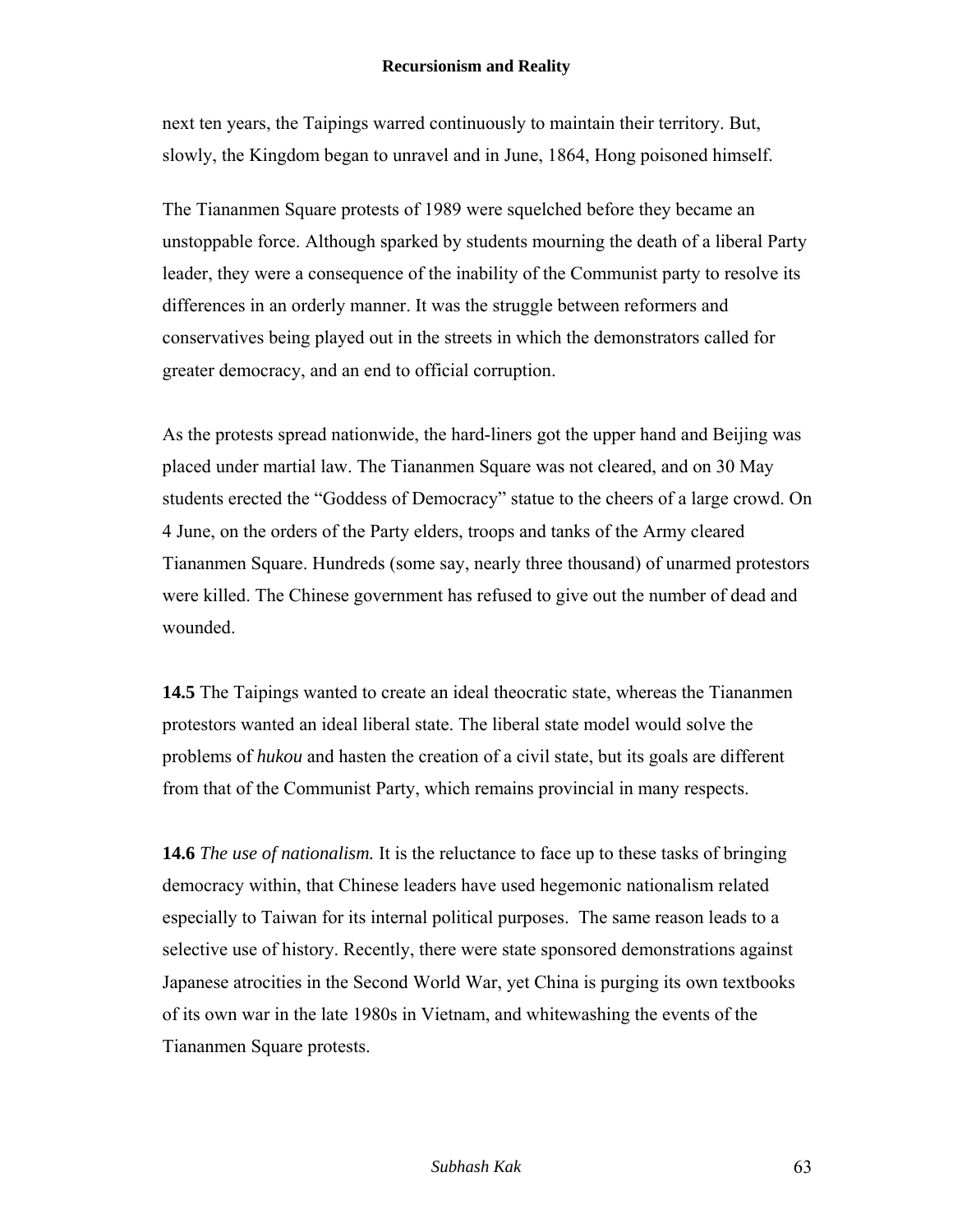next ten years, the Taipings warred continuously to maintain their territory. But, slowly, the Kingdom began to unravel and in June, 1864, Hong poisoned himself.

The Tiananmen Square protests of 1989 were squelched before they became an unstoppable force. Although sparked by students mourning the death of a liberal Party leader, they were a consequence of the inability of the Communist party to resolve its differences in an orderly manner. It was the struggle between reformers and conservatives being played out in the streets in which the demonstrators called for greater democracy, and an end to official corruption.

As the protests spread nationwide, the hard-liners got the upper hand and Beijing was placed under martial law. The Tiananmen Square was not cleared, and on 30 May students erected the "Goddess of Democracy" statue to the cheers of a large crowd. On 4 June, on the orders of the Party elders, troops and tanks of the Army cleared Tiananmen Square. Hundreds (some say, nearly three thousand) of unarmed protestors were killed. The Chinese government has refused to give out the number of dead and wounded.

**14.5** The Taipings wanted to create an ideal theocratic state, whereas the Tiananmen protestors wanted an ideal liberal state. The liberal state model would solve the problems of *hukou* and hasten the creation of a civil state, but its goals are different from that of the Communist Party, which remains provincial in many respects.

**14.6** *The use of nationalism.* It is the reluctance to face up to these tasks of bringing democracy within, that Chinese leaders have used hegemonic nationalism related especially to Taiwan for its internal political purposes. The same reason leads to a selective use of history. Recently, there were state sponsored demonstrations against Japanese atrocities in the Second World War, yet China is purging its own textbooks of its own war in the late 1980s in Vietnam, and whitewashing the events of the Tiananmen Square protests.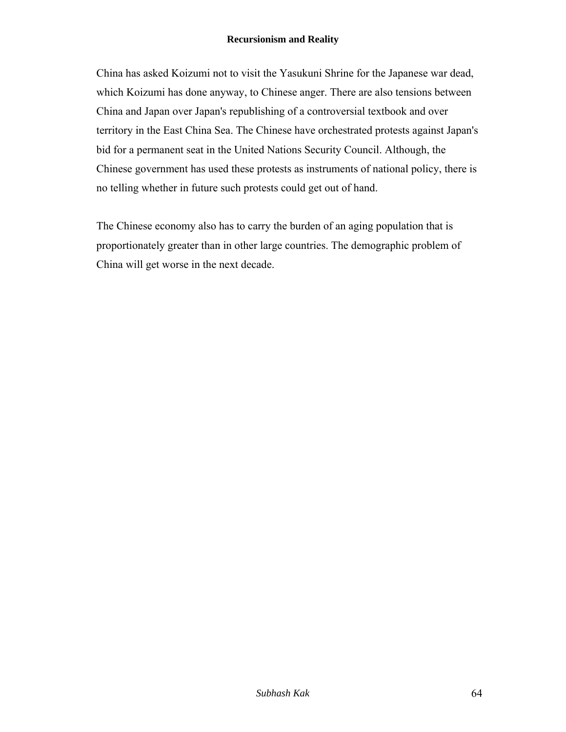China has asked Koizumi not to visit the Yasukuni Shrine for the Japanese war dead, which Koizumi has done anyway, to Chinese anger. There are also tensions between China and Japan over Japan's republishing of a controversial textbook and over territory in the East China Sea. The Chinese have orchestrated protests against Japan's bid for a permanent seat in the United Nations Security Council. Although, the Chinese government has used these protests as instruments of national policy, there is no telling whether in future such protests could get out of hand.

The Chinese economy also has to carry the burden of an aging population that is proportionately greater than in other large countries. The demographic problem of China will get worse in the next decade.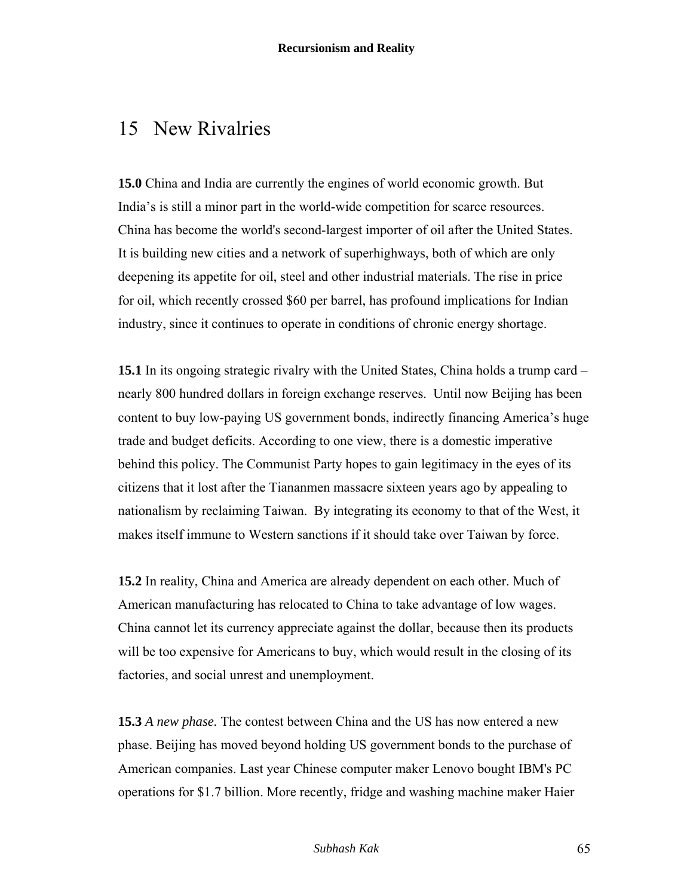# 15 New Rivalries

**15.0** China and India are currently the engines of world economic growth. But India's is still a minor part in the world-wide competition for scarce resources. China has become the world's second-largest importer of oil after the United States. It is building new cities and a network of superhighways, both of which are only deepening its appetite for oil, steel and other industrial materials. The rise in price for oil, which recently crossed $60 per barrel, has profound implications for Indian industry, since it continues to operate in conditions of chronic energy shortage.

**15.1** In its ongoing strategic rivalry with the United States, China holds a trump card – nearly 800 hundred dollars in foreign exchange reserves. Until now Beijing has been content to buy low-paying US government bonds, indirectly financing America's huge trade and budget deficits. According to one view, there is a domestic imperative behind this policy. The Communist Party hopes to gain legitimacy in the eyes of its citizens that it lost after the Tiananmen massacre sixteen years ago by appealing to nationalism by reclaiming Taiwan. By integrating its economy to that of the West, it makes itself immune to Western sanctions if it should take over Taiwan by force.

**15.2** In reality, China and America are already dependent on each other. Much of American manufacturing has relocated to China to take advantage of low wages. China cannot let its currency appreciate against the dollar, because then its products will be too expensive for Americans to buy, which would result in the closing of its factories, and social unrest and unemployment.

**15.3** *A new phase.* The contest between China and the US has now entered a new phase. Beijing has moved beyond holding US government bonds to the purchase of American companies. Last year Chinese computer maker Lenovo bought IBM's PC operations for $1.7 billion. More recently, fridge and washing machine maker Haier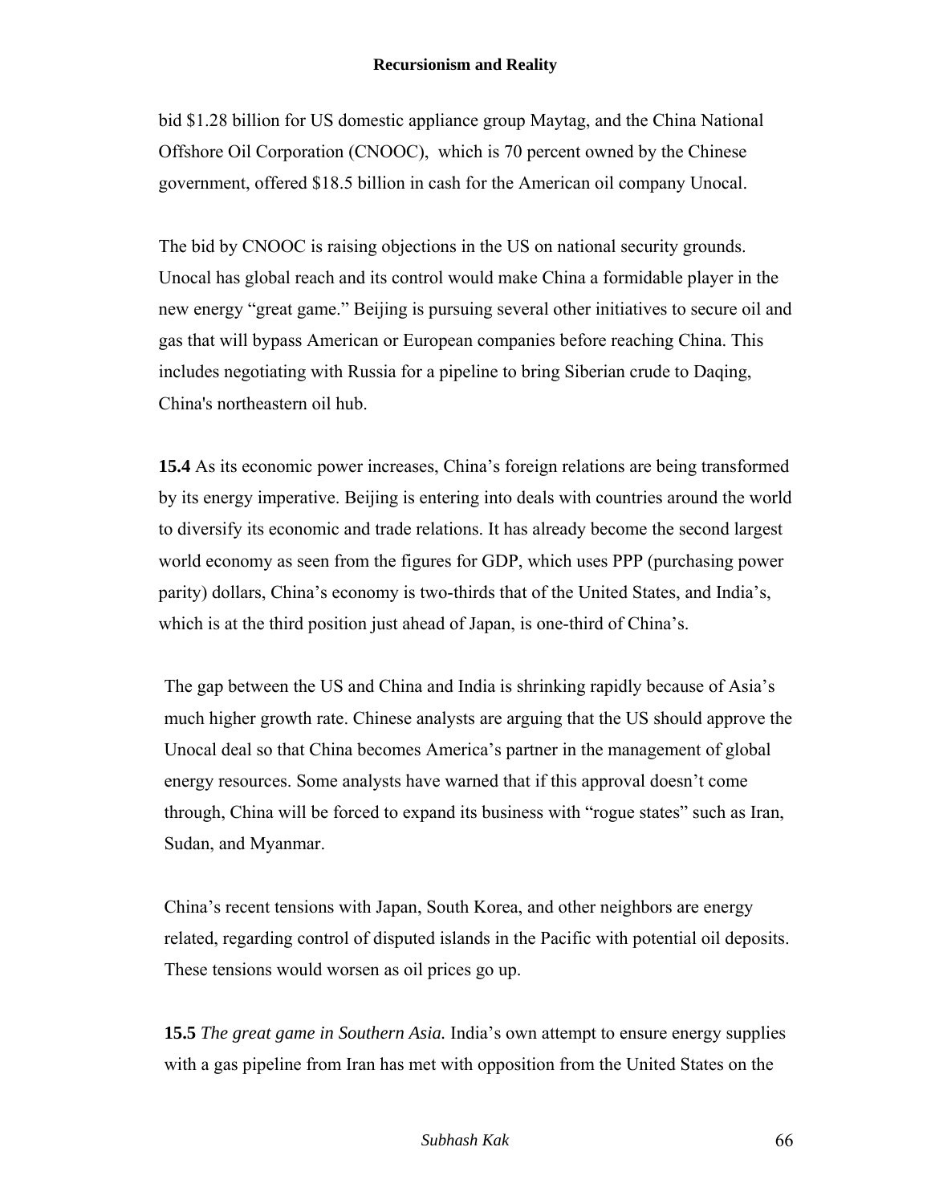bid $1.28 billion for US domestic appliance group Maytag, and the China National Offshore Oil Corporation (CNOOC), which is 70 percent owned by the Chinese government, offered $18.5 billion in cash for the American oil company Unocal.

The bid by CNOOC is raising objections in the US on national security grounds. Unocal has global reach and its control would make China a formidable player in the new energy "great game." Beijing is pursuing several other initiatives to secure oil and gas that will bypass American or European companies before reaching China. This includes negotiating with Russia for a pipeline to bring Siberian crude to Daqing, China's northeastern oil hub.

**15.4** As its economic power increases, China's foreign relations are being transformed by its energy imperative. Beijing is entering into deals with countries around the world to diversify its economic and trade relations. It has already become the second largest world economy as seen from the figures for GDP, which uses PPP (purchasing power parity) dollars, China's economy is two-thirds that of the United States, and India's, which is at the third position just ahead of Japan, is one-third of China's.

The gap between the US and China and India is shrinking rapidly because of Asia's much higher growth rate. Chinese analysts are arguing that the US should approve the Unocal deal so that China becomes America's partner in the management of global energy resources. Some analysts have warned that if this approval doesn't come through, China will be forced to expand its business with "rogue states" such as Iran, Sudan, and Myanmar.

China's recent tensions with Japan, South Korea, and other neighbors are energy related, regarding control of disputed islands in the Pacific with potential oil deposits. These tensions would worsen as oil prices go up.

**15.5** *The great game in Southern Asia.* India's own attempt to ensure energy supplies with a gas pipeline from Iran has met with opposition from the United States on the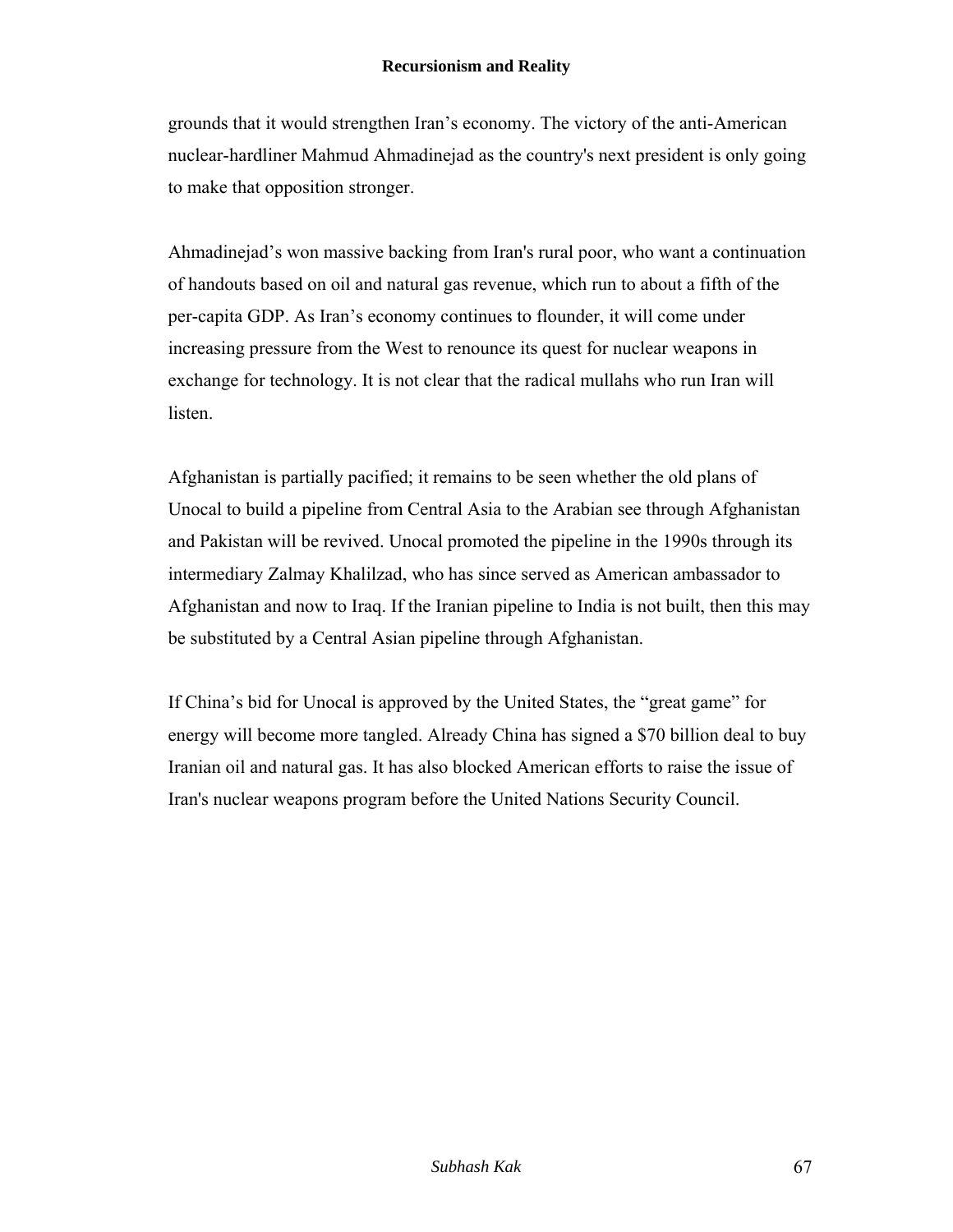grounds that it would strengthen Iran's economy. The victory of the anti-American nuclear-hardliner Mahmud Ahmadinejad as the country's next president is only going to make that opposition stronger.

Ahmadinejad's won massive backing from Iran's rural poor, who want a continuation of handouts based on oil and natural gas revenue, which run to about a fifth of the per-capita GDP. As Iran's economy continues to flounder, it will come under increasing pressure from the West to renounce its quest for nuclear weapons in exchange for technology. It is not clear that the radical mullahs who run Iran will listen.

Afghanistan is partially pacified; it remains to be seen whether the old plans of Unocal to build a pipeline from Central Asia to the Arabian see through Afghanistan and Pakistan will be revived. Unocal promoted the pipeline in the 1990s through its intermediary Zalmay Khalilzad, who has since served as American ambassador to Afghanistan and now to Iraq. If the Iranian pipeline to India is not built, then this may be substituted by a Central Asian pipeline through Afghanistan.

If China's bid for Unocal is approved by the United States, the "great game" for energy will become more tangled. Already China has signed a $70 billion deal to buy Iranian oil and natural gas. It has also blocked American efforts to raise the issue of Iran's nuclear weapons program before the United Nations Security Council.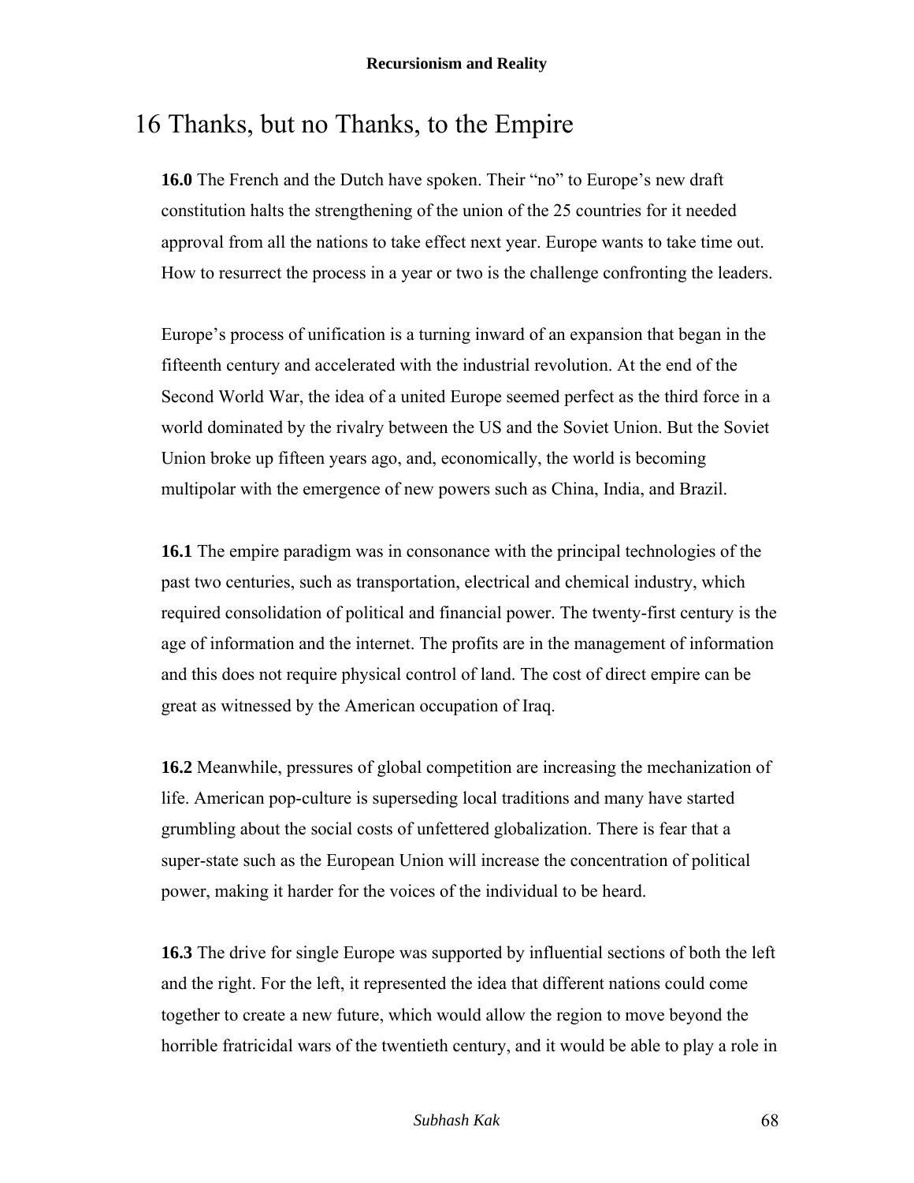# 16 Thanks, but no Thanks, to the Empire

**16.0** The French and the Dutch have spoken. Their "no" to Europe's new draft constitution halts the strengthening of the union of the 25 countries for it needed approval from all the nations to take effect next year. Europe wants to take time out. How to resurrect the process in a year or two is the challenge confronting the leaders.

Europe's process of unification is a turning inward of an expansion that began in the fifteenth century and accelerated with the industrial revolution. At the end of the Second World War, the idea of a united Europe seemed perfect as the third force in a world dominated by the rivalry between the US and the Soviet Union. But the Soviet Union broke up fifteen years ago, and, economically, the world is becoming multipolar with the emergence of new powers such as China, India, and Brazil.

**16.1** The empire paradigm was in consonance with the principal technologies of the past two centuries, such as transportation, electrical and chemical industry, which required consolidation of political and financial power. The twenty-first century is the age of information and the internet. The profits are in the management of information and this does not require physical control of land. The cost of direct empire can be great as witnessed by the American occupation of Iraq.

**16.2** Meanwhile, pressures of global competition are increasing the mechanization of life. American pop-culture is superseding local traditions and many have started grumbling about the social costs of unfettered globalization. There is fear that a super-state such as the European Union will increase the concentration of political power, making it harder for the voices of the individual to be heard.

**16.3** The drive for single Europe was supported by influential sections of both the left and the right. For the left, it represented the idea that different nations could come together to create a new future, which would allow the region to move beyond the horrible fratricidal wars of the twentieth century, and it would be able to play a role in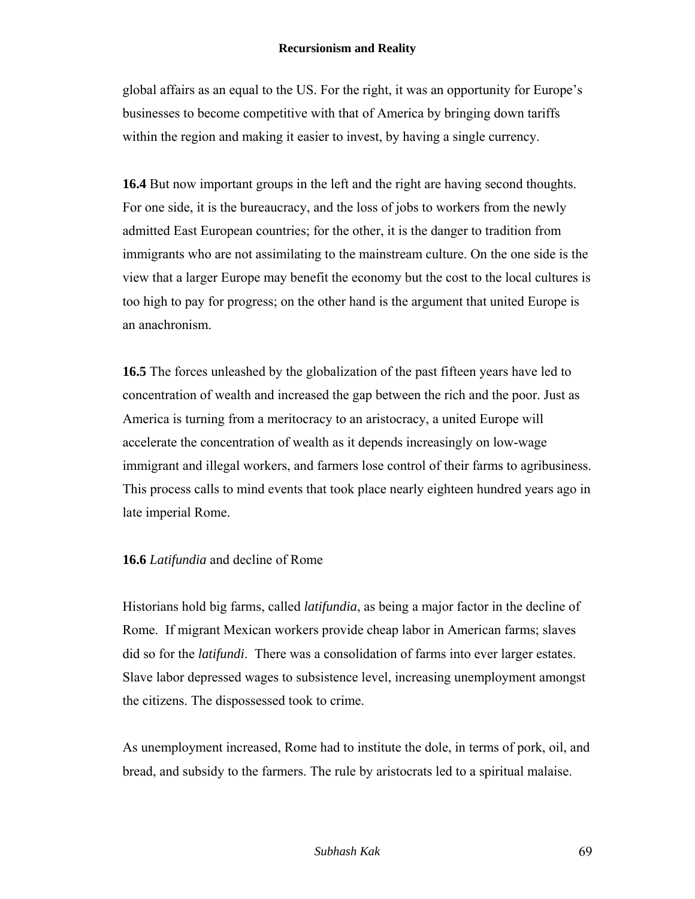global affairs as an equal to the US. For the right, it was an opportunity for Europe's businesses to become competitive with that of America by bringing down tariffs within the region and making it easier to invest, by having a single currency.

**16.4** But now important groups in the left and the right are having second thoughts. For one side, it is the bureaucracy, and the loss of jobs to workers from the newly admitted East European countries; for the other, it is the danger to tradition from immigrants who are not assimilating to the mainstream culture. On the one side is the view that a larger Europe may benefit the economy but the cost to the local cultures is too high to pay for progress; on the other hand is the argument that united Europe is an anachronism.

**16.5** The forces unleashed by the globalization of the past fifteen years have led to concentration of wealth and increased the gap between the rich and the poor. Just as America is turning from a meritocracy to an aristocracy, a united Europe will accelerate the concentration of wealth as it depends increasingly on low-wage immigrant and illegal workers, and farmers lose control of their farms to agribusiness. This process calls to mind events that took place nearly eighteen hundred years ago in late imperial Rome.

**16.6** *Latifundia* and decline of Rome

Historians hold big farms, called *latifundia*, as being a major factor in the decline of Rome. If migrant Mexican workers provide cheap labor in American farms; slaves did so for the *latifundi*. There was a consolidation of farms into ever larger estates. Slave labor depressed wages to subsistence level, increasing unemployment amongst the citizens. The dispossessed took to crime.

As unemployment increased, Rome had to institute the dole, in terms of pork, oil, and bread, and subsidy to the farmers. The rule by aristocrats led to a spiritual malaise.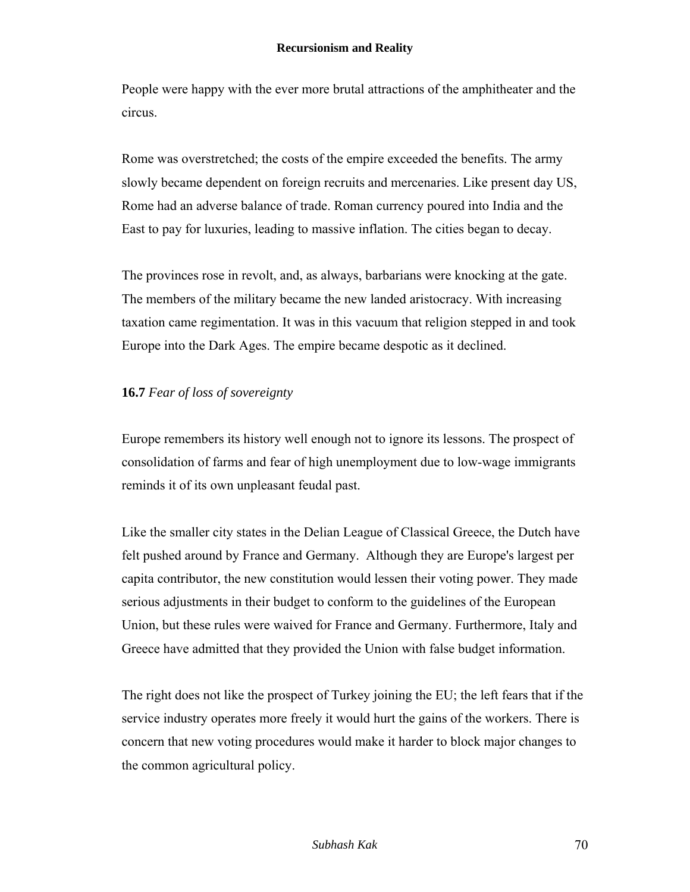People were happy with the ever more brutal attractions of the amphitheater and the circus.

Rome was overstretched; the costs of the empire exceeded the benefits. The army slowly became dependent on foreign recruits and mercenaries. Like present day US, Rome had an adverse balance of trade. Roman currency poured into India and the East to pay for luxuries, leading to massive inflation. The cities began to decay.

The provinces rose in revolt, and, as always, barbarians were knocking at the gate. The members of the military became the new landed aristocracy. With increasing taxation came regimentation. It was in this vacuum that religion stepped in and took Europe into the Dark Ages. The empire became despotic as it declined.

### **16.7** *Fear of loss of sovereignty*

Europe remembers its history well enough not to ignore its lessons. The prospect of consolidation of farms and fear of high unemployment due to low-wage immigrants reminds it of its own unpleasant feudal past.

Like the smaller city states in the Delian League of Classical Greece, the Dutch have felt pushed around by France and Germany. Although they are Europe's largest per capita contributor, the new constitution would lessen their voting power. They made serious adjustments in their budget to conform to the guidelines of the European Union, but these rules were waived for France and Germany. Furthermore, Italy and Greece have admitted that they provided the Union with false budget information.

The right does not like the prospect of Turkey joining the EU; the left fears that if the service industry operates more freely it would hurt the gains of the workers. There is concern that new voting procedures would make it harder to block major changes to the common agricultural policy.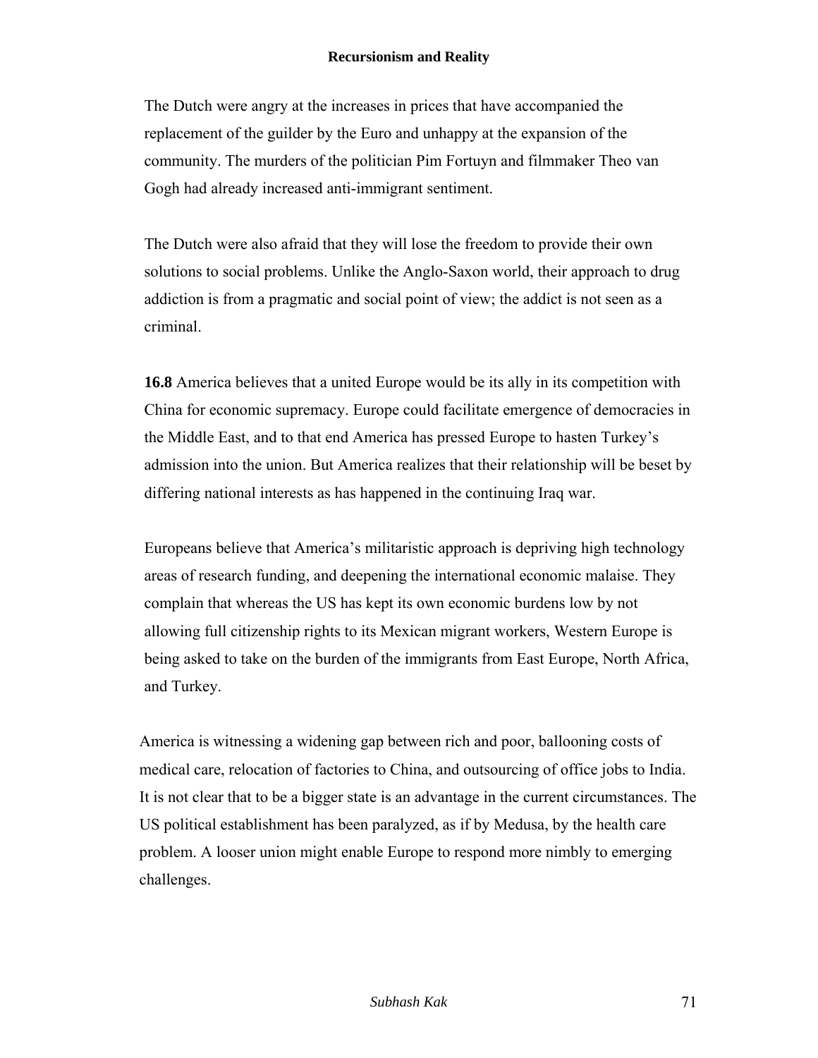The Dutch were angry at the increases in prices that have accompanied the replacement of the guilder by the Euro and unhappy at the expansion of the community. The murders of the politician Pim Fortuyn and filmmaker Theo van Gogh had already increased anti-immigrant sentiment.

The Dutch were also afraid that they will lose the freedom to provide their own solutions to social problems. Unlike the Anglo-Saxon world, their approach to drug addiction is from a pragmatic and social point of view; the addict is not seen as a criminal.

**16.8** America believes that a united Europe would be its ally in its competition with China for economic supremacy. Europe could facilitate emergence of democracies in the Middle East, and to that end America has pressed Europe to hasten Turkey's admission into the union. But America realizes that their relationship will be beset by differing national interests as has happened in the continuing Iraq war.

Europeans believe that America's militaristic approach is depriving high technology areas of research funding, and deepening the international economic malaise. They complain that whereas the US has kept its own economic burdens low by not allowing full citizenship rights to its Mexican migrant workers, Western Europe is being asked to take on the burden of the immigrants from East Europe, North Africa, and Turkey.

America is witnessing a widening gap between rich and poor, ballooning costs of medical care, relocation of factories to China, and outsourcing of office jobs to India. It is not clear that to be a bigger state is an advantage in the current circumstances. The US political establishment has been paralyzed, as if by Medusa, by the health care problem. A looser union might enable Europe to respond more nimbly to emerging challenges.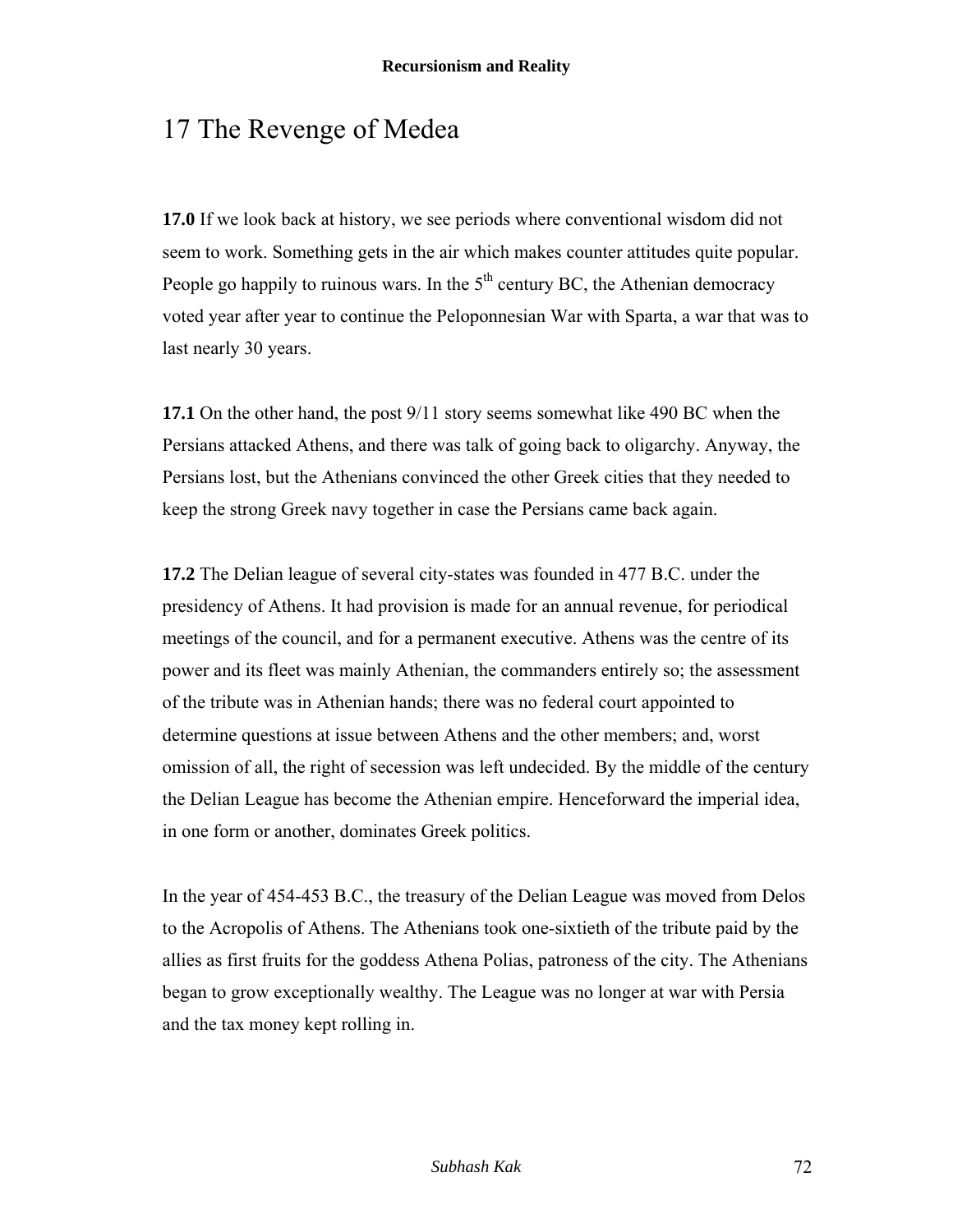# 17 The Revenge of Medea

**17.0** If we look back at history, we see periods where conventional wisdom did not seem to work. Something gets in the air which makes counter attitudes quite popular. People go happily to ruinous wars. In the 5th century BC, the Athenian democracy voted year after year to continue the Peloponnesian War with Sparta, a war that was to last nearly 30 years.

**17.1** On the other hand, the post 9/11 story seems somewhat like 490 BC when the Persians attacked Athens, and there was talk of going back to oligarchy. Anyway, the Persians lost, but the Athenians convinced the other Greek cities that they needed to keep the strong Greek navy together in case the Persians came back again.

**17.2** The Delian league of several city-states was founded in 477 B.C. under the presidency of Athens. It had provision is made for an annual revenue, for periodical meetings of the council, and for a permanent executive. Athens was the centre of its power and its fleet was mainly Athenian, the commanders entirely so; the assessment of the tribute was in Athenian hands; there was no federal court appointed to determine questions at issue between Athens and the other members; and, worst omission of all, the right of secession was left undecided. By the middle of the century the Delian League has become the Athenian empire. Henceforward the imperial idea, in one form or another, dominates Greek politics.

In the year of 454-453 B.C., the treasury of the Delian League was moved from Delos to the Acropolis of Athens. The Athenians took one-sixtieth of the tribute paid by the allies as first fruits for the goddess Athena Polias, patroness of the city. The Athenians began to grow exceptionally wealthy. The League was no longer at war with Persia and the tax money kept rolling in.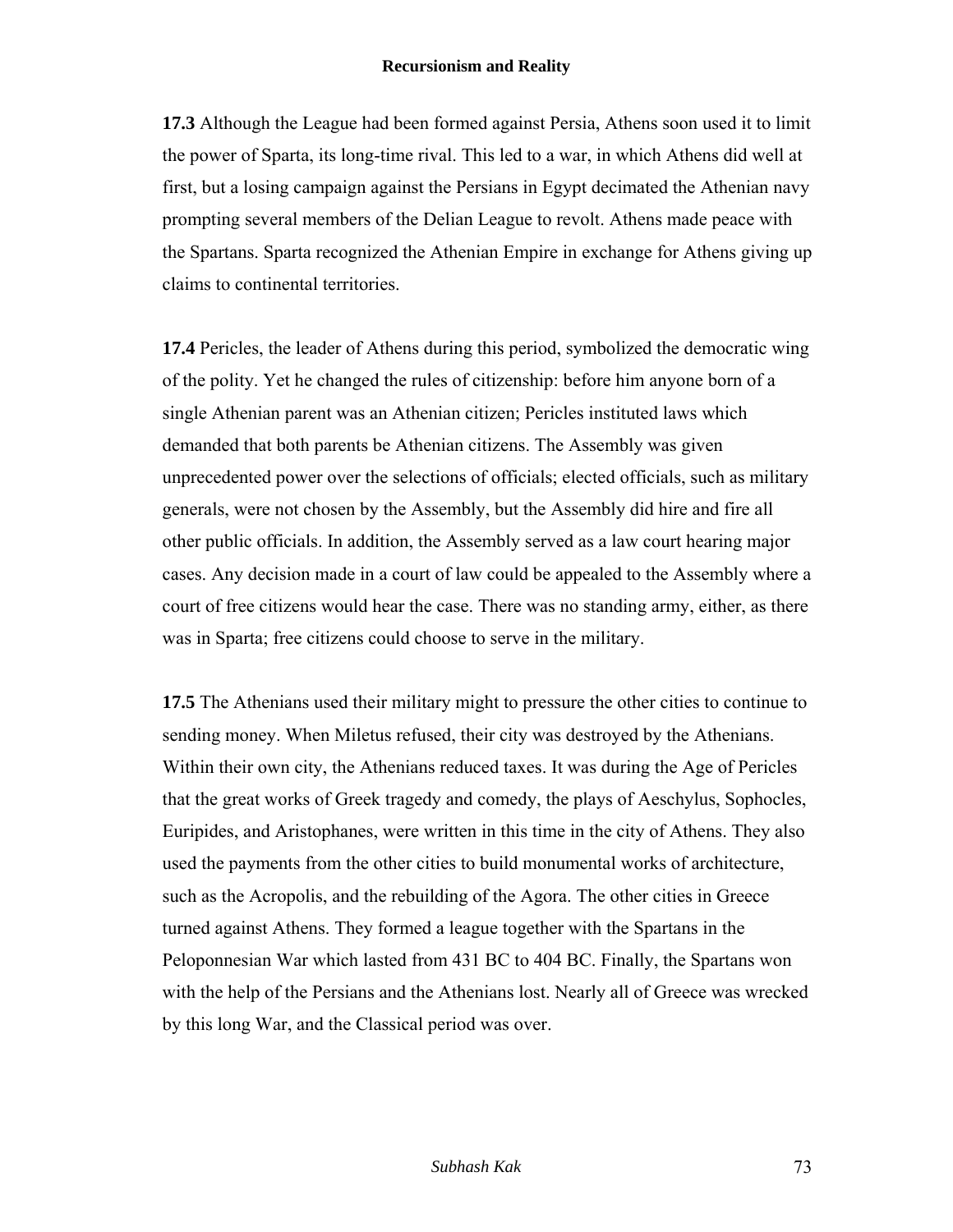**17.3** Although the League had been formed against Persia, Athens soon used it to limit the power of Sparta, its long-time rival. This led to a war, in which Athens did well at first, but a losing campaign against the Persians in Egypt decimated the Athenian navy prompting several members of the Delian League to revolt. Athens made peace with the Spartans. Sparta recognized the Athenian Empire in exchange for Athens giving up claims to continental territories.

**17.4** Pericles, the leader of Athens during this period, symbolized the democratic wing of the polity. Yet he changed the rules of citizenship: before him anyone born of a single Athenian parent was an Athenian citizen; Pericles instituted laws which demanded that both parents be Athenian citizens. The Assembly was given unprecedented power over the selections of officials; elected officials, such as military generals, were not chosen by the Assembly, but the Assembly did hire and fire all other public officials. In addition, the Assembly served as a law court hearing major cases. Any decision made in a court of law could be appealed to the Assembly where a court of free citizens would hear the case. There was no standing army, either, as there was in Sparta; free citizens could choose to serve in the military.

**17.5** The Athenians used their military might to pressure the other cities to continue to sending money. When Miletus refused, their city was destroyed by the Athenians. Within their own city, the Athenians reduced taxes. It was during the Age of Pericles that the great works of Greek tragedy and comedy, the plays of Aeschylus, Sophocles, Euripides, and Aristophanes, were written in this time in the city of Athens. They also used the payments from the other cities to build monumental works of architecture, such as the Acropolis, and the rebuilding of the Agora. The other cities in Greece turned against Athens. They formed a league together with the Spartans in the Peloponnesian War which lasted from 431 BC to 404 BC. Finally, the Spartans won with the help of the Persians and the Athenians lost. Nearly all of Greece was wrecked by this long War, and the Classical period was over.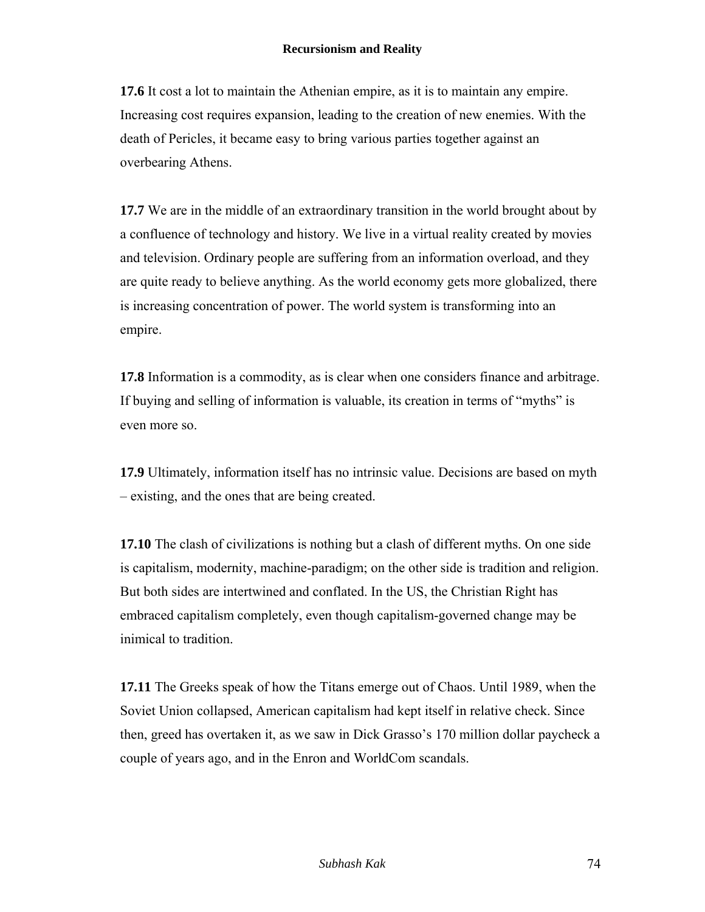**17.6** It cost a lot to maintain the Athenian empire, as it is to maintain any empire. Increasing cost requires expansion, leading to the creation of new enemies. With the death of Pericles, it became easy to bring various parties together against an overbearing Athens.

**17.7** We are in the middle of an extraordinary transition in the world brought about by a confluence of technology and history. We live in a virtual reality created by movies and television. Ordinary people are suffering from an information overload, and they are quite ready to believe anything. As the world economy gets more globalized, there is increasing concentration of power. The world system is transforming into an empire.

**17.8** Information is a commodity, as is clear when one considers finance and arbitrage. If buying and selling of information is valuable, its creation in terms of "myths" is even more so.

**17.9** Ultimately, information itself has no intrinsic value. Decisions are based on myth – existing, and the ones that are being created.

**17.10** The clash of civilizations is nothing but a clash of different myths. On one side is capitalism, modernity, machine-paradigm; on the other side is tradition and religion. But both sides are intertwined and conflated. In the US, the Christian Right has embraced capitalism completely, even though capitalism-governed change may be inimical to tradition.

**17.11** The Greeks speak of how the Titans emerge out of Chaos. Until 1989, when the Soviet Union collapsed, American capitalism had kept itself in relative check. Since then, greed has overtaken it, as we saw in Dick Grasso's 170 million dollar paycheck a couple of years ago, and in the Enron and WorldCom scandals.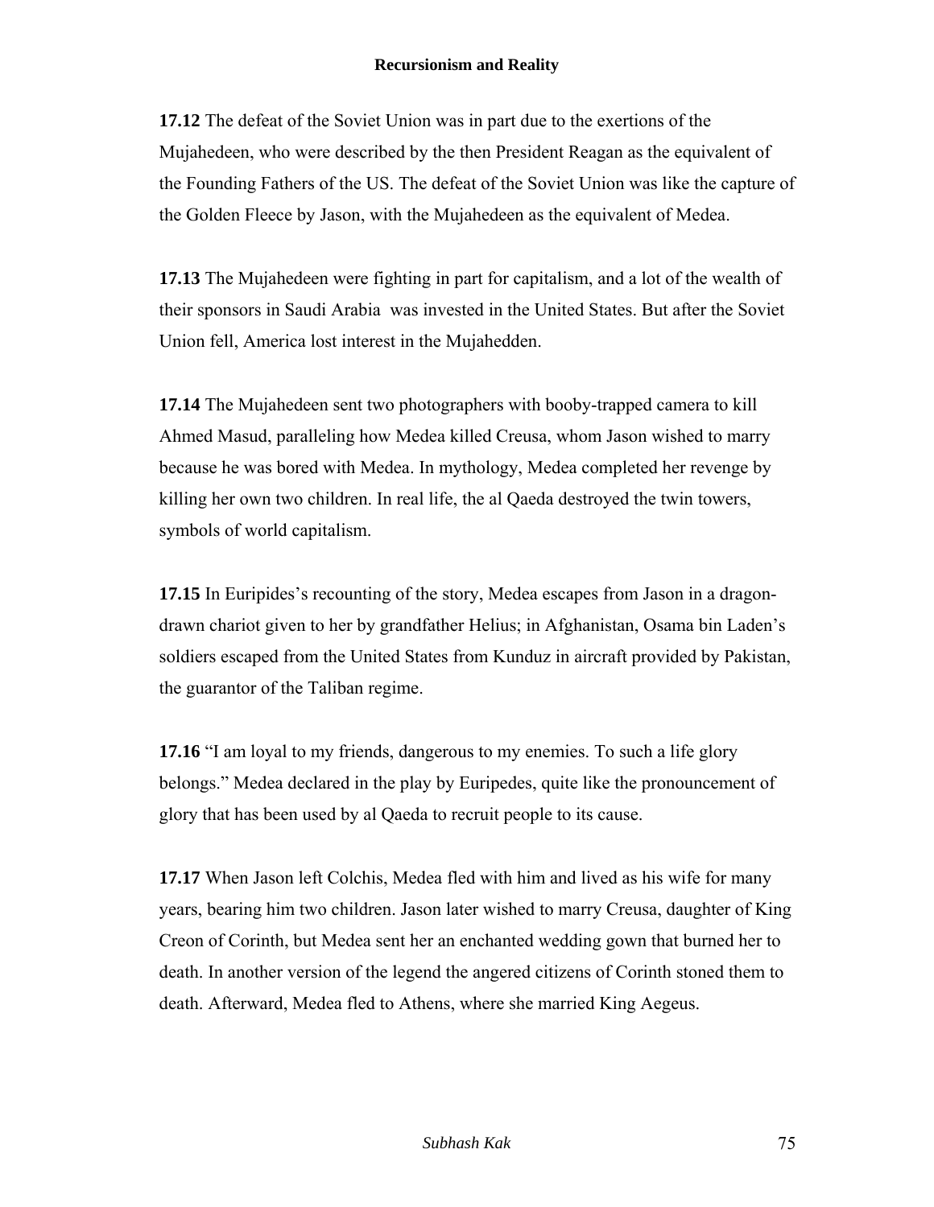**17.12** The defeat of the Soviet Union was in part due to the exertions of the Mujahedeen, who were described by the then President Reagan as the equivalent of the Founding Fathers of the US. The defeat of the Soviet Union was like the capture of the Golden Fleece by Jason, with the Mujahedeen as the equivalent of Medea.

**17.13** The Mujahedeen were fighting in part for capitalism, and a lot of the wealth of their sponsors in Saudi Arabia was invested in the United States. But after the Soviet Union fell, America lost interest in the Mujahedden.

**17.14** The Mujahedeen sent two photographers with booby-trapped camera to kill Ahmed Masud, paralleling how Medea killed Creusa, whom Jason wished to marry because he was bored with Medea. In mythology, Medea completed her revenge by killing her own two children. In real life, the al Qaeda destroyed the twin towers, symbols of world capitalism.

**17.15** In Euripides's recounting of the story, Medea escapes from Jason in a dragon-drawn chariot given to her by grandfather Helius; in Afghanistan, Osama bin Laden's soldiers escaped from the United States from Kunduz in aircraft provided by Pakistan, the guarantor of the Taliban regime.

**17.16** "I am loyal to my friends, dangerous to my enemies. To such a life glory belongs." Medea declared in the play by Euripedes, quite like the pronouncement of glory that has been used by al Qaeda to recruit people to its cause.

**17.17** When Jason left Colchis, Medea fled with him and lived as his wife for many years, bearing him two children. Jason later wished to marry Creusa, daughter of King Creon of Corinth, but Medea sent her an enchanted wedding gown that burned her to death. In another version of the legend the angered citizens of Corinth stoned them to death. Afterward, Medea fled to Athens, where she married King Aegeus.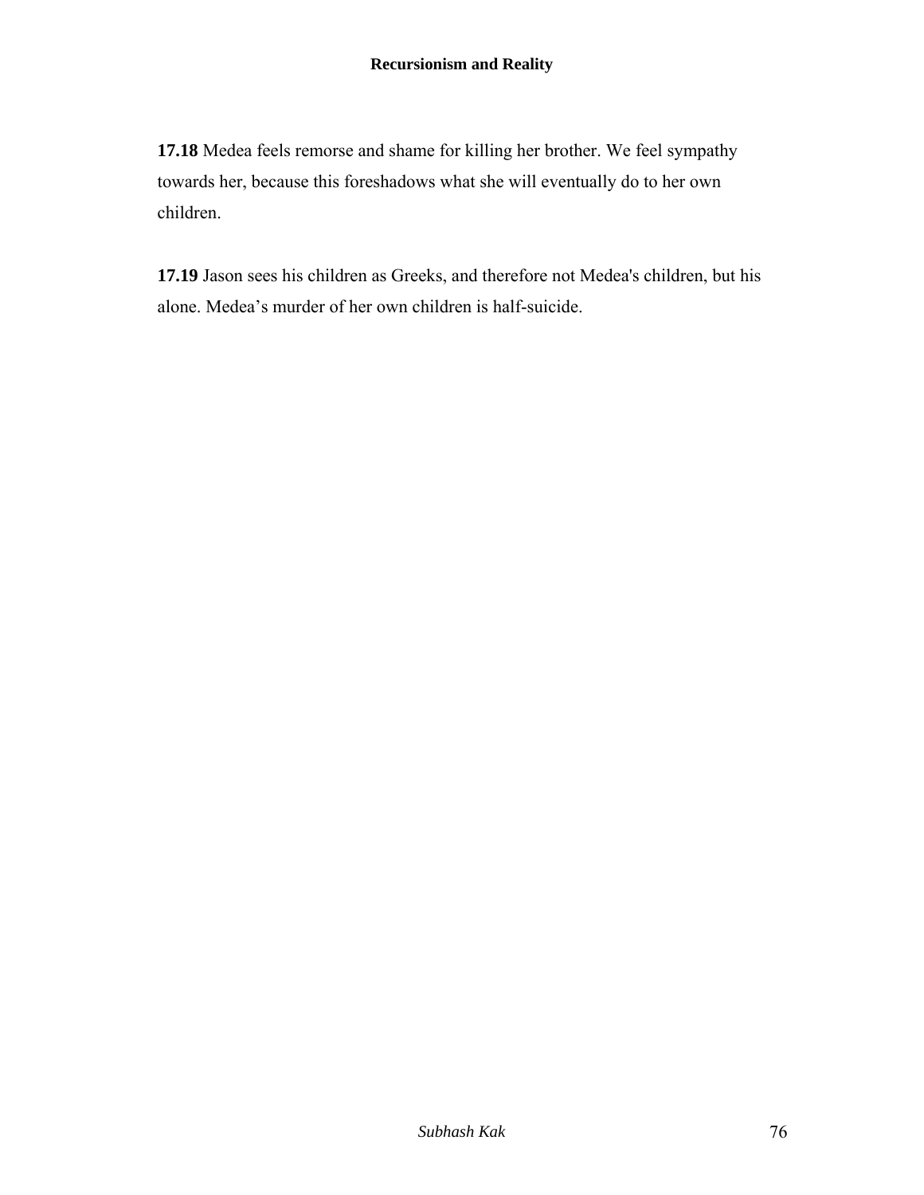**17.18** Medea feels remorse and shame for killing her brother. We feel sympathy towards her, because this foreshadows what she will eventually do to her own children.

**17.19** Jason sees his children as Greeks, and therefore not Medea's children, but his alone. Medea's murder of her own children is half-suicide.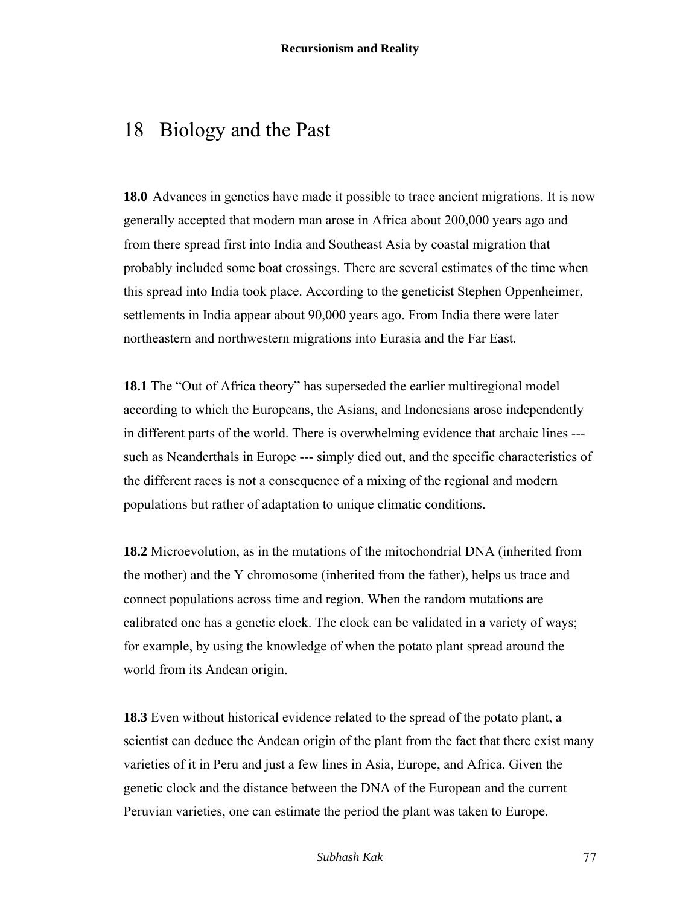# 18 Biology and the Past

**18.0** Advances in genetics have made it possible to trace ancient migrations. It is now generally accepted that modern man arose in Africa about 200,000 years ago and from there spread first into India and Southeast Asia by coastal migration that probably included some boat crossings. There are several estimates of the time when this spread into India took place. According to the geneticist Stephen Oppenheimer, settlements in India appear about 90,000 years ago. From India there were later northeastern and northwestern migrations into Eurasia and the Far East.

**18.1** The "Out of Africa theory" has superseded the earlier multiregional model according to which the Europeans, the Asians, and Indonesians arose independently in different parts of the world. There is overwhelming evidence that archaic lines --- such as Neanderthals in Europe --- simply died out, and the specific characteristics of the different races is not a consequence of a mixing of the regional and modern populations but rather of adaptation to unique climatic conditions.

**18.2** Microevolution, as in the mutations of the mitochondrial DNA (inherited from the mother) and the Y chromosome (inherited from the father), helps us trace and connect populations across time and region. When the random mutations are calibrated one has a genetic clock. The clock can be validated in a variety of ways; for example, by using the knowledge of when the potato plant spread around the world from its Andean origin.

**18.3** Even without historical evidence related to the spread of the potato plant, a scientist can deduce the Andean origin of the plant from the fact that there exist many varieties of it in Peru and just a few lines in Asia, Europe, and Africa. Given the genetic clock and the distance between the DNA of the European and the current Peruvian varieties, one can estimate the period the plant was taken to Europe.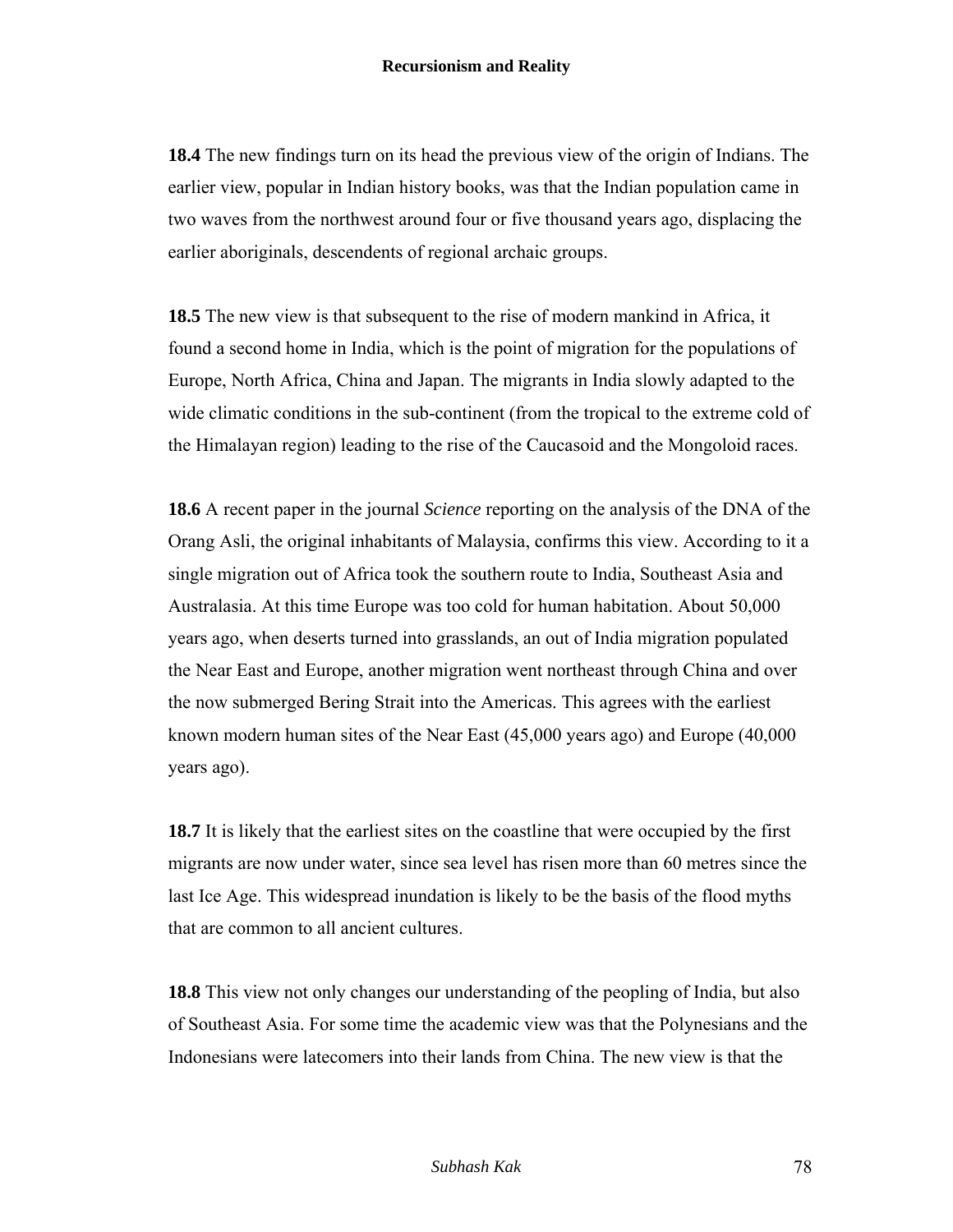**18.4** The new findings turn on its head the previous view of the origin of Indians. The earlier view, popular in Indian history books, was that the Indian population came in two waves from the northwest around four or five thousand years ago, displacing the earlier aboriginals, descendents of regional archaic groups.

**18.5** The new view is that subsequent to the rise of modern mankind in Africa, it found a second home in India, which is the point of migration for the populations of Europe, North Africa, China and Japan. The migrants in India slowly adapted to the wide climatic conditions in the sub-continent (from the tropical to the extreme cold of the Himalayan region) leading to the rise of the Caucasoid and the Mongoloid races.

**18.6** A recent paper in the journal *Science* reporting on the analysis of the DNA of the Orang Asli, the original inhabitants of Malaysia, confirms this view. According to it a single migration out of Africa took the southern route to India, Southeast Asia and Australasia. At this time Europe was too cold for human habitation. About 50,000 years ago, when deserts turned into grasslands, an out of India migration populated the Near East and Europe, another migration went northeast through China and over the now submerged Bering Strait into the Americas. This agrees with the earliest known modern human sites of the Near East (45,000 years ago) and Europe (40,000 years ago).

**18.7** It is likely that the earliest sites on the coastline that were occupied by the first migrants are now under water, since sea level has risen more than 60 metres since the last Ice Age. This widespread inundation is likely to be the basis of the flood myths that are common to all ancient cultures.

**18.8** This view not only changes our understanding of the peopling of India, but also of Southeast Asia. For some time the academic view was that the Polynesians and the Indonesians were latecomers into their lands from China. The new view is that the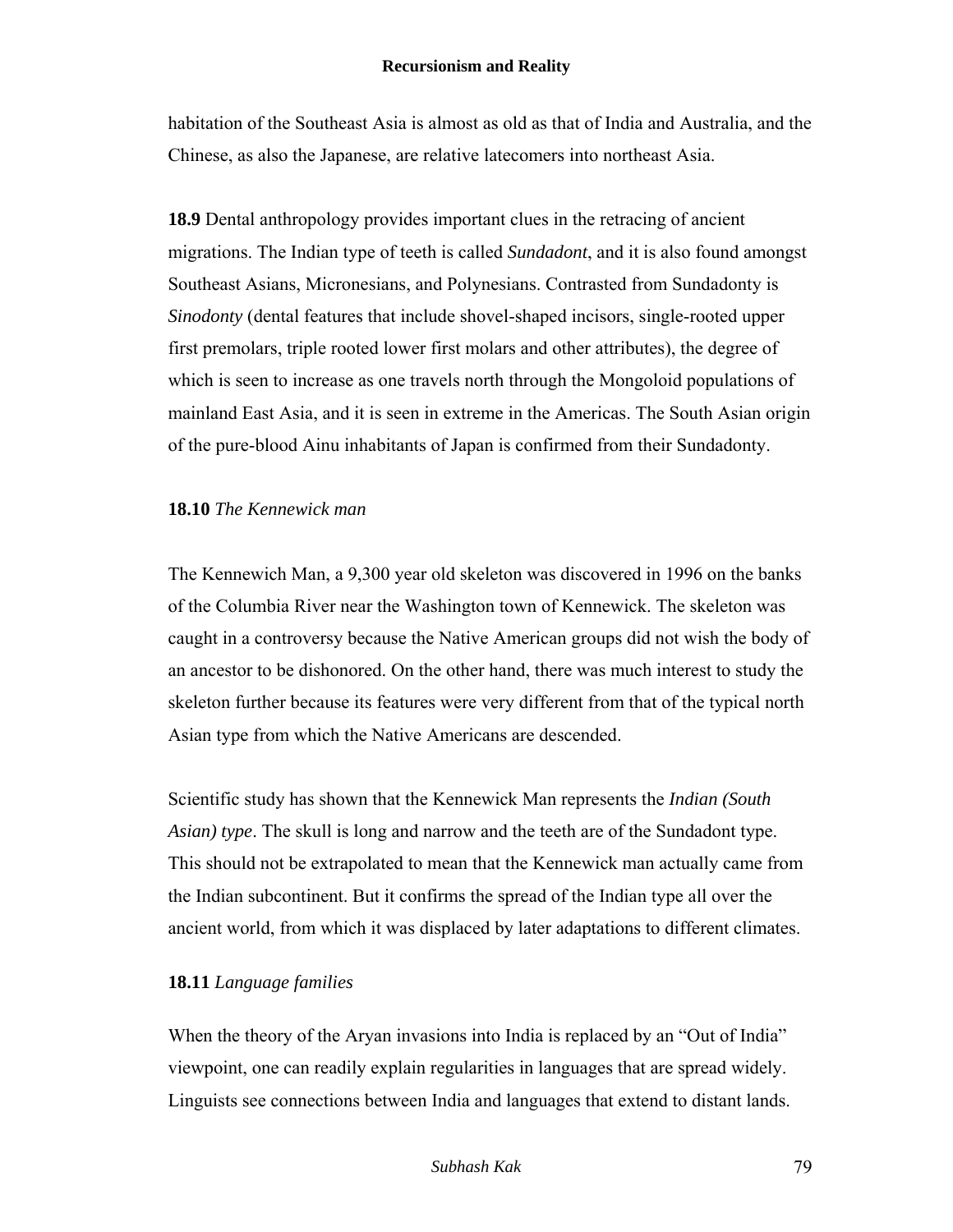habitation of the Southeast Asia is almost as old as that of India and Australia, and the Chinese, as also the Japanese, are relative latecomers into northeast Asia.

**18.9** Dental anthropology provides important clues in the retracing of ancient migrations. The Indian type of teeth is called *Sundadont*, and it is also found amongst Southeast Asians, Micronesians, and Polynesians. Contrasted from Sundadonty is *Sinodonty* (dental features that include shovel-shaped incisors, single-rooted upper first premolars, triple rooted lower first molars and other attributes), the degree of which is seen to increase as one travels north through the Mongoloid populations of mainland East Asia, and it is seen in extreme in the Americas. The South Asian origin of the pure-blood Ainu inhabitants of Japan is confirmed from their Sundadonty.

**18.10** *The Kennewick man*

The Kennewich Man, a 9,300 year old skeleton was discovered in 1996 on the banks of the Columbia River near the Washington town of Kennewick. The skeleton was caught in a controversy because the Native American groups did not wish the body of an ancestor to be dishonored. On the other hand, there was much interest to study the skeleton further because its features were very different from that of the typical north Asian type from which the Native Americans are descended.

Scientific study has shown that the Kennewick Man represents the *Indian (South Asian) type*. The skull is long and narrow and the teeth are of the Sundadont type. This should not be extrapolated to mean that the Kennewick man actually came from the Indian subcontinent. But it confirms the spread of the Indian type all over the ancient world, from which it was displaced by later adaptations to different climates.

**18.11** *Language families*

When the theory of the Aryan invasions into India is replaced by an "Out of India" viewpoint, one can readily explain regularities in languages that are spread widely. Linguists see connections between India and languages that extend to distant lands.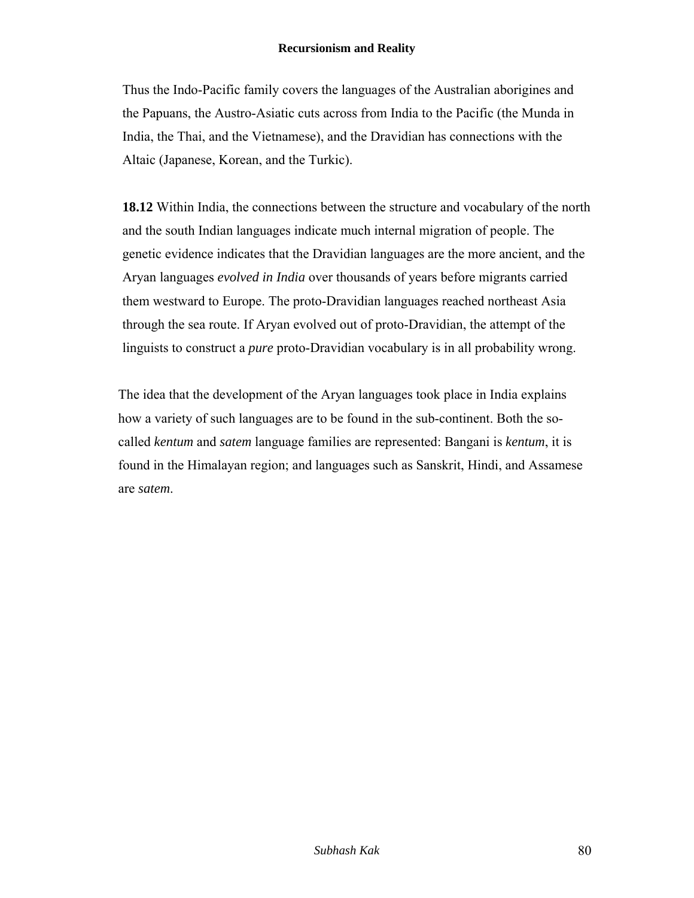Thus the Indo-Pacific family covers the languages of the Australian aborigines and the Papuans, the Austro-Asiatic cuts across from India to the Pacific (the Munda in India, the Thai, and the Vietnamese), and the Dravidian has connections with the Altaic (Japanese, Korean, and the Turkic).

**18.12** Within India, the connections between the structure and vocabulary of the north and the south Indian languages indicate much internal migration of people. The genetic evidence indicates that the Dravidian languages are the more ancient, and the Aryan languages *evolved in India* over thousands of years before migrants carried them westward to Europe. The proto-Dravidian languages reached northeast Asia through the sea route. If Aryan evolved out of proto-Dravidian, the attempt of the linguists to construct a *pure* proto-Dravidian vocabulary is in all probability wrong.

The idea that the development of the Aryan languages took place in India explains how a variety of such languages are to be found in the sub-continent. Both the so-called *kentum* and *satem* language families are represented: Bangani is *kentum*, it is found in the Himalayan region; and languages such as Sanskrit, Hindi, and Assamese are *satem*.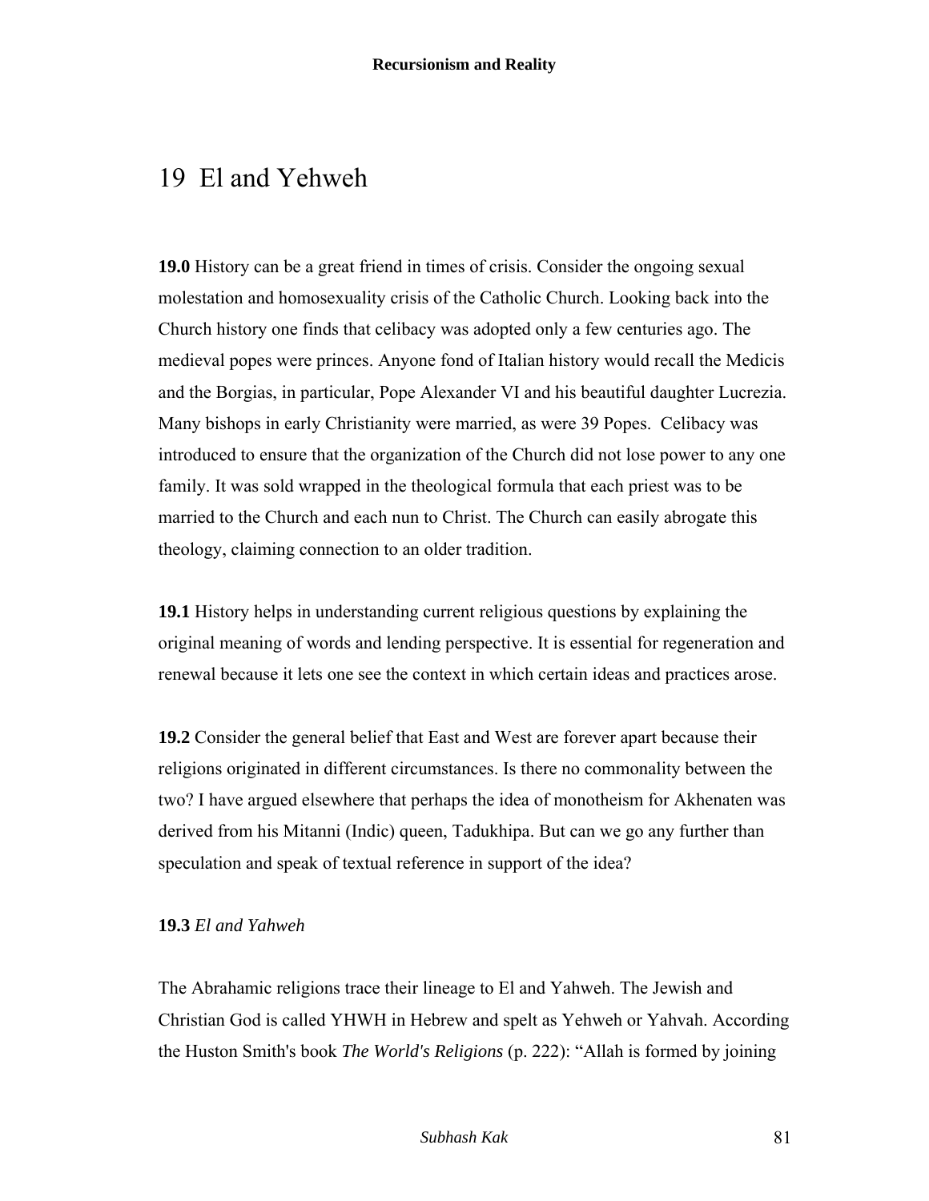# 19 El and Yehweh

**19.0** History can be a great friend in times of crisis. Consider the ongoing sexual molestation and homosexuality crisis of the Catholic Church. Looking back into the Church history one finds that celibacy was adopted only a few centuries ago. The medieval popes were princes. Anyone fond of Italian history would recall the Medicis and the Borgias, in particular, Pope Alexander VI and his beautiful daughter Lucrezia. Many bishops in early Christianity were married, as were 39 Popes. Celibacy was introduced to ensure that the organization of the Church did not lose power to any one family. It was sold wrapped in the theological formula that each priest was to be married to the Church and each nun to Christ. The Church can easily abrogate this theology, claiming connection to an older tradition.

**19.1** History helps in understanding current religious questions by explaining the original meaning of words and lending perspective. It is essential for regeneration and renewal because it lets one see the context in which certain ideas and practices arose.

**19.2** Consider the general belief that East and West are forever apart because their religions originated in different circumstances. Is there no commonality between the two? I have argued elsewhere that perhaps the idea of monotheism for Akhenaten was derived from his Mitanni (Indic) queen, Tadukhipa. But can we go any further than speculation and speak of textual reference in support of the idea?

**19.3** *El and Yahweh*

The Abrahamic religions trace their lineage to El and Yahweh. The Jewish and Christian God is called YHWH in Hebrew and spelt as Yehweh or Yahvah. According the Huston Smith's book *The World's Religions* (p. 222): "Allah is formed by joining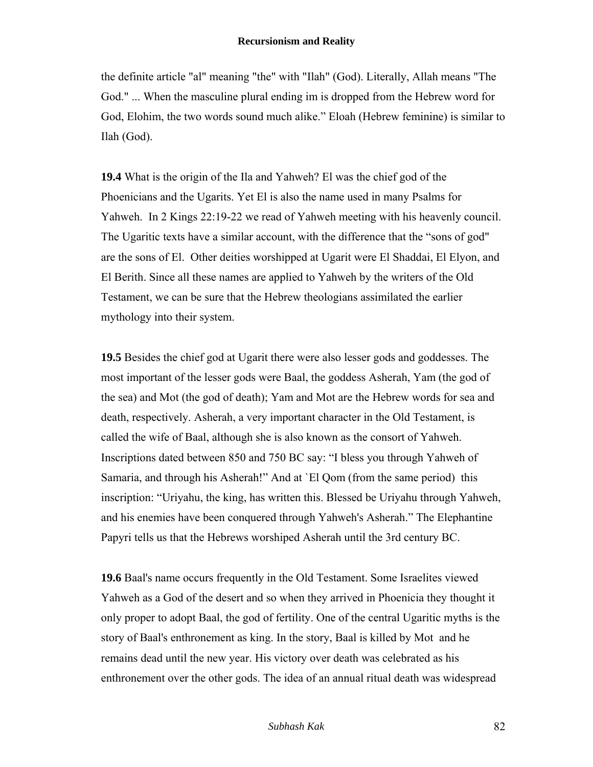the definite article "al" meaning "the" with "Ilah" (God). Literally, Allah means "The God." ... When the masculine plural ending im is dropped from the Hebrew word for God, Elohim, the two words sound much alike." Eloah (Hebrew feminine) is similar to Ilah (God).

**19.4** What is the origin of the Ila and Yahweh? El was the chief god of the Phoenicians and the Ugarits. Yet El is also the name used in many Psalms for Yahweh. In 2 Kings 22:19-22 we read of Yahweh meeting with his heavenly council. The Ugaritic texts have a similar account, with the difference that the "sons of god" are the sons of El. Other deities worshipped at Ugarit were El Shaddai, El Elyon, and El Berith. Since all these names are applied to Yahweh by the writers of the Old Testament, we can be sure that the Hebrew theologians assimilated the earlier mythology into their system.

**19.5** Besides the chief god at Ugarit there were also lesser gods and goddesses. The most important of the lesser gods were Baal, the goddess Asherah, Yam (the god of the sea) and Mot (the god of death); Yam and Mot are the Hebrew words for sea and death, respectively. Asherah, a very important character in the Old Testament, is called the wife of Baal, although she is also known as the consort of Yahweh. Inscriptions dated between 850 and 750 BC say: "I bless you through Yahweh of Samaria, and through his Asherah!" And at `El Qom (from the same period) this inscription: "Uriyahu, the king, has written this. Blessed be Uriyahu through Yahweh, and his enemies have been conquered through Yahweh's Asherah." The Elephantine Papyri tells us that the Hebrews worshiped Asherah until the 3rd century BC.

**19.6** Baal's name occurs frequently in the Old Testament. Some Israelites viewed Yahweh as a God of the desert and so when they arrived in Phoenicia they thought it only proper to adopt Baal, the god of fertility. One of the central Ugaritic myths is the story of Baal's enthronement as king. In the story, Baal is killed by Mot and he remains dead until the new year. His victory over death was celebrated as his enthronement over the other gods. The idea of an annual ritual death was widespread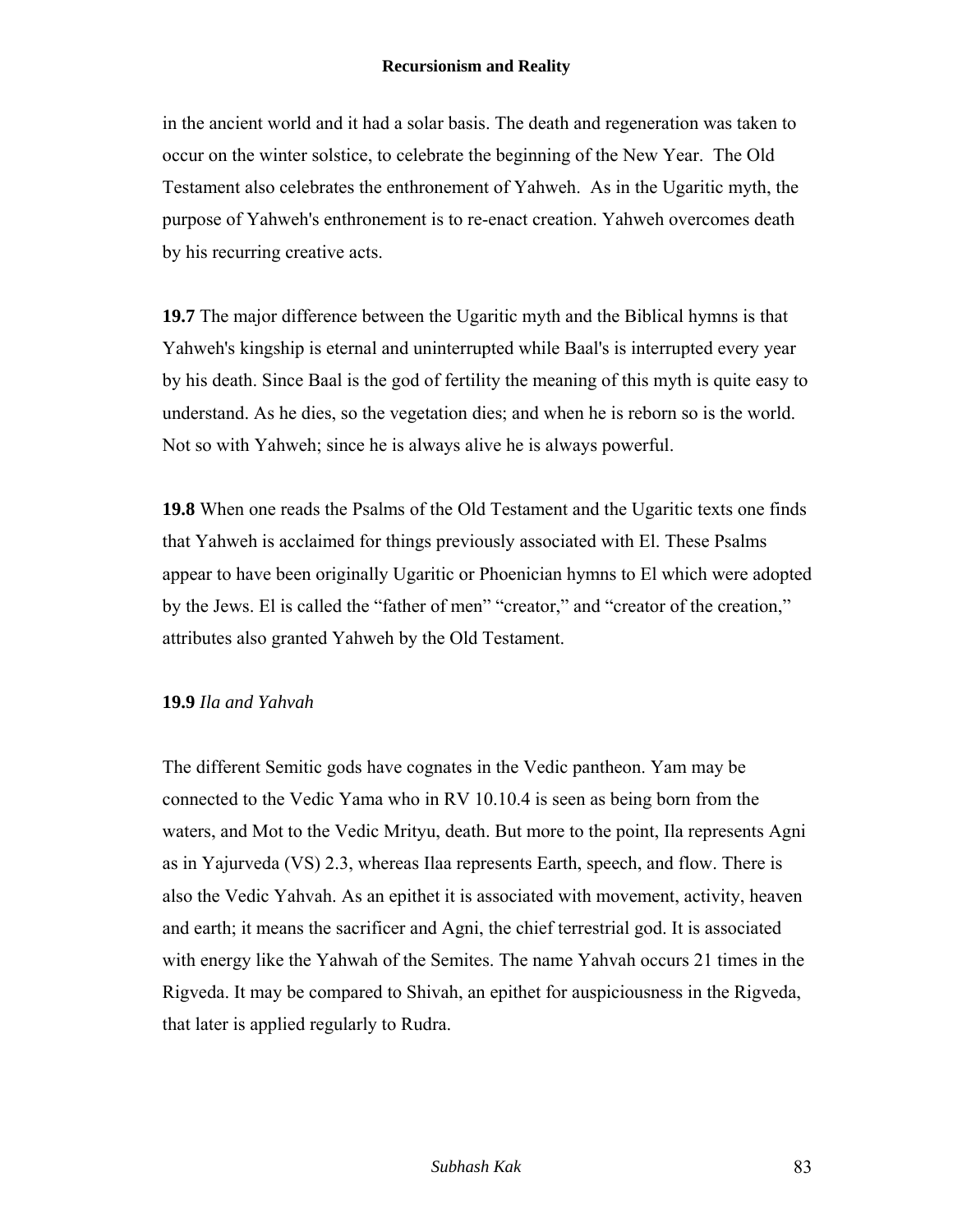in the ancient world and it had a solar basis. The death and regeneration was taken to occur on the winter solstice, to celebrate the beginning of the New Year. The Old Testament also celebrates the enthronement of Yahweh. As in the Ugaritic myth, the purpose of Yahweh's enthronement is to re-enact creation. Yahweh overcomes death by his recurring creative acts.

**19.7** The major difference between the Ugaritic myth and the Biblical hymns is that Yahweh's kingship is eternal and uninterrupted while Baal's is interrupted every year by his death. Since Baal is the god of fertility the meaning of this myth is quite easy to understand. As he dies, so the vegetation dies; and when he is reborn so is the world. Not so with Yahweh; since he is always alive he is always powerful.

**19.8** When one reads the Psalms of the Old Testament and the Ugaritic texts one finds that Yahweh is acclaimed for things previously associated with El. These Psalms appear to have been originally Ugaritic or Phoenician hymns to El which were adopted by the Jews. El is called the "father of men" "creator," and "creator of the creation," attributes also granted Yahweh by the Old Testament.

**19.9** *Ila and Yahvah*

The different Semitic gods have cognates in the Vedic pantheon. Yam may be connected to the Vedic Yama who in RV 10.10.4 is seen as being born from the waters, and Mot to the Vedic Mrityu, death. But more to the point, Ila represents Agni as in Yajurveda (VS) 2.3, whereas Ilaa represents Earth, speech, and flow. There is also the Vedic Yahvah. As an epithet it is associated with movement, activity, heaven and earth; it means the sacrificer and Agni, the chief terrestrial god. It is associated with energy like the Yahwah of the Semites. The name Yahvah occurs 21 times in the Rigveda. It may be compared to Shivah, an epithet for auspiciousness in the Rigveda, that later is applied regularly to Rudra.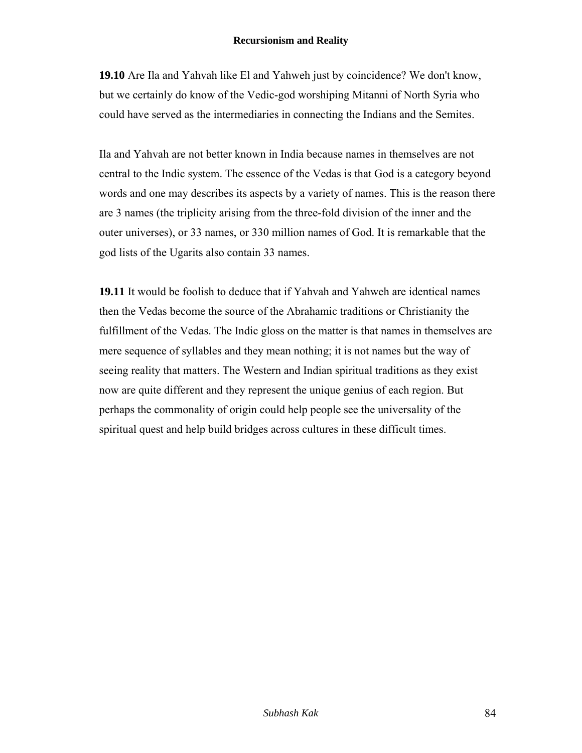**19.10** Are Ila and Yahvah like El and Yahweh just by coincidence? We don't know, but we certainly do know of the Vedic-god worshiping Mitanni of North Syria who could have served as the intermediaries in connecting the Indians and the Semites.

Ila and Yahvah are not better known in India because names in themselves are not central to the Indic system. The essence of the Vedas is that God is a category beyond words and one may describes its aspects by a variety of names. This is the reason there are 3 names (the triplicity arising from the three-fold division of the inner and the outer universes), or 33 names, or 330 million names of God. It is remarkable that the god lists of the Ugarits also contain 33 names.

**19.11** It would be foolish to deduce that if Yahvah and Yahweh are identical names then the Vedas become the source of the Abrahamic traditions or Christianity the fulfillment of the Vedas. The Indic gloss on the matter is that names in themselves are mere sequence of syllables and they mean nothing; it is not names but the way of seeing reality that matters. The Western and Indian spiritual traditions as they exist now are quite different and they represent the unique genius of each region. But perhaps the commonality of origin could help people see the universality of the spiritual quest and help build bridges across cultures in these difficult times.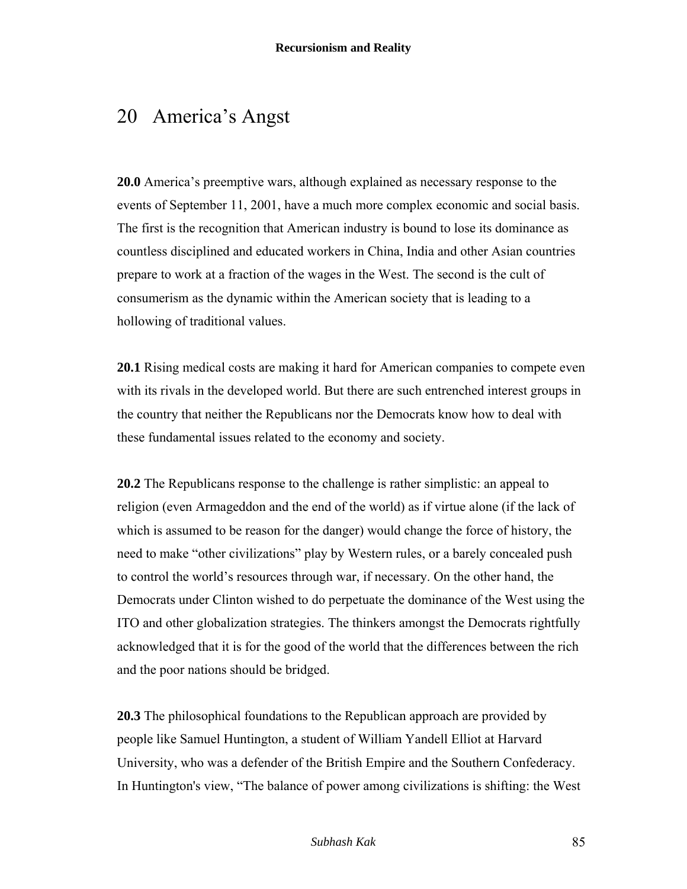## 20 America's Angst

**20.0** America's preemptive wars, although explained as necessary response to the events of September 11, 2001, have a much more complex economic and social basis. The first is the recognition that American industry is bound to lose its dominance as countless disciplined and educated workers in China, India and other Asian countries prepare to work at a fraction of the wages in the West. The second is the cult of consumerism as the dynamic within the American society that is leading to a hollowing of traditional values.

**20.1** Rising medical costs are making it hard for American companies to compete even with its rivals in the developed world. But there are such entrenched interest groups in the country that neither the Republicans nor the Democrats know how to deal with these fundamental issues related to the economy and society.

**20.2** The Republicans response to the challenge is rather simplistic: an appeal to religion (even Armageddon and the end of the world) as if virtue alone (if the lack of which is assumed to be reason for the danger) would change the force of history, the need to make "other civilizations" play by Western rules, or a barely concealed push to control the world's resources through war, if necessary. On the other hand, the Democrats under Clinton wished to do perpetuate the dominance of the West using the ITO and other globalization strategies. The thinkers amongst the Democrats rightfully acknowledged that it is for the good of the world that the differences between the rich and the poor nations should be bridged.

**20.3** The philosophical foundations to the Republican approach are provided by people like Samuel Huntington, a student of William Yandell Elliot at Harvard University, who was a defender of the British Empire and the Southern Confederacy. In Huntington's view, "The balance of power among civilizations is shifting: the West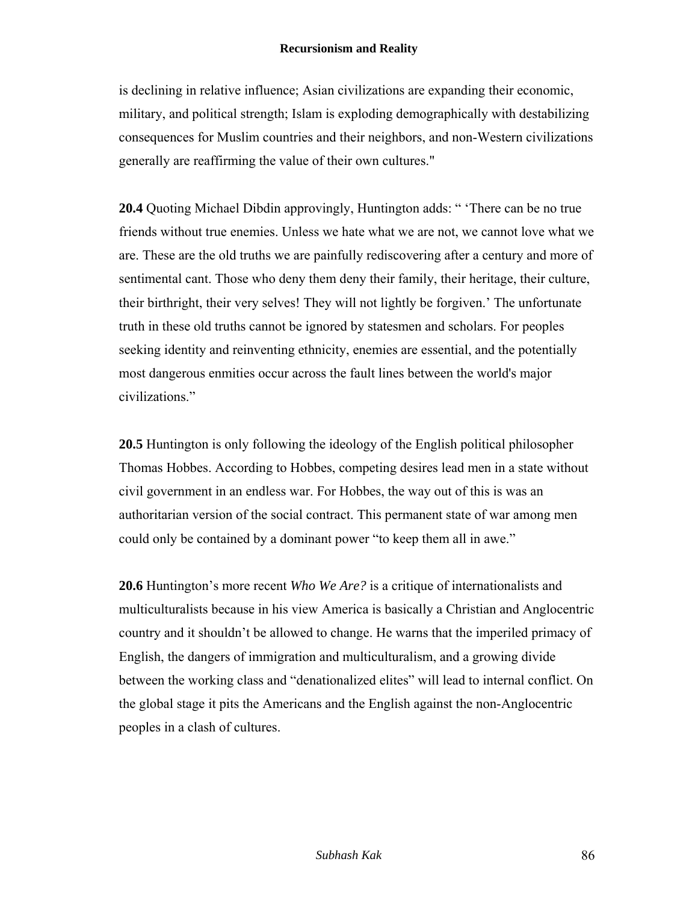is declining in relative influence; Asian civilizations are expanding their economic, military, and political strength; Islam is exploding demographically with destabilizing consequences for Muslim countries and their neighbors, and non-Western civilizations generally are reaffirming the value of their own cultures."

**20.4** Quoting Michael Dibdin approvingly, Huntington adds: " 'There can be no true friends without true enemies. Unless we hate what we are not, we cannot love what we are. These are the old truths we are painfully rediscovering after a century and more of sentimental cant. Those who deny them deny their family, their heritage, their culture, their birthright, their very selves! They will not lightly be forgiven.' The unfortunate truth in these old truths cannot be ignored by statesmen and scholars. For peoples seeking identity and reinventing ethnicity, enemies are essential, and the potentially most dangerous enmities occur across the fault lines between the world's major civilizations."

**20.5** Huntington is only following the ideology of the English political philosopher Thomas Hobbes. According to Hobbes, competing desires lead men in a state without civil government in an endless war. For Hobbes, the way out of this is was an authoritarian version of the social contract. This permanent state of war among men could only be contained by a dominant power "to keep them all in awe."

**20.6** Huntington's more recent *Who We Are?* is a critique of internationalists and multiculturalists because in his view America is basically a Christian and Anglocentric country and it shouldn't be allowed to change. He warns that the imperiled primacy of English, the dangers of immigration and multiculturalism, and a growing divide between the working class and "denationalized elites" will lead to internal conflict. On the global stage it pits the Americans and the English against the non-Anglocentric peoples in a clash of cultures.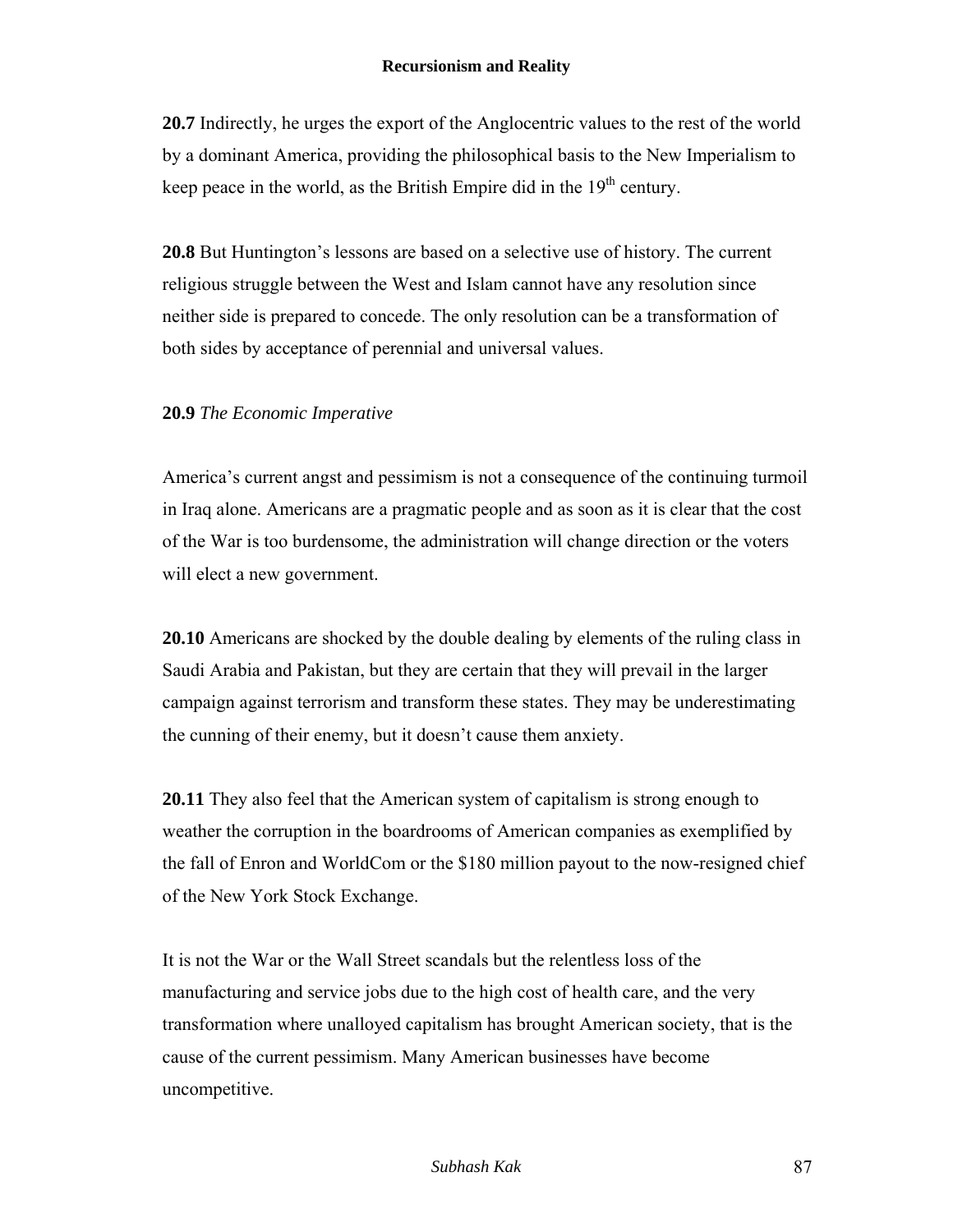**20.7** Indirectly, he urges the export of the Anglocentric values to the rest of the world by a dominant America, providing the philosophical basis to the New Imperialism to keep peace in the world, as the British Empire did in the 19th century.

**20.8** But Huntington's lessons are based on a selective use of history. The current religious struggle between the West and Islam cannot have any resolution since neither side is prepared to concede. The only resolution can be a transformation of both sides by acceptance of perennial and universal values.

**20.9** *The Economic Imperative*

America's current angst and pessimism is not a consequence of the continuing turmoil in Iraq alone. Americans are a pragmatic people and as soon as it is clear that the cost of the War is too burdensome, the administration will change direction or the voters will elect a new government.

**20.10** Americans are shocked by the double dealing by elements of the ruling class in Saudi Arabia and Pakistan, but they are certain that they will prevail in the larger campaign against terrorism and transform these states. They may be underestimating the cunning of their enemy, but it doesn't cause them anxiety.

**20.11** They also feel that the American system of capitalism is strong enough to weather the corruption in the boardrooms of American companies as exemplified by the fall of Enron and WorldCom or the $180 million payout to the now-resigned chief of the New York Stock Exchange.

It is not the War or the Wall Street scandals but the relentless loss of the manufacturing and service jobs due to the high cost of health care, and the very transformation where unalloyed capitalism has brought American society, that is the cause of the current pessimism. Many American businesses have become uncompetitive.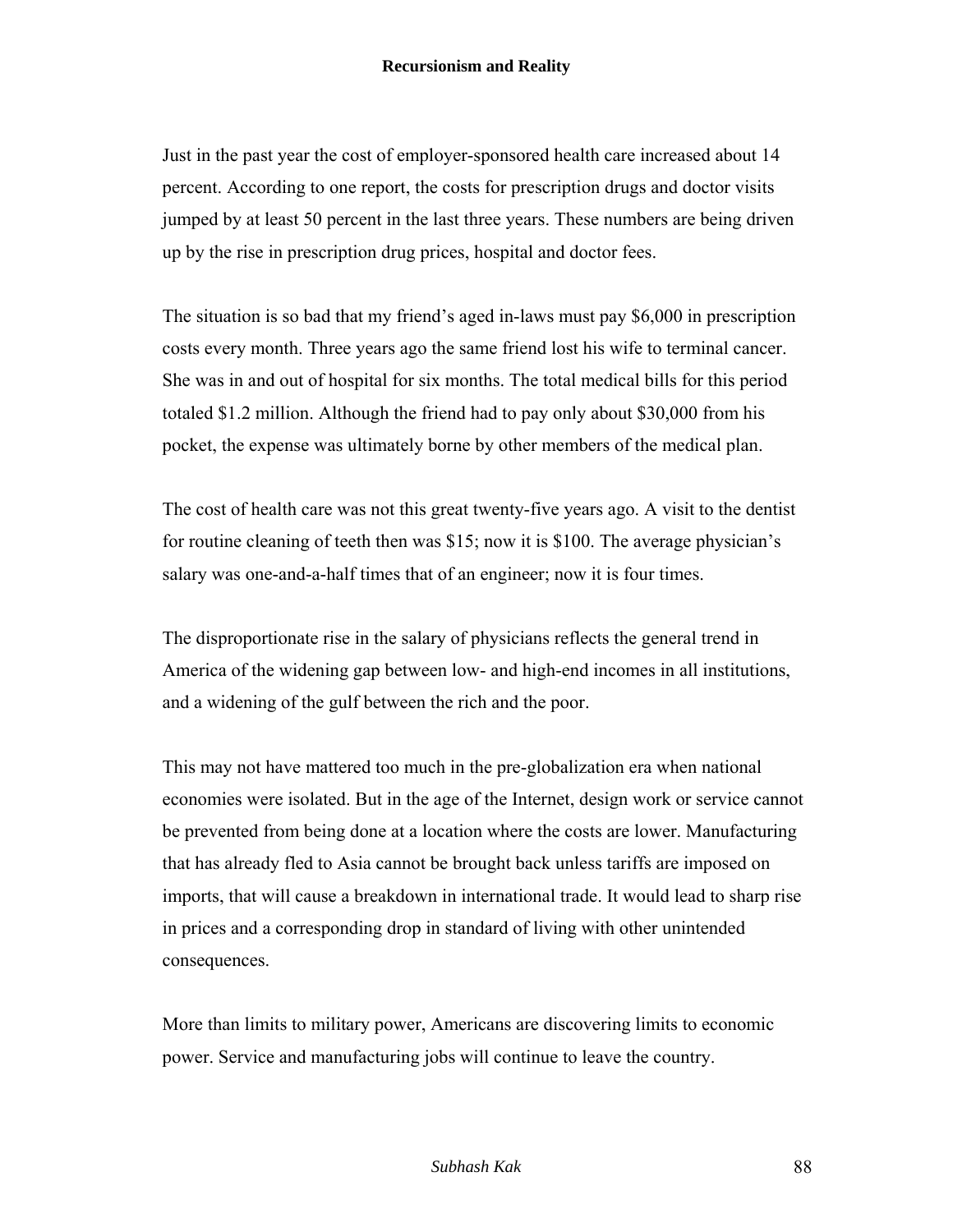Just in the past year the cost of employer-sponsored health care increased about 14 percent. According to one report, the costs for prescription drugs and doctor visits jumped by at least 50 percent in the last three years. These numbers are being driven up by the rise in prescription drug prices, hospital and doctor fees.

The situation is so bad that my friend's aged in-laws must pay $6,000 in prescription costs every month. Three years ago the same friend lost his wife to terminal cancer. She was in and out of hospital for six months. The total medical bills for this period totaled $1.2 million. Although the friend had to pay only about $30,000 from his pocket, the expense was ultimately borne by other members of the medical plan.

The cost of health care was not this great twenty-five years ago. A visit to the dentist for routine cleaning of teeth then was $15; now it is $100. The average physician's salary was one-and-a-half times that of an engineer; now it is four times.

The disproportionate rise in the salary of physicians reflects the general trend in America of the widening gap between low- and high-end incomes in all institutions, and a widening of the gulf between the rich and the poor.

This may not have mattered too much in the pre-globalization era when national economies were isolated. But in the age of the Internet, design work or service cannot be prevented from being done at a location where the costs are lower. Manufacturing that has already fled to Asia cannot be brought back unless tariffs are imposed on imports, that will cause a breakdown in international trade. It would lead to sharp rise in prices and a corresponding drop in standard of living with other unintended consequences.

More than limits to military power, Americans are discovering limits to economic power. Service and manufacturing jobs will continue to leave the country.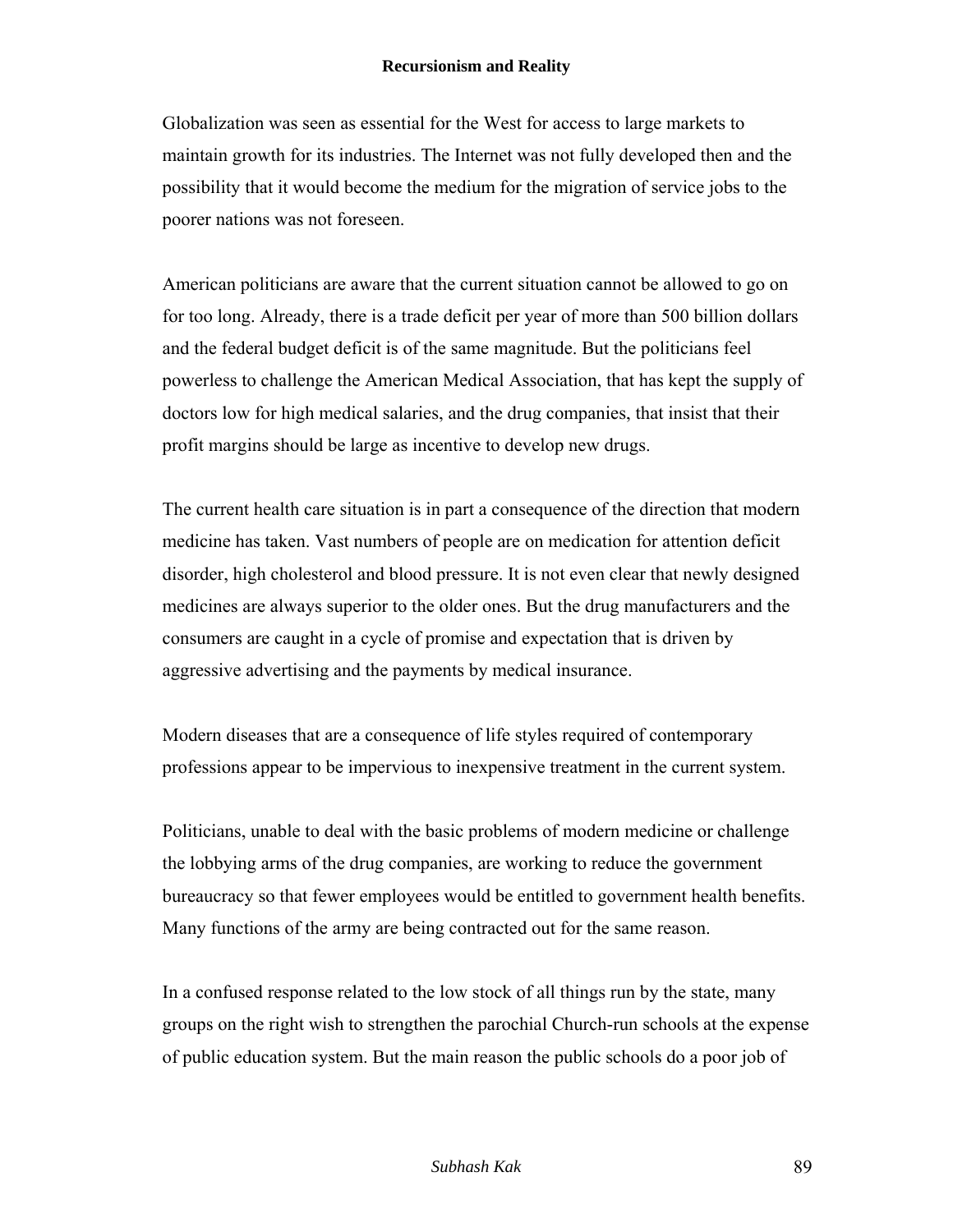Globalization was seen as essential for the West for access to large markets to maintain growth for its industries. The Internet was not fully developed then and the possibility that it would become the medium for the migration of service jobs to the poorer nations was not foreseen.

American politicians are aware that the current situation cannot be allowed to go on for too long. Already, there is a trade deficit per year of more than 500 billion dollars and the federal budget deficit is of the same magnitude. But the politicians feel powerless to challenge the American Medical Association, that has kept the supply of doctors low for high medical salaries, and the drug companies, that insist that their profit margins should be large as incentive to develop new drugs.

The current health care situation is in part a consequence of the direction that modern medicine has taken. Vast numbers of people are on medication for attention deficit disorder, high cholesterol and blood pressure. It is not even clear that newly designed medicines are always superior to the older ones. But the drug manufacturers and the consumers are caught in a cycle of promise and expectation that is driven by aggressive advertising and the payments by medical insurance.

Modern diseases that are a consequence of life styles required of contemporary professions appear to be impervious to inexpensive treatment in the current system.

Politicians, unable to deal with the basic problems of modern medicine or challenge the lobbying arms of the drug companies, are working to reduce the government bureaucracy so that fewer employees would be entitled to government health benefits. Many functions of the army are being contracted out for the same reason.

In a confused response related to the low stock of all things run by the state, many groups on the right wish to strengthen the parochial Church-run schools at the expense of public education system. But the main reason the public schools do a poor job of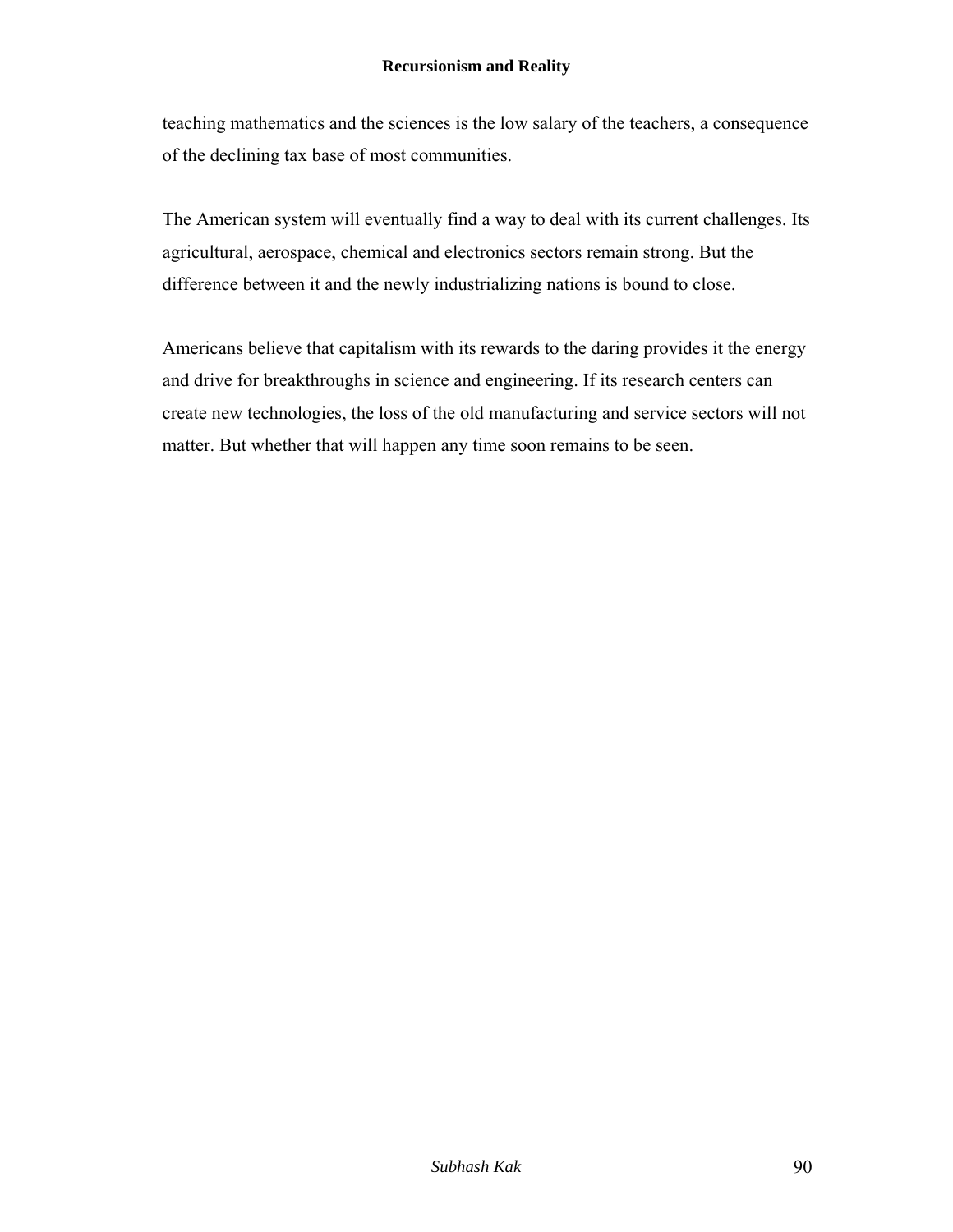teaching mathematics and the sciences is the low salary of the teachers, a consequence of the declining tax base of most communities.

The American system will eventually find a way to deal with its current challenges. Its agricultural, aerospace, chemical and electronics sectors remain strong. But the difference between it and the newly industrializing nations is bound to close.

Americans believe that capitalism with its rewards to the daring provides it the energy and drive for breakthroughs in science and engineering. If its research centers can create new technologies, the loss of the old manufacturing and service sectors will not matter. But whether that will happen any time soon remains to be seen.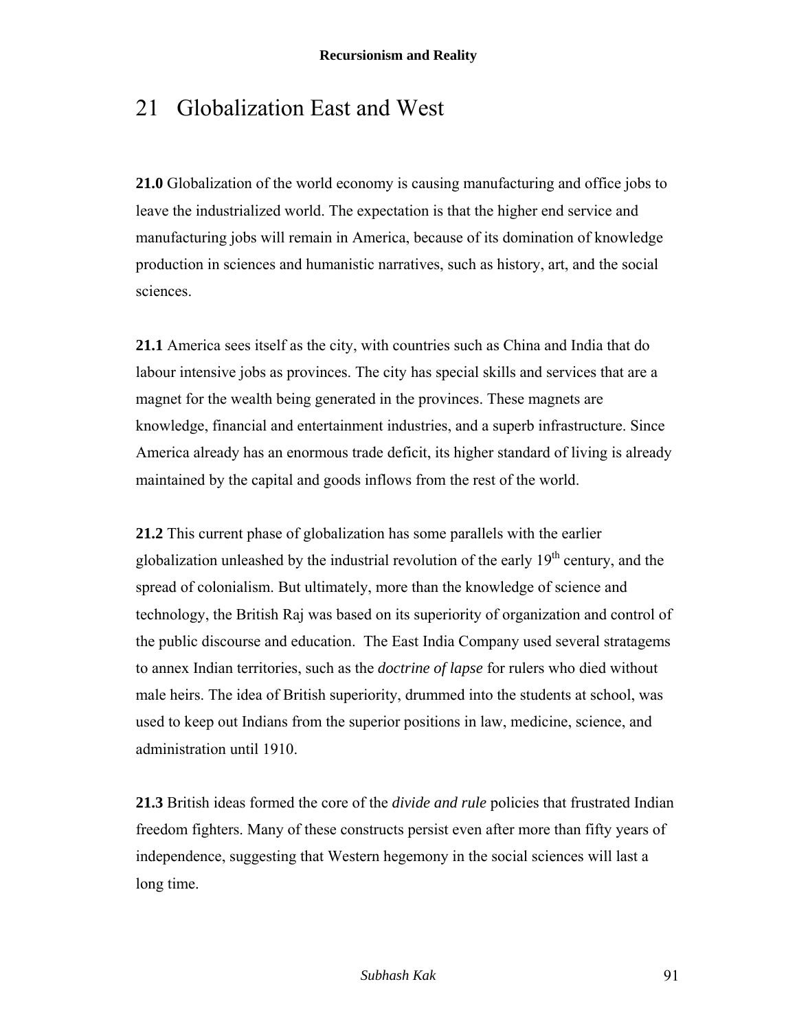# 21 Globalization East and West

**21.0** Globalization of the world economy is causing manufacturing and office jobs to leave the industrialized world. The expectation is that the higher end service and manufacturing jobs will remain in America, because of its domination of knowledge production in sciences and humanistic narratives, such as history, art, and the social sciences.

**21.1** America sees itself as the city, with countries such as China and India that do labour intensive jobs as provinces. The city has special skills and services that are a magnet for the wealth being generated in the provinces. These magnets are knowledge, financial and entertainment industries, and a superb infrastructure. Since America already has an enormous trade deficit, its higher standard of living is already maintained by the capital and goods inflows from the rest of the world.

**21.2** This current phase of globalization has some parallels with the earlier globalization unleashed by the industrial revolution of the early 19th century, and the spread of colonialism. But ultimately, more than the knowledge of science and technology, the British Raj was based on its superiority of organization and control of the public discourse and education. The East India Company used several stratagems to annex Indian territories, such as the *doctrine of lapse* for rulers who died without male heirs. The idea of British superiority, drummed into the students at school, was used to keep out Indians from the superior positions in law, medicine, science, and administration until 1910.

**21.3** British ideas formed the core of the *divide and rule* policies that frustrated Indian freedom fighters. Many of these constructs persist even after more than fifty years of independence, suggesting that Western hegemony in the social sciences will last a long time.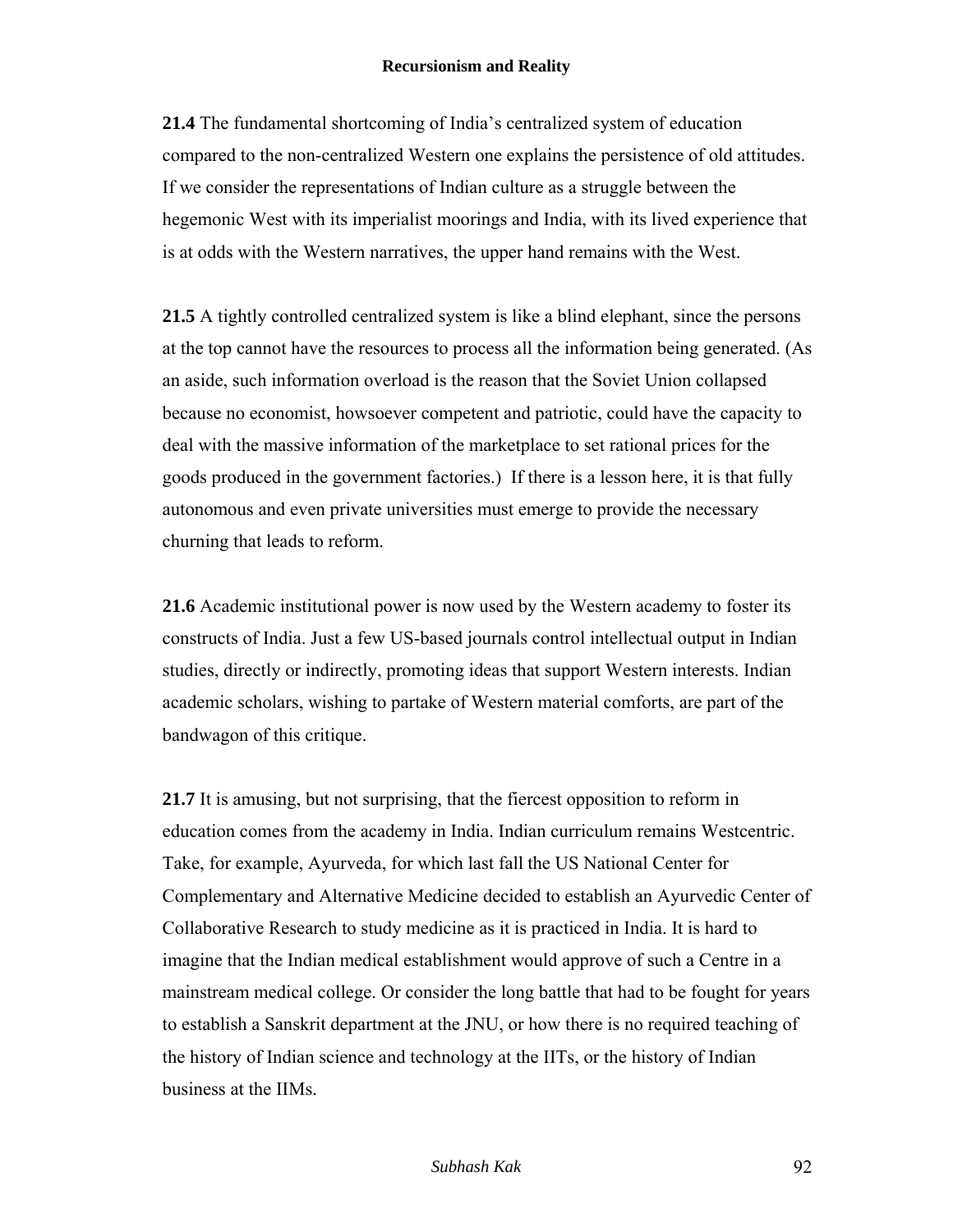**21.4** The fundamental shortcoming of India's centralized system of education compared to the non-centralized Western one explains the persistence of old attitudes. If we consider the representations of Indian culture as a struggle between the hegemonic West with its imperialist moorings and India, with its lived experience that is at odds with the Western narratives, the upper hand remains with the West.

**21.5** A tightly controlled centralized system is like a blind elephant, since the persons at the top cannot have the resources to process all the information being generated. (As an aside, such information overload is the reason that the Soviet Union collapsed because no economist, howsoever competent and patriotic, could have the capacity to deal with the massive information of the marketplace to set rational prices for the goods produced in the government factories.) If there is a lesson here, it is that fully autonomous and even private universities must emerge to provide the necessary churning that leads to reform.

**21.6** Academic institutional power is now used by the Western academy to foster its constructs of India. Just a few US-based journals control intellectual output in Indian studies, directly or indirectly, promoting ideas that support Western interests. Indian academic scholars, wishing to partake of Western material comforts, are part of the bandwagon of this critique.

**21.7** It is amusing, but not surprising, that the fiercest opposition to reform in education comes from the academy in India. Indian curriculum remains Westcentric. Take, for example, Ayurveda, for which last fall the US National Center for Complementary and Alternative Medicine decided to establish an Ayurvedic Center of Collaborative Research to study medicine as it is practiced in India. It is hard to imagine that the Indian medical establishment would approve of such a Centre in a mainstream medical college. Or consider the long battle that had to be fought for years to establish a Sanskrit department at the JNU, or how there is no required teaching of the history of Indian science and technology at the IITs, or the history of Indian business at the IIMs.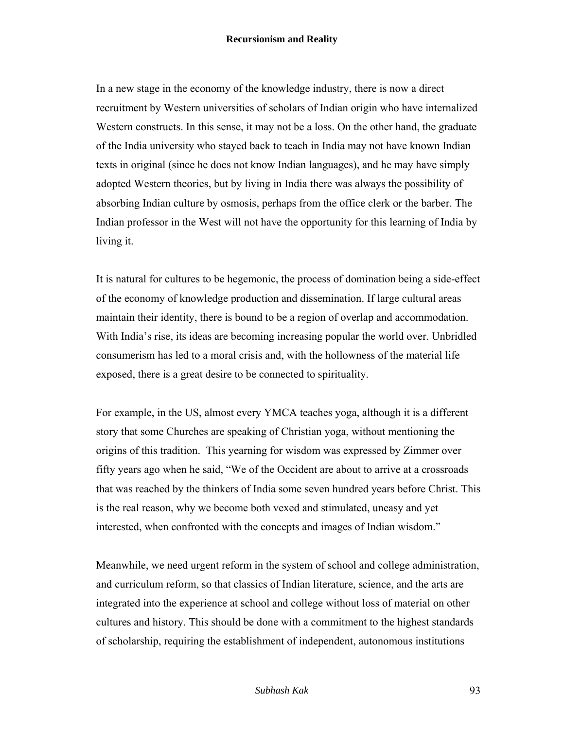In a new stage in the economy of the knowledge industry, there is now a direct recruitment by Western universities of scholars of Indian origin who have internalized Western constructs. In this sense, it may not be a loss. On the other hand, the graduate of the India university who stayed back to teach in India may not have known Indian texts in original (since he does not know Indian languages), and he may have simply adopted Western theories, but by living in India there was always the possibility of absorbing Indian culture by osmosis, perhaps from the office clerk or the barber. The Indian professor in the West will not have the opportunity for this learning of India by living it.

It is natural for cultures to be hegemonic, the process of domination being a side-effect of the economy of knowledge production and dissemination. If large cultural areas maintain their identity, there is bound to be a region of overlap and accommodation. With India's rise, its ideas are becoming increasing popular the world over. Unbridled consumerism has led to a moral crisis and, with the hollowness of the material life exposed, there is a great desire to be connected to spirituality.

For example, in the US, almost every YMCA teaches yoga, although it is a different story that some Churches are speaking of Christian yoga, without mentioning the origins of this tradition. This yearning for wisdom was expressed by Zimmer over fifty years ago when he said, "We of the Occident are about to arrive at a crossroads that was reached by the thinkers of India some seven hundred years before Christ. This is the real reason, why we become both vexed and stimulated, uneasy and yet interested, when confronted with the concepts and images of Indian wisdom."

Meanwhile, we need urgent reform in the system of school and college administration, and curriculum reform, so that classics of Indian literature, science, and the arts are integrated into the experience at school and college without loss of material on other cultures and history. This should be done with a commitment to the highest standards of scholarship, requiring the establishment of independent, autonomous institutions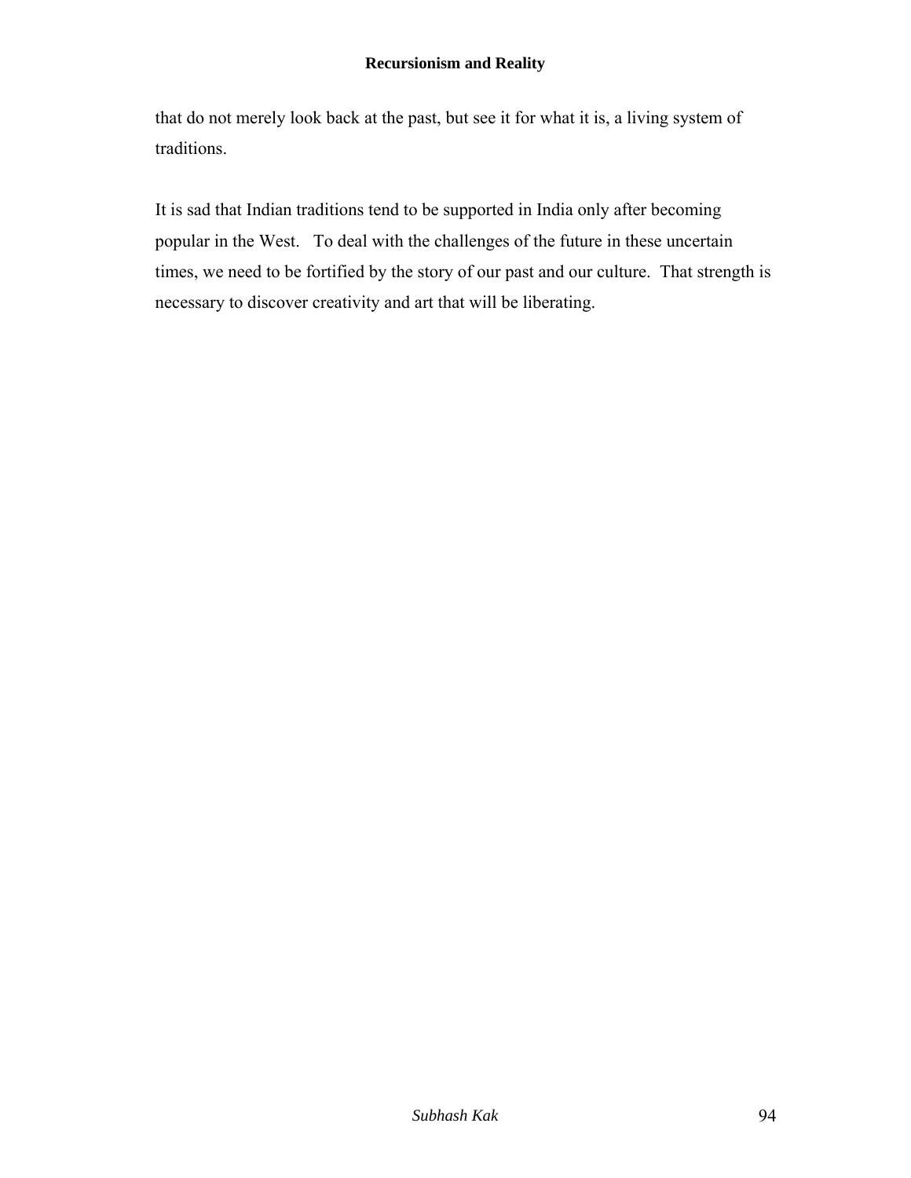that do not merely look back at the past, but see it for what it is, a living system of traditions.

It is sad that Indian traditions tend to be supported in India only after becoming popular in the West. To deal with the challenges of the future in these uncertain times, we need to be fortified by the story of our past and our culture. That strength is necessary to discover creativity and art that will be liberating.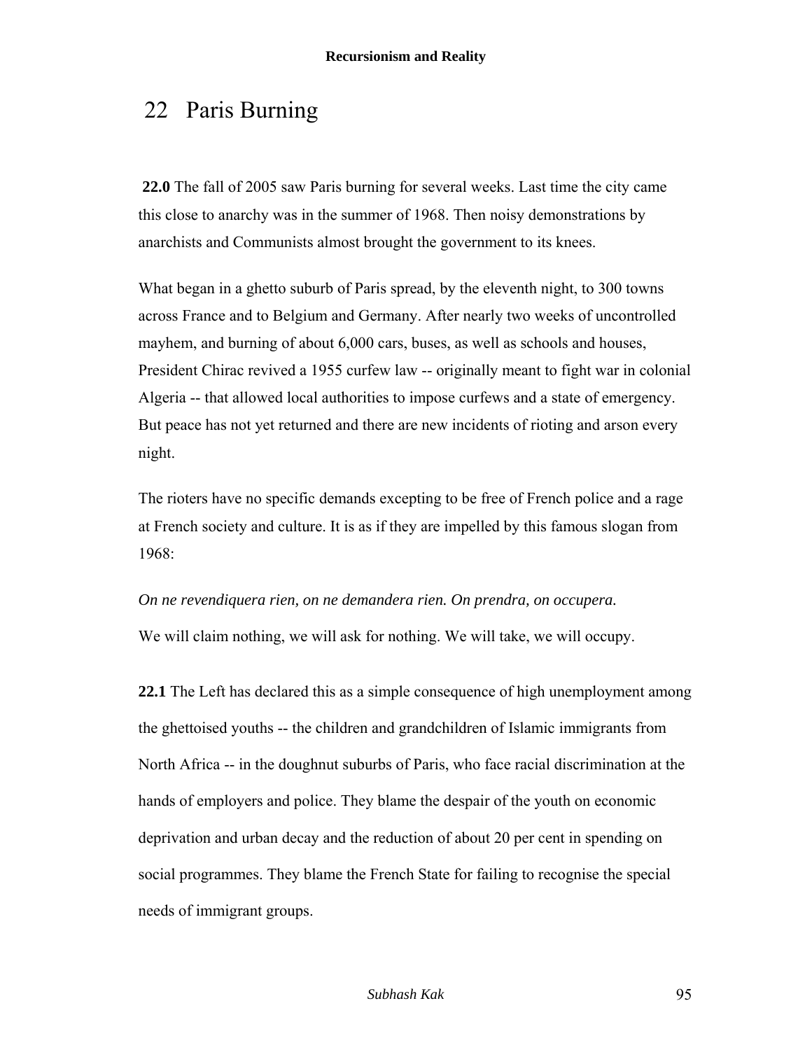# 22 Paris Burning

**22.0** The fall of 2005 saw Paris burning for several weeks. Last time the city came this close to anarchy was in the summer of 1968. Then noisy demonstrations by anarchists and Communists almost brought the government to its knees.

What began in a ghetto suburb of Paris spread, by the eleventh night, to 300 towns across France and to Belgium and Germany. After nearly two weeks of uncontrolled mayhem, and burning of about 6,000 cars, buses, as well as schools and houses, President Chirac revived a 1955 curfew law -- originally meant to fight war in colonial Algeria -- that allowed local authorities to impose curfews and a state of emergency. But peace has not yet returned and there are new incidents of rioting and arson every night.

The rioters have no specific demands excepting to be free of French police and a rage at French society and culture. It is as if they are impelled by this famous slogan from 1968:

*On ne revendiquera rien, on ne demandera rien. On prendra, on occupera.*

We will claim nothing, we will ask for nothing. We will take, we will occupy.

**22.1** The Left has declared this as a simple consequence of high unemployment among the ghettoised youths -- the children and grandchildren of Islamic immigrants from North Africa -- in the doughnut suburbs of Paris, who face racial discrimination at the hands of employers and police. They blame the despair of the youth on economic deprivation and urban decay and the reduction of about 20 per cent in spending on social programmes. They blame the French State for failing to recognise the special needs of immigrant groups.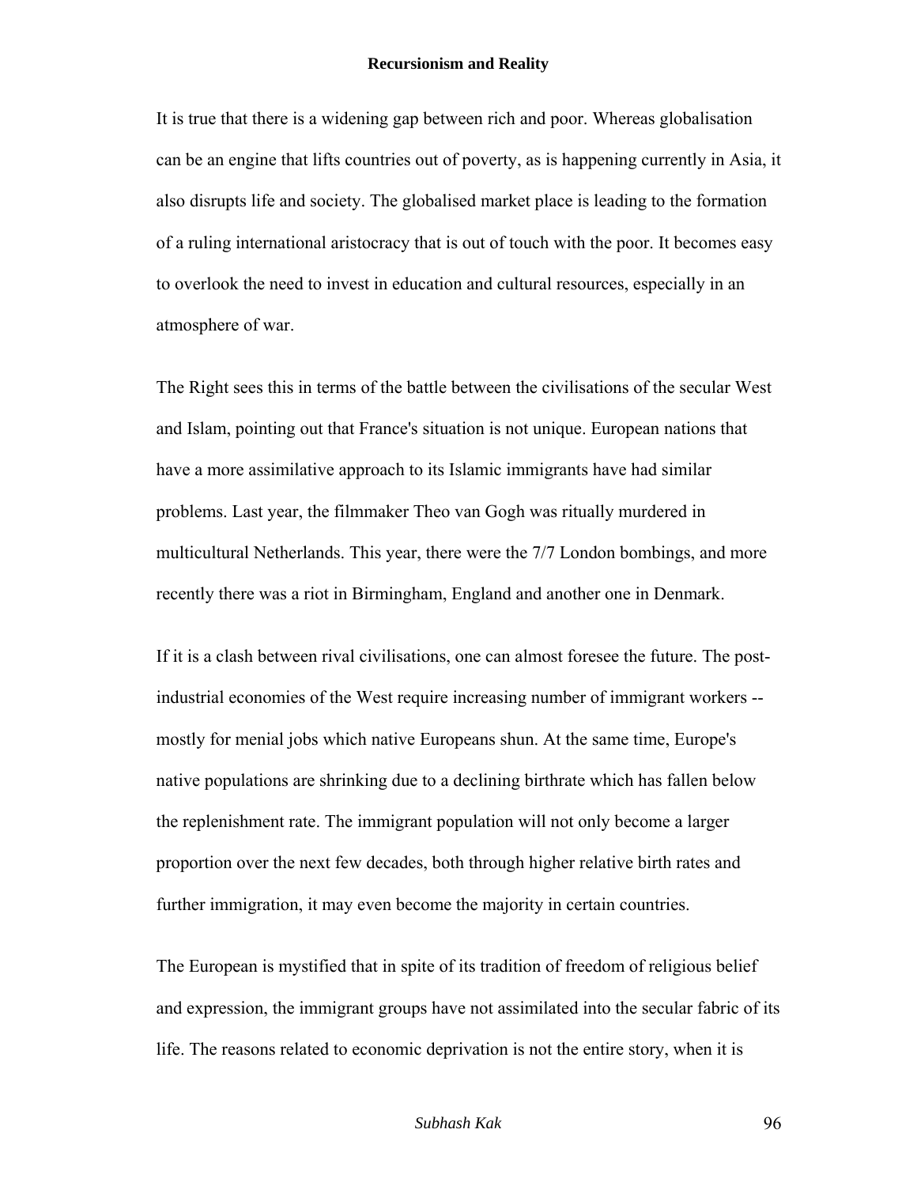It is true that there is a widening gap between rich and poor. Whereas globalisation can be an engine that lifts countries out of poverty, as is happening currently in Asia, it also disrupts life and society. The globalised market place is leading to the formation of a ruling international aristocracy that is out of touch with the poor. It becomes easy to overlook the need to invest in education and cultural resources, especially in an atmosphere of war.

The Right sees this in terms of the battle between the civilisations of the secular West and Islam, pointing out that France's situation is not unique. European nations that have a more assimilative approach to its Islamic immigrants have had similar problems. Last year, the filmmaker Theo van Gogh was ritually murdered in multicultural Netherlands. This year, there were the 7/7 London bombings, and more recently there was a riot in Birmingham, England and another one in Denmark.

If it is a clash between rival civilisations, one can almost foresee the future. The post-industrial economies of the West require increasing number of immigrant workers -- mostly for menial jobs which native Europeans shun. At the same time, Europe's native populations are shrinking due to a declining birthrate which has fallen below the replenishment rate. The immigrant population will not only become a larger proportion over the next few decades, both through higher relative birth rates and further immigration, it may even become the majority in certain countries.

The European is mystified that in spite of its tradition of freedom of religious belief and expression, the immigrant groups have not assimilated into the secular fabric of its life. The reasons related to economic deprivation is not the entire story, when it is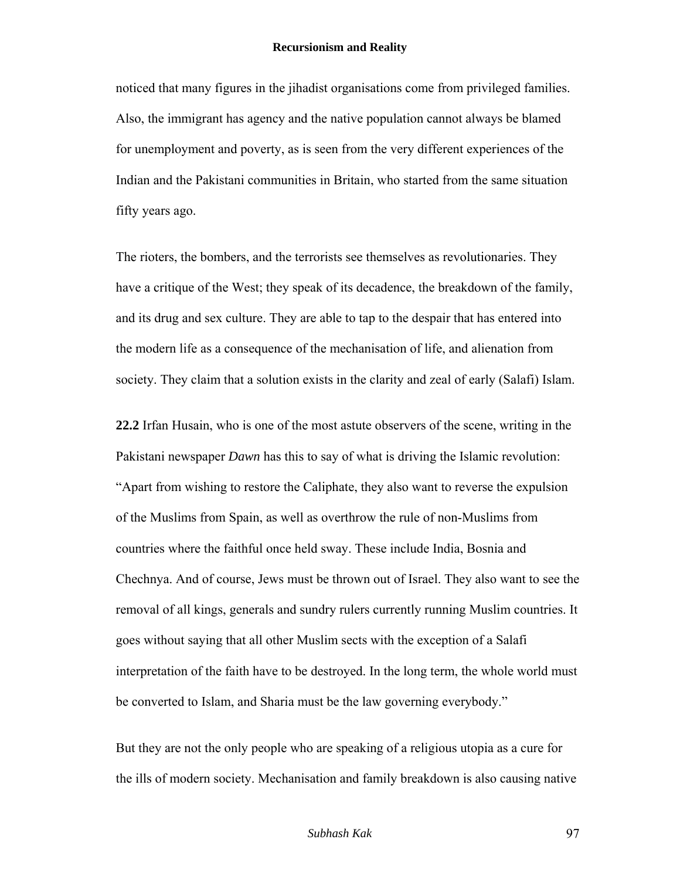noticed that many figures in the jihadist organisations come from privileged families. Also, the immigrant has agency and the native population cannot always be blamed for unemployment and poverty, as is seen from the very different experiences of the Indian and the Pakistani communities in Britain, who started from the same situation fifty years ago.

The rioters, the bombers, and the terrorists see themselves as revolutionaries. They have a critique of the West; they speak of its decadence, the breakdown of the family, and its drug and sex culture. They are able to tap to the despair that has entered into the modern life as a consequence of the mechanisation of life, and alienation from society. They claim that a solution exists in the clarity and zeal of early (Salafi) Islam.

**22.2** Irfan Husain, who is one of the most astute observers of the scene, writing in the Pakistani newspaper *Dawn* has this to say of what is driving the Islamic revolution: "Apart from wishing to restore the Caliphate, they also want to reverse the expulsion of the Muslims from Spain, as well as overthrow the rule of non-Muslims from countries where the faithful once held sway. These include India, Bosnia and Chechnya. And of course, Jews must be thrown out of Israel. They also want to see the removal of all kings, generals and sundry rulers currently running Muslim countries. It goes without saying that all other Muslim sects with the exception of a Salafi interpretation of the faith have to be destroyed. In the long term, the whole world must be converted to Islam, and Sharia must be the law governing everybody."

But they are not the only people who are speaking of a religious utopia as a cure for the ills of modern society. Mechanisation and family breakdown is also causing native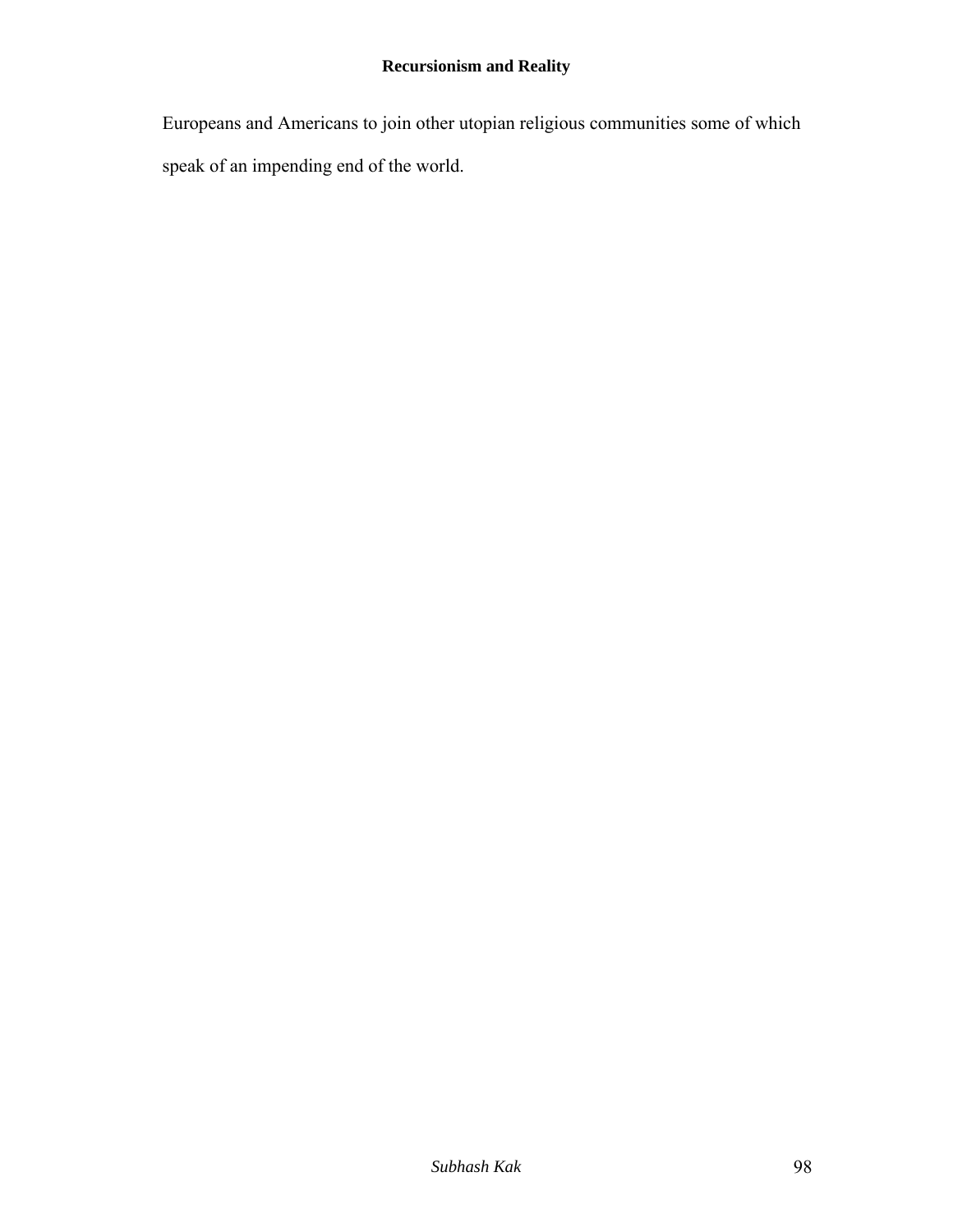Europeans and Americans to join other utopian religious communities some of which speak of an impending end of the world.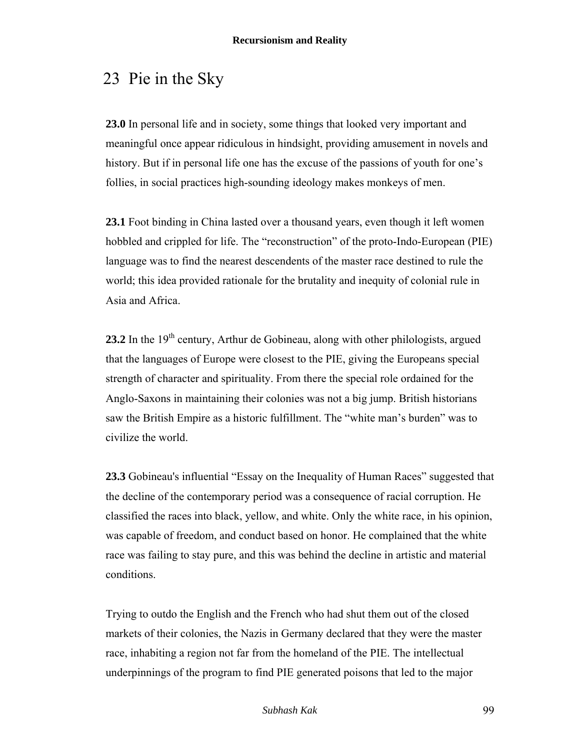# 23 Pie in the Sky

**23.0** In personal life and in society, some things that looked very important and meaningful once appear ridiculous in hindsight, providing amusement in novels and history. But if in personal life one has the excuse of the passions of youth for one's follies, in social practices high-sounding ideology makes monkeys of men.

**23.1** Foot binding in China lasted over a thousand years, even though it left women hobbled and crippled for life. The "reconstruction" of the proto-Indo-European (PIE) language was to find the nearest descendents of the master race destined to rule the world; this idea provided rationale for the brutality and inequity of colonial rule in Asia and Africa.

**23.2** In the 19th century, Arthur de Gobineau, along with other philologists, argued that the languages of Europe were closest to the PIE, giving the Europeans special strength of character and spirituality. From there the special role ordained for the Anglo-Saxons in maintaining their colonies was not a big jump. British historians saw the British Empire as a historic fulfillment. The "white man's burden" was to civilize the world.

**23.3** Gobineau's influential "Essay on the Inequality of Human Races" suggested that the decline of the contemporary period was a consequence of racial corruption. He classified the races into black, yellow, and white. Only the white race, in his opinion, was capable of freedom, and conduct based on honor. He complained that the white race was failing to stay pure, and this was behind the decline in artistic and material conditions.

Trying to outdo the English and the French who had shut them out of the closed markets of their colonies, the Nazis in Germany declared that they were the master race, inhabiting a region not far from the homeland of the PIE. The intellectual underpinnings of the program to find PIE generated poisons that led to the major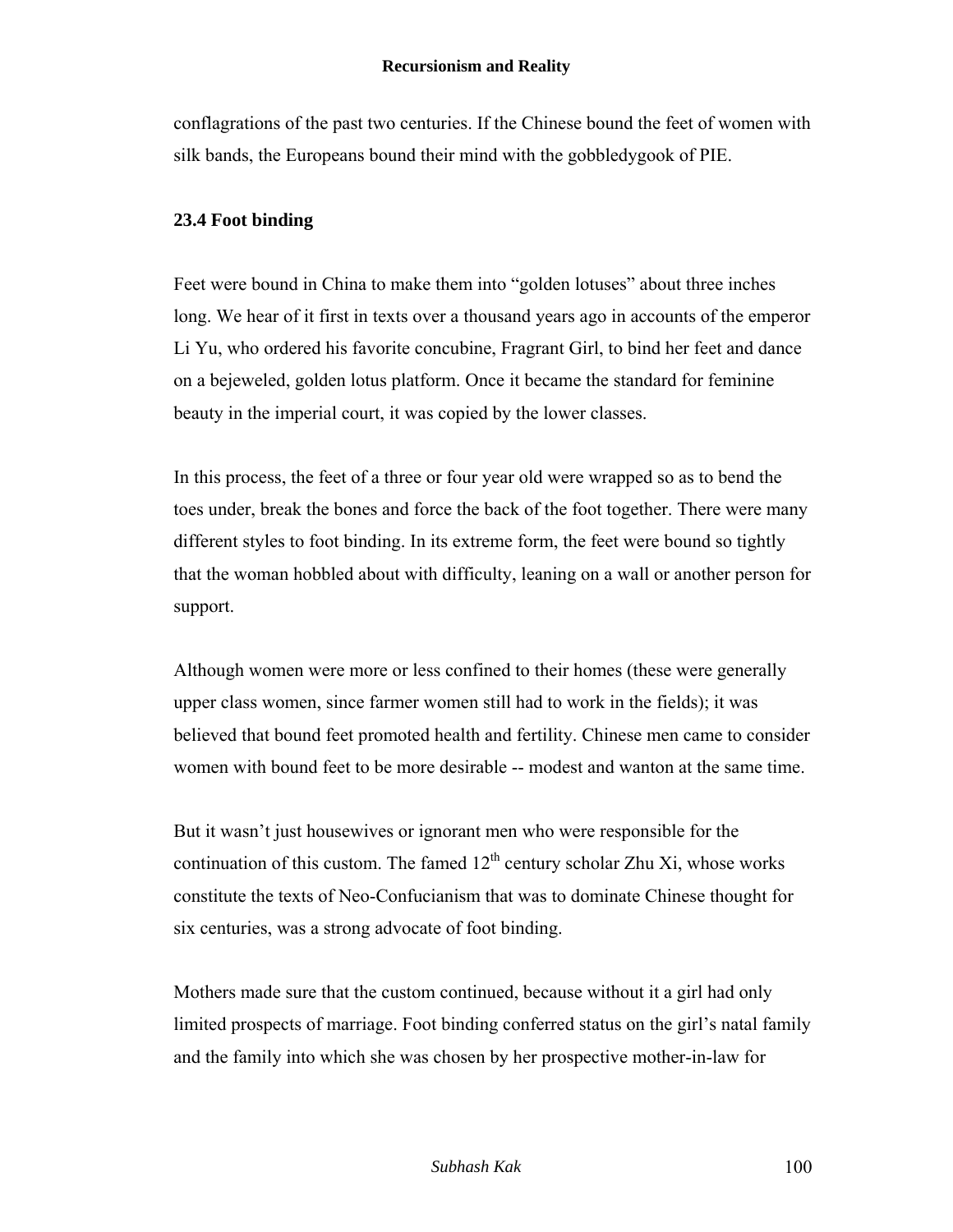conflagrations of the past two centuries. If the Chinese bound the feet of women with silk bands, the Europeans bound their mind with the gobbledygook of PIE.

### 23.4 Foot binding

Feet were bound in China to make them into "golden lotuses" about three inches long. We hear of it first in texts over a thousand years ago in accounts of the emperor Li Yu, who ordered his favorite concubine, Fragrant Girl, to bind her feet and dance on a bejeweled, golden lotus platform. Once it became the standard for feminine beauty in the imperial court, it was copied by the lower classes.

In this process, the feet of a three or four year old were wrapped so as to bend the toes under, break the bones and force the back of the foot together. There were many different styles to foot binding. In its extreme form, the feet were bound so tightly that the woman hobbled about with difficulty, leaning on a wall or another person for support.

Although women were more or less confined to their homes (these were generally upper class women, since farmer women still had to work in the fields); it was believed that bound feet promoted health and fertility. Chinese men came to consider women with bound feet to be more desirable -- modest and wanton at the same time.

But it wasn't just housewives or ignorant men who were responsible for the continuation of this custom. The famed 12th century scholar Zhu Xi, whose works constitute the texts of Neo-Confucianism that was to dominate Chinese thought for six centuries, was a strong advocate of foot binding.

Mothers made sure that the custom continued, because without it a girl had only limited prospects of marriage. Foot binding conferred status on the girl's natal family and the family into which she was chosen by her prospective mother-in-law for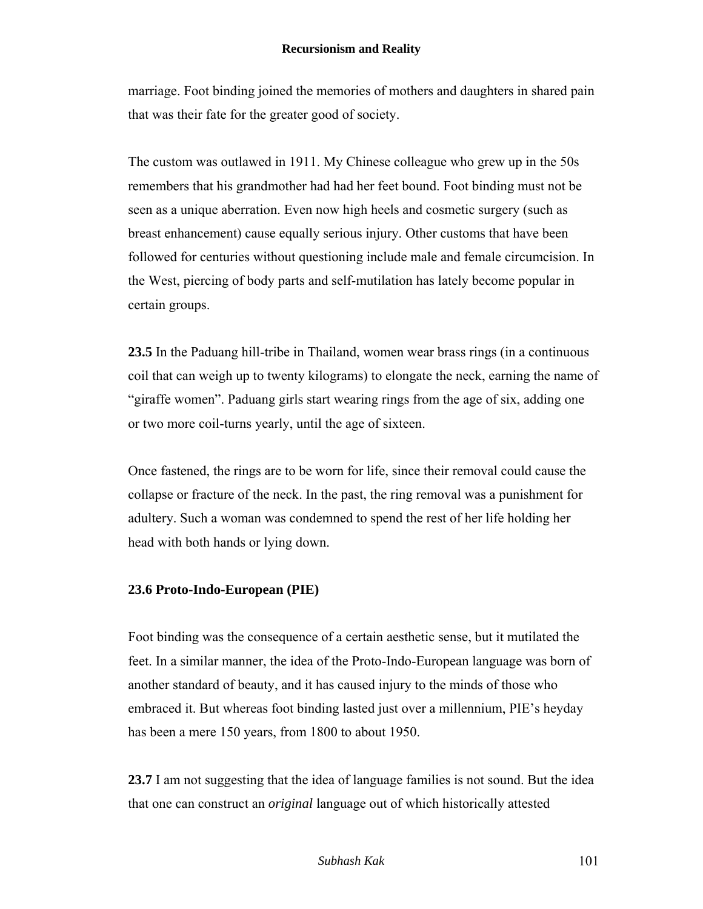marriage. Foot binding joined the memories of mothers and daughters in shared pain that was their fate for the greater good of society.

The custom was outlawed in 1911. My Chinese colleague who grew up in the 50s remembers that his grandmother had had her feet bound. Foot binding must not be seen as a unique aberration. Even now high heels and cosmetic surgery (such as breast enhancement) cause equally serious injury. Other customs that have been followed for centuries without questioning include male and female circumcision. In the West, piercing of body parts and self-mutilation has lately become popular in certain groups.

**23.5** In the Paduang hill-tribe in Thailand, women wear brass rings (in a continuous coil that can weigh up to twenty kilograms) to elongate the neck, earning the name of "giraffe women". Paduang girls start wearing rings from the age of six, adding one or two more coil-turns yearly, until the age of sixteen.

Once fastened, the rings are to be worn for life, since their removal could cause the collapse or fracture of the neck. In the past, the ring removal was a punishment for adultery. Such a woman was condemned to spend the rest of her life holding her head with both hands or lying down.

### 23.6 Proto-Indo-European (PIE)

Foot binding was the consequence of a certain aesthetic sense, but it mutilated the feet. In a similar manner, the idea of the Proto-Indo-European language was born of another standard of beauty, and it has caused injury to the minds of those who embraced it. But whereas foot binding lasted just over a millennium, PIE's heyday has been a mere 150 years, from 1800 to about 1950.

**23.7** I am not suggesting that the idea of language families is not sound. But the idea that one can construct an *original* language out of which historically attested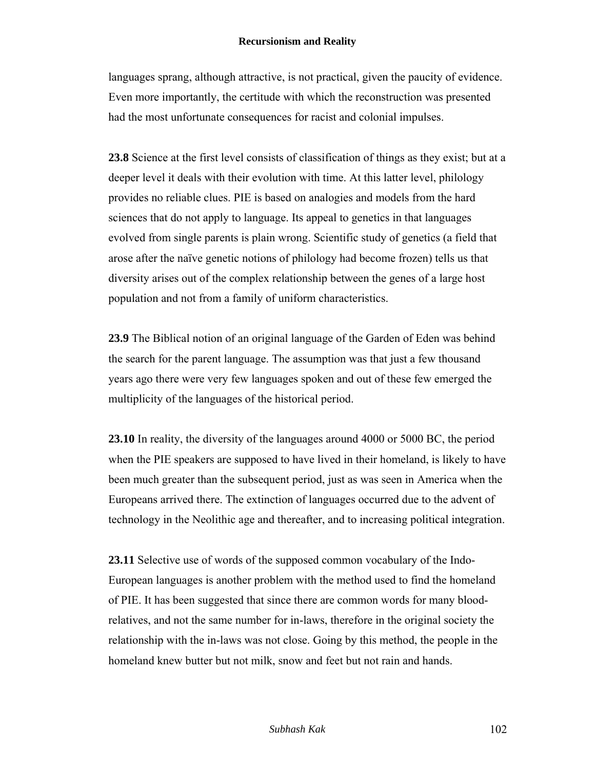languages sprang, although attractive, is not practical, given the paucity of evidence. Even more importantly, the certitude with which the reconstruction was presented had the most unfortunate consequences for racist and colonial impulses.

**23.8** Science at the first level consists of classification of things as they exist; but at a deeper level it deals with their evolution with time. At this latter level, philology provides no reliable clues. PIE is based on analogies and models from the hard sciences that do not apply to language. Its appeal to genetics in that languages evolved from single parents is plain wrong. Scientific study of genetics (a field that arose after the naïve genetic notions of philology had become frozen) tells us that diversity arises out of the complex relationship between the genes of a large host population and not from a family of uniform characteristics.

**23.9** The Biblical notion of an original language of the Garden of Eden was behind the search for the parent language. The assumption was that just a few thousand years ago there were very few languages spoken and out of these few emerged the multiplicity of the languages of the historical period.

**23.10** In reality, the diversity of the languages around 4000 or 5000 BC, the period when the PIE speakers are supposed to have lived in their homeland, is likely to have been much greater than the subsequent period, just as was seen in America when the Europeans arrived there. The extinction of languages occurred due to the advent of technology in the Neolithic age and thereafter, and to increasing political integration.

**23.11** Selective use of words of the supposed common vocabulary of the Indo-European languages is another problem with the method used to find the homeland of PIE. It has been suggested that since there are common words for many blood-relatives, and not the same number for in-laws, therefore in the original society the relationship with the in-laws was not close. Going by this method, the people in the homeland knew butter but not milk, snow and feet but not rain and hands.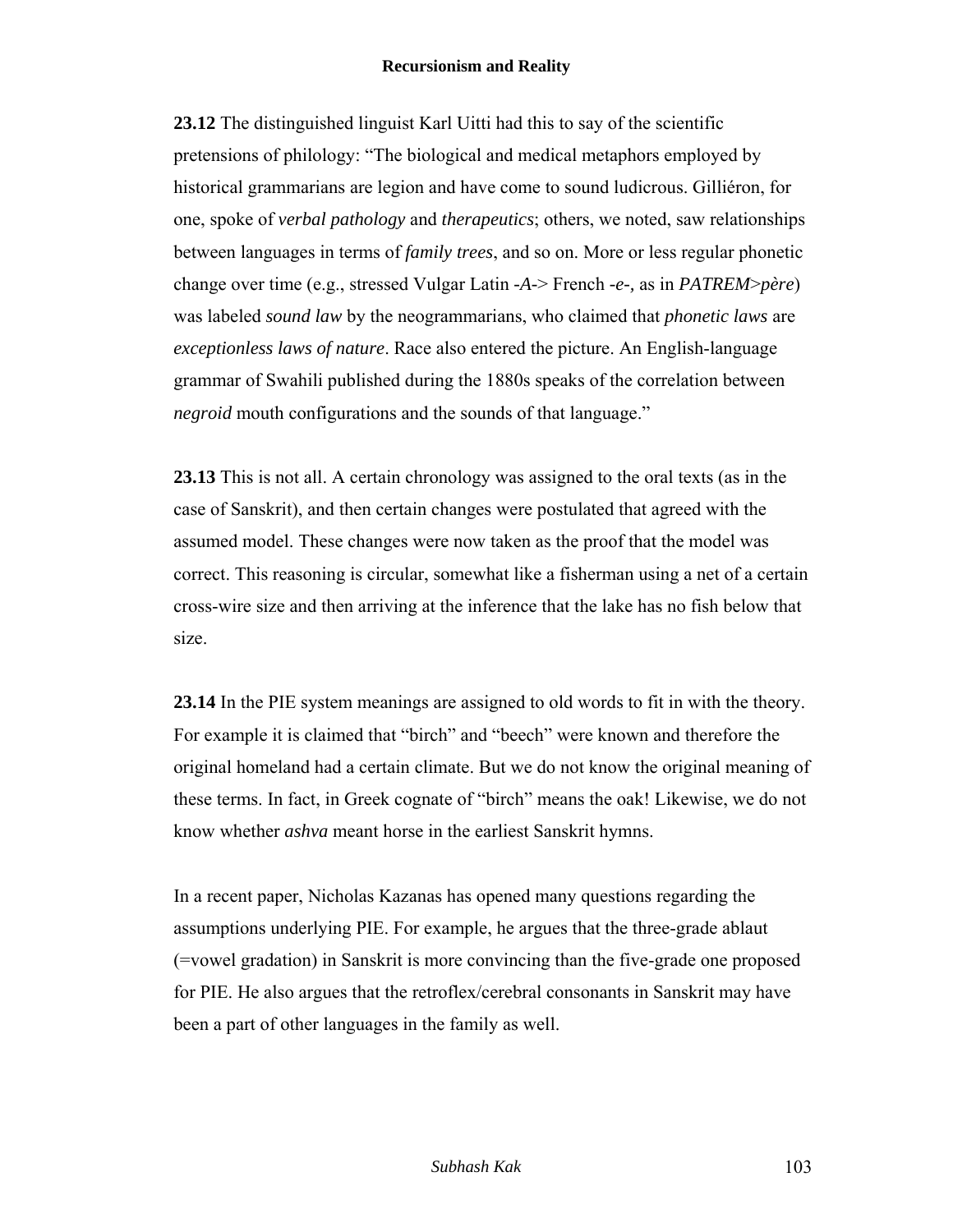**23.12** The distinguished linguist Karl Uitti had this to say of the scientific pretensions of philology: "The biological and medical metaphors employed by historical grammarians are legion and have come to sound ludicrous. Gilliéron, for one, spoke of *verbal pathology* and *therapeutics*; others, we noted, saw relationships between languages in terms of *family trees*, and so on. More or less regular phonetic change over time (e.g., stressed Vulgar Latin -*A*-> French -*e*-, as in *PATREM*>*père*) was labeled *sound law* by the neogrammarians, who claimed that *phonetic laws* are *exceptionless laws of nature*. Race also entered the picture. An English-language grammar of Swahili published during the 1880s speaks of the correlation between *negroid* mouth configurations and the sounds of that language."

**23.13** This is not all. A certain chronology was assigned to the oral texts (as in the case of Sanskrit), and then certain changes were postulated that agreed with the assumed model. These changes were now taken as the proof that the model was correct. This reasoning is circular, somewhat like a fisherman using a net of a certain cross-wire size and then arriving at the inference that the lake has no fish below that size.

**23.14** In the PIE system meanings are assigned to old words to fit in with the theory. For example it is claimed that "birch" and "beech" were known and therefore the original homeland had a certain climate. But we do not know the original meaning of these terms. In fact, in Greek cognate of "birch" means the oak! Likewise, we do not know whether *ashva* meant horse in the earliest Sanskrit hymns.

In a recent paper, Nicholas Kazanas has opened many questions regarding the assumptions underlying PIE. For example, he argues that the three-grade ablaut (=vowel gradation) in Sanskrit is more convincing than the five-grade one proposed for PIE. He also argues that the retroflex/cerebral consonants in Sanskrit may have been a part of other languages in the family as well.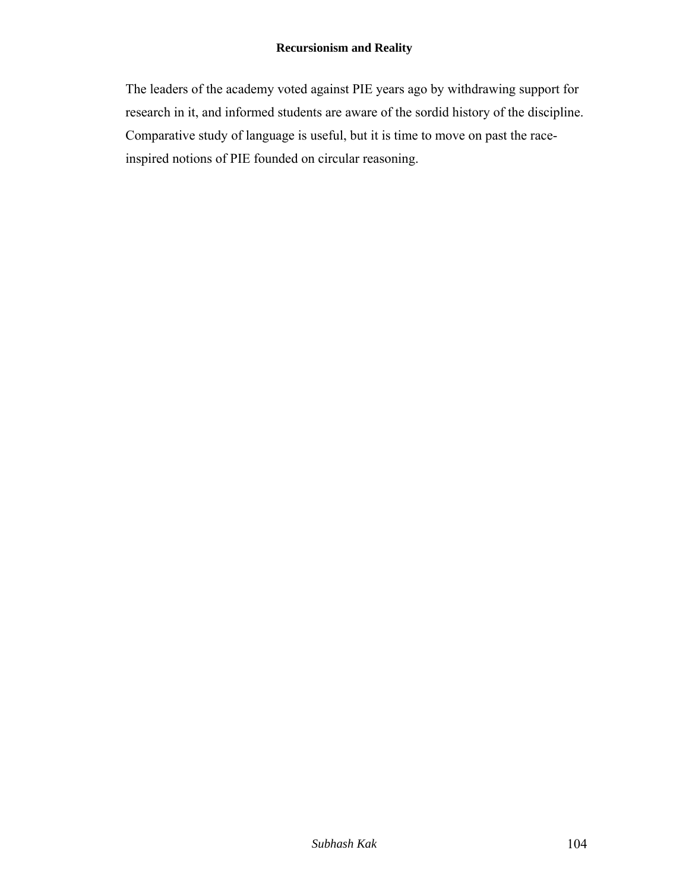The leaders of the academy voted against PIE years ago by withdrawing support for research in it, and informed students are aware of the sordid history of the discipline. Comparative study of language is useful, but it is time to move on past the race-inspired notions of PIE founded on circular reasoning.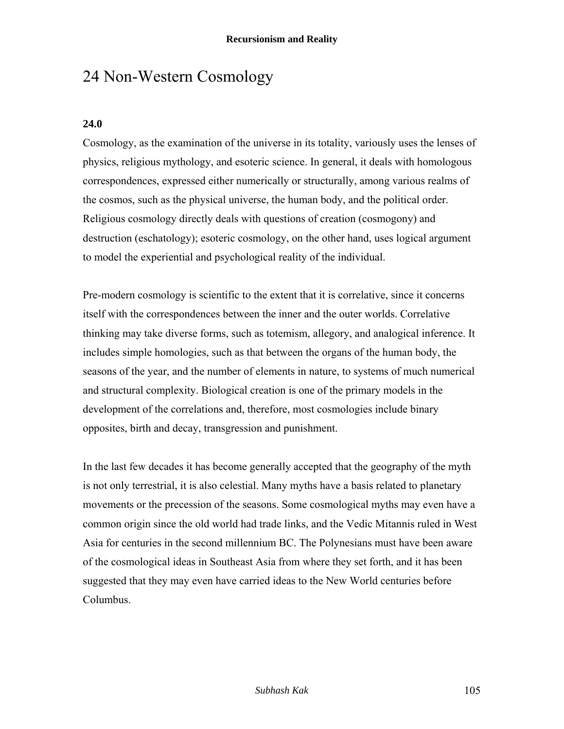# 24 Non-Western Cosmology

**24.0**

Cosmology, as the examination of the universe in its totality, variously uses the lenses of physics, religious mythology, and esoteric science. In general, it deals with homologous correspondences, expressed either numerically or structurally, among various realms of the cosmos, such as the physical universe, the human body, and the political order. Religious cosmology directly deals with questions of creation (cosmogony) and destruction (eschatology); esoteric cosmology, on the other hand, uses logical argument to model the experiential and psychological reality of the individual.

Pre-modern cosmology is scientific to the extent that it is correlative, since it concerns itself with the correspondences between the inner and the outer worlds. Correlative thinking may take diverse forms, such as totemism, allegory, and analogical inference. It includes simple homologies, such as that between the organs of the human body, the seasons of the year, and the number of elements in nature, to systems of much numerical and structural complexity. Biological creation is one of the primary models in the development of the correlations and, therefore, most cosmologies include binary opposites, birth and decay, transgression and punishment.

In the last few decades it has become generally accepted that the geography of the myth is not only terrestrial, it is also celestial. Many myths have a basis related to planetary movements or the precession of the seasons. Some cosmological myths may even have a common origin since the old world had trade links, and the Vedic Mitannis ruled in West Asia for centuries in the second millennium BC. The Polynesians must have been aware of the cosmological ideas in Southeast Asia from where they set forth, and it has been suggested that they may even have carried ideas to the New World centuries before Columbus.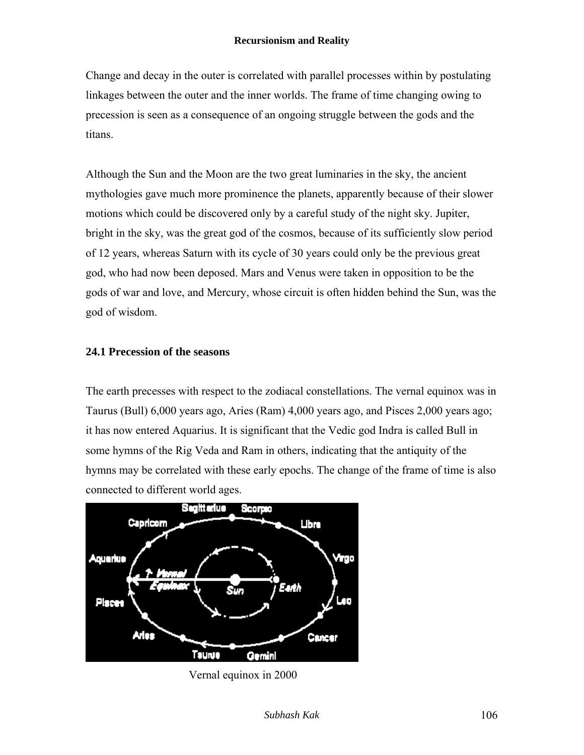Change and decay in the outer is correlated with parallel processes within by postulating linkages between the outer and the inner worlds. The frame of time changing owing to precession is seen as a consequence of an ongoing struggle between the gods and the titans.

Although the Sun and the Moon are the two great luminaries in the sky, the ancient mythologies gave much more prominence the planets, apparently because of their slower motions which could be discovered only by a careful study of the night sky. Jupiter, bright in the sky, was the great god of the cosmos, because of its sufficiently slow period of 12 years, whereas Saturn with its cycle of 30 years could only be the previous great god, who had now been deposed. Mars and Venus were taken in opposition to be the gods of war and love, and Mercury, whose circuit is often hidden behind the Sun, was the god of wisdom.

### 24.1 Precession of the seasons

The earth precesses with respect to the zodiacal constellations. The vernal equinox was in Taurus (Bull) 6,000 years ago, Aries (Ram) 4,000 years ago, and Pisces 2,000 years ago; it has now entered Aquarius. It is significant that the Vedic god Indra is called Bull in some hymns of the Rig Veda and Ram in others, indicating that the antiquity of the hymns may be correlated with these early epochs. The change of the frame of time is also connected to different world ages.

Vernal equinox in 2000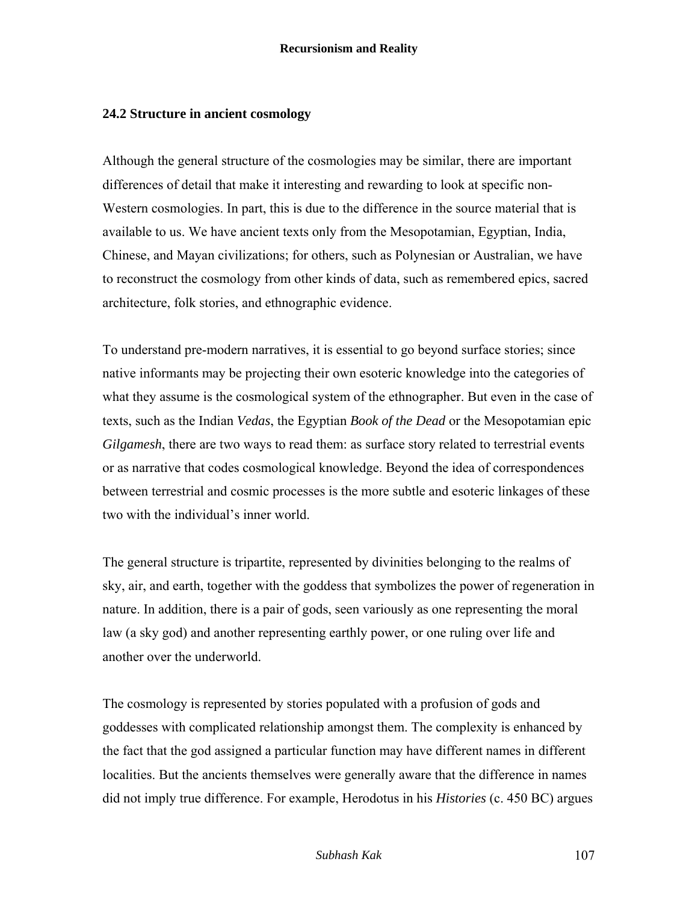## 24.2 Structure in ancient cosmology

Although the general structure of the cosmologies may be similar, there are important differences of detail that make it interesting and rewarding to look at specific non-Western cosmologies. In part, this is due to the difference in the source material that is available to us. We have ancient texts only from the Mesopotamian, Egyptian, India, Chinese, and Mayan civilizations; for others, such as Polynesian or Australian, we have to reconstruct the cosmology from other kinds of data, such as remembered epics, sacred architecture, folk stories, and ethnographic evidence.

To understand pre-modern narratives, it is essential to go beyond surface stories; since native informants may be projecting their own esoteric knowledge into the categories of what they assume is the cosmological system of the ethnographer. But even in the case of texts, such as the Indian *Vedas*, the Egyptian *Book of the Dead* or the Mesopotamian epic *Gilgamesh*, there are two ways to read them: as surface story related to terrestrial events or as narrative that codes cosmological knowledge. Beyond the idea of correspondences between terrestrial and cosmic processes is the more subtle and esoteric linkages of these two with the individual's inner world.

The general structure is tripartite, represented by divinities belonging to the realms of sky, air, and earth, together with the goddess that symbolizes the power of regeneration in nature. In addition, there is a pair of gods, seen variously as one representing the moral law (a sky god) and another representing earthly power, or one ruling over life and another over the underworld.

The cosmology is represented by stories populated with a profusion of gods and goddesses with complicated relationship amongst them. The complexity is enhanced by the fact that the god assigned a particular function may have different names in different localities. But the ancients themselves were generally aware that the difference in names did not imply true difference. For example, Herodotus in his *Histories* (c. 450 BC) argues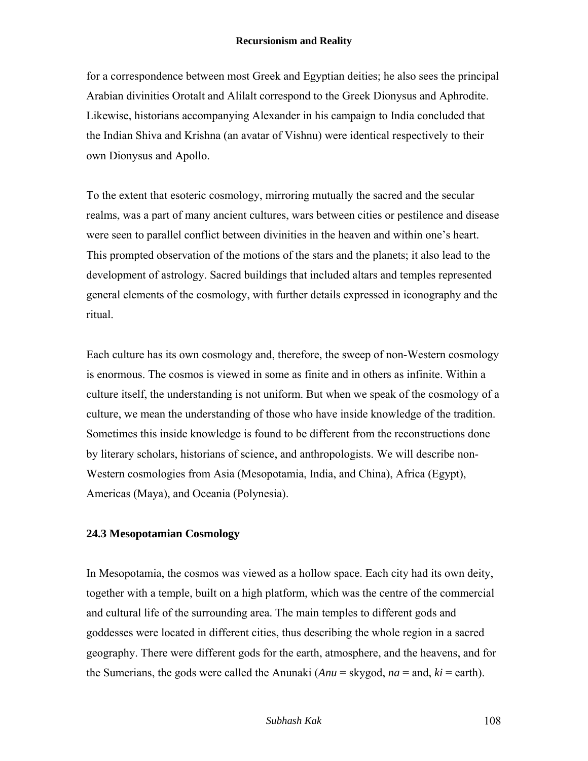for a correspondence between most Greek and Egyptian deities; he also sees the principal Arabian divinities Orotalt and Alilalt correspond to the Greek Dionysus and Aphrodite. Likewise, historians accompanying Alexander in his campaign to India concluded that the Indian Shiva and Krishna (an avatar of Vishnu) were identical respectively to their own Dionysus and Apollo.

To the extent that esoteric cosmology, mirroring mutually the sacred and the secular realms, was a part of many ancient cultures, wars between cities or pestilence and disease were seen to parallel conflict between divinities in the heaven and within one's heart. This prompted observation of the motions of the stars and the planets; it also lead to the development of astrology. Sacred buildings that included altars and temples represented general elements of the cosmology, with further details expressed in iconography and the ritual.

Each culture has its own cosmology and, therefore, the sweep of non-Western cosmology is enormous. The cosmos is viewed in some as finite and in others as infinite. Within a culture itself, the understanding is not uniform. But when we speak of the cosmology of a culture, we mean the understanding of those who have inside knowledge of the tradition. Sometimes this inside knowledge is found to be different from the reconstructions done by literary scholars, historians of science, and anthropologists. We will describe non-Western cosmologies from Asia (Mesopotamia, India, and China), Africa (Egypt), Americas (Maya), and Oceania (Polynesia).

### 24.3 Mesopotamian Cosmology

In Mesopotamia, the cosmos was viewed as a hollow space. Each city had its own deity, together with a temple, built on a high platform, which was the centre of the commercial and cultural life of the surrounding area. The main temples to different gods and goddesses were located in different cities, thus describing the whole region in a sacred geography. There were different gods for the earth, atmosphere, and the heavens, and for the Sumerians, the gods were called the Anunaki (*Anu* = skygod, *na* = and, *ki* = earth).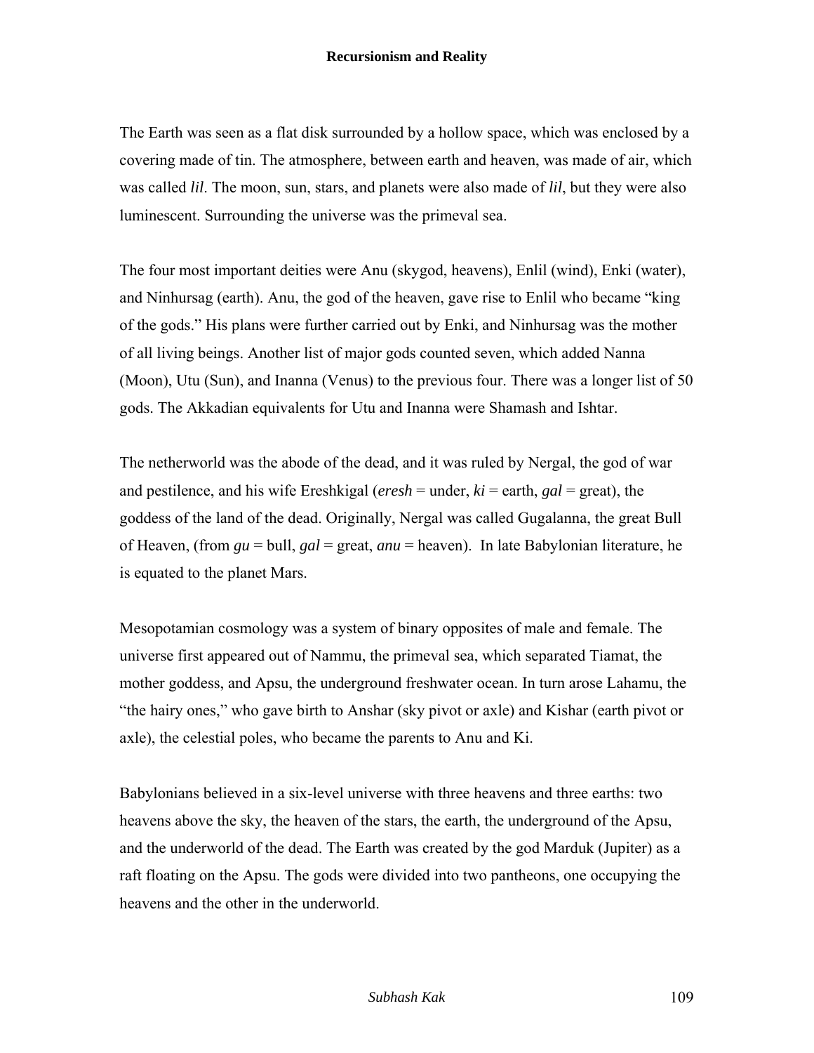The Earth was seen as a flat disk surrounded by a hollow space, which was enclosed by a covering made of tin. The atmosphere, between earth and heaven, was made of air, which was called *lil*. The moon, sun, stars, and planets were also made of *lil*, but they were also luminescent. Surrounding the universe was the primeval sea.

The four most important deities were Anu (skygod, heavens), Enlil (wind), Enki (water), and Ninhursag (earth). Anu, the god of the heaven, gave rise to Enlil who became "king of the gods." His plans were further carried out by Enki, and Ninhursag was the mother of all living beings. Another list of major gods counted seven, which added Nanna (Moon), Utu (Sun), and Inanna (Venus) to the previous four. There was a longer list of 50 gods. The Akkadian equivalents for Utu and Inanna were Shamash and Ishtar.

The netherworld was the abode of the dead, and it was ruled by Nergal, the god of war and pestilence, and his wife Ereshkigal (*eresh* = under, *ki* = earth, *gal* = great), the goddess of the land of the dead. Originally, Nergal was called Gugalanna, the great Bull of Heaven, (from *gu* = bull, *gal* = great, *anu* = heaven). In late Babylonian literature, he is equated to the planet Mars.

Mesopotamian cosmology was a system of binary opposites of male and female. The universe first appeared out of Nammu, the primeval sea, which separated Tiamat, the mother goddess, and Apsu, the underground freshwater ocean. In turn arose Lahamu, the "the hairy ones," who gave birth to Anshar (sky pivot or axle) and Kishar (earth pivot or axle), the celestial poles, who became the parents to Anu and Ki.

Babylonians believed in a six-level universe with three heavens and three earths: two heavens above the sky, the heaven of the stars, the earth, the underground of the Apsu, and the underworld of the dead. The Earth was created by the god Marduk (Jupiter) as a raft floating on the Apsu. The gods were divided into two pantheons, one occupying the heavens and the other in the underworld.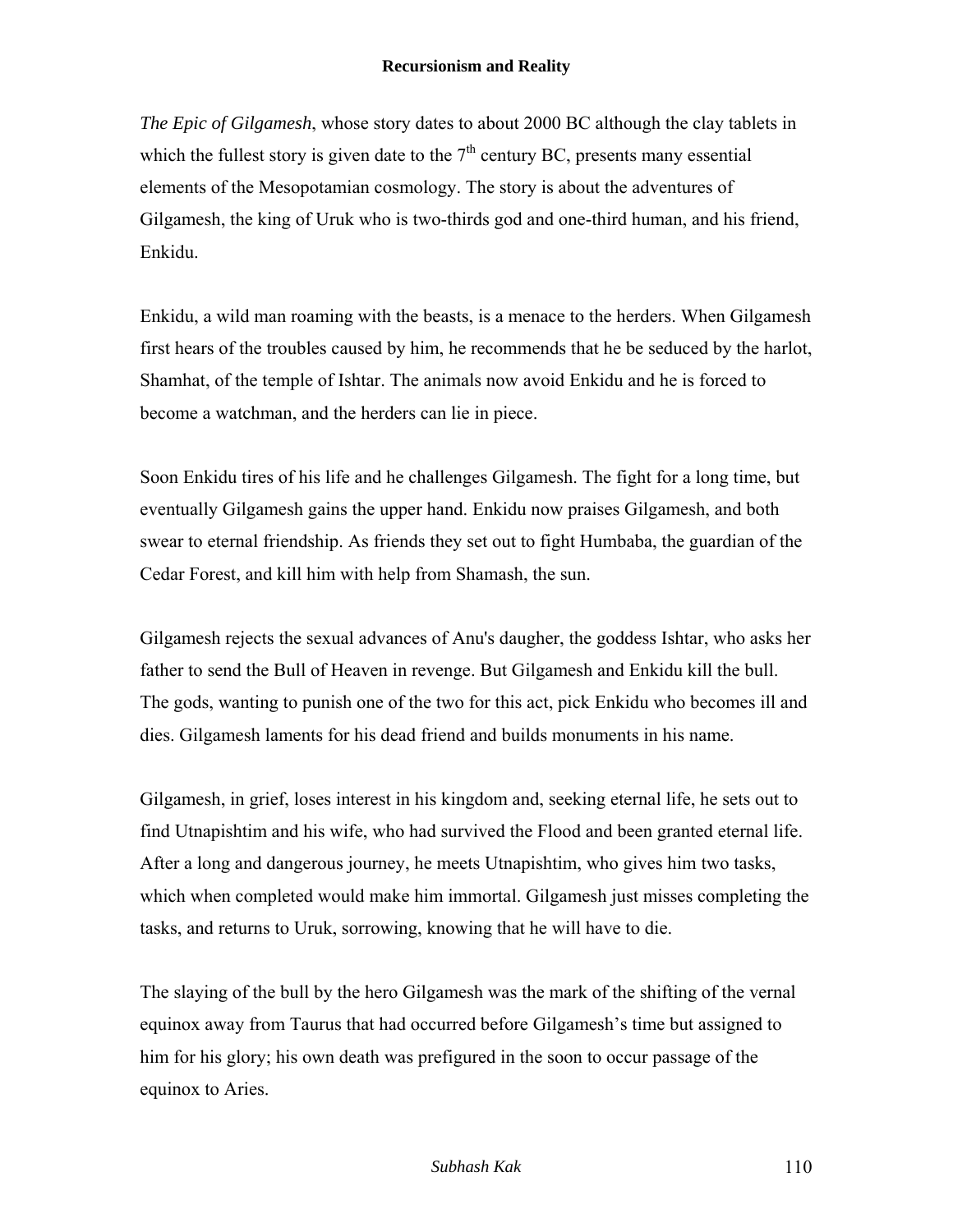*The Epic of Gilgamesh*, whose story dates to about 2000 BC although the clay tablets in which the fullest story is given date to the $7^{th}$ century BC, presents many essential elements of the Mesopotamian cosmology. The story is about the adventures of Gilgamesh, the king of Uruk who is two-thirds god and one-third human, and his friend, Enkidu.

Enkidu, a wild man roaming with the beasts, is a menace to the herders. When Gilgamesh first hears of the troubles caused by him, he recommends that he be seduced by the harlot, Shamhat, of the temple of Ishtar. The animals now avoid Enkidu and he is forced to become a watchman, and the herders can lie in piece.

Soon Enkidu tires of his life and he challenges Gilgamesh. The fight for a long time, but eventually Gilgamesh gains the upper hand. Enkidu now praises Gilgamesh, and both swear to eternal friendship. As friends they set out to fight Humbaba, the guardian of the Cedar Forest, and kill him with help from Shamash, the sun.

Gilgamesh rejects the sexual advances of Anu's daugher, the goddess Ishtar, who asks her father to send the Bull of Heaven in revenge. But Gilgamesh and Enkidu kill the bull. The gods, wanting to punish one of the two for this act, pick Enkidu who becomes ill and dies. Gilgamesh laments for his dead friend and builds monuments in his name.

Gilgamesh, in grief, loses interest in his kingdom and, seeking eternal life, he sets out to find Utnapishtim and his wife, who had survived the Flood and been granted eternal life. After a long and dangerous journey, he meets Utnapishtim, who gives him two tasks, which when completed would make him immortal. Gilgamesh just misses completing the tasks, and returns to Uruk, sorrowing, knowing that he will have to die.

The slaying of the bull by the hero Gilgamesh was the mark of the shifting of the vernal equinox away from Taurus that had occurred before Gilgamesh's time but assigned to him for his glory; his own death was prefigured in the soon to occur passage of the equinox to Aries.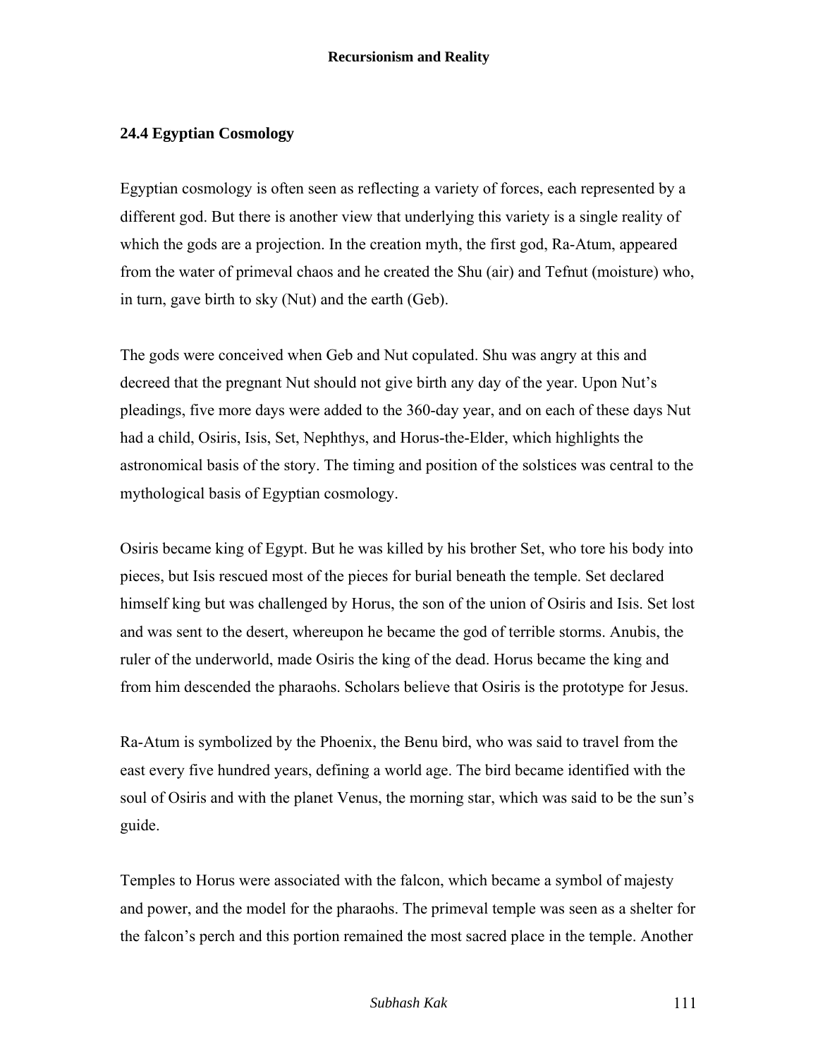## 24.4 Egyptian Cosmology

Egyptian cosmology is often seen as reflecting a variety of forces, each represented by a different god. But there is another view that underlying this variety is a single reality of which the gods are a projection. In the creation myth, the first god, Ra-Atum, appeared from the water of primeval chaos and he created the Shu (air) and Tefnut (moisture) who, in turn, gave birth to sky (Nut) and the earth (Geb).

The gods were conceived when Geb and Nut copulated. Shu was angry at this and decreed that the pregnant Nut should not give birth any day of the year. Upon Nut's pleadings, five more days were added to the 360-day year, and on each of these days Nut had a child, Osiris, Isis, Set, Nephthys, and Horus-the-Elder, which highlights the astronomical basis of the story. The timing and position of the solstices was central to the mythological basis of Egyptian cosmology.

Osiris became king of Egypt. But he was killed by his brother Set, who tore his body into pieces, but Isis rescued most of the pieces for burial beneath the temple. Set declared himself king but was challenged by Horus, the son of the union of Osiris and Isis. Set lost and was sent to the desert, whereupon he became the god of terrible storms. Anubis, the ruler of the underworld, made Osiris the king of the dead. Horus became the king and from him descended the pharaohs. Scholars believe that Osiris is the prototype for Jesus.

Ra-Atum is symbolized by the Phoenix, the Benu bird, who was said to travel from the east every five hundred years, defining a world age. The bird became identified with the soul of Osiris and with the planet Venus, the morning star, which was said to be the sun's guide.

Temples to Horus were associated with the falcon, which became a symbol of majesty and power, and the model for the pharaohs. The primeval temple was seen as a shelter for the falcon's perch and this portion remained the most sacred place in the temple. Another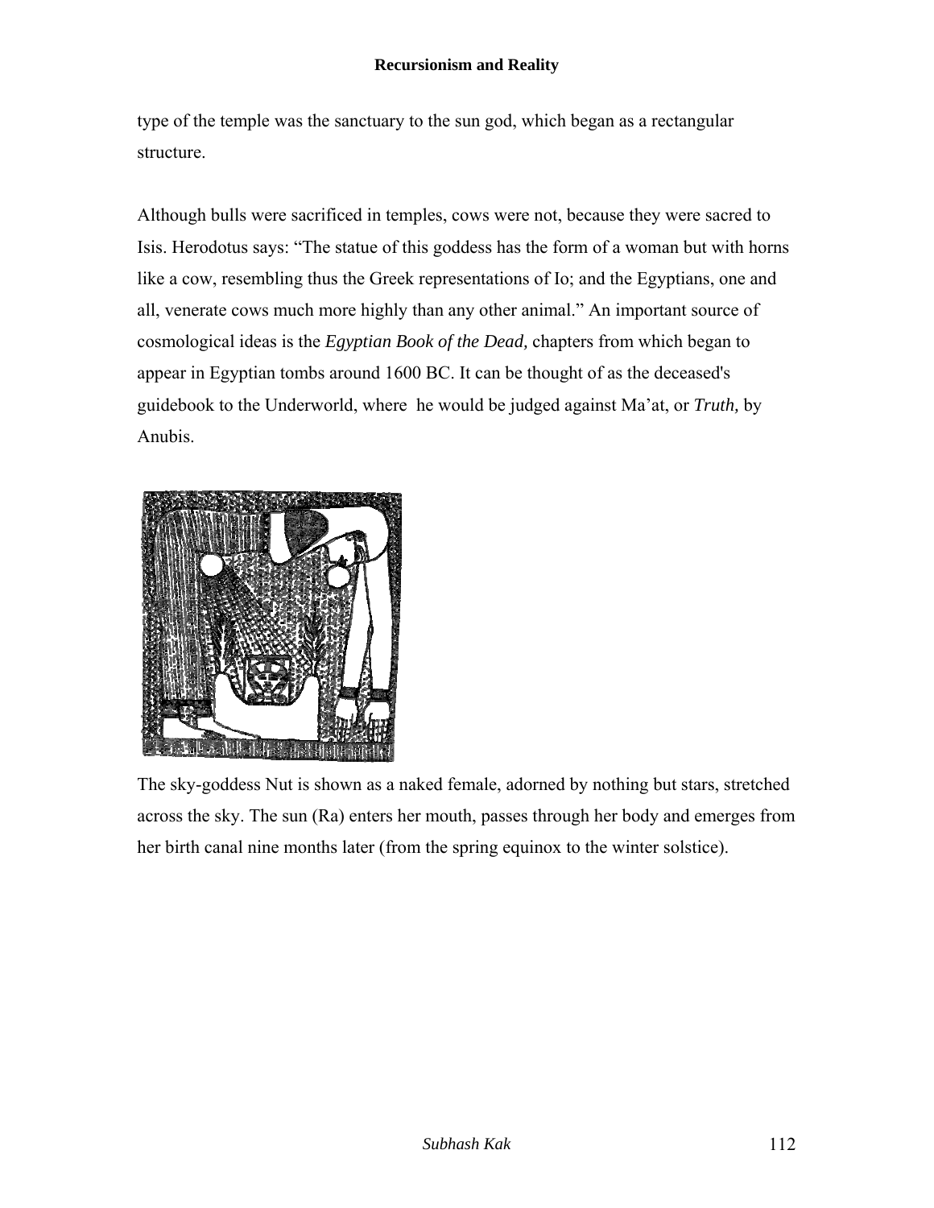type of the temple was the sanctuary to the sun god, which began as a rectangular structure.

Although bulls were sacrificed in temples, cows were not, because they were sacred to Isis. Herodotus says: "The statue of this goddess has the form of a woman but with horns like a cow, resembling thus the Greek representations of Io; and the Egyptians, one and all, venerate cows much more highly than any other animal." An important source of cosmological ideas is the *Egyptian Book of the Dead,* chapters from which began to appear in Egyptian tombs around 1600 BC. It can be thought of as the deceased's guidebook to the Underworld, where he would be judged against Ma'at, or *Truth,* by Anubis.

The sky-goddess Nut is shown as a naked female, adorned by nothing but stars, stretched across the sky. The sun (Ra) enters her mouth, passes through her body and emerges from her birth canal nine months later (from the spring equinox to the winter solstice).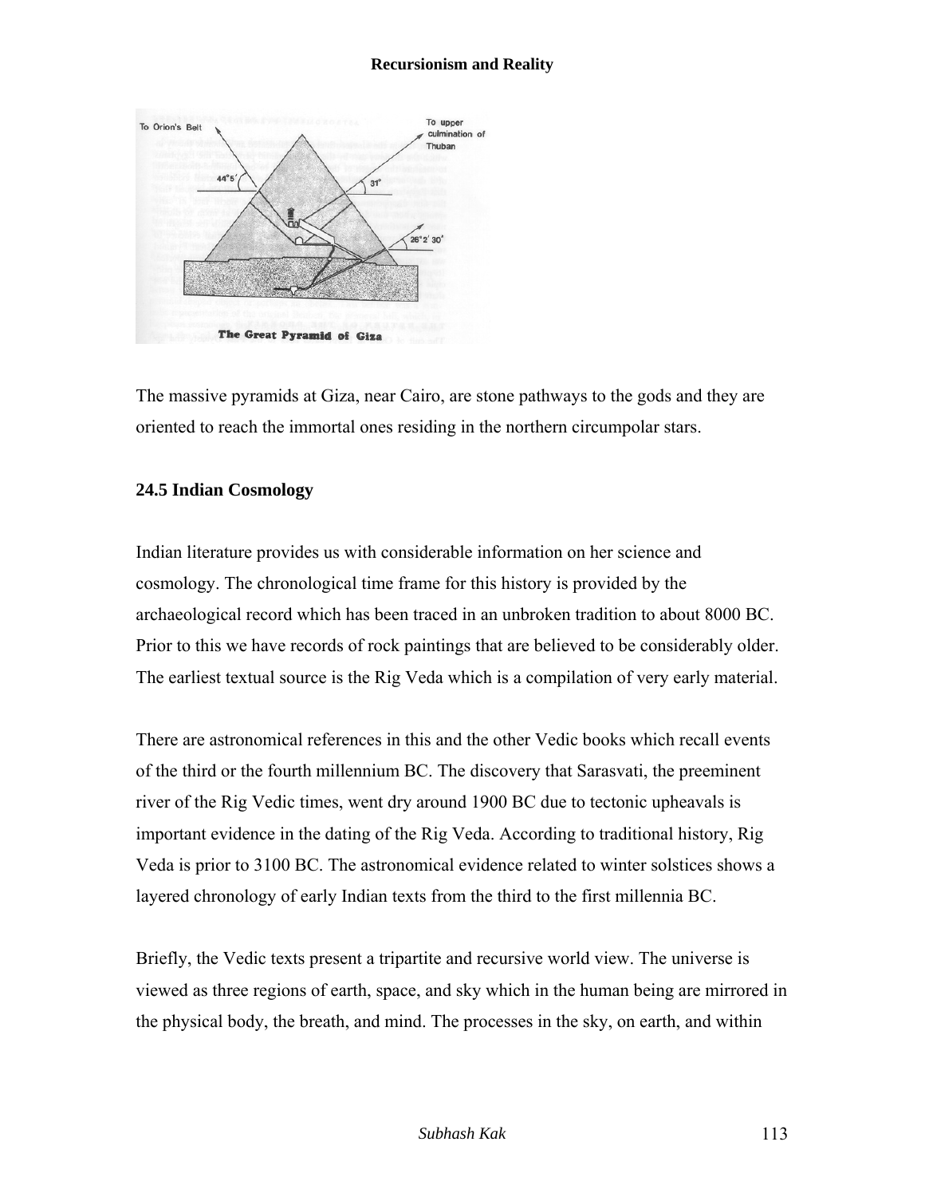The massive pyramids at Giza, near Cairo, are stone pathways to the gods and they are oriented to reach the immortal ones residing in the northern circumpolar stars.

### 24.5 Indian Cosmology

Indian literature provides us with considerable information on her science and cosmology. The chronological time frame for this history is provided by the archaeological record which has been traced in an unbroken tradition to about 8000 BC. Prior to this we have records of rock paintings that are believed to be considerably older. The earliest textual source is the Rig Veda which is a compilation of very early material.

There are astronomical references in this and the other Vedic books which recall events of the third or the fourth millennium BC. The discovery that Sarasvati, the preeminent river of the Rig Vedic times, went dry around 1900 BC due to tectonic upheavals is important evidence in the dating of the Rig Veda. According to traditional history, Rig Veda is prior to 3100 BC. The astronomical evidence related to winter solstices shows a layered chronology of early Indian texts from the third to the first millennia BC.

Briefly, the Vedic texts present a tripartite and recursive world view. The universe is viewed as three regions of earth, space, and sky which in the human being are mirrored in the physical body, the breath, and mind. The processes in the sky, on earth, and within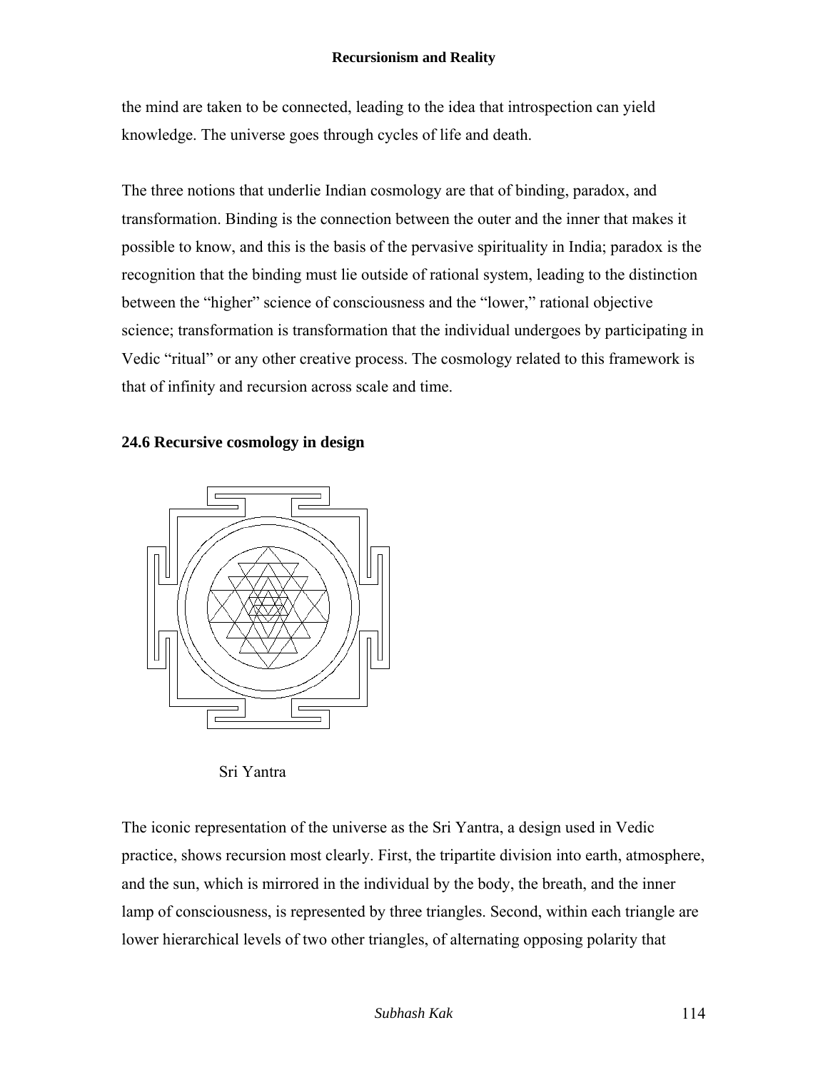the mind are taken to be connected, leading to the idea that introspection can yield knowledge. The universe goes through cycles of life and death.

The three notions that underlie Indian cosmology are that of binding, paradox, and transformation. Binding is the connection between the outer and the inner that makes it possible to know, and this is the basis of the pervasive spirituality in India; paradox is the recognition that the binding must lie outside of rational system, leading to the distinction between the "higher" science of consciousness and the "lower," rational objective science; transformation is transformation that the individual undergoes by participating in Vedic "ritual" or any other creative process. The cosmology related to this framework is that of infinity and recursion across scale and time.

### 24.6 Recursive cosmology in design

Sri Yantra

The iconic representation of the universe as the Sri Yantra, a design used in Vedic practice, shows recursion most clearly. First, the tripartite division into earth, atmosphere, and the sun, which is mirrored in the individual by the body, the breath, and the inner lamp of consciousness, is represented by three triangles. Second, within each triangle are lower hierarchical levels of two other triangles, of alternating opposing polarity that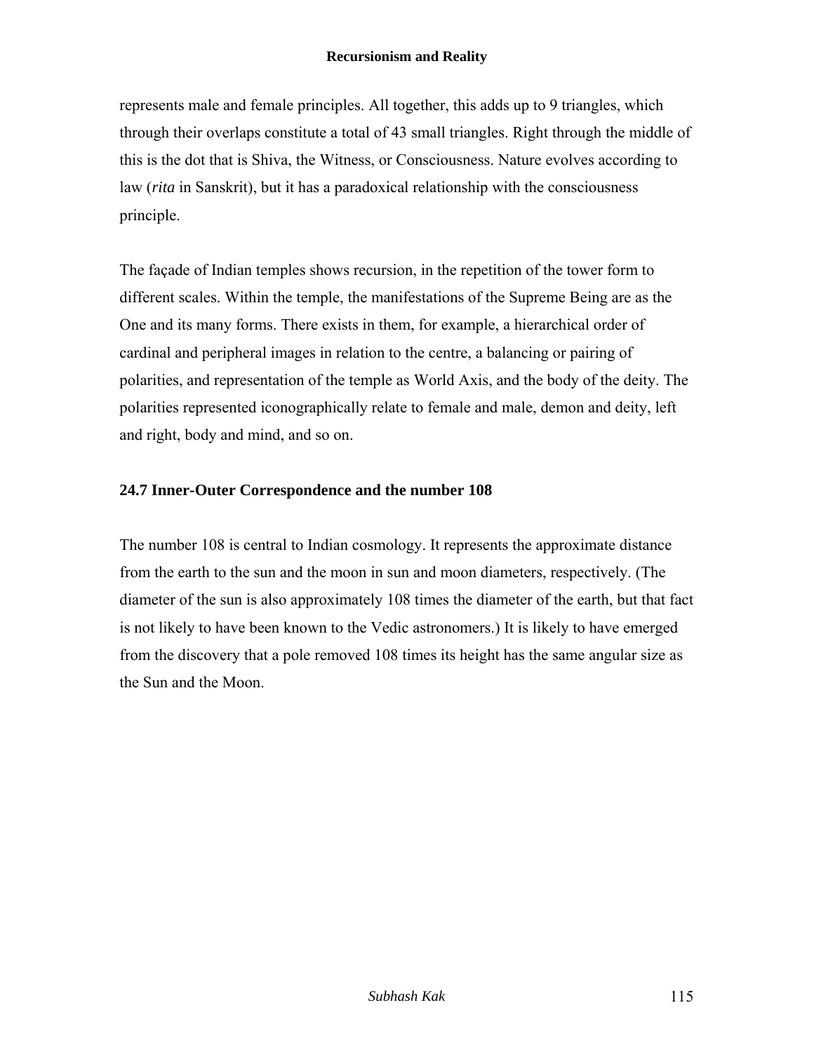represents male and female principles. All together, this adds up to 9 triangles, which through their overlaps constitute a total of 43 small triangles. Right through the middle of this is the dot that is Shiva, the Witness, or Consciousness. Nature evolves according to law (*rita* in Sanskrit), but it has a paradoxical relationship with the consciousness principle.

The façade of Indian temples shows recursion, in the repetition of the tower form to different scales. Within the temple, the manifestations of the Supreme Being are as the One and its many forms. There exists in them, for example, a hierarchical order of cardinal and peripheral images in relation to the centre, a balancing or pairing of polarities, and representation of the temple as World Axis, and the body of the deity. The polarities represented iconographically relate to female and male, demon and deity, left and right, body and mind, and so on.

## 24.7 Inner-Outer Correspondence and the number 108

The number 108 is central to Indian cosmology. It represents the approximate distance from the earth to the sun and the moon in sun and moon diameters, respectively. (The diameter of the sun is also approximately 108 times the diameter of the earth, but that fact is not likely to have been known to the Vedic astronomers.) It is likely to have emerged from the discovery that a pole removed 108 times its height has the same angular size as the Sun and the Moon.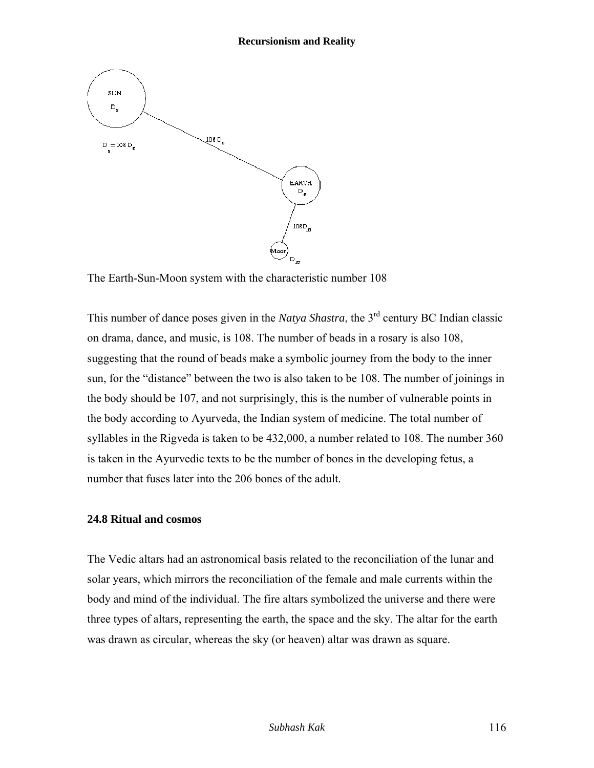The Earth-Sun-Moon system with the characteristic number 108

This number of dance poses given in the *Natya Shastra*, the 3rd century BC Indian classic on drama, dance, and music, is 108. The number of beads in a rosary is also 108, suggesting that the round of beads make a symbolic journey from the body to the inner sun, for the "distance" between the two is also taken to be 108. The number of joinings in the body should be 107, and not surprisingly, this is the number of vulnerable points in the body according to Ayurveda, the Indian system of medicine. The total number of syllables in the Rigveda is taken to be 432,000, a number related to 108. The number 360 is taken in the Ayurvedic texts to be the number of bones in the developing fetus, a number that fuses later into the 206 bones of the adult.

### 24.8 Ritual and cosmos

The Vedic altars had an astronomical basis related to the reconciliation of the lunar and solar years, which mirrors the reconciliation of the female and male currents within the body and mind of the individual. The fire altars symbolized the universe and there were three types of altars, representing the earth, the space and the sky. The altar for the earth was drawn as circular, whereas the sky (or heaven) altar was drawn as square.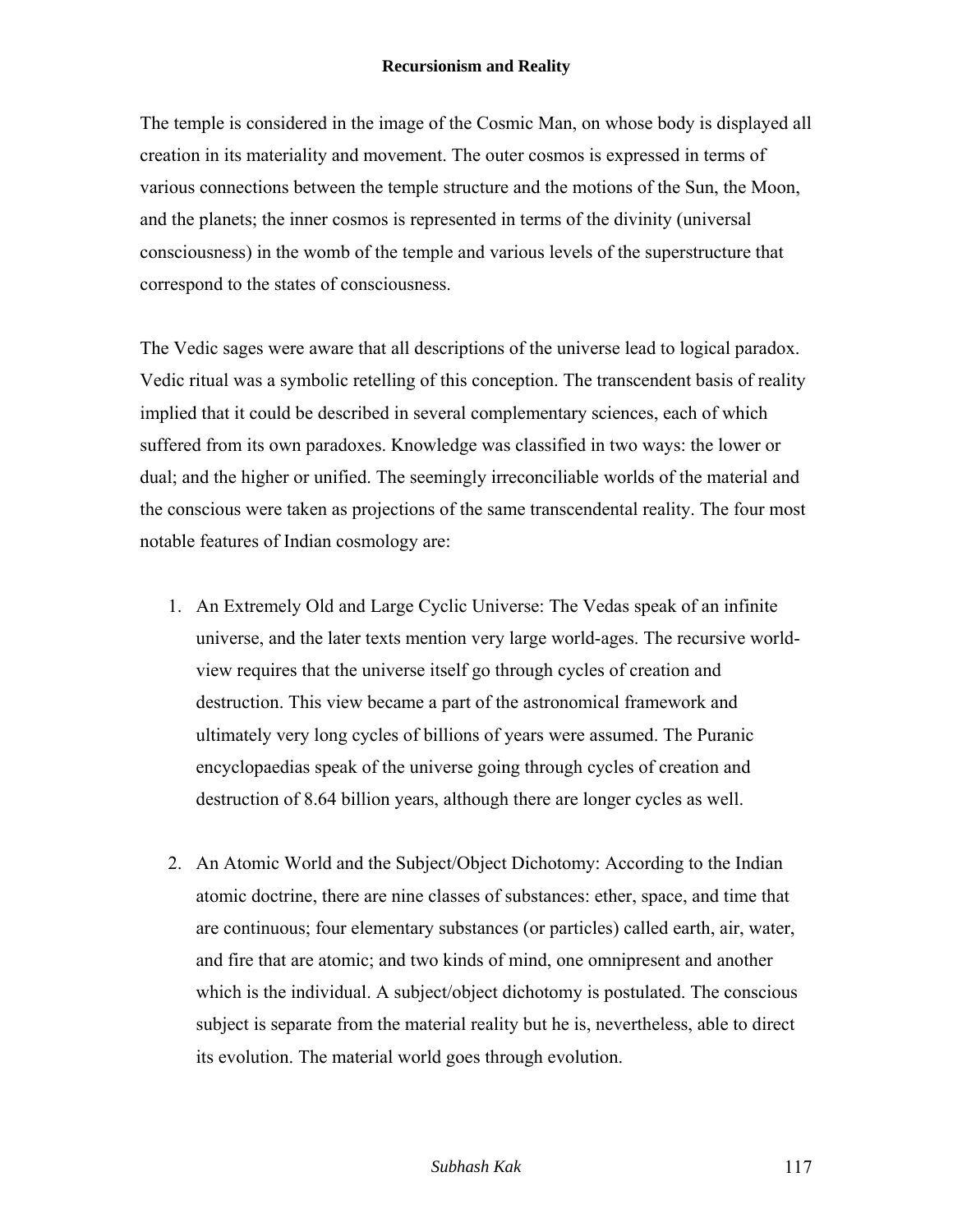The temple is considered in the image of the Cosmic Man, on whose body is displayed all creation in its materiality and movement. The outer cosmos is expressed in terms of various connections between the temple structure and the motions of the Sun, the Moon, and the planets; the inner cosmos is represented in terms of the divinity (universal consciousness) in the womb of the temple and various levels of the superstructure that correspond to the states of consciousness.

The Vedic sages were aware that all descriptions of the universe lead to logical paradox. Vedic ritual was a symbolic retelling of this conception. The transcendent basis of reality implied that it could be described in several complementary sciences, each of which suffered from its own paradoxes. Knowledge was classified in two ways: the lower or dual; and the higher or unified. The seemingly irreconciliable worlds of the material and the conscious were taken as projections of the same transcendental reality. The four most notable features of Indian cosmology are:

1. An Extremely Old and Large Cyclic Universe: The Vedas speak of an infinite universe, and the later texts mention very large world-ages. The recursive world-view requires that the universe itself go through cycles of creation and destruction. This view became a part of the astronomical framework and ultimately very long cycles of billions of years were assumed. The Puranic encyclopaedias speak of the universe going through cycles of creation and destruction of 8.64 billion years, although there are longer cycles as well.

2. An Atomic World and the Subject/Object Dichotomy: According to the Indian atomic doctrine, there are nine classes of substances: ether, space, and time that are continuous; four elementary substances (or particles) called earth, air, water, and fire that are atomic; and two kinds of mind, one omnipresent and another which is the individual. A subject/object dichotomy is postulated. The conscious subject is separate from the material reality but he is, nevertheless, able to direct its evolution. The material world goes through evolution.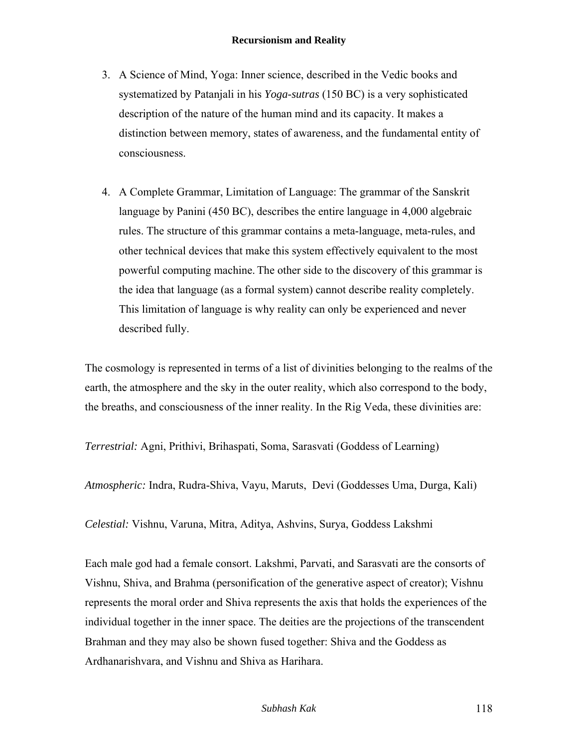3. A Science of Mind, Yoga: Inner science, described in the Vedic books and systematized by Patanjali in his *Yoga-sutras* (150 BC) is a very sophisticated description of the nature of the human mind and its capacity. It makes a distinction between memory, states of awareness, and the fundamental entity of consciousness.

4. A Complete Grammar, Limitation of Language: The grammar of the Sanskrit language by Panini (450 BC), describes the entire language in 4,000 algebraic rules. The structure of this grammar contains a meta-language, meta-rules, and other technical devices that make this system effectively equivalent to the most powerful computing machine. The other side to the discovery of this grammar is the idea that language (as a formal system) cannot describe reality completely. This limitation of language is why reality can only be experienced and never described fully.

The cosmology is represented in terms of a list of divinities belonging to the realms of the earth, the atmosphere and the sky in the outer reality, which also correspond to the body, the breaths, and consciousness of the inner reality. In the Rig Veda, these divinities are:

*Terrestrial:* Agni, Prithivi, Brihaspati, Soma, Sarasvati (Goddess of Learning)

*Atmospheric:* Indra, Rudra-Shiva, Vayu, Maruts, Devi (Goddesses Uma, Durga, Kali)

*Celestial:* Vishnu, Varuna, Mitra, Aditya, Ashvins, Surya, Goddess Lakshmi

Each male god had a female consort. Lakshmi, Parvati, and Sarasvati are the consorts of Vishnu, Shiva, and Brahma (personification of the generative aspect of creator); Vishnu represents the moral order and Shiva represents the axis that holds the experiences of the individual together in the inner space. The deities are the projections of the transcendent Brahman and they may also be shown fused together: Shiva and the Goddess as Ardhanarishvara, and Vishnu and Shiva as Harihara.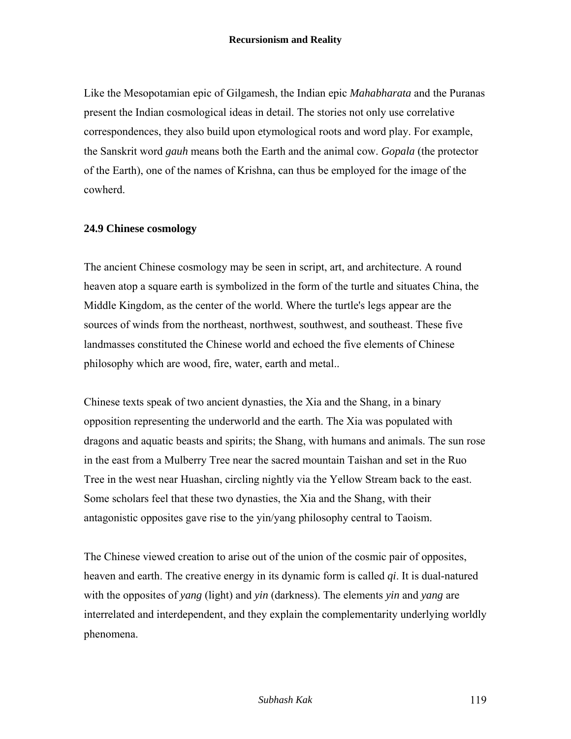Like the Mesopotamian epic of Gilgamesh, the Indian epic *Mahabharata* and the Puranas present the Indian cosmological ideas in detail. The stories not only use correlative correspondences, they also build upon etymological roots and word play. For example, the Sanskrit word *gauh* means both the Earth and the animal cow. *Gopala* (the protector of the Earth), one of the names of Krishna, can thus be employed for the image of the cowherd.

### 24.9 Chinese cosmology

The ancient Chinese cosmology may be seen in script, art, and architecture. A round heaven atop a square earth is symbolized in the form of the turtle and situates China, the Middle Kingdom, as the center of the world. Where the turtle's legs appear are the sources of winds from the northeast, northwest, southwest, and southeast. These five landmasses constituted the Chinese world and echoed the five elements of Chinese philosophy which are wood, fire, water, earth and metal..

Chinese texts speak of two ancient dynasties, the Xia and the Shang, in a binary opposition representing the underworld and the earth. The Xia was populated with dragons and aquatic beasts and spirits; the Shang, with humans and animals. The sun rose in the east from a Mulberry Tree near the sacred mountain Taishan and set in the Ruo Tree in the west near Huashan, circling nightly via the Yellow Stream back to the east. Some scholars feel that these two dynasties, the Xia and the Shang, with their antagonistic opposites gave rise to the yin/yang philosophy central to Taoism.

The Chinese viewed creation to arise out of the union of the cosmic pair of opposites, heaven and earth. The creative energy in its dynamic form is called *qi*. It is dual-natured with the opposites of *yang* (light) and *yin* (darkness). The elements *yin* and *yang* are interrelated and interdependent, and they explain the complementarity underlying worldly phenomena.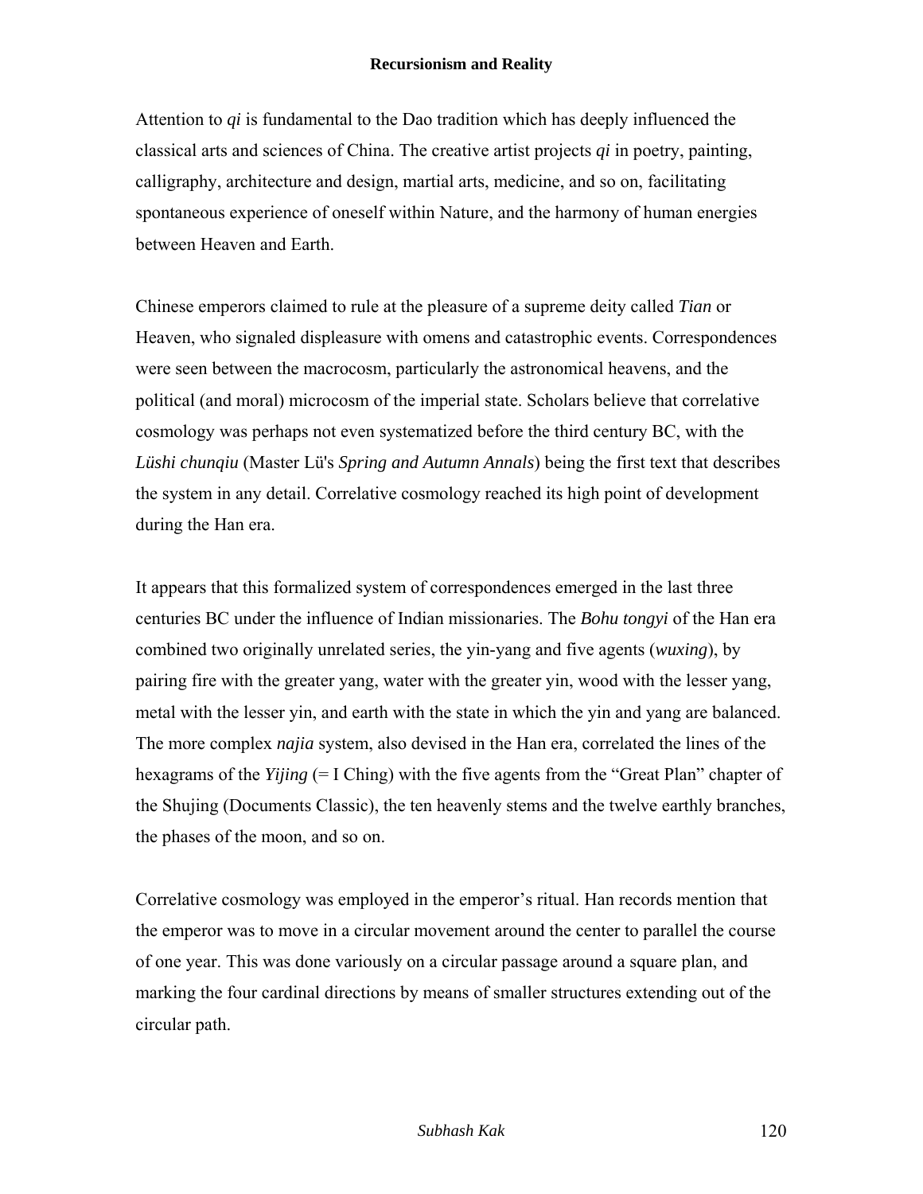Attention to *qi* is fundamental to the Dao tradition which has deeply influenced the classical arts and sciences of China. The creative artist projects *qi* in poetry, painting, calligraphy, architecture and design, martial arts, medicine, and so on, facilitating spontaneous experience of oneself within Nature, and the harmony of human energies between Heaven and Earth.

Chinese emperors claimed to rule at the pleasure of a supreme deity called *Tian* or Heaven, who signaled displeasure with omens and catastrophic events. Correspondences were seen between the macrocosm, particularly the astronomical heavens, and the political (and moral) microcosm of the imperial state. Scholars believe that correlative cosmology was perhaps not even systematized before the third century BC, with the *Lüshi chunqiu* (Master Lü's *Spring and Autumn Annals*) being the first text that describes the system in any detail. Correlative cosmology reached its high point of development during the Han era.

It appears that this formalized system of correspondences emerged in the last three centuries BC under the influence of Indian missionaries. The *Bohu tongyi* of the Han era combined two originally unrelated series, the yin-yang and five agents (*wuxing*), by pairing fire with the greater yang, water with the greater yin, wood with the lesser yang, metal with the lesser yin, and earth with the state in which the yin and yang are balanced. The more complex *najia* system, also devised in the Han era, correlated the lines of the hexagrams of the *Yijing* (= I Ching) with the five agents from the "Great Plan" chapter of the Shujing (Documents Classic), the ten heavenly stems and the twelve earthly branches, the phases of the moon, and so on.

Correlative cosmology was employed in the emperor's ritual. Han records mention that the emperor was to move in a circular movement around the center to parallel the course of one year. This was done variously on a circular passage around a square plan, and marking the four cardinal directions by means of smaller structures extending out of the circular path.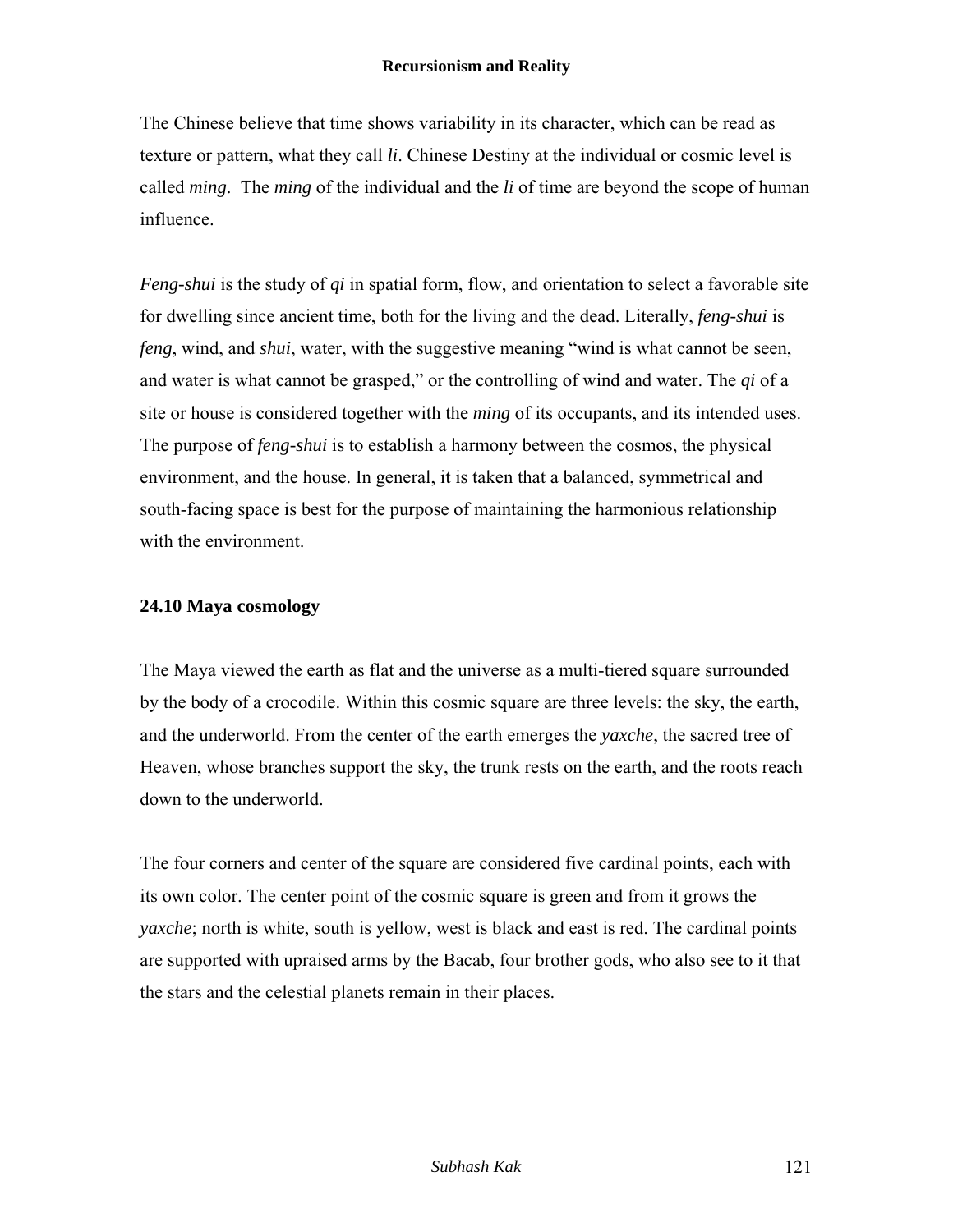The Chinese believe that time shows variability in its character, which can be read as texture or pattern, what they call *li*. Chinese Destiny at the individual or cosmic level is called *ming*. The *ming* of the individual and the *li* of time are beyond the scope of human influence.

*Feng-shui* is the study of *qi* in spatial form, flow, and orientation to select a favorable site for dwelling since ancient time, both for the living and the dead. Literally, *feng-shui* is *feng*, wind, and *shui*, water, with the suggestive meaning "wind is what cannot be seen, and water is what cannot be grasped," or the controlling of wind and water. The *qi* of a site or house is considered together with the *ming* of its occupants, and its intended uses. The purpose of *feng-shui* is to establish a harmony between the cosmos, the physical environment, and the house. In general, it is taken that a balanced, symmetrical and south-facing space is best for the purpose of maintaining the harmonious relationship with the environment.

## 24.10 Maya cosmology

The Maya viewed the earth as flat and the universe as a multi-tiered square surrounded by the body of a crocodile. Within this cosmic square are three levels: the sky, the earth, and the underworld. From the center of the earth emerges the *yaxche*, the sacred tree of Heaven, whose branches support the sky, the trunk rests on the earth, and the roots reach down to the underworld.

The four corners and center of the square are considered five cardinal points, each with its own color. The center point of the cosmic square is green and from it grows the *yaxche*; north is white, south is yellow, west is black and east is red. The cardinal points are supported with upraised arms by the Bacab, four brother gods, who also see to it that the stars and the celestial planets remain in their places.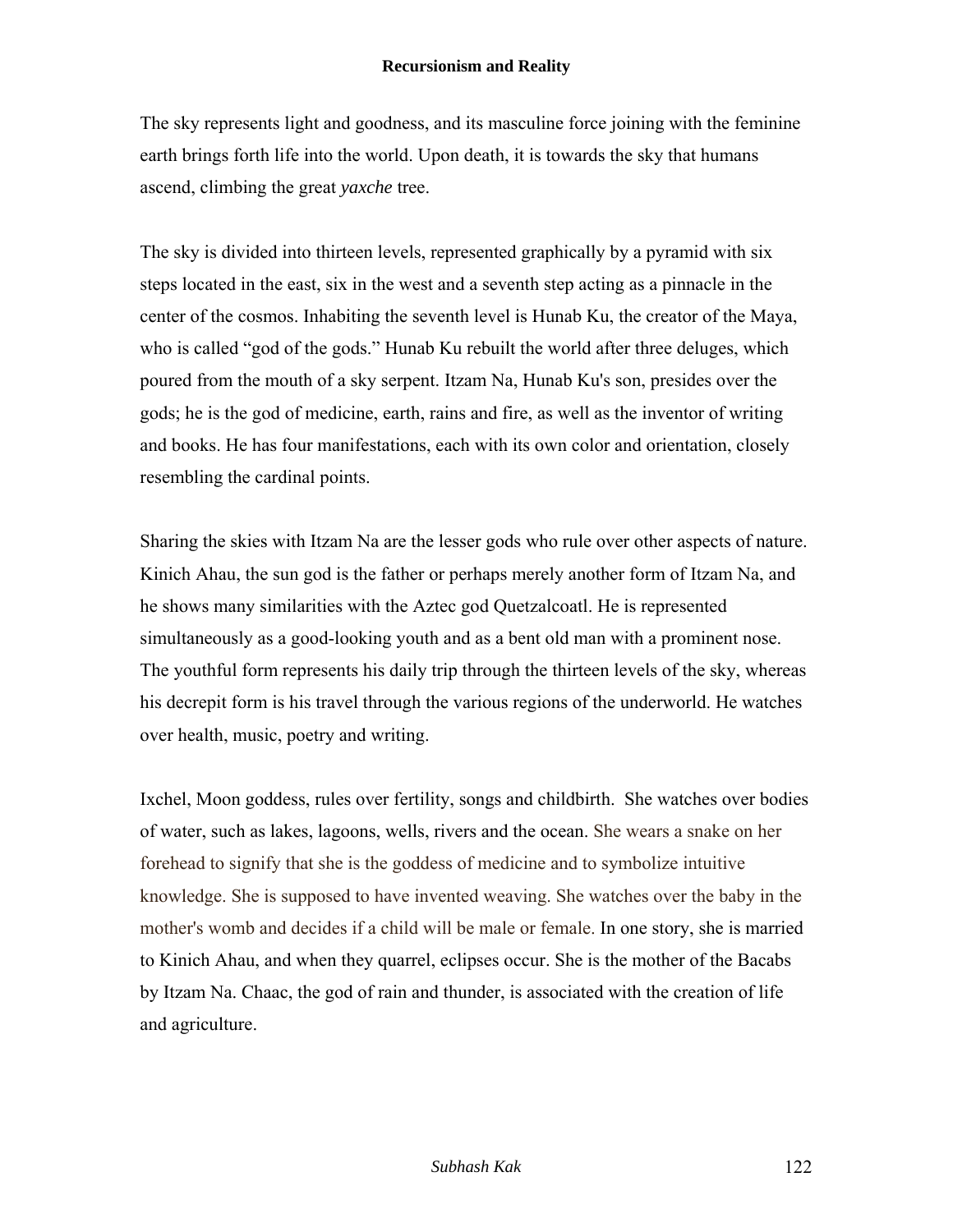The sky represents light and goodness, and its masculine force joining with the feminine earth brings forth life into the world. Upon death, it is towards the sky that humans ascend, climbing the great *yaxche* tree.

The sky is divided into thirteen levels, represented graphically by a pyramid with six steps located in the east, six in the west and a seventh step acting as a pinnacle in the center of the cosmos. Inhabiting the seventh level is Hunab Ku, the creator of the Maya, who is called "god of the gods." Hunab Ku rebuilt the world after three deluges, which poured from the mouth of a sky serpent. Itzam Na, Hunab Ku's son, presides over the gods; he is the god of medicine, earth, rains and fire, as well as the inventor of writing and books. He has four manifestations, each with its own color and orientation, closely resembling the cardinal points.

Sharing the skies with Itzam Na are the lesser gods who rule over other aspects of nature. Kinich Ahau, the sun god is the father or perhaps merely another form of Itzam Na, and he shows many similarities with the Aztec god Quetzalcoatl. He is represented simultaneously as a good-looking youth and as a bent old man with a prominent nose. The youthful form represents his daily trip through the thirteen levels of the sky, whereas his decrepit form is his travel through the various regions of the underworld. He watches over health, music, poetry and writing.

Ixchel, Moon goddess, rules over fertility, songs and childbirth. She watches over bodies of water, such as lakes, lagoons, wells, rivers and the ocean. She wears a snake on her forehead to signify that she is the goddess of medicine and to symbolize intuitive knowledge. She is supposed to have invented weaving. She watches over the baby in the mother's womb and decides if a child will be male or female. In one story, she is married to Kinich Ahau, and when they quarrel, eclipses occur. She is the mother of the Bacabs by Itzam Na. Chaac, the god of rain and thunder, is associated with the creation of life and agriculture.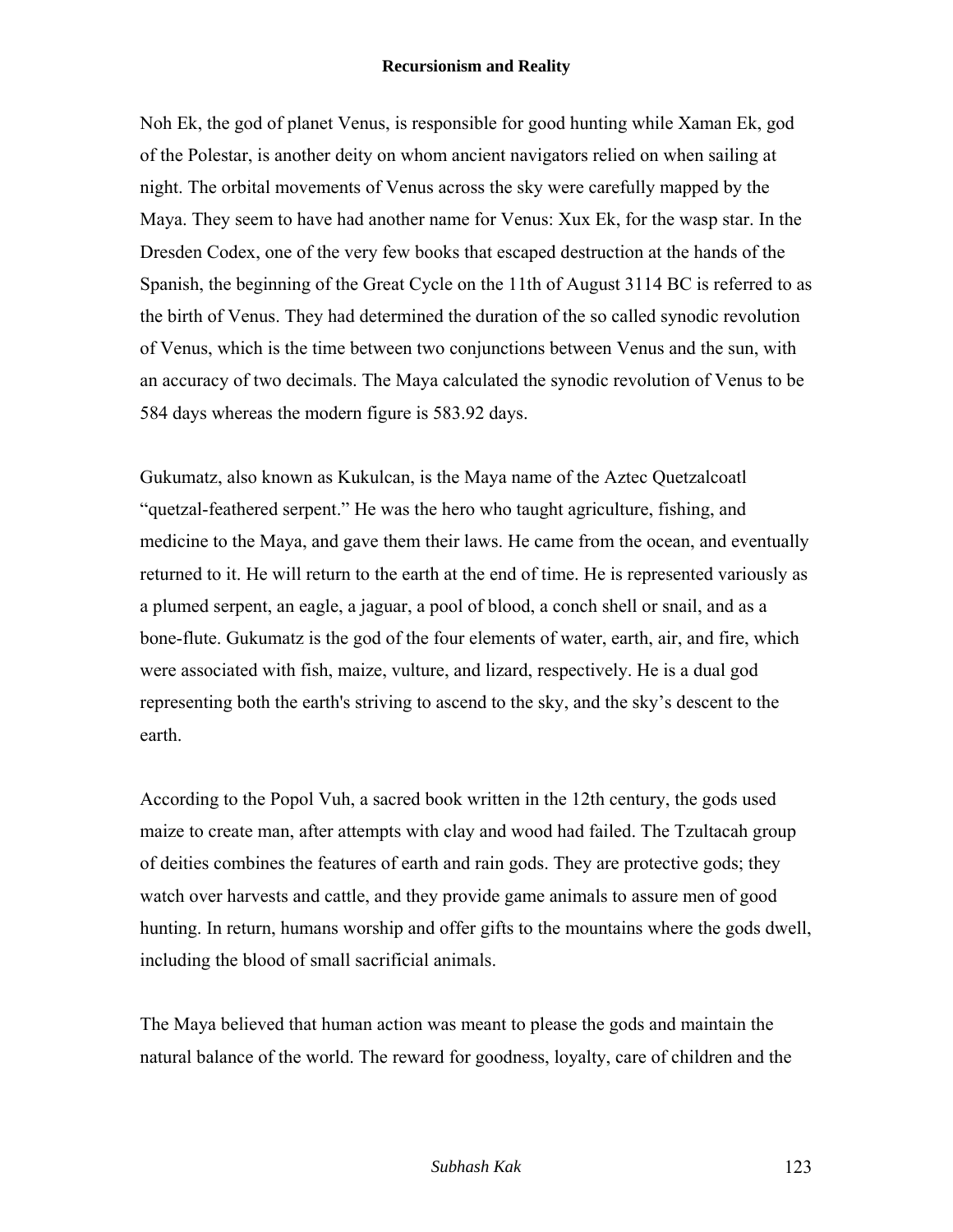Noh Ek, the god of planet Venus, is responsible for good hunting while Xaman Ek, god of the Polestar, is another deity on whom ancient navigators relied on when sailing at night. The orbital movements of Venus across the sky were carefully mapped by the Maya. They seem to have had another name for Venus: Xux Ek, for the wasp star. In the Dresden Codex, one of the very few books that escaped destruction at the hands of the Spanish, the beginning of the Great Cycle on the 11th of August 3114 BC is referred to as the birth of Venus. They had determined the duration of the so called synodic revolution of Venus, which is the time between two conjunctions between Venus and the sun, with an accuracy of two decimals. The Maya calculated the synodic revolution of Venus to be 584 days whereas the modern figure is 583.92 days.

Gukumatz, also known as Kukulcan, is the Maya name of the Aztec Quetzalcoatl "quetzal-feathered serpent." He was the hero who taught agriculture, fishing, and medicine to the Maya, and gave them their laws. He came from the ocean, and eventually returned to it. He will return to the earth at the end of time. He is represented variously as a plumed serpent, an eagle, a jaguar, a pool of blood, a conch shell or snail, and as a bone-flute. Gukumatz is the god of the four elements of water, earth, air, and fire, which were associated with fish, maize, vulture, and lizard, respectively. He is a dual god representing both the earth's striving to ascend to the sky, and the sky's descent to the earth.

According to the Popol Vuh, a sacred book written in the 12th century, the gods used maize to create man, after attempts with clay and wood had failed. The Tzultacah group of deities combines the features of earth and rain gods. They are protective gods; they watch over harvests and cattle, and they provide game animals to assure men of good hunting. In return, humans worship and offer gifts to the mountains where the gods dwell, including the blood of small sacrificial animals.

The Maya believed that human action was meant to please the gods and maintain the natural balance of the world. The reward for goodness, loyalty, care of children and the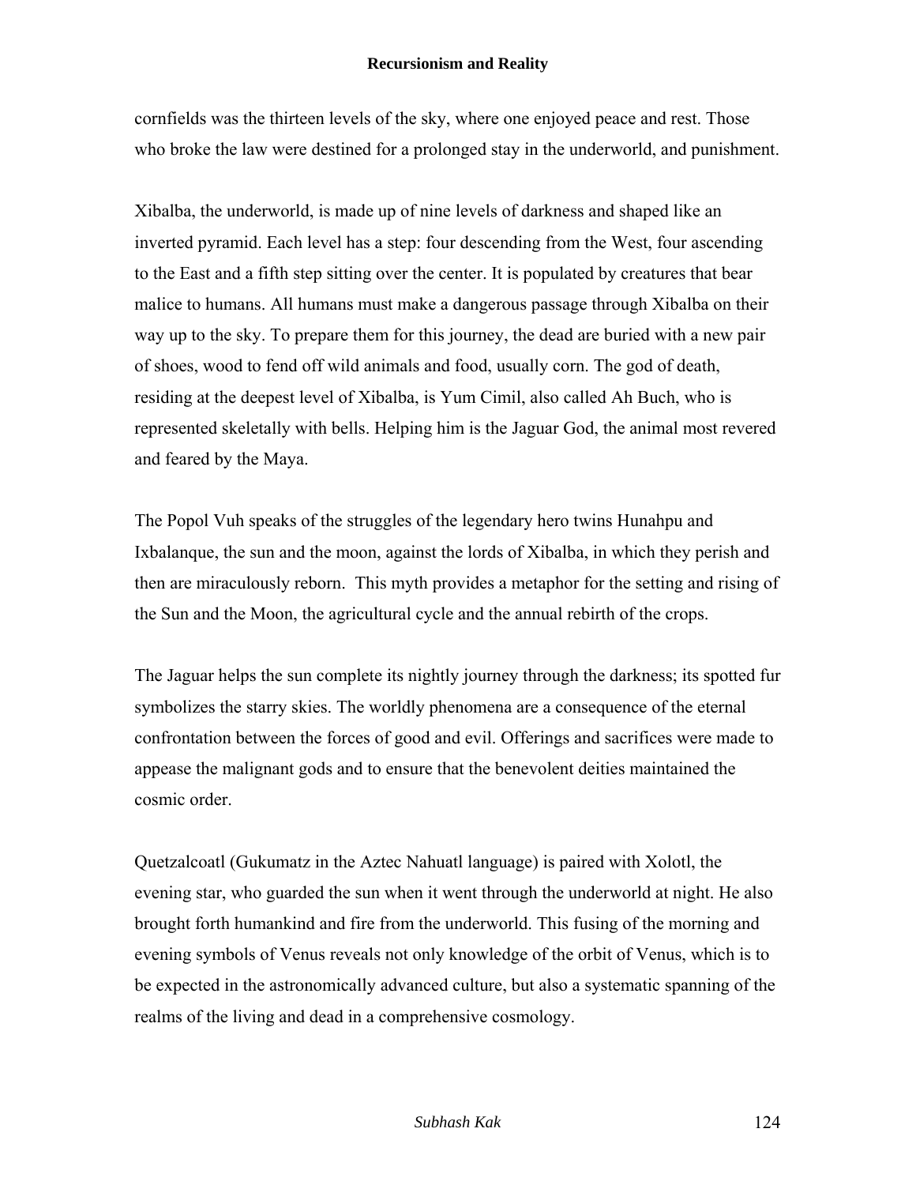cornfields was the thirteen levels of the sky, where one enjoyed peace and rest. Those who broke the law were destined for a prolonged stay in the underworld, and punishment.

Xibalba, the underworld, is made up of nine levels of darkness and shaped like an inverted pyramid. Each level has a step: four descending from the West, four ascending to the East and a fifth step sitting over the center. It is populated by creatures that bear malice to humans. All humans must make a dangerous passage through Xibalba on their way up to the sky. To prepare them for this journey, the dead are buried with a new pair of shoes, wood to fend off wild animals and food, usually corn. The god of death, residing at the deepest level of Xibalba, is Yum Cimil, also called Ah Buch, who is represented skeletally with bells. Helping him is the Jaguar God, the animal most revered and feared by the Maya.

The Popol Vuh speaks of the struggles of the legendary hero twins Hunahpu and Ixbalanque, the sun and the moon, against the lords of Xibalba, in which they perish and then are miraculously reborn. This myth provides a metaphor for the setting and rising of the Sun and the Moon, the agricultural cycle and the annual rebirth of the crops.

The Jaguar helps the sun complete its nightly journey through the darkness; its spotted fur symbolizes the starry skies. The worldly phenomena are a consequence of the eternal confrontation between the forces of good and evil. Offerings and sacrifices were made to appease the malignant gods and to ensure that the benevolent deities maintained the cosmic order.

Quetzalcoatl (Gukumatz in the Aztec Nahuatl language) is paired with Xolotl, the evening star, who guarded the sun when it went through the underworld at night. He also brought forth humankind and fire from the underworld. This fusing of the morning and evening symbols of Venus reveals not only knowledge of the orbit of Venus, which is to be expected in the astronomically advanced culture, but also a systematic spanning of the realms of the living and dead in a comprehensive cosmology.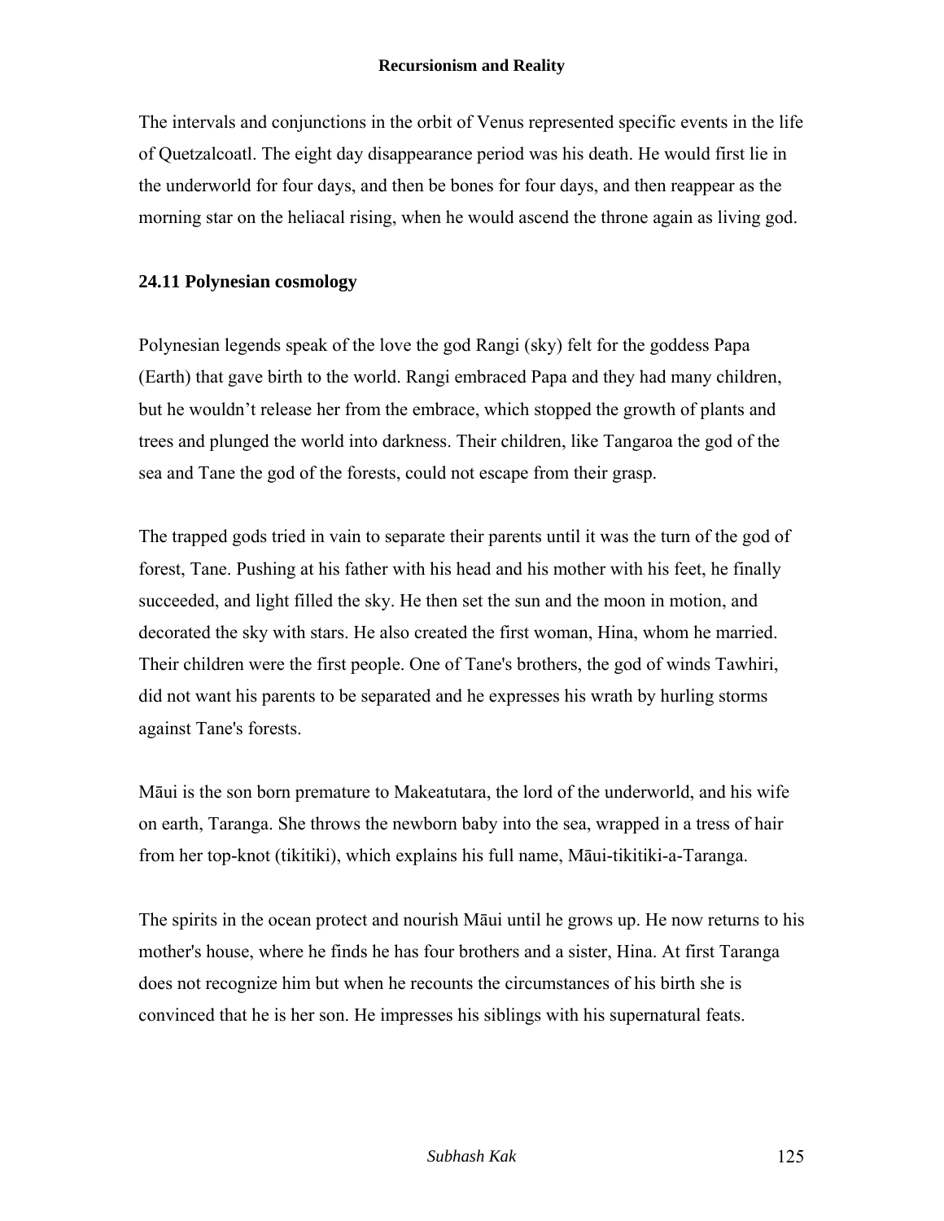The intervals and conjunctions in the orbit of Venus represented specific events in the life of Quetzalcoatl. The eight day disappearance period was his death. He would first lie in the underworld for four days, and then be bones for four days, and then reappear as the morning star on the heliacal rising, when he would ascend the throne again as living god.

### 24.11 Polynesian cosmology

Polynesian legends speak of the love the god Rangi (sky) felt for the goddess Papa (Earth) that gave birth to the world. Rangi embraced Papa and they had many children, but he wouldn't release her from the embrace, which stopped the growth of plants and trees and plunged the world into darkness. Their children, like Tangaroa the god of the sea and Tane the god of the forests, could not escape from their grasp.

The trapped gods tried in vain to separate their parents until it was the turn of the god of forest, Tane. Pushing at his father with his head and his mother with his feet, he finally succeeded, and light filled the sky. He then set the sun and the moon in motion, and decorated the sky with stars. He also created the first woman, Hina, whom he married. Their children were the first people. One of Tane's brothers, the god of winds Tawhiri, did not want his parents to be separated and he expresses his wrath by hurling storms against Tane's forests.

Māui is the son born premature to Makeatutara, the lord of the underworld, and his wife on earth, Taranga. She throws the newborn baby into the sea, wrapped in a tress of hair from her top-knot (tikitiki), which explains his full name, Māui-tikitiki-a-Taranga.

The spirits in the ocean protect and nourish Māui until he grows up. He now returns to his mother's house, where he finds he has four brothers and a sister, Hina. At first Taranga does not recognize him but when he recounts the circumstances of his birth she is convinced that he is her son. He impresses his siblings with his supernatural feats.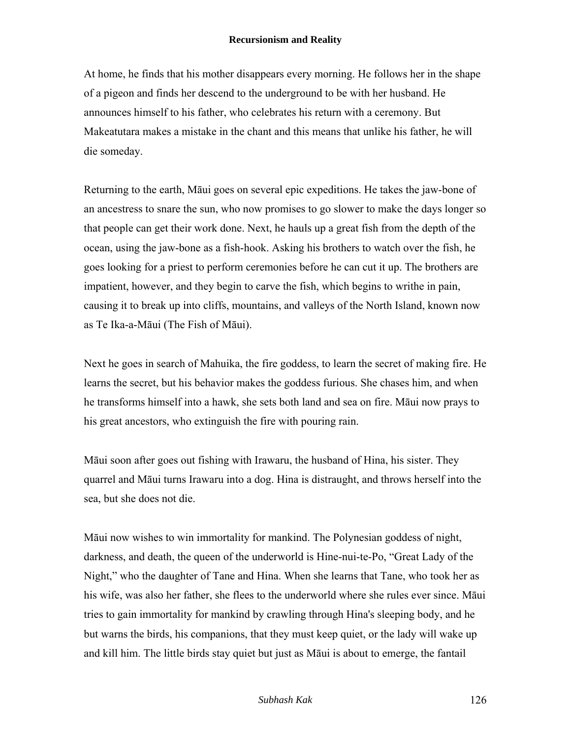At home, he finds that his mother disappears every morning. He follows her in the shape of a pigeon and finds her descend to the underground to be with her husband. He announces himself to his father, who celebrates his return with a ceremony. But Makeatutara makes a mistake in the chant and this means that unlike his father, he will die someday.

Returning to the earth, Māui goes on several epic expeditions. He takes the jaw-bone of an ancestress to snare the sun, who now promises to go slower to make the days longer so that people can get their work done. Next, he hauls up a great fish from the depth of the ocean, using the jaw-bone as a fish-hook. Asking his brothers to watch over the fish, he goes looking for a priest to perform ceremonies before he can cut it up. The brothers are impatient, however, and they begin to carve the fish, which begins to writhe in pain, causing it to break up into cliffs, mountains, and valleys of the North Island, known now as Te Ika-a-Māui (The Fish of Māui).

Next he goes in search of Mahuika, the fire goddess, to learn the secret of making fire. He learns the secret, but his behavior makes the goddess furious. She chases him, and when he transforms himself into a hawk, she sets both land and sea on fire. Māui now prays to his great ancestors, who extinguish the fire with pouring rain.

Māui soon after goes out fishing with Irawaru, the husband of Hina, his sister. They quarrel and Māui turns Irawaru into a dog. Hina is distraught, and throws herself into the sea, but she does not die.

Māui now wishes to win immortality for mankind. The Polynesian goddess of night, darkness, and death, the queen of the underworld is Hine-nui-te-Po, "Great Lady of the Night," who the daughter of Tane and Hina. When she learns that Tane, who took her as his wife, was also her father, she flees to the underworld where she rules ever since. Māui tries to gain immortality for mankind by crawling through Hina's sleeping body, and he but warns the birds, his companions, that they must keep quiet, or the lady will wake up and kill him. The little birds stay quiet but just as Māui is about to emerge, the fantail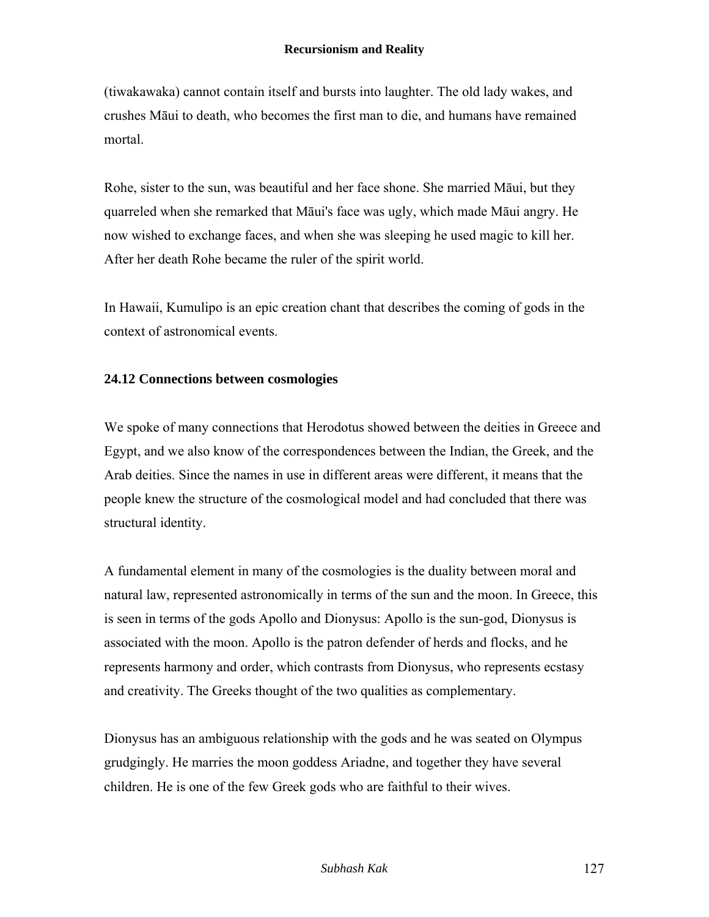(tiwakawaka) cannot contain itself and bursts into laughter. The old lady wakes, and crushes Māui to death, who becomes the first man to die, and humans have remained mortal.

Rohe, sister to the sun, was beautiful and her face shone. She married Māui, but they quarreled when she remarked that Māui's face was ugly, which made Māui angry. He now wished to exchange faces, and when she was sleeping he used magic to kill her. After her death Rohe became the ruler of the spirit world.

In Hawaii, Kumulipo is an epic creation chant that describes the coming of gods in the context of astronomical events.

### 24.12 Connections between cosmologies

We spoke of many connections that Herodotus showed between the deities in Greece and Egypt, and we also know of the correspondences between the Indian, the Greek, and the Arab deities. Since the names in use in different areas were different, it means that the people knew the structure of the cosmological model and had concluded that there was structural identity.

A fundamental element in many of the cosmologies is the duality between moral and natural law, represented astronomically in terms of the sun and the moon. In Greece, this is seen in terms of the gods Apollo and Dionysus: Apollo is the sun-god, Dionysus is associated with the moon. Apollo is the patron defender of herds and flocks, and he represents harmony and order, which contrasts from Dionysus, who represents ecstasy and creativity. The Greeks thought of the two qualities as complementary.

Dionysus has an ambiguous relationship with the gods and he was seated on Olympus grudgingly. He marries the moon goddess Ariadne, and together they have several children. He is one of the few Greek gods who are faithful to their wives.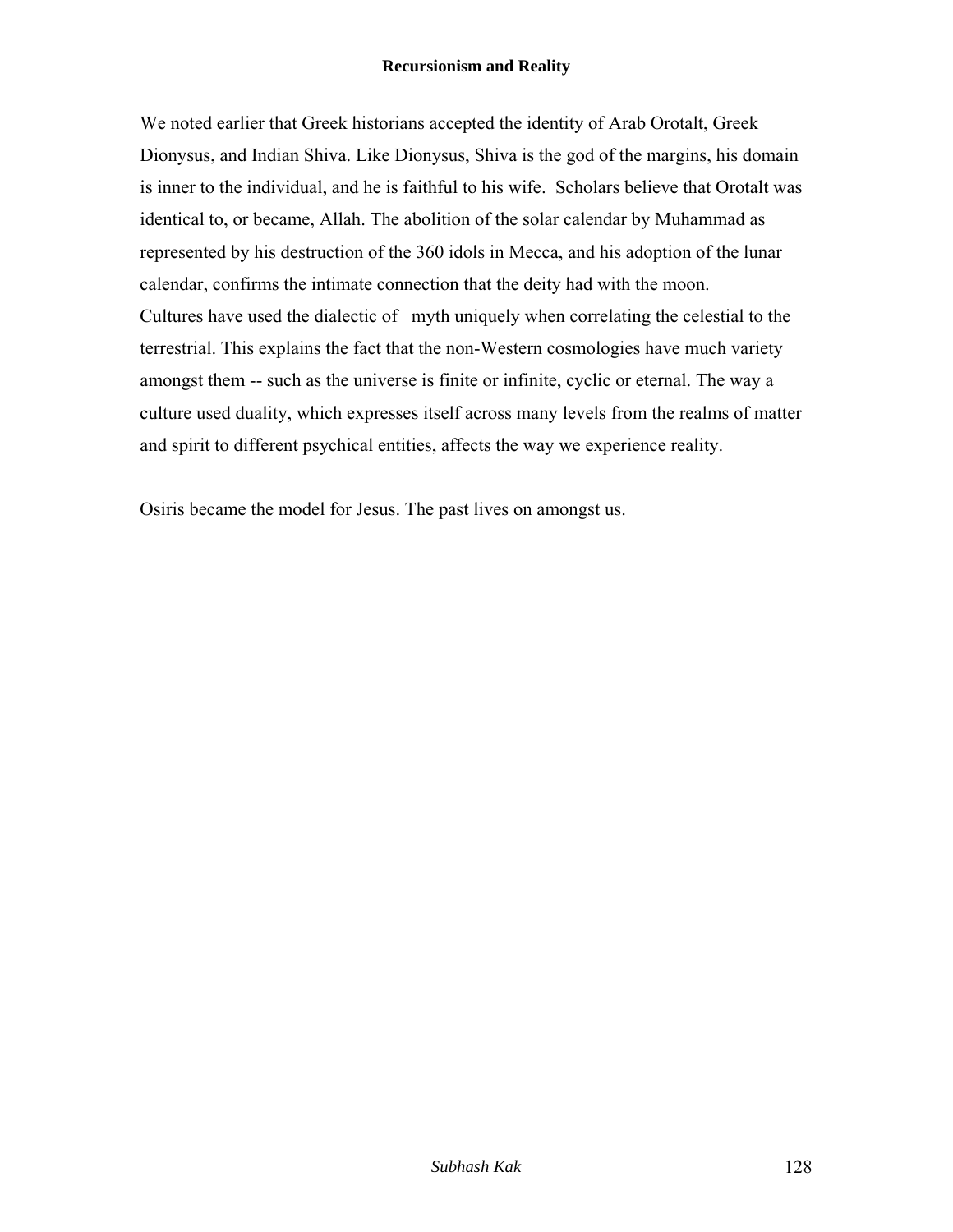We noted earlier that Greek historians accepted the identity of Arab Orotalt, Greek Dionysus, and Indian Shiva. Like Dionysus, Shiva is the god of the margins, his domain is inner to the individual, and he is faithful to his wife. Scholars believe that Orotalt was identical to, or became, Allah. The abolition of the solar calendar by Muhammad as represented by his destruction of the 360 idols in Mecca, and his adoption of the lunar calendar, confirms the intimate connection that the deity had with the moon.
Cultures have used the dialectic of myth uniquely when correlating the celestial to the terrestrial. This explains the fact that the non-Western cosmologies have much variety amongst them -- such as the universe is finite or infinite, cyclic or eternal. The way a culture used duality, which expresses itself across many levels from the realms of matter and spirit to different psychical entities, affects the way we experience reality.

Osiris became the model for Jesus. The past lives on amongst us.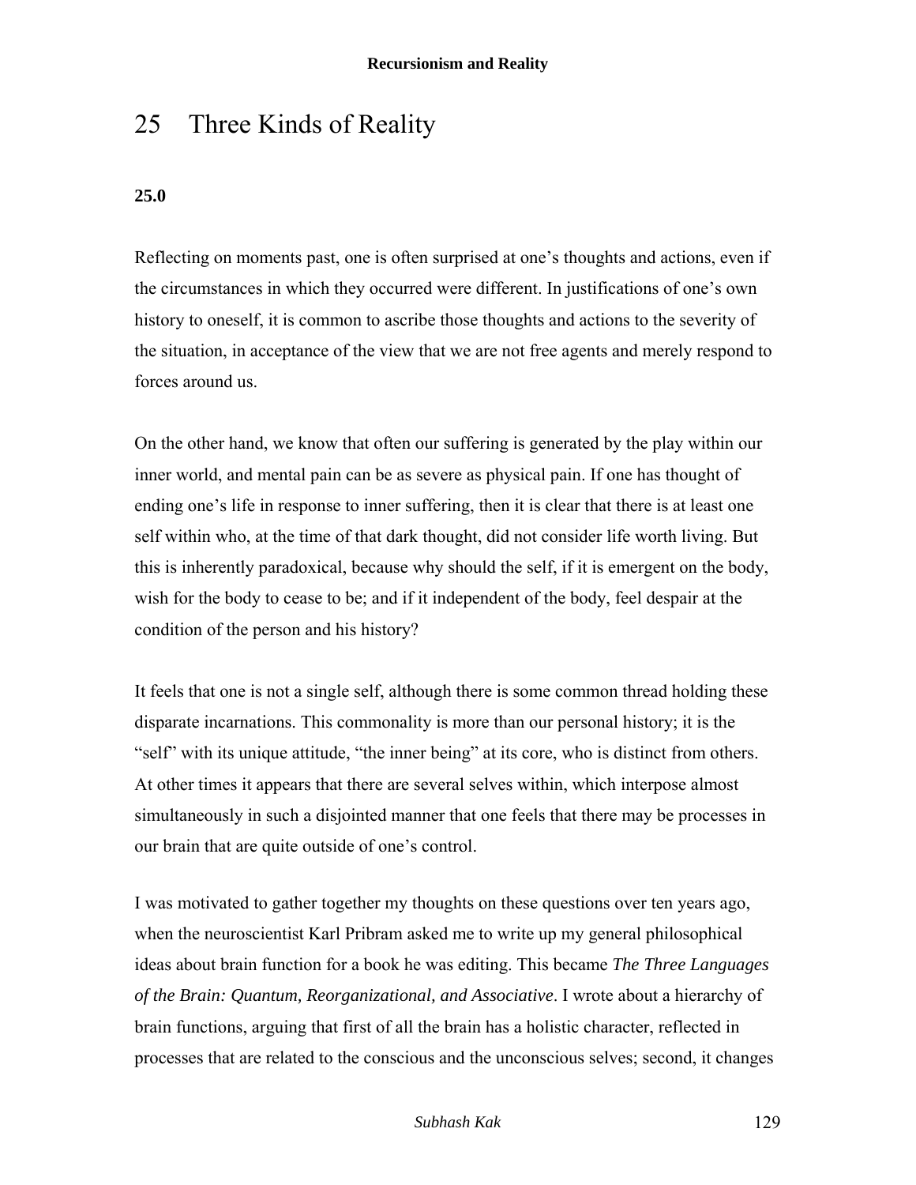# 25 Three Kinds of Reality

### 25.0

Reflecting on moments past, one is often surprised at one's thoughts and actions, even if the circumstances in which they occurred were different. In justifications of one's own history to oneself, it is common to ascribe those thoughts and actions to the severity of the situation, in acceptance of the view that we are not free agents and merely respond to forces around us.

On the other hand, we know that often our suffering is generated by the play within our inner world, and mental pain can be as severe as physical pain. If one has thought of ending one's life in response to inner suffering, then it is clear that there is at least one self within who, at the time of that dark thought, did not consider life worth living. But this is inherently paradoxical, because why should the self, if it is emergent on the body, wish for the body to cease to be; and if it independent of the body, feel despair at the condition of the person and his history?

It feels that one is not a single self, although there is some common thread holding these disparate incarnations. This commonality is more than our personal history; it is the "self" with its unique attitude, "the inner being" at its core, who is distinct from others. At other times it appears that there are several selves within, which interpose almost simultaneously in such a disjointed manner that one feels that there may be processes in our brain that are quite outside of one's control.

I was motivated to gather together my thoughts on these questions over ten years ago, when the neuroscientist Karl Pribram asked me to write up my general philosophical ideas about brain function for a book he was editing. This became *The Three Languages of the Brain: Quantum, Reorganizational, and Associative*. I wrote about a hierarchy of brain functions, arguing that first of all the brain has a holistic character, reflected in processes that are related to the conscious and the unconscious selves; second, it changes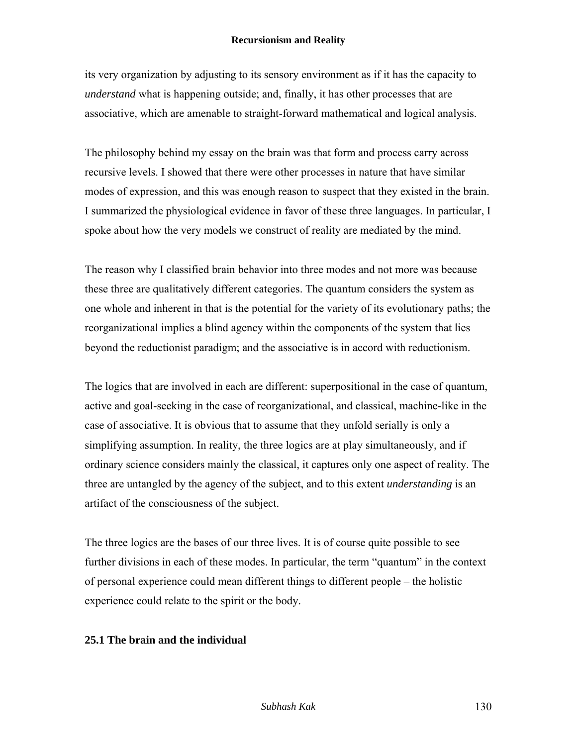its very organization by adjusting to its sensory environment as if it has the capacity to *understand* what is happening outside; and, finally, it has other processes that are associative, which are amenable to straight-forward mathematical and logical analysis.

The philosophy behind my essay on the brain was that form and process carry across recursive levels. I showed that there were other processes in nature that have similar modes of expression, and this was enough reason to suspect that they existed in the brain. I summarized the physiological evidence in favor of these three languages. In particular, I spoke about how the very models we construct of reality are mediated by the mind.

The reason why I classified brain behavior into three modes and not more was because these three are qualitatively different categories. The quantum considers the system as one whole and inherent in that is the potential for the variety of its evolutionary paths; the reorganizational implies a blind agency within the components of the system that lies beyond the reductionist paradigm; and the associative is in accord with reductionism.

The logics that are involved in each are different: superpositional in the case of quantum, active and goal-seeking in the case of reorganizational, and classical, machine-like in the case of associative. It is obvious that to assume that they unfold serially is only a simplifying assumption. In reality, the three logics are at play simultaneously, and if ordinary science considers mainly the classical, it captures only one aspect of reality. The three are untangled by the agency of the subject, and to this extent *understanding* is an artifact of the consciousness of the subject.

The three logics are the bases of our three lives. It is of course quite possible to see further divisions in each of these modes. In particular, the term "quantum" in the context of personal experience could mean different things to different people – the holistic experience could relate to the spirit or the body.

### 25.1 The brain and the individual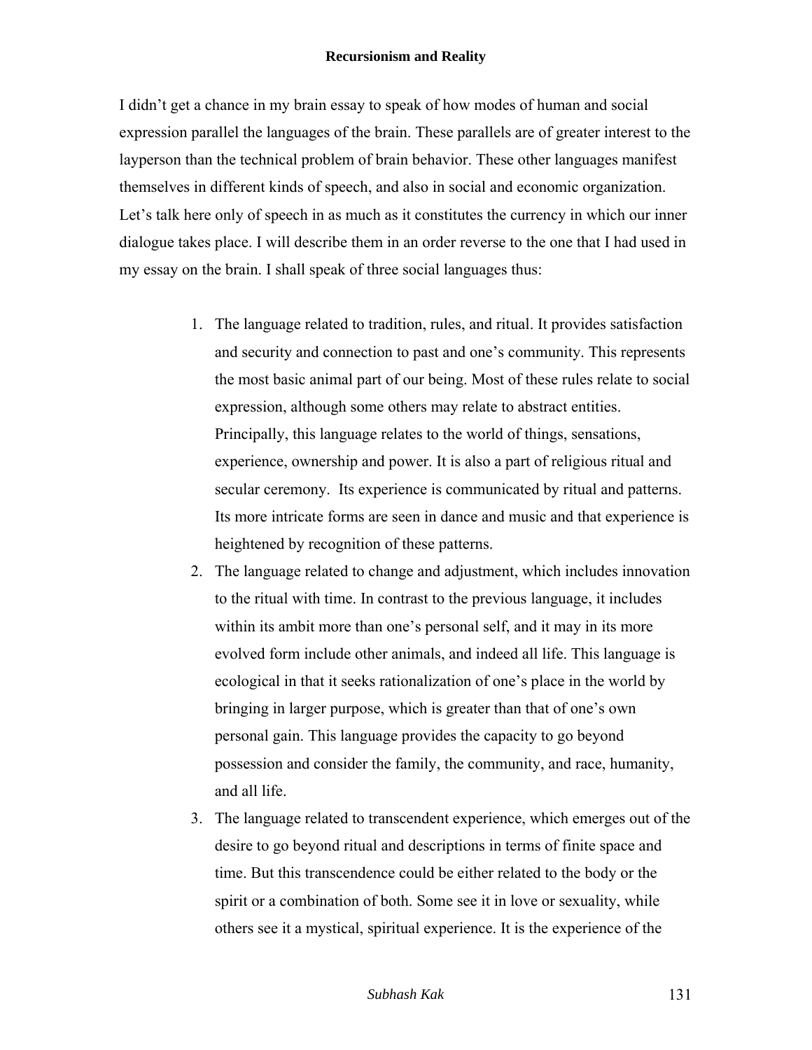I didn't get a chance in my brain essay to speak of how modes of human and social expression parallel the languages of the brain. These parallels are of greater interest to the layperson than the technical problem of brain behavior. These other languages manifest themselves in different kinds of speech, and also in social and economic organization. Let's talk here only of speech in as much as it constitutes the currency in which our inner dialogue takes place. I will describe them in an order reverse to the one that I had used in my essay on the brain. I shall speak of three social languages thus:

1. The language related to tradition, rules, and ritual. It provides satisfaction and security and connection to past and one's community. This represents the most basic animal part of our being. Most of these rules relate to social expression, although some others may relate to abstract entities. Principally, this language relates to the world of things, sensations, experience, ownership and power. It is also a part of religious ritual and secular ceremony. Its experience is communicated by ritual and patterns. Its more intricate forms are seen in dance and music and that experience is heightened by recognition of these patterns.
2. The language related to change and adjustment, which includes innovation to the ritual with time. In contrast to the previous language, it includes within its ambit more than one's personal self, and it may in its more evolved form include other animals, and indeed all life. This language is ecological in that it seeks rationalization of one's place in the world by bringing in larger purpose, which is greater than that of one's own personal gain. This language provides the capacity to go beyond possession and consider the family, the community, and race, humanity, and all life.
3. The language related to transcendent experience, which emerges out of the desire to go beyond ritual and descriptions in terms of finite space and time. But this transcendence could be either related to the body or the spirit or a combination of both. Some see it in love or sexuality, while others see it a mystical, spiritual experience. It is the experience of the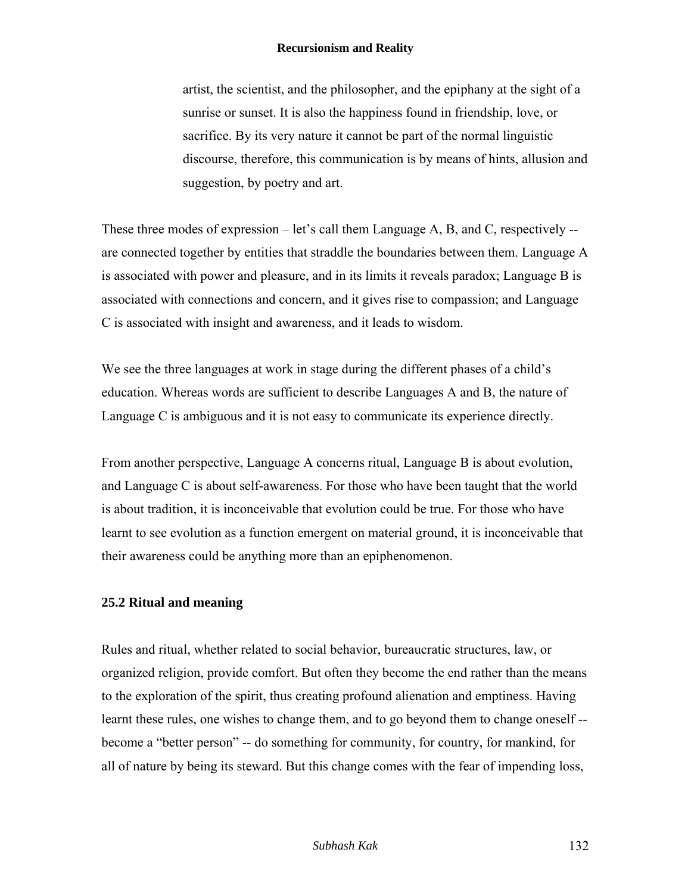> artist, the scientist, and the philosopher, and the epiphany at the sight of a sunrise or sunset. It is also the happiness found in friendship, love, or sacrifice. By its very nature it cannot be part of the normal linguistic discourse, therefore, this communication is by means of hints, allusion and suggestion, by poetry and art.

These three modes of expression – let's call them Language A, B, and C, respectively -- are connected together by entities that straddle the boundaries between them. Language A is associated with power and pleasure, and in its limits it reveals paradox; Language B is associated with connections and concern, and it gives rise to compassion; and Language C is associated with insight and awareness, and it leads to wisdom.

We see the three languages at work in stage during the different phases of a child's education. Whereas words are sufficient to describe Languages A and B, the nature of Language C is ambiguous and it is not easy to communicate its experience directly.

From another perspective, Language A concerns ritual, Language B is about evolution, and Language C is about self-awareness. For those who have been taught that the world is about tradition, it is inconceivable that evolution could be true. For those who have learnt to see evolution as a function emergent on material ground, it is inconceivable that their awareness could be anything more than an epiphenomenon.

### 25.2 Ritual and meaning

Rules and ritual, whether related to social behavior, bureaucratic structures, law, or organized religion, provide comfort. But often they become the end rather than the means to the exploration of the spirit, thus creating profound alienation and emptiness. Having learnt these rules, one wishes to change them, and to go beyond them to change oneself -- become a "better person" -- do something for community, for country, for mankind, for all of nature by being its steward. But this change comes with the fear of impending loss,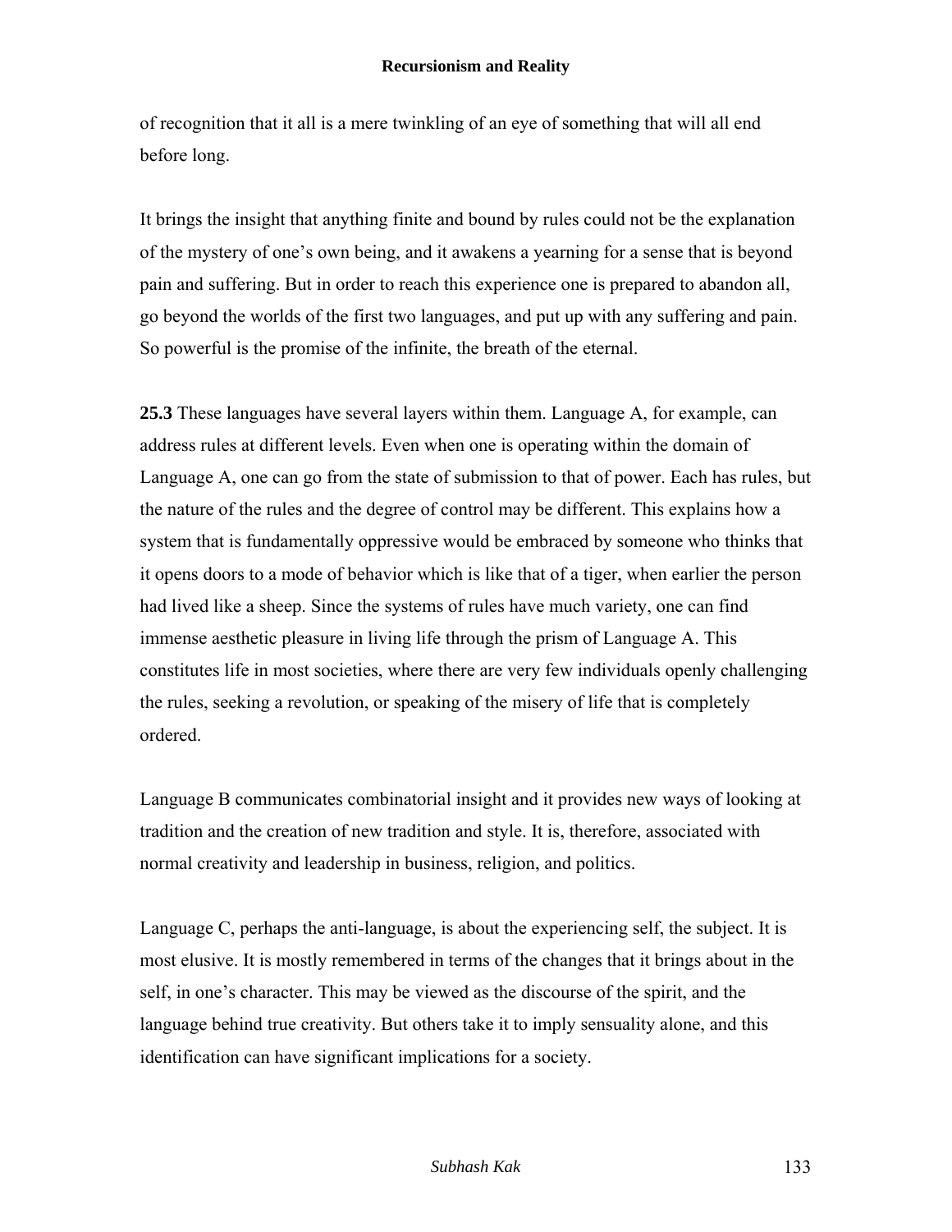of recognition that it all is a mere twinkling of an eye of something that will all end before long.

It brings the insight that anything finite and bound by rules could not be the explanation of the mystery of one's own being, and it awakens a yearning for a sense that is beyond pain and suffering. But in order to reach this experience one is prepared to abandon all, go beyond the worlds of the first two languages, and put up with any suffering and pain. So powerful is the promise of the infinite, the breath of the eternal.

**25.3** These languages have several layers within them. Language A, for example, can address rules at different levels. Even when one is operating within the domain of Language A, one can go from the state of submission to that of power. Each has rules, but the nature of the rules and the degree of control may be different. This explains how a system that is fundamentally oppressive would be embraced by someone who thinks that it opens doors to a mode of behavior which is like that of a tiger, when earlier the person had lived like a sheep. Since the systems of rules have much variety, one can find immense aesthetic pleasure in living life through the prism of Language A. This constitutes life in most societies, where there are very few individuals openly challenging the rules, seeking a revolution, or speaking of the misery of life that is completely ordered.

Language B communicates combinatorial insight and it provides new ways of looking at tradition and the creation of new tradition and style. It is, therefore, associated with normal creativity and leadership in business, religion, and politics.

Language C, perhaps the anti-language, is about the experiencing self, the subject. It is most elusive. It is mostly remembered in terms of the changes that it brings about in the self, in one's character. This may be viewed as the discourse of the spirit, and the language behind true creativity. But others take it to imply sensuality alone, and this identification can have significant implications for a society.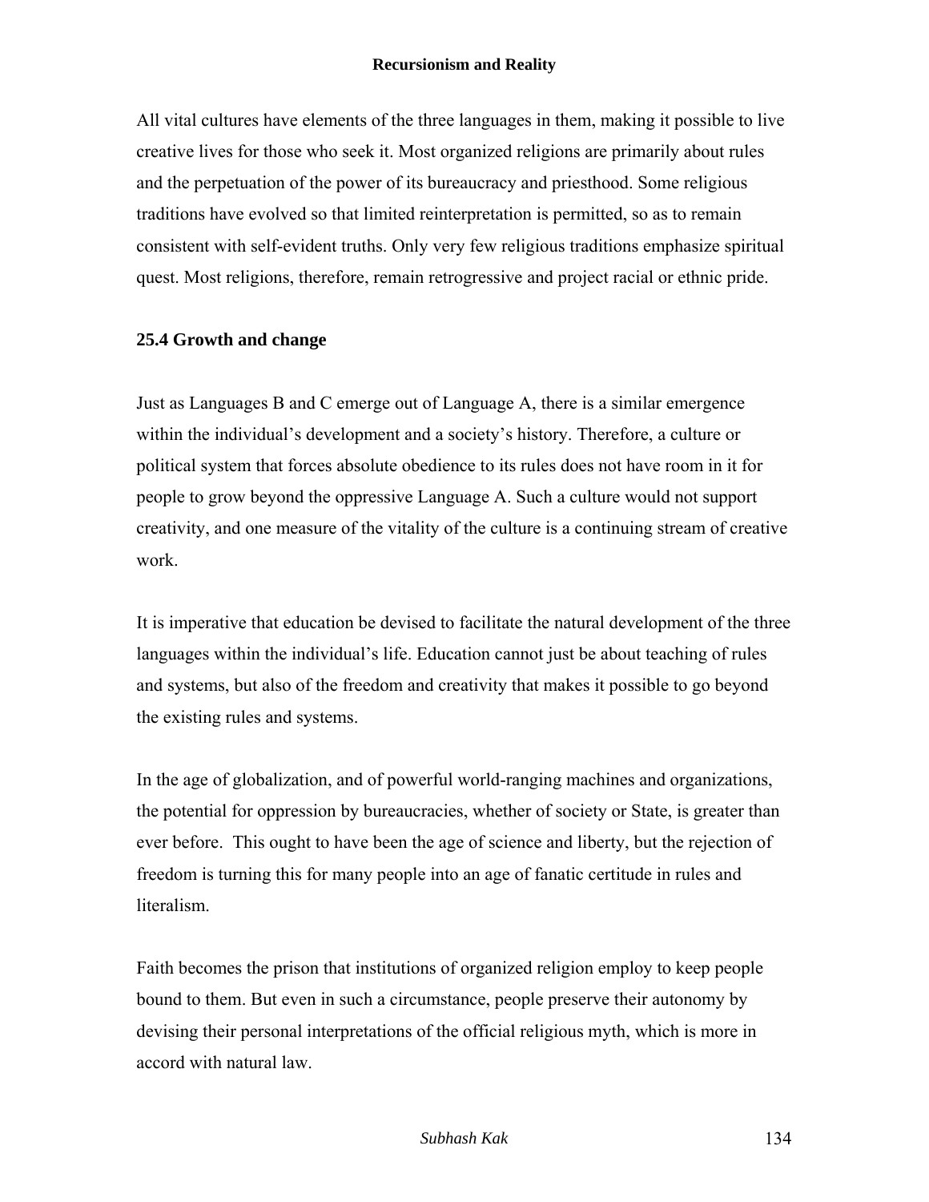All vital cultures have elements of the three languages in them, making it possible to live creative lives for those who seek it. Most organized religions are primarily about rules and the perpetuation of the power of its bureaucracy and priesthood. Some religious traditions have evolved so that limited reinterpretation is permitted, so as to remain consistent with self-evident truths. Only very few religious traditions emphasize spiritual quest. Most religions, therefore, remain retrogressive and project racial or ethnic pride.

### 25.4 Growth and change

Just as Languages B and C emerge out of Language A, there is a similar emergence within the individual's development and a society's history. Therefore, a culture or political system that forces absolute obedience to its rules does not have room in it for people to grow beyond the oppressive Language A. Such a culture would not support creativity, and one measure of the vitality of the culture is a continuing stream of creative work.

It is imperative that education be devised to facilitate the natural development of the three languages within the individual's life. Education cannot just be about teaching of rules and systems, but also of the freedom and creativity that makes it possible to go beyond the existing rules and systems.

In the age of globalization, and of powerful world-ranging machines and organizations, the potential for oppression by bureaucracies, whether of society or State, is greater than ever before. This ought to have been the age of science and liberty, but the rejection of freedom is turning this for many people into an age of fanatic certitude in rules and literalism.

Faith becomes the prison that institutions of organized religion employ to keep people bound to them. But even in such a circumstance, people preserve their autonomy by devising their personal interpretations of the official religious myth, which is more in accord with natural law.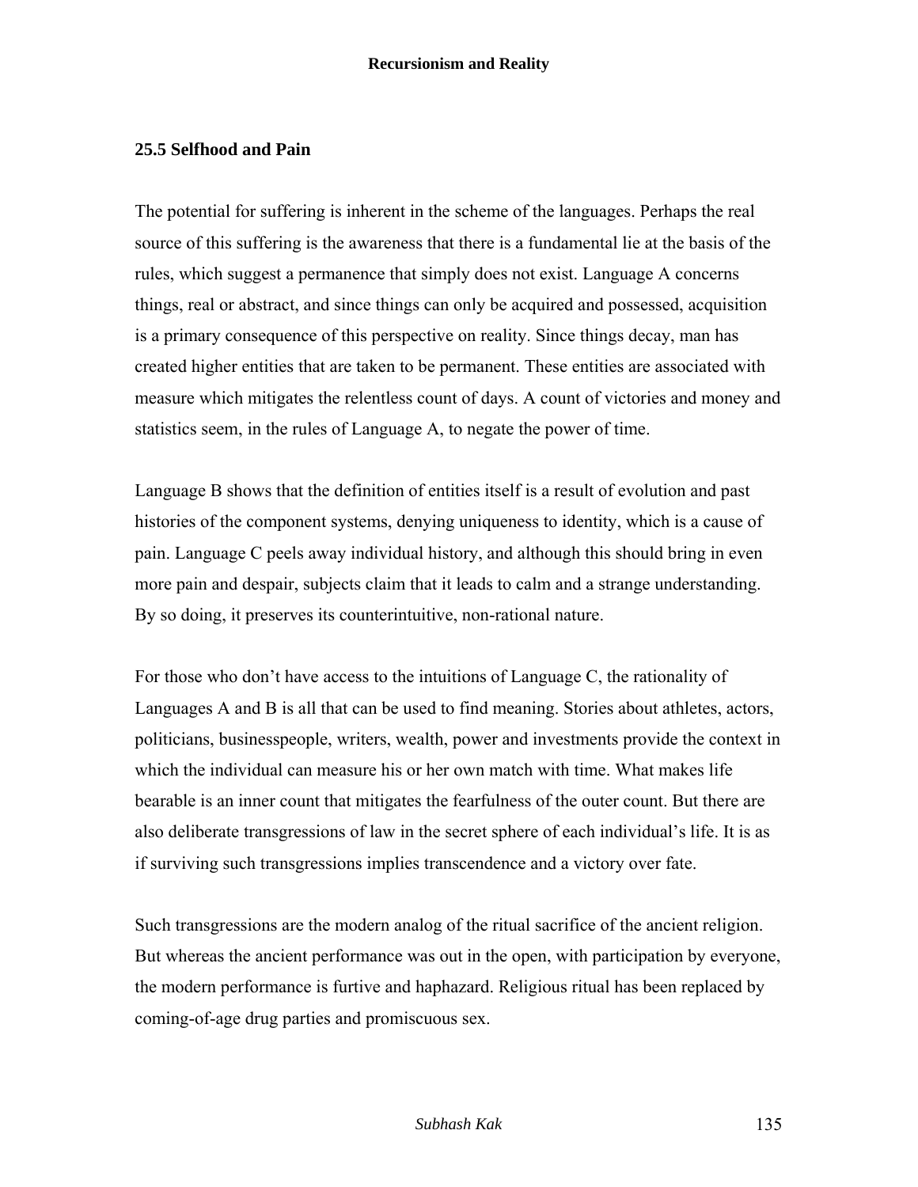## 25.5 Selfhood and Pain

The potential for suffering is inherent in the scheme of the languages. Perhaps the real source of this suffering is the awareness that there is a fundamental lie at the basis of the rules, which suggest a permanence that simply does not exist. Language A concerns things, real or abstract, and since things can only be acquired and possessed, acquisition is a primary consequence of this perspective on reality. Since things decay, man has created higher entities that are taken to be permanent. These entities are associated with measure which mitigates the relentless count of days. A count of victories and money and statistics seem, in the rules of Language A, to negate the power of time.

Language B shows that the definition of entities itself is a result of evolution and past histories of the component systems, denying uniqueness to identity, which is a cause of pain. Language C peels away individual history, and although this should bring in even more pain and despair, subjects claim that it leads to calm and a strange understanding. By so doing, it preserves its counterintuitive, non-rational nature.

For those who don't have access to the intuitions of Language C, the rationality of Languages A and B is all that can be used to find meaning. Stories about athletes, actors, politicians, businesspeople, writers, wealth, power and investments provide the context in which the individual can measure his or her own match with time. What makes life bearable is an inner count that mitigates the fearfulness of the outer count. But there are also deliberate transgressions of law in the secret sphere of each individual's life. It is as if surviving such transgressions implies transcendence and a victory over fate.

Such transgressions are the modern analog of the ritual sacrifice of the ancient religion. But whereas the ancient performance was out in the open, with participation by everyone, the modern performance is furtive and haphazard. Religious ritual has been replaced by coming-of-age drug parties and promiscuous sex.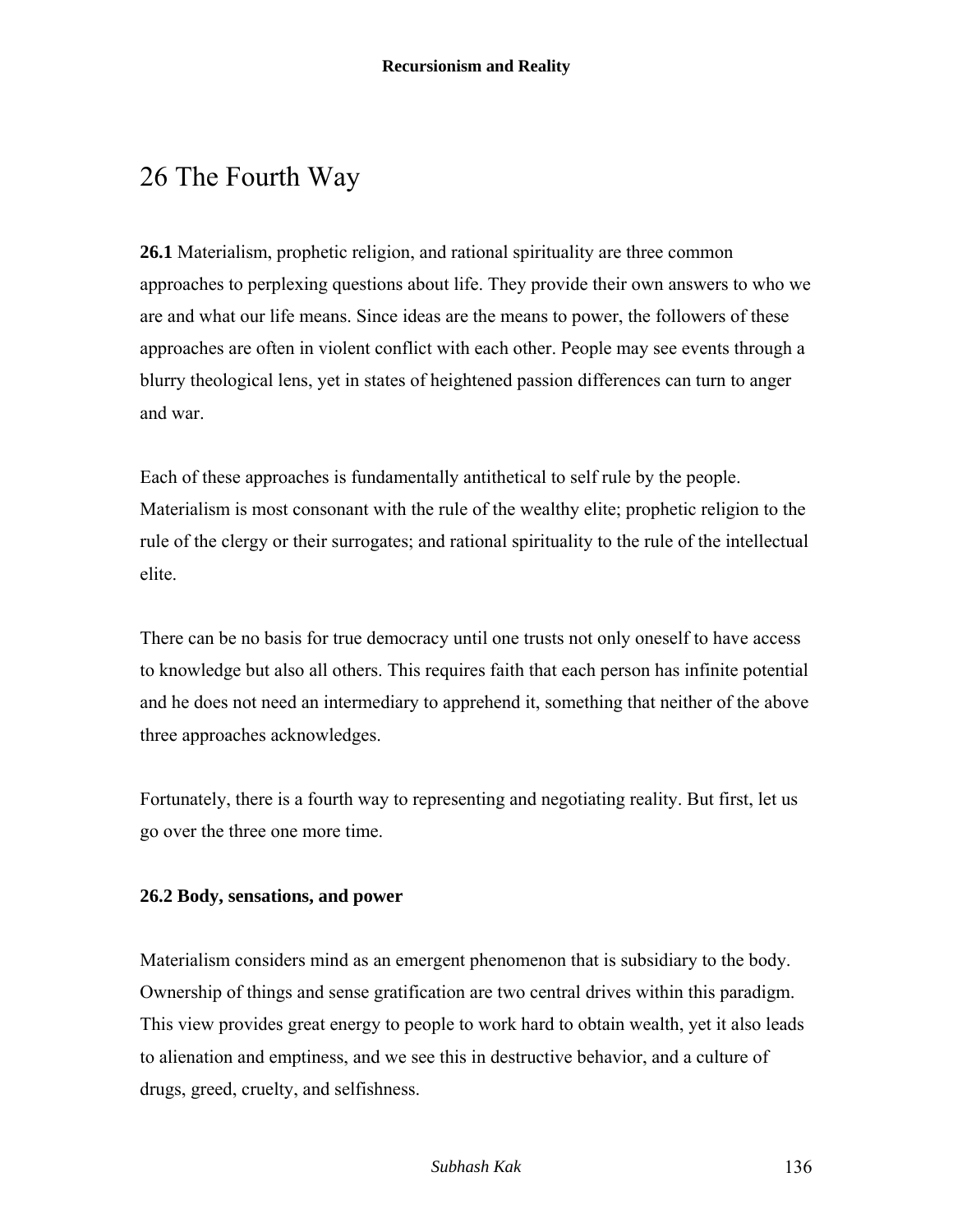# 26 The Fourth Way

**26.1** Materialism, prophetic religion, and rational spirituality are three common approaches to perplexing questions about life. They provide their own answers to who we are and what our life means. Since ideas are the means to power, the followers of these approaches are often in violent conflict with each other. People may see events through a blurry theological lens, yet in states of heightened passion differences can turn to anger and war.

Each of these approaches is fundamentally antithetical to self rule by the people. Materialism is most consonant with the rule of the wealthy elite; prophetic religion to the rule of the clergy or their surrogates; and rational spirituality to the rule of the intellectual elite.

There can be no basis for true democracy until one trusts not only oneself to have access to knowledge but also all others. This requires faith that each person has infinite potential and he does not need an intermediary to apprehend it, something that neither of the above three approaches acknowledges.

Fortunately, there is a fourth way to representing and negotiating reality. But first, let us go over the three one more time.

**26.2 Body, sensations, and power**

Materialism considers mind as an emergent phenomenon that is subsidiary to the body. Ownership of things and sense gratification are two central drives within this paradigm. This view provides great energy to people to work hard to obtain wealth, yet it also leads to alienation and emptiness, and we see this in destructive behavior, and a culture of drugs, greed, cruelty, and selfishness.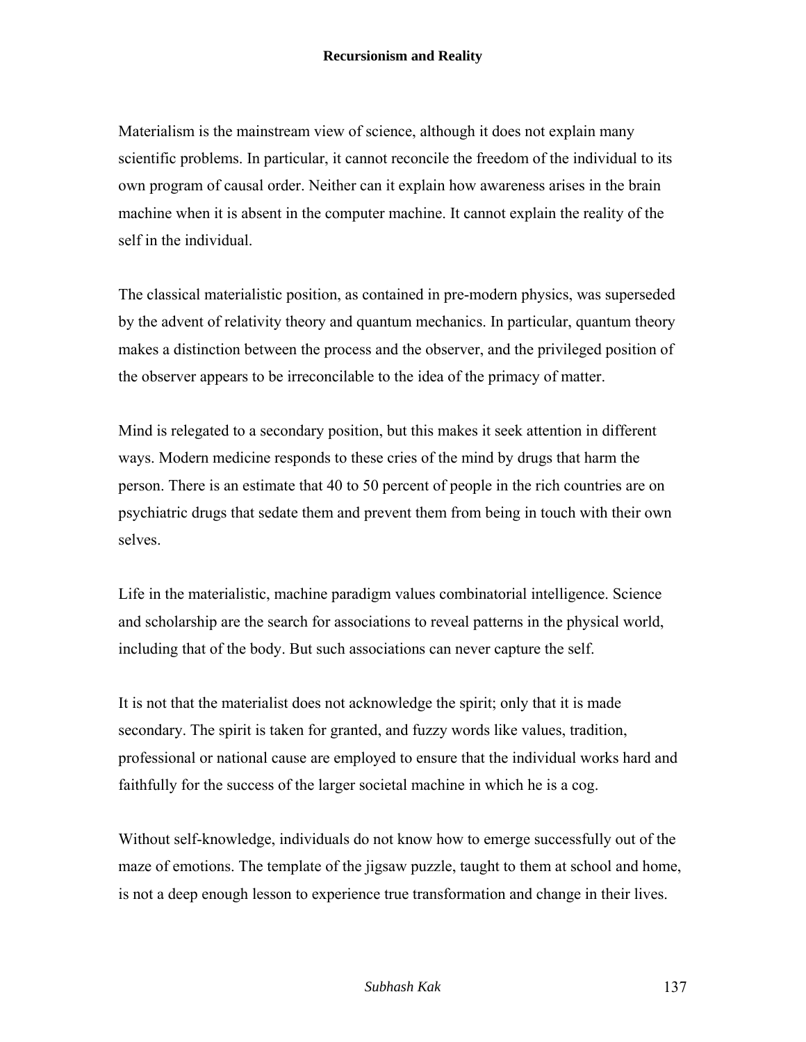Materialism is the mainstream view of science, although it does not explain many scientific problems. In particular, it cannot reconcile the freedom of the individual to its own program of causal order. Neither can it explain how awareness arises in the brain machine when it is absent in the computer machine. It cannot explain the reality of the self in the individual.

The classical materialistic position, as contained in pre-modern physics, was superseded by the advent of relativity theory and quantum mechanics. In particular, quantum theory makes a distinction between the process and the observer, and the privileged position of the observer appears to be irreconcilable to the idea of the primacy of matter.

Mind is relegated to a secondary position, but this makes it seek attention in different ways. Modern medicine responds to these cries of the mind by drugs that harm the person. There is an estimate that 40 to 50 percent of people in the rich countries are on psychiatric drugs that sedate them and prevent them from being in touch with their own selves.

Life in the materialistic, machine paradigm values combinatorial intelligence. Science and scholarship are the search for associations to reveal patterns in the physical world, including that of the body. But such associations can never capture the self.

It is not that the materialist does not acknowledge the spirit; only that it is made secondary. The spirit is taken for granted, and fuzzy words like values, tradition, professional or national cause are employed to ensure that the individual works hard and faithfully for the success of the larger societal machine in which he is a cog.

Without self-knowledge, individuals do not know how to emerge successfully out of the maze of emotions. The template of the jigsaw puzzle, taught to them at school and home, is not a deep enough lesson to experience true transformation and change in their lives.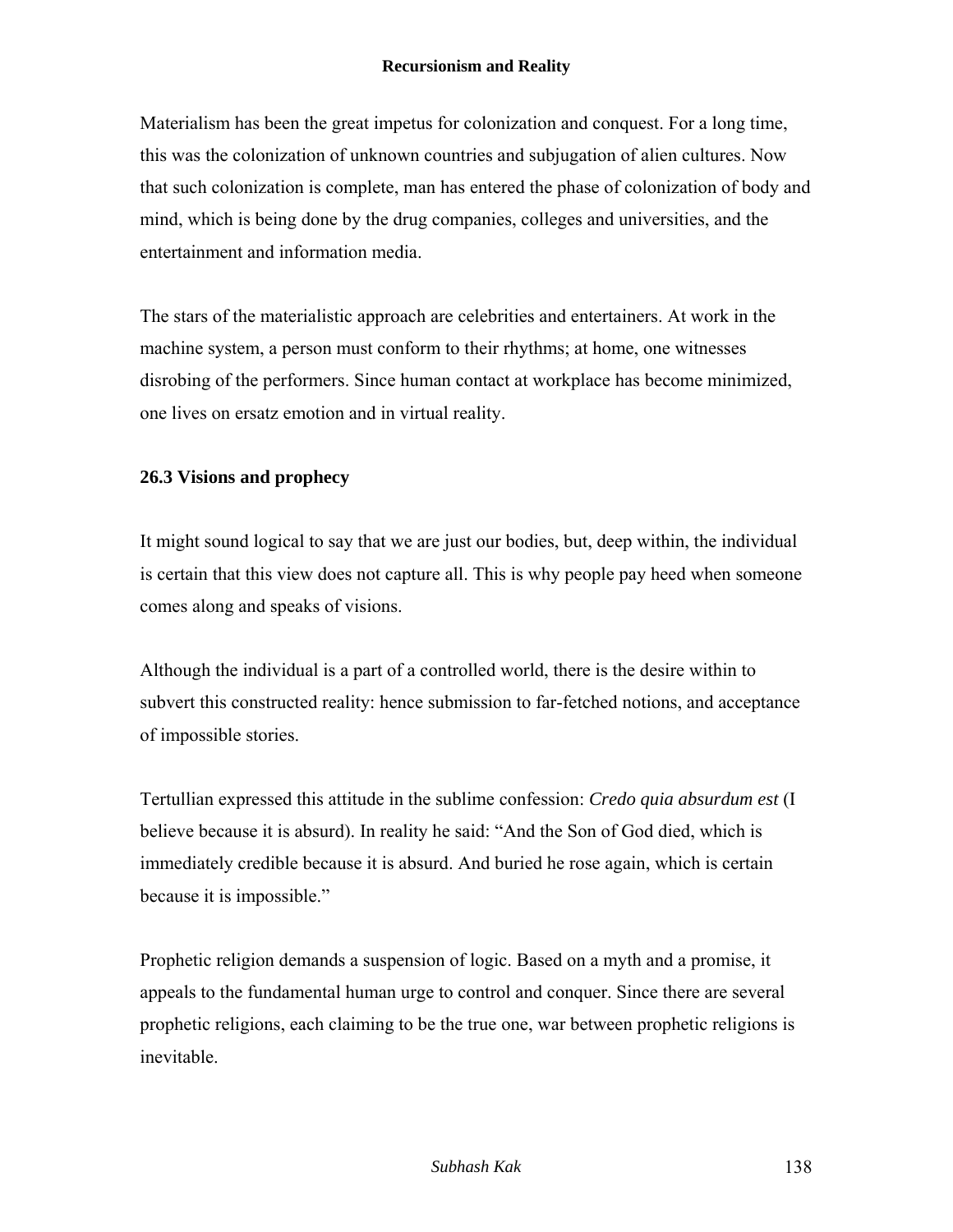Materialism has been the great impetus for colonization and conquest. For a long time, this was the colonization of unknown countries and subjugation of alien cultures. Now that such colonization is complete, man has entered the phase of colonization of body and mind, which is being done by the drug companies, colleges and universities, and the entertainment and information media.

The stars of the materialistic approach are celebrities and entertainers. At work in the machine system, a person must conform to their rhythms; at home, one witnesses disrobing of the performers. Since human contact at workplace has become minimized, one lives on ersatz emotion and in virtual reality.

### 26.3 Visions and prophecy

It might sound logical to say that we are just our bodies, but, deep within, the individual is certain that this view does not capture all. This is why people pay heed when someone comes along and speaks of visions.

Although the individual is a part of a controlled world, there is the desire within to subvert this constructed reality: hence submission to far-fetched notions, and acceptance of impossible stories.

Tertullian expressed this attitude in the sublime confession: *Credo quia absurdum est* (I believe because it is absurd). In reality he said: "And the Son of God died, which is immediately credible because it is absurd. And buried he rose again, which is certain because it is impossible."

Prophetic religion demands a suspension of logic. Based on a myth and a promise, it appeals to the fundamental human urge to control and conquer. Since there are several prophetic religions, each claiming to be the true one, war between prophetic religions is inevitable.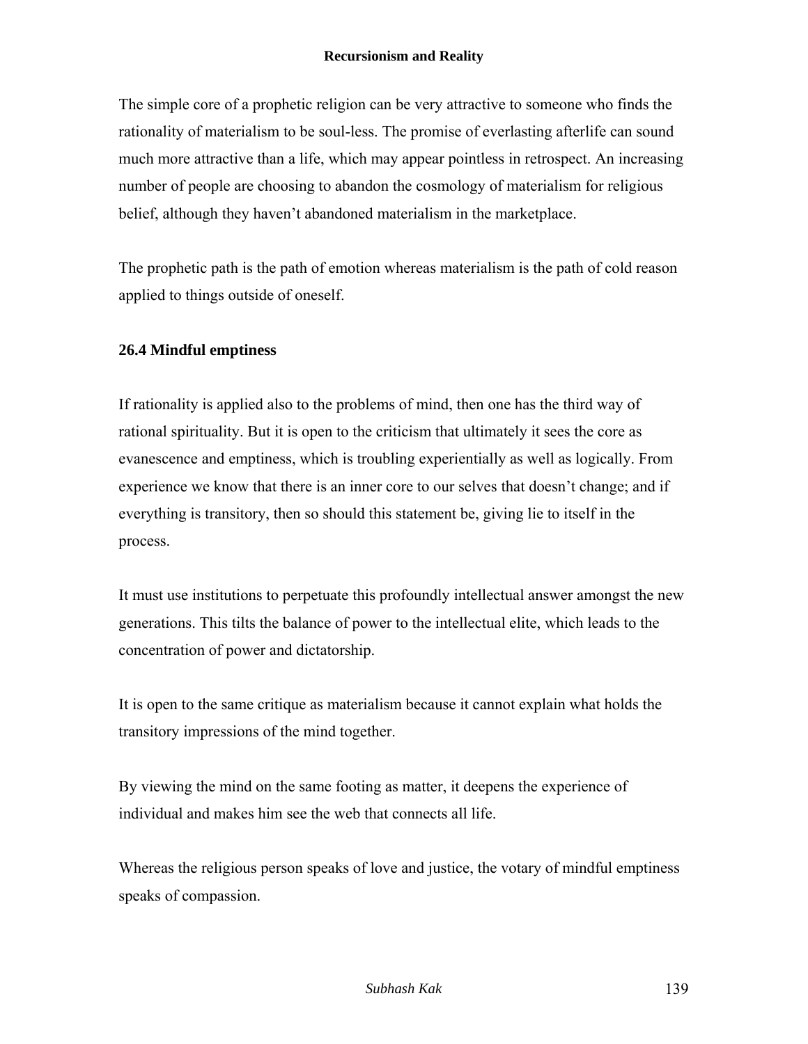The simple core of a prophetic religion can be very attractive to someone who finds the rationality of materialism to be soul-less. The promise of everlasting afterlife can sound much more attractive than a life, which may appear pointless in retrospect. An increasing number of people are choosing to abandon the cosmology of materialism for religious belief, although they haven't abandoned materialism in the marketplace.

The prophetic path is the path of emotion whereas materialism is the path of cold reason applied to things outside of oneself.

### 26.4 Mindful emptiness

If rationality is applied also to the problems of mind, then one has the third way of rational spirituality. But it is open to the criticism that ultimately it sees the core as evanescence and emptiness, which is troubling experientially as well as logically. From experience we know that there is an inner core to our selves that doesn't change; and if everything is transitory, then so should this statement be, giving lie to itself in the process.

It must use institutions to perpetuate this profoundly intellectual answer amongst the new generations. This tilts the balance of power to the intellectual elite, which leads to the concentration of power and dictatorship.

It is open to the same critique as materialism because it cannot explain what holds the transitory impressions of the mind together.

By viewing the mind on the same footing as matter, it deepens the experience of individual and makes him see the web that connects all life.

Whereas the religious person speaks of love and justice, the votary of mindful emptiness speaks of compassion.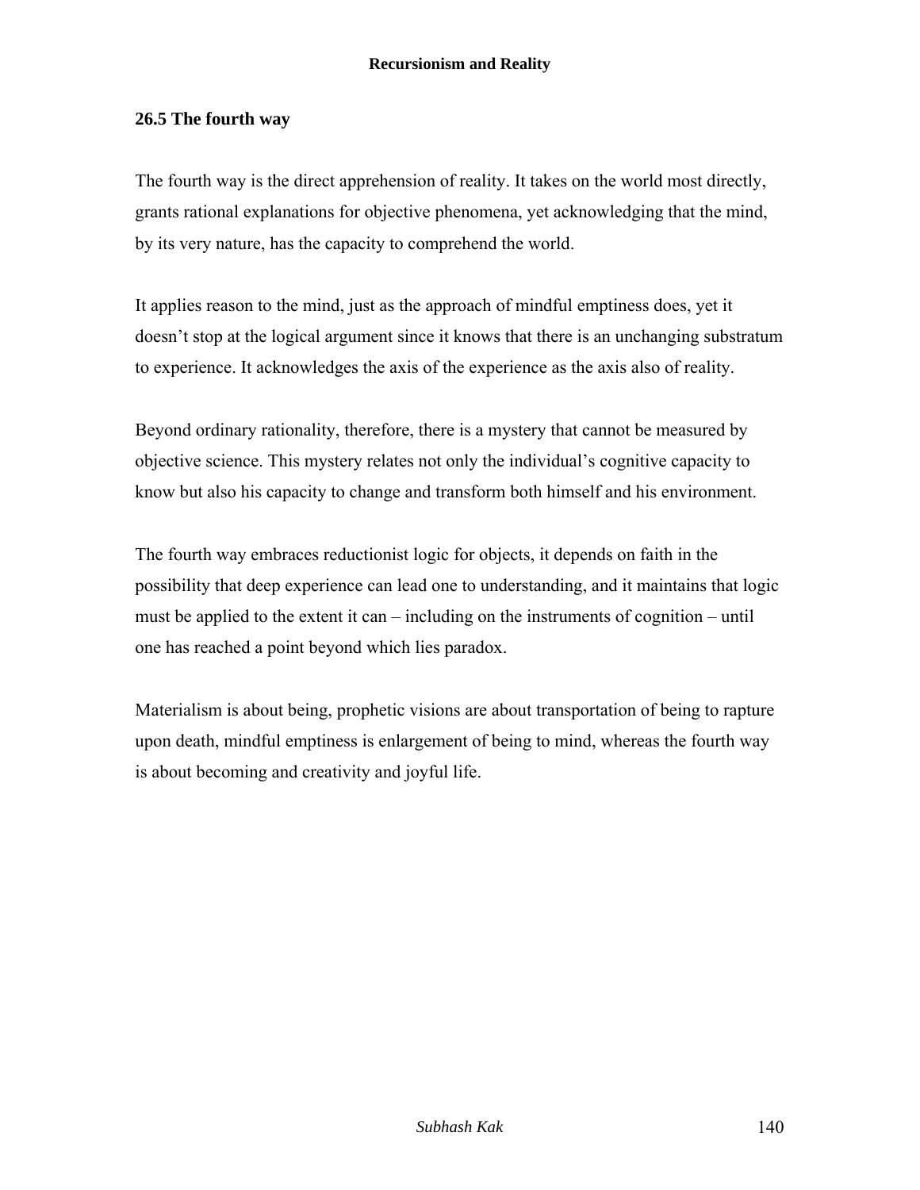## 26.5 The fourth way

The fourth way is the direct apprehension of reality. It takes on the world most directly, grants rational explanations for objective phenomena, yet acknowledging that the mind, by its very nature, has the capacity to comprehend the world.

It applies reason to the mind, just as the approach of mindful emptiness does, yet it doesn't stop at the logical argument since it knows that there is an unchanging substratum to experience. It acknowledges the axis of the experience as the axis also of reality.

Beyond ordinary rationality, therefore, there is a mystery that cannot be measured by objective science. This mystery relates not only the individual's cognitive capacity to know but also his capacity to change and transform both himself and his environment.

The fourth way embraces reductionist logic for objects, it depends on faith in the possibility that deep experience can lead one to understanding, and it maintains that logic must be applied to the extent it can – including on the instruments of cognition – until one has reached a point beyond which lies paradox.

Materialism is about being, prophetic visions are about transportation of being to rapture upon death, mindful emptiness is enlargement of being to mind, whereas the fourth way is about becoming and creativity and joyful life.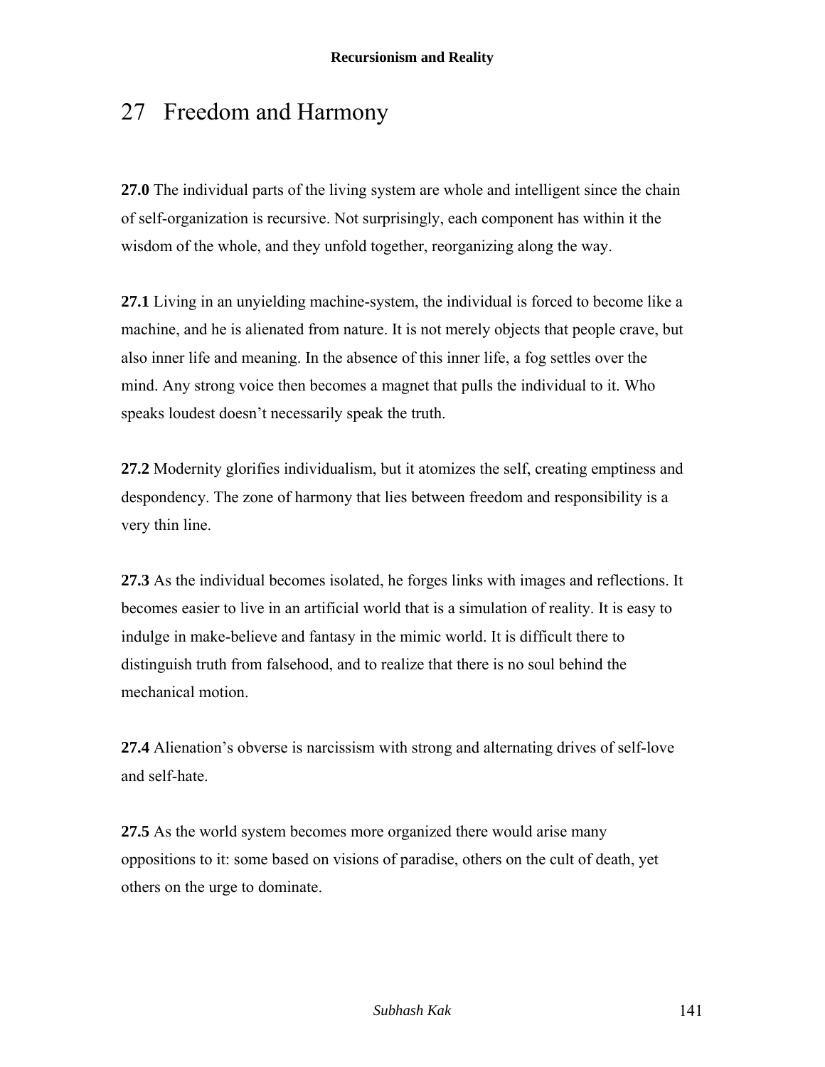# 27 Freedom and Harmony

**27.0** The individual parts of the living system are whole and intelligent since the chain of self-organization is recursive. Not surprisingly, each component has within it the wisdom of the whole, and they unfold together, reorganizing along the way.

**27.1** Living in an unyielding machine-system, the individual is forced to become like a machine, and he is alienated from nature. It is not merely objects that people crave, but also inner life and meaning. In the absence of this inner life, a fog settles over the mind. Any strong voice then becomes a magnet that pulls the individual to it. Who speaks loudest doesn't necessarily speak the truth.

**27.2** Modernity glorifies individualism, but it atomizes the self, creating emptiness and despondency. The zone of harmony that lies between freedom and responsibility is a very thin line.

**27.3** As the individual becomes isolated, he forges links with images and reflections. It becomes easier to live in an artificial world that is a simulation of reality. It is easy to indulge in make-believe and fantasy in the mimic world. It is difficult there to distinguish truth from falsehood, and to realize that there is no soul behind the mechanical motion.

**27.4** Alienation's obverse is narcissism with strong and alternating drives of self-love and self-hate.

**27.5** As the world system becomes more organized there would arise many oppositions to it: some based on visions of paradise, others on the cult of death, yet others on the urge to dominate.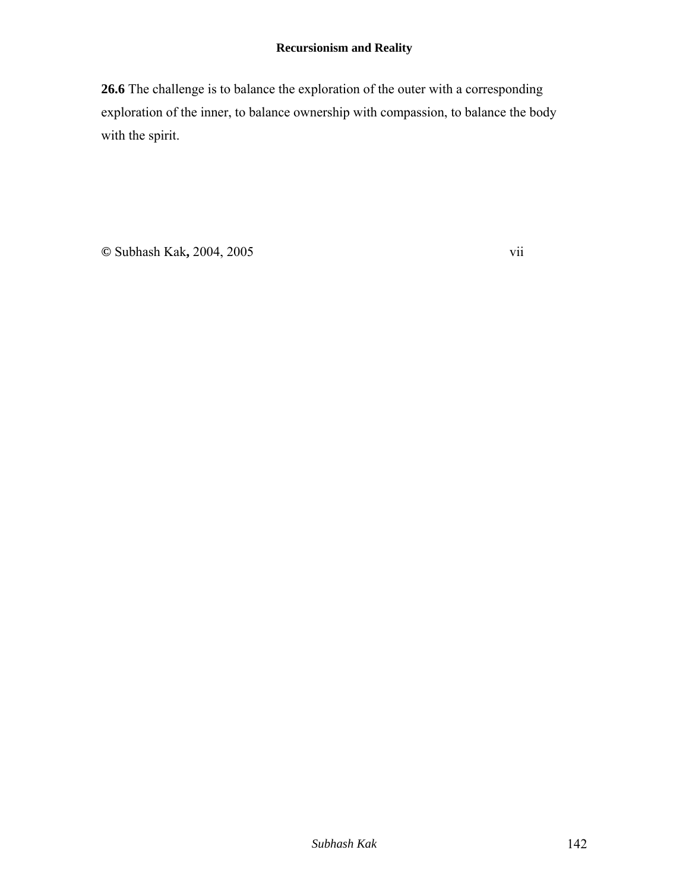**26.6** The challenge is to balance the exploration of the outer with a corresponding exploration of the inner, to balance ownership with compassion, to balance the body with the spirit.

© Subhash Kak**,** 2004, 2005